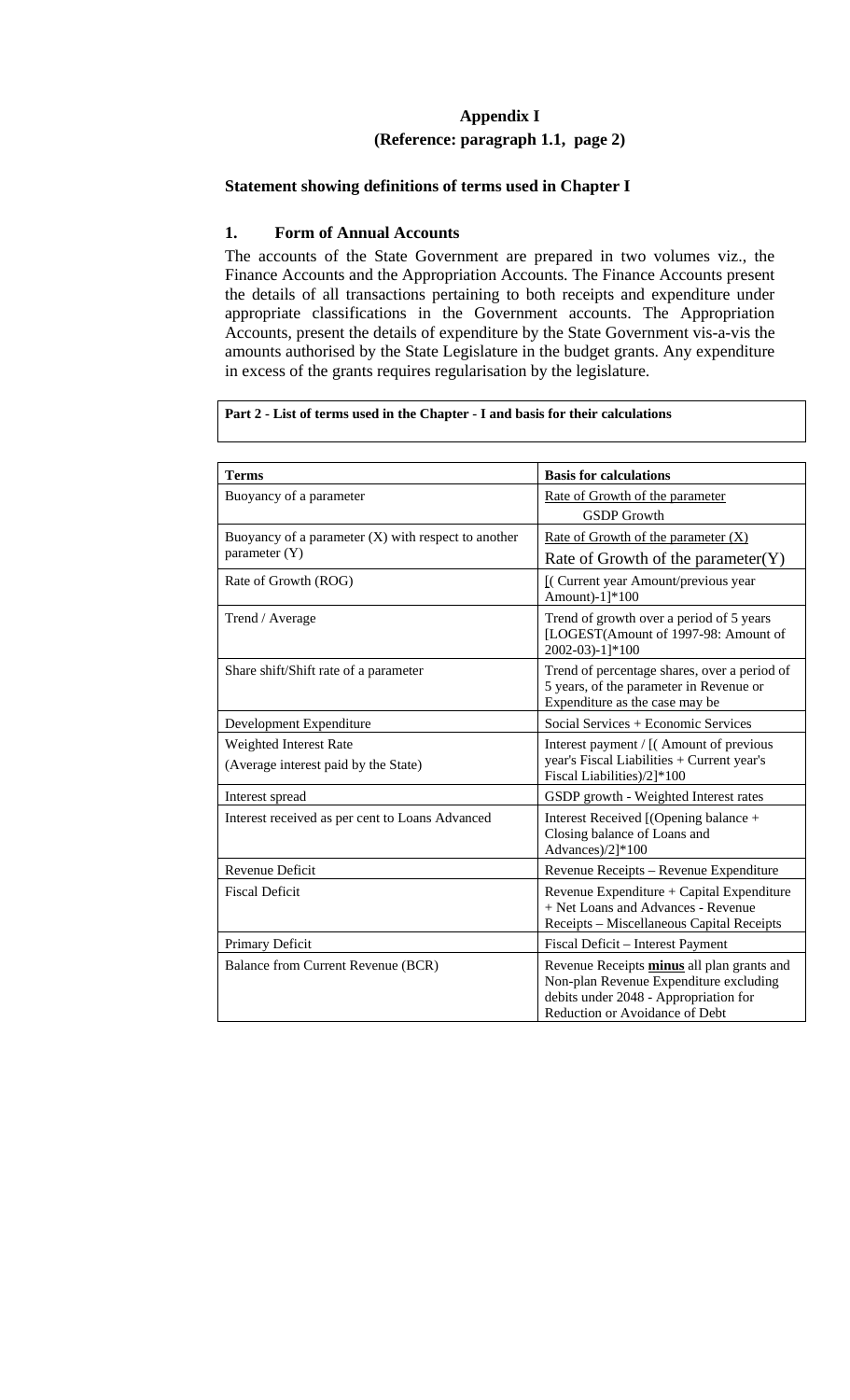# Appendix I

## (Reference: paragraph 1.1, page 2)

### Statement showing definitions of terms used in Chapter I

### 1. Form of Annual Accounts

The accounts of the State Government are prepared in two volumes viz., the Finance Accounts and the Appropriation Accounts. The Finance Accounts present the details of all transactions pertaining to both receipts and expenditure under appropriate classifications in the Government accounts. The Appropriation Accounts, present the details of expenditure by the State Government vis-a-vis the amounts authorised by the State Legislature in the budget grants. Any expenditure in excess of the grants requires regularisation by the legislature.

**Part 2 - List of terms used in the Chapter - I and basis for their calculations**

| Terms | Basis for calculations |
|---|---|
| Buoyancy of a parameter | Rate of Growth of the parameter / GSDP Growth |
| Buoyancy of a parameter (X) with respect to another parameter (Y) | Rate of Growth of the parameter (X) / Rate of Growth of the parameter(Y) |
| Rate of Growth (ROG) | [( Current year Amount/previous year Amount)-1]*100 |
| Trend / Average | Trend of growth over a period of 5 years [LOGEST(Amount of 1997-98: Amount of 2002-03)-1]*100 |
| Share shift/Shift rate of a parameter | Trend of percentage shares, over a period of 5 years, of the parameter in Revenue or Expenditure as the case may be |
| Development Expenditure | Social Services + Economic Services |
| Weighted Interest Rate (Average interest paid by the State) | Interest payment / [( Amount of previous year's Fiscal Liabilities + Current year's Fiscal Liabilities)/2]*100 |
| Interest spread | GSDP growth - Weighted Interest rates |
| Interest received as per cent to Loans Advanced | Interest Received [(Opening balance + Closing balance of Loans and Advances)/2]*100 |
| Revenue Deficit | Revenue Receipts – Revenue Expenditure |
| Fiscal Deficit | Revenue Expenditure + Capital Expenditure + Net Loans and Advances - Revenue Receipts – Miscellaneous Capital Receipts |
| Primary Deficit | Fiscal Deficit – Interest Payment |
| Balance from Current Revenue (BCR) | Revenue Receipts **minus** all plan grants and Non-plan Revenue Expenditure excluding debits under 2048 - Appropriation for Reduction or Avoidance of Debt |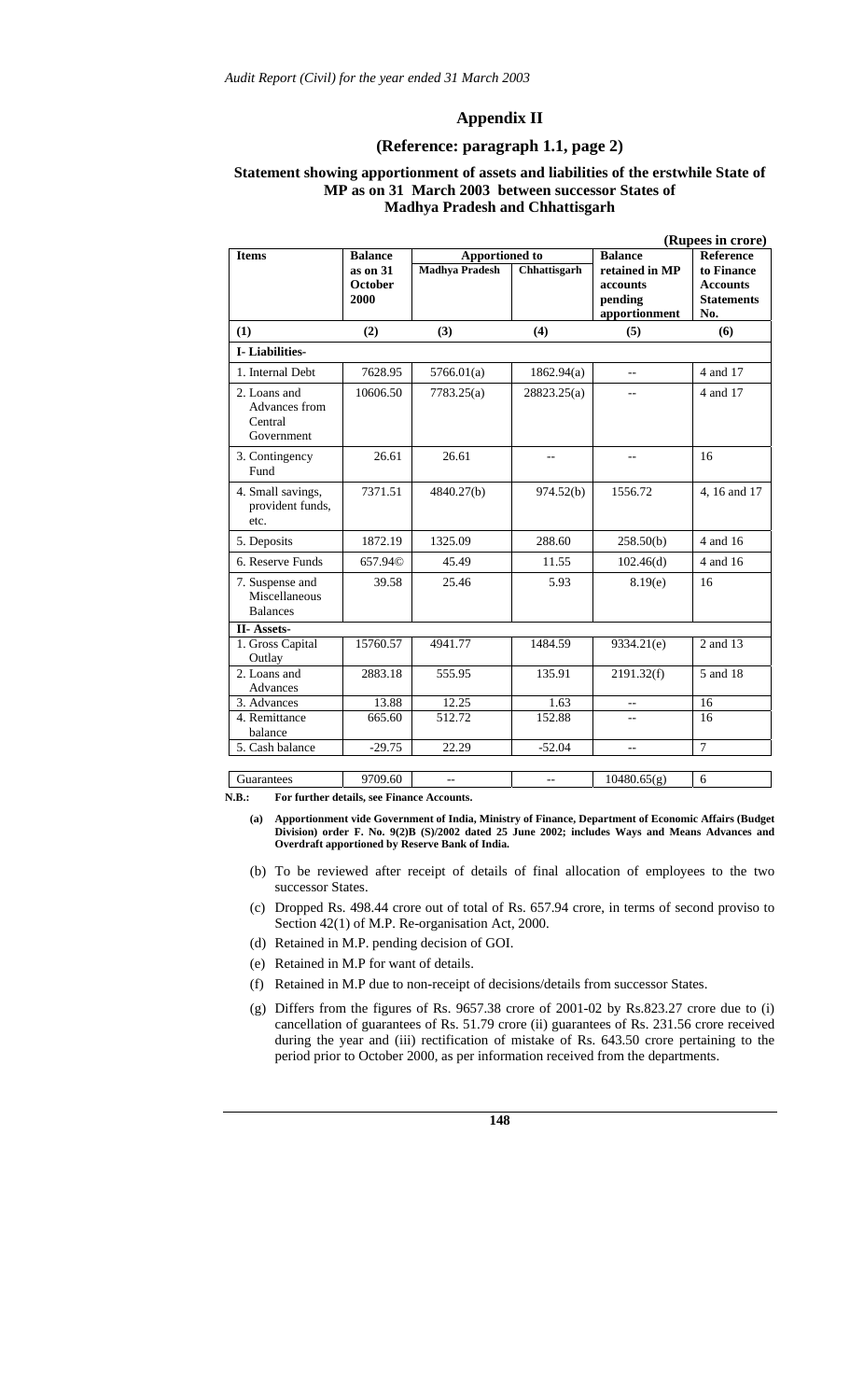## Appendix II

### (Reference: paragraph 1.1, page 2)

### Statement showing apportionment of assets and liabilities of the erstwhile State of MP as on 31 March 2003 between successor States of Madhya Pradesh and Chhattisgarh

(Rupees in crore)

| Items | Balance as on 31 October 2000 | Apportioned to | | Balance retained in MP accounts pending apportionment | Reference to Finance Accounts Statements No. |
|---|---|---|---|---|---|
| | | Madhya Pradesh | Chhattisgarh | | |
| (1) | (2) | (3) | (4) | (5) | (6) |
| **I- Liabilities-** | | | | | |
| 1. Internal Debt | 7628.95 | 5766.01(a) | 1862.94(a) | -- | 4 and 17 |
| 2. Loans and Advances from Central Government | 10606.50 | 7783.25(a) | 28823.25(a) | -- | 4 and 17 |
| 3. Contingency Fund | 26.61 | 26.61 | -- | -- | 16 |
| 4. Small savings, provident funds, etc. | 7371.51 | 4840.27(b) | 974.52(b) | 1556.72 | 4, 16 and 17 |
| 5. Deposits | 1872.19 | 1325.09 | 288.60 | 258.50(b) | 4 and 16 |
| 6. Reserve Funds | 657.94© | 45.49 | 11.55 | 102.46(d) | 4 and 16 |
| 7. Suspense and Miscellaneous Balances | 39.58 | 25.46 | 5.93 | 8.19(e) | 16 |
| **II- Assets-** | | | | | |
| 1. Gross Capital Outlay | 15760.57 | 4941.77 | 1484.59 | 9334.21(e) | 2 and 13 |
| 2. Loans and Advances | 2883.18 | 555.95 | 135.91 | 2191.32(f) | 5 and 18 |
| 3. Advances | 13.88 | 12.25 | 1.63 | -- | 16 |
| 4. Remittance balance | 665.60 | 512.72 | 152.88 | -- | 16 |
| 5. Cash balance | -29.75 | 22.29 | -52.04 | -- | 7 |
| Guarantees | 9709.60 | -- | -- | 10480.65(g) | 6 |

**N.B.: For further details, see Finance Accounts.**

**(a) Apportionment vide Government of India, Ministry of Finance, Department of Economic Affairs (Budget Division) order F. No. 9(2)B (S)/2002 dated 25 June 2002; includes Ways and Means Advances and Overdraft apportioned by Reserve Bank of India.**

(b) To be reviewed after receipt of details of final allocation of employees to the two successor States.

(c) Dropped Rs. 498.44 crore out of total of Rs. 657.94 crore, in terms of second proviso to Section 42(1) of M.P. Re-organisation Act, 2000.

(d) Retained in M.P. pending decision of GOI.

(e) Retained in M.P for want of details.

(f) Retained in M.P due to non-receipt of decisions/details from successor States.

(g) Differs from the figures of Rs. 9657.38 crore of 2001-02 by Rs.823.27 crore due to (i) cancellation of guarantees of Rs. 51.79 crore (ii) guarantees of Rs. 231.56 crore received during the year and (iii) rectification of mistake of Rs. 643.50 crore pertaining to the period prior to October 2000, as per information received from the departments.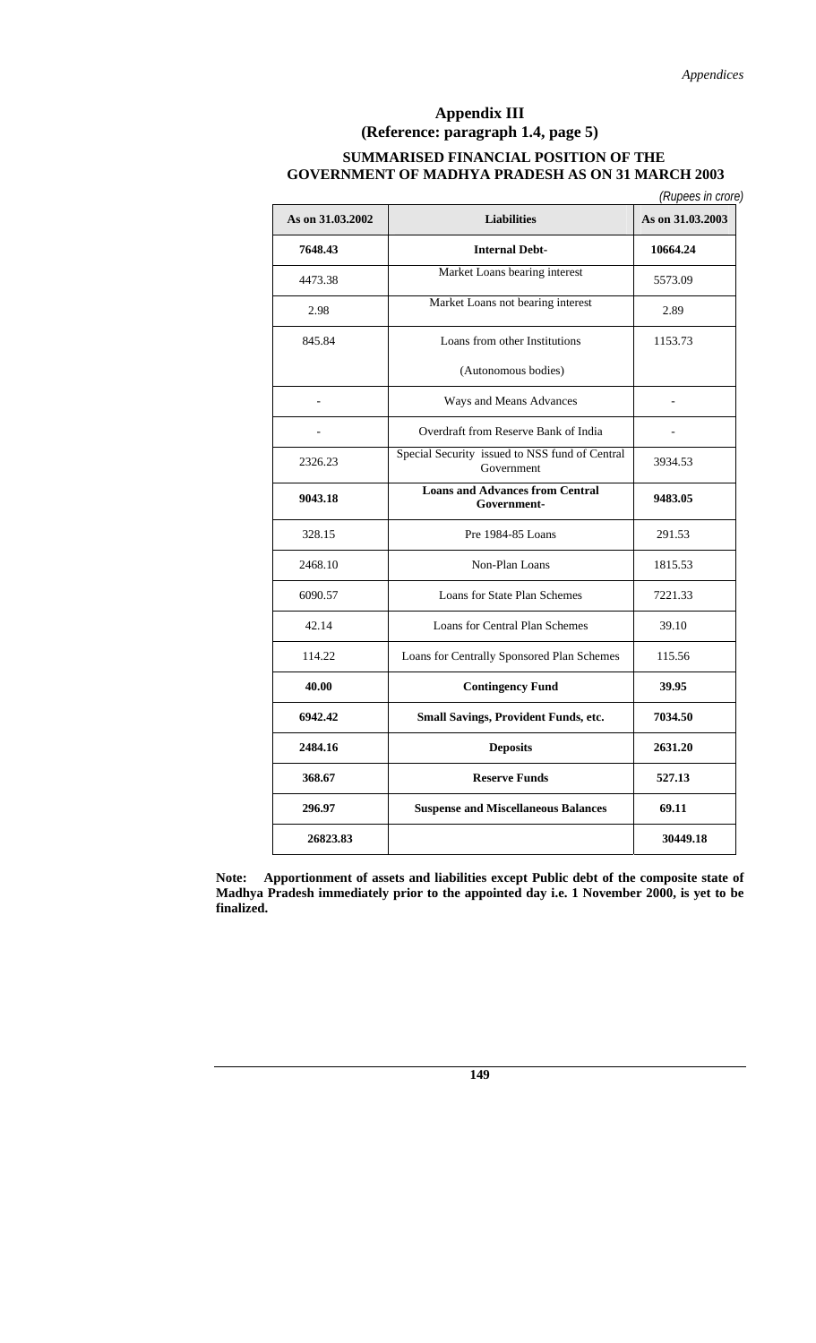## Appendix III
### (Reference: paragraph 1.4, page 5)

### SUMMARISED FINANCIAL POSITION OF THE GOVERNMENT OF MADHYA PRADESH AS ON 31 MARCH 2003

*(Rupees in crore)*

| As on 31.03.2002 | Liabilities | As on 31.03.2003 |
|---|---|---|
| **7648.43** | **Internal Debt-** | **10664.24** |
| 4473.38 | Market Loans bearing interest | 5573.09 |
| 2.98 | Market Loans not bearing interest | 2.89 |
| 845.84 | Loans from other Institutions (Autonomous bodies) | 1153.73 |
| - | Ways and Means Advances | - |
| - | Overdraft from Reserve Bank of India | - |
| 2326.23 | Special Security issued to NSS fund of Central Government | 3934.53 |
| **9043.18** | **Loans and Advances from Central Government-** | **9483.05** |
| 328.15 | Pre 1984-85 Loans | 291.53 |
| 2468.10 | Non-Plan Loans | 1815.53 |
| 6090.57 | Loans for State Plan Schemes | 7221.33 |
| 42.14 | Loans for Central Plan Schemes | 39.10 |
| 114.22 | Loans for Centrally Sponsored Plan Schemes | 115.56 |
| **40.00** | **Contingency Fund** | **39.95** |
| **6942.42** | **Small Savings, Provident Funds, etc.** | **7034.50** |
| **2484.16** | **Deposits** | **2631.20** |
| **368.67** | **Reserve Funds** | **527.13** |
| **296.97** | **Suspense and Miscellaneous Balances** | **69.11** |
| **26823.83** | | **30449.18** |

**Note: Apportionment of assets and liabilities except Public debt of the composite state of Madhya Pradesh immediately prior to the appointed day i.e. 1 November 2000, is yet to be finalized.**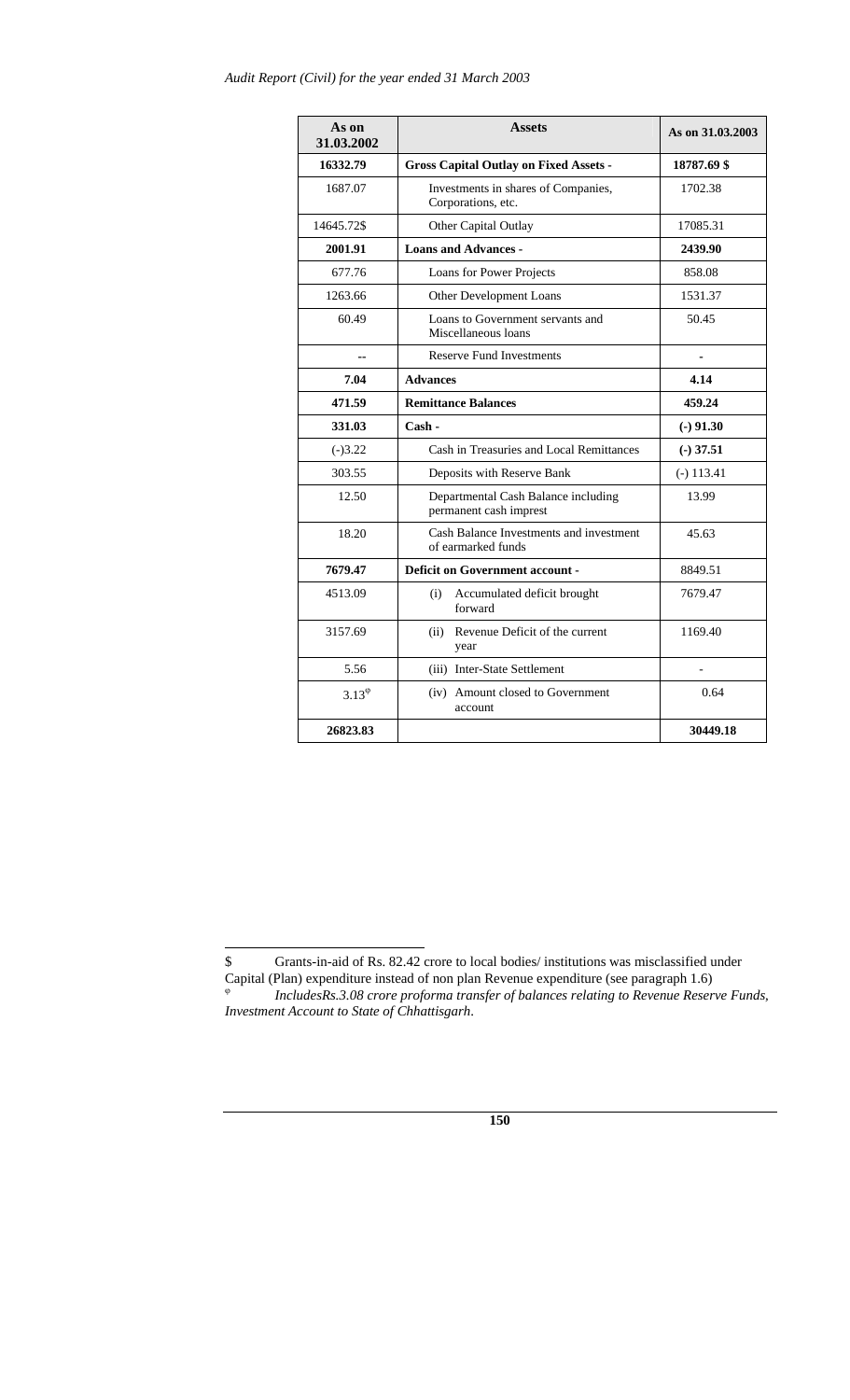| As on 31.03.2002 | Assets | As on 31.03.2003 |
|---|---|---|
| **16332.79** | **Gross Capital Outlay on Fixed Assets -** | **18787.69 $** |
| 1687.07 | Investments in shares of Companies, Corporations, etc. | 1702.38 |
| 14645.72$ | Other Capital Outlay | 17085.31 |
| **2001.91** | **Loans and Advances -** | **2439.90** |
| 677.76 | Loans for Power Projects | 858.08 |
| 1263.66 | Other Development Loans | 1531.37 |
| 60.49 | Loans to Government servants and Miscellaneous loans | 50.45 |
| -- | Reserve Fund Investments | - |
| **7.04** | **Advances** | **4.14** |
| **471.59** | **Remittance Balances** | **459.24** |
| **331.03** | **Cash -** | **(-) 91.30** |
| (-)3.22 | Cash in Treasuries and Local Remittances | **(-) 37.51** |
| 303.55 | Deposits with Reserve Bank | (-) 113.41 |
| 12.50 | Departmental Cash Balance including permanent cash imprest | 13.99 |
| 18.20 | Cash Balance Investments and investment of earmarked funds | 45.63 |
| **7679.47** | **Deficit on Government account -** | 8849.51 |
| 4513.09 | (i) Accumulated deficit brought forward | 7679.47 |
| 3157.69 | (ii) Revenue Deficit of the current year | 1169.40 |
| 5.56 | (iii) Inter-State Settlement | - |
| 3.13[φ] | (iv) Amount closed to Government account | 0.64 |
| **26823.83** | | **30449.18** |

$ Grants-in-aid of Rs. 82.42 crore to local bodies/ institutions was misclassified under Capital (Plan) expenditure instead of non plan Revenue expenditure (see paragraph 1.6)

φ *IncludesRs.3.08 crore proforma transfer of balances relating to Revenue Reserve Funds, Investment Account to State of Chhattisgarh*.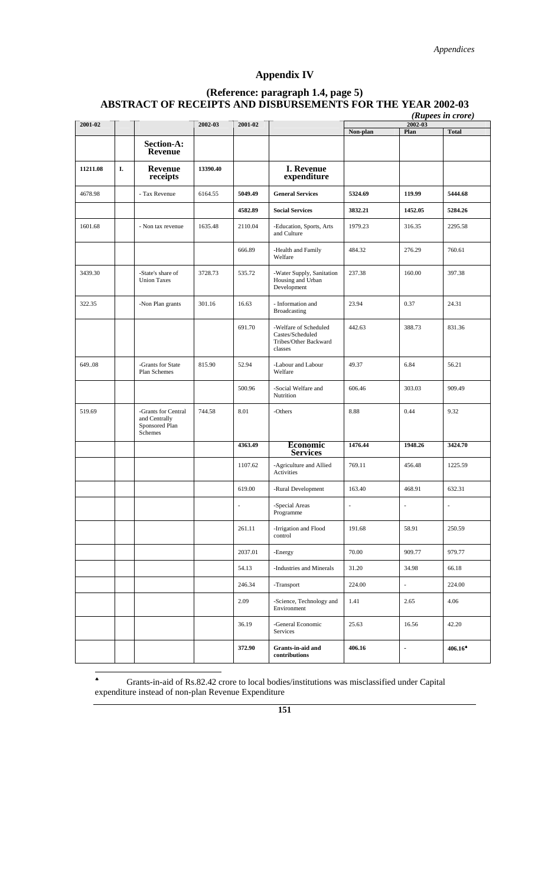# Appendix IV

## (Reference: paragraph 1.4, page 5)
## ABSTRACT OF RECEIPTS AND DISBURSEMENTS FOR THE YEAR 2002-03

*(Rupees in crore)*

| 2001-02 | | | 2002-03 | 2001-02 | | 2002-03 | | |
|---|---|---|---|---|---|---|---|---|
| | | | | | | Non-plan | Plan | Total |
| | | **Section-A: Revenue** | | | | | | |
| **11211.08** | **I.** | **Revenue receipts** | **13390.40** | | **I. Revenue expenditure** | | | |
| 4678.98 | | - Tax Revenue | 6164.55 | **5049.49** | **General Services** | **5324.69** | **119.99** | **5444.68** |
| | | | | **4582.89** | **Social Services** | **3832.21** | **1452.05** | **5284.26** |
| 1601.68 | | - Non tax revenue | 1635.48 | 2110.04 | -Education, Sports, Arts and Culture | 1979.23 | 316.35 | 2295.58 |
| | | | | 666.89 | -Health and Family Welfare | 484.32 | 276.29 | 760.61 |
| 3439.30 | | -State's share of Union Taxes | 3728.73 | 535.72 | -Water Supply, Sanitation Housing and Urban Development | 237.38 | 160.00 | 397.38 |
| 322.35 | | -Non Plan grants | 301.16 | 16.63 | - Information and Broadcasting | 23.94 | 0.37 | 24.31 |
| | | | | 691.70 | -Welfare of Scheduled Castes/Scheduled Tribes/Other Backward classes | 442.63 | 388.73 | 831.36 |
| 649..08 | | -Grants for State Plan Schemes | 815.90 | 52.94 | -Labour and Labour Welfare | 49.37 | 6.84 | 56.21 |
| | | | | 500.96 | -Social Welfare and Nutrition | 606.46 | 303.03 | 909.49 |
| 519.69 | | -Grants for Central and Centrally Sponsored Plan Schemes | 744.58 | 8.01 | -Others | 8.88 | 0.44 | 9.32 |
| | | | | **4363.49** | **Economic Services** | **1476.44** | **1948.26** | **3424.70** |
| | | | | 1107.62 | -Agriculture and Allied Activities | 769.11 | 456.48 | 1225.59 |
| | | | | 619.00 | -Rural Development | 163.40 | 468.91 | 632.31 |
| | | | | - | -Special Areas Programme | - | - | - |
| | | | | 261.11 | -Irrigation and Flood control | 191.68 | 58.91 | 250.59 |
| | | | | 2037.01 | -Energy | 70.00 | 909.77 | 979.77 |
| | | | | 54.13 | -Industries and Minerals | 31.20 | 34.98 | 66.18 |
| | | | | 246.34 | -Transport | 224.00 | - | 224.00 |
| | | | | 2.09 | -Science, Technology and Environment | 1.41 | 2.65 | 4.06 |
| | | | | 36.19 | -General Economic Services | 25.63 | 16.56 | 42.20 |
| | | | | **372.90** | **Grants-in-aid and contributions** | **406.16** | - | **406.16**♠ |

♠ Grants-in-aid of Rs.82.42 crore to local bodies/institutions was misclassified under Capital expenditure instead of non-plan Revenue Expenditure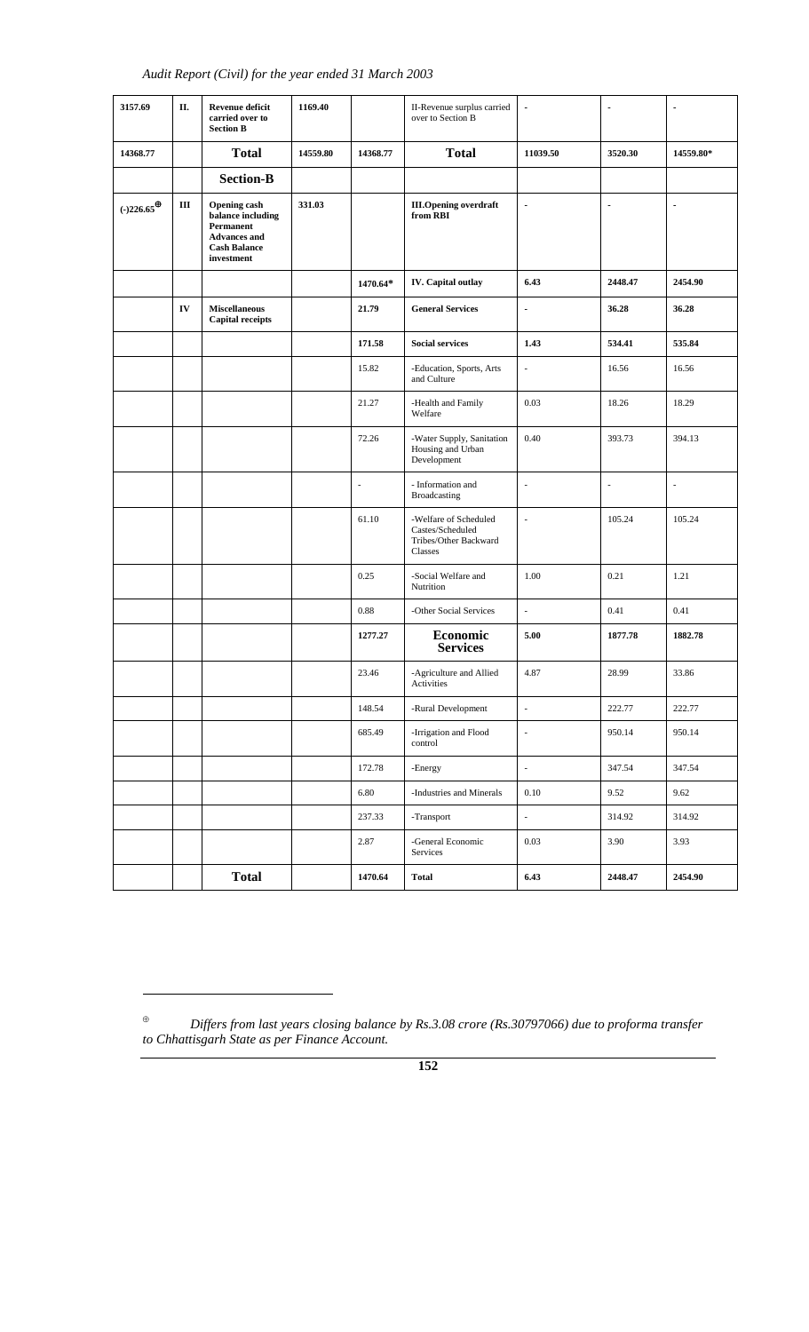| 3157.69 | II. | **Revenue deficit carried over to Section B** | 1169.40 | | II-Revenue surplus carried over to Section B | - | - | - |
|---|---|---|---|---|---|---|---|---|
| **14368.77** | | **Total** | **14559.80** | **14368.77** | **Total** | **11039.50** | **3520.30** | **14559.80*** |
| | | **Section-B** | | | | | | |
| **(-)226.65**⊕ | **III** | **Opening cash balance including Permanent Advances and Cash Balance investment** | **331.03** | | **III.Opening overdraft from RBI** | - | - | - |
| | | | | **1470.64*** | **IV. Capital outlay** | **6.43** | **2448.47** | **2454.90** |
| | **IV** | **Miscellaneous Capital receipts** | | **21.79** | **General Services** | - | **36.28** | **36.28** |
| | | | | **171.58** | **Social services** | **1.43** | **534.41** | **535.84** |
| | | | | 15.82 | -Education, Sports, Arts and Culture | - | 16.56 | 16.56 |
| | | | | 21.27 | -Health and Family Welfare | 0.03 | 18.26 | 18.29 |
| | | | | 72.26 | -Water Supply, Sanitation Housing and Urban Development | 0.40 | 393.73 | 394.13 |
| | | | | - | - Information and Broadcasting | - | - | - |
| | | | | 61.10 | -Welfare of Scheduled Castes/Scheduled Tribes/Other Backward Classes | - | 105.24 | 105.24 |
| | | | | 0.25 | -Social Welfare and Nutrition | 1.00 | 0.21 | 1.21 |
| | | | | 0.88 | -Other Social Services | - | 0.41 | 0.41 |
| | | | | **1277.27** | **Economic Services** | **5.00** | **1877.78** | **1882.78** |
| | | | | 23.46 | -Agriculture and Allied Activities | 4.87 | 28.99 | 33.86 |
| | | | | 148.54 | -Rural Development | - | 222.77 | 222.77 |
| | | | | 685.49 | -Irrigation and Flood control | - | 950.14 | 950.14 |
| | | | | 172.78 | -Energy | - | 347.54 | 347.54 |
| | | | | 6.80 | -Industries and Minerals | 0.10 | 9.52 | 9.62 |
| | | | | 237.33 | -Transport | - | 314.92 | 314.92 |
| | | | | 2.87 | -General Economic Services | 0.03 | 3.90 | 3.93 |
| | | **Total** | | **1470.64** | **Total** | **6.43** | **2448.47** | **2454.90** |

⊕ *Differs from last years closing balance by Rs.3.08 crore (Rs.30797066) due to proforma transfer to Chhattisgarh State as per Finance Account.*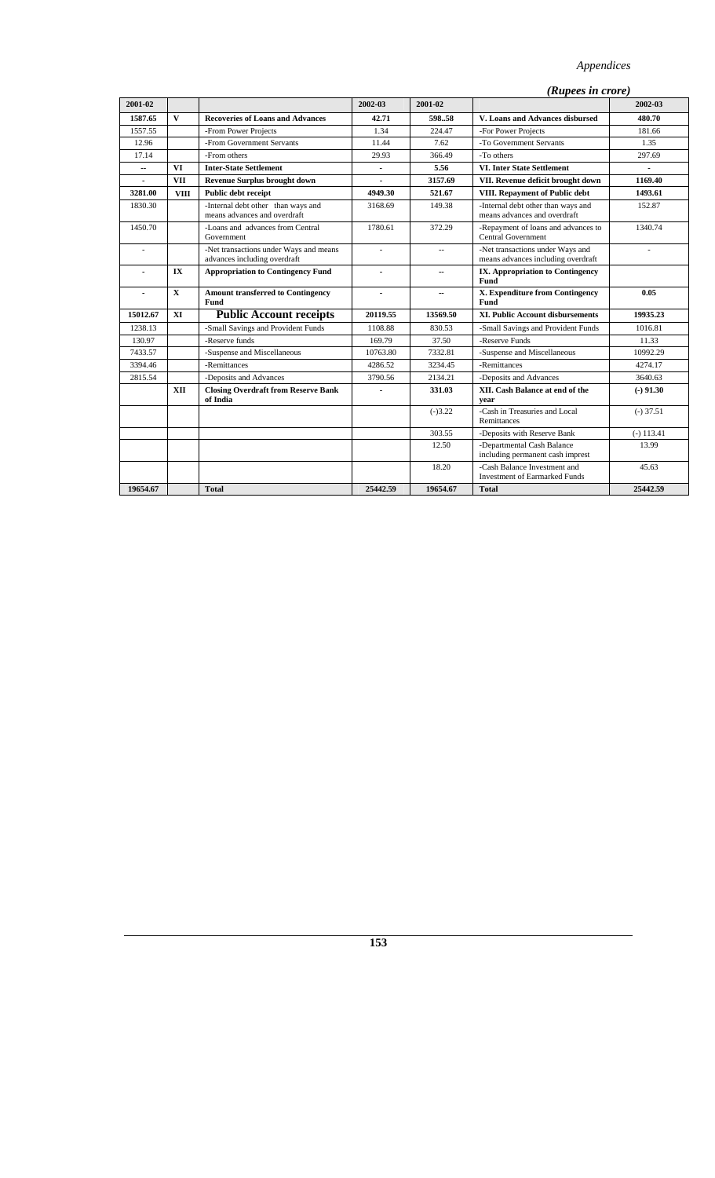*(Rupees in crore)*

| 2001-02 | | | 2002-03 | 2001-02 | | 2002-03 |
|---|---|---|---|---|---|---|
| **1587.65** | **V** | **Recoveries of Loans and Advances** | **42.71** | **598..58** | **V. Loans and Advances disbursed** | **480.70** |
| 1557.55 | | -From Power Projects | 1.34 | 224.47 | -For Power Projects | 181.66 |
| 12.96 | | -From Government Servants | 11.44 | 7.62 | -To Government Servants | 1.35 |
| 17.14 | | -From others | 29.93 | 366.49 | -To others | 297.69 |
| -- | **VI** | **Inter-State Settlement** | - | **5.56** | **VI. Inter State Settlement** | - |
| - | **VII** | **Revenue Surplus brought down** | - | **3157.69** | **VII. Revenue deficit brought down** | **1169.40** |
| **3281.00** | **VIII** | **Public debt receipt** | **4949.30** | **521.67** | **VIII. Repayment of Public debt** | **1493.61** |
| 1830.30 | | -Internal debt other than ways and means advances and overdraft | 3168.69 | 149.38 | -Internal debt other than ways and means advances and overdraft | 152.87 |
| 1450.70 | | -Loans and advances from Central Government | 1780.61 | 372.29 | -Repayment of loans and advances to Central Government | 1340.74 |
| - | | -Net transactions under Ways and means advances including overdraft | - | -- | -Net transactions under Ways and means advances including overdraft | - |
| - | **IX** | **Appropriation to Contingency Fund** | - | -- | **IX. Appropriation to Contingency Fund** | |
| - | **X** | **Amount transferred to Contingency Fund** | - | -- | **X. Expenditure from Contingency Fund** | **0.05** |
| **15012.67** | **XI** | **Public Account receipts** | **20119.55** | **13569.50** | **XI. Public Account disbursements** | **19935.23** |
| 1238.13 | | -Small Savings and Provident Funds | 1108.88 | 830.53 | -Small Savings and Provident Funds | 1016.81 |
| 130.97 | | -Reserve funds | 169.79 | 37.50 | -Reserve Funds | 11.33 |
| 7433.57 | | -Suspense and Miscellaneous | 10763.80 | 7332.81 | -Suspense and Miscellaneous | 10992.29 |
| 3394.46 | | -Remittances | 4286.52 | 3234.45 | -Remittances | 4274.17 |
| 2815.54 | | -Deposits and Advances | 3790.56 | 2134.21 | -Deposits and Advances | 3640.63 |
| | **XII** | **Closing Overdraft from Reserve Bank of India** | - | **331.03** | **XII. Cash Balance at end of the year** | **(-) 91.30** |
| | | | | (-)3.22 | -Cash in Treasuries and Local Remittances | (-) 37.51 |
| | | | | 303.55 | -Deposits with Reserve Bank | (-) 113.41 |
| | | | | 12.50 | -Departmental Cash Balance including permanent cash imprest | 13.99 |
| | | | | 18.20 | -Cash Balance Investment and Investment of Earmarked Funds | 45.63 |
| **19654.67** | | **Total** | **25442.59** | **19654.67** | **Total** | **25442.59** |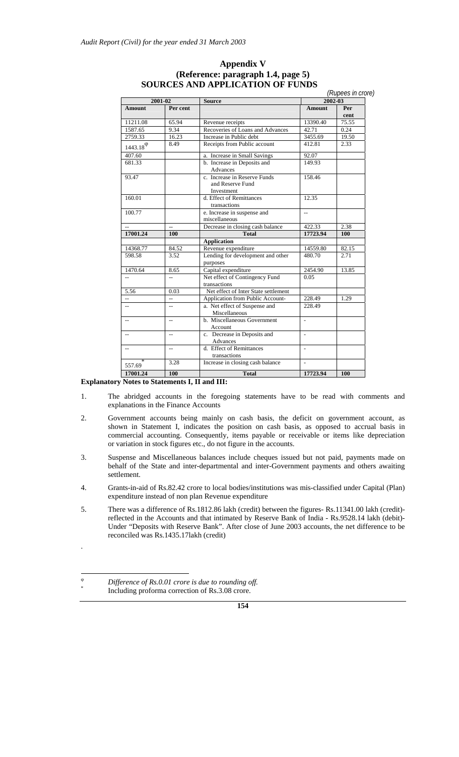# Appendix V
## (Reference: paragraph 1.4, page 5)
## SOURCES AND APPLICATION OF FUNDS

*(Rupees in crore)*

| 2001-02 | | Source | 2002-03 | |
|---|---|---|---|---|
| **Amount** | **Per cent** | | **Amount** | **Per cent** |
| 11211.08 | 65.94 | Revenue receipts | 13390.40 | 75.55 |
| 1587.65 | 9.34 | Recoveries of Loans and Advances | 42.71 | 0.24 |
| 2759.33 | 16.23 | Increase in Public debt | 3455.69 | 19.50 |
| 1443.18 [φ] | 8.49 | Receipts from Public account | 412.81 | 2.33 |
| 407.60 | | a. Increase in Small Savings | 92.07 | |
| 681.33 | | b. Increase in Deposits and Advances | 149.93 | |
| 93.47 | | c. Increase in Reserve Funds and Reserve Fund Investment | 158.46 | |
| 160.01 | | d. Effect of Remittances transactions | 12.35 | |
| 100.77 | | e. Increase in suspense and miscellaneous | -- | |
| -- | -- | Decrease in closing cash balance | 422.33 | 2.38 |
| **17001.24** | **100** | **Total** | **17723.94** | **100** |
| | | **Application** | | |
| 14368.77 | 84.52 | Revenue expenditure | 14559.80 | 82.15 |
| 598.58 | 3.52 | Lending for development and other purposes | 480.70 | 2.71 |
| 1470.64 | 8.65 | Capital expenditure | 2454.90 | 13.85 |
| -- | -- | Net effect of Contingency Fund transactions | 0.05 | |
| 5.56 | 0.03 | Net effect of Inter State settlement | | |
| -- | -- | Application from Public Account- | 228.49 | 1.29 |
| -- | -- | a. Net effect of Suspense and Miscellaneous | 228.49 | |
| -- | -- | b. Miscellaneous Government Account | - | |
| -- | -- | c. Decrease in Deposits and Advances | - | |
| -- | -- | d. Effect of Remittances transactions | - | |
| 557.69 [*] | 3.28 | Increase in closing cash balance | - | |
| **17001.24** | **100** | **Total** | **17723.94** | **100** |

**Explanatory Notes to Statements I, II and III:**

1. The abridged accounts in the foregoing statements have to be read with comments and explanations in the Finance Accounts

2. Government accounts being mainly on cash basis, the deficit on government account, as shown in Statement I, indicates the position on cash basis, as opposed to accrual basis in commercial accounting. Consequently, items payable or receivable or items like depreciation or variation in stock figures etc., do not figure in the accounts.

3. Suspense and Miscellaneous balances include cheques issued but not paid, payments made on behalf of the State and inter-departmental and inter-Government payments and others awaiting settlement.

4. Grants-in-aid of Rs.82.42 crore to local bodies/institutions was mis-classified under Capital (Plan) expenditure instead of non plan Revenue expenditure

5. There was a difference of Rs.1812.86 lakh (credit) between the figures- Rs.11341.00 lakh (credit)- reflected in the Accounts and that intimated by Reserve Bank of India - Rs.9528.14 lakh (debit)- Under "Deposits with Reserve Bank". After close of June 2003 accounts, the net difference to be reconciled was Rs.1435.17lakh (credit)

.

[φ] *Difference of Rs.0.01 crore is due to rounding off.*

[*] Including proforma correction of Rs.3.08 crore.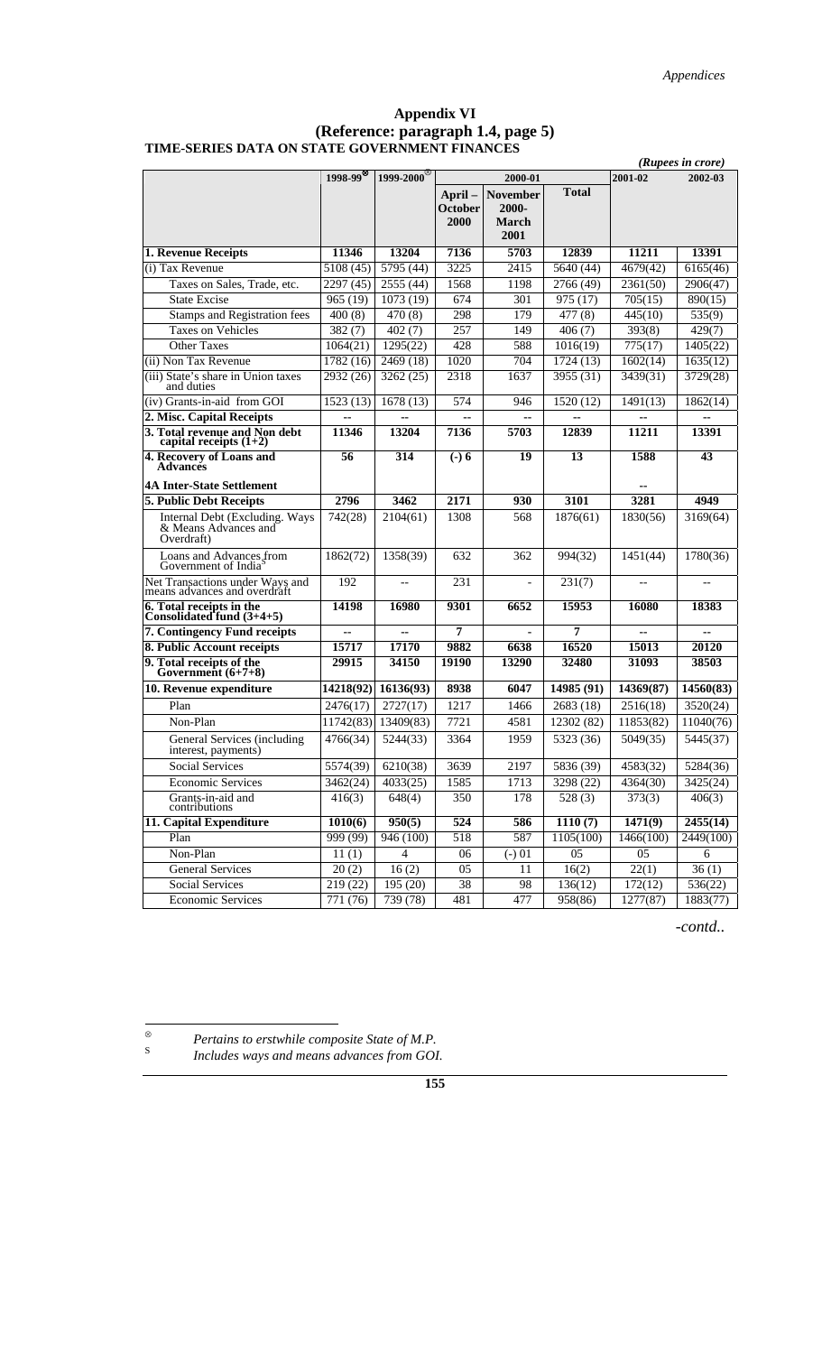**Appendix VI**
**(Reference: paragraph 1.4, page 5)**
**TIME-SERIES DATA ON STATE GOVERNMENT FINANCES**

*(Rupees in crore)*

| | 1998-99[⊗] | 1999-2000[⊗] | 2000-01 | | | 2001-02 | 2002-03 |
|---|---|---|---|---|---|---|---|
| | | | April – October 2000 | November 2000- March 2001 | Total | | |
| **1. Revenue Receipts** | **11346** | **13204** | **7136** | **5703** | **12839** | **11211** | **13391** |
| (i) Tax Revenue | 5108 (45) | 5795 (44) | 3225 | 2415 | 5640 (44) | 4679(42) | 6165(46) |
| Taxes on Sales, Trade, etc. | 2297 (45) | 2555 (44) | 1568 | 1198 | 2766 (49) | 2361(50) | 2906(47) |
| State Excise | 965 (19) | 1073 (19) | 674 | 301 | 975 (17) | 705(15) | 890(15) |
| Stamps and Registration fees | 400 (8) | 470 (8) | 298 | 179 | 477 (8) | 445(10) | 535(9) |
| Taxes on Vehicles | 382 (7) | 402 (7) | 257 | 149 | 406 (7) | 393(8) | 429(7) |
| Other Taxes | 1064(21) | 1295(22) | 428 | 588 | 1016(19) | 775(17) | 1405(22) |
| (ii) Non Tax Revenue | 1782 (16) | 2469 (18) | 1020 | 704 | 1724 (13) | 1602(14) | 1635(12) |
| (iii) State's share in Union taxes and duties | 2932 (26) | 3262 (25) | 2318 | 1637 | 3955 (31) | 3439(31) | 3729(28) |
| (iv) Grants-in-aid from GOI | 1523 (13) | 1678 (13) | 574 | 946 | 1520 (12) | 1491(13) | 1862(14) |
| **2. Misc. Capital Receipts** | -- | -- | -- | -- | -- | -- | -- |
| **3. Total revenue and Non debt capital receipts (1+2)** | **11346** | **13204** | **7136** | **5703** | **12839** | **11211** | **13391** |
| **4. Recovery of Loans and Advances** | **56** | **314** | **(-) 6** | **19** | **13** | **1588** | **43** |
| **4A Inter-State Settlement** | | | | | | -- | |
| **5. Public Debt Receipts** | **2796** | **3462** | **2171** | **930** | **3101** | **3281** | **4949** |
| Internal Debt (Excluding. Ways & Means Advances and Overdraft) | 742(28) | 2104(61) | 1308 | 568 | 1876(61) | 1830(56) | 3169(64) |
| Loans and Advances from Government of India[s] | 1862(72) | 1358(39) | 632 | 362 | 994(32) | 1451(44) | 1780(36) |
| Net Transactions under Ways and means advances and overdraft | 192 | -- | 231 | - | 231(7) | -- | -- |
| **6. Total receipts in the Consolidated fund (3+4+5)** | **14198** | **16980** | **9301** | **6652** | **15953** | **16080** | **18383** |
| **7. Contingency Fund receipts** | -- | -- | **7** | - | **7** | -- | -- |
| **8. Public Account receipts** | **15717** | **17170** | **9882** | **6638** | **16520** | **15013** | **20120** |
| **9. Total receipts of the Government (6+7+8)** | **29915** | **34150** | **19190** | **13290** | **32480** | **31093** | **38503** |
| **10. Revenue expenditure** | **14218(92)** | **16136(93)** | **8938** | **6047** | **14985 (91)** | **14369(87)** | **14560(83)** |
| Plan | 2476(17) | 2727(17) | 1217 | 1466 | 2683 (18) | 2516(18) | 3520(24) |
| Non-Plan | 11742(83) | 13409(83) | 7721 | 4581 | 12302 (82) | 11853(82) | 11040(76) |
| General Services (including interest, payments) | 4766(34) | 5244(33) | 3364 | 1959 | 5323 (36) | 5049(35) | 5445(37) |
| Social Services | 5574(39) | 6210(38) | 3639 | 2197 | 5836 (39) | 4583(32) | 5284(36) |
| Economic Services | 3462(24) | 4033(25) | 1585 | 1713 | 3298 (22) | 4364(30) | 3425(24) |
| Grants-in-aid and contributions | 416(3) | 648(4) | 350 | 178 | 528 (3) | 373(3) | 406(3) |
| **11. Capital Expenditure** | **1010(6)** | **950(5)** | **524** | **586** | **1110 (7)** | **1471(9)** | **2455(14)** |
| Plan | 999 (99) | 946 (100) | 518 | 587 | 1105(100) | 1466(100) | 2449(100) |
| Non-Plan | 11 (1) | 4 | 06 | (-) 01 | 05 | 05 | 6 |
| General Services | 20 (2) | 16 (2) | 05 | 11 | 16(2) | 22(1) | 36 (1) |
| Social Services | 219 (22) | 195 (20) | 38 | 98 | 136(12) | 172(12) | 536(22) |
| Economic Services | 771 (76) | 739 (78) | 481 | 477 | 958(86) | 1277(87) | 1883(77) |

*-contd..*

⊗ *Pertains to erstwhile composite State of M.P.*

s *Includes ways and means advances from GOI.*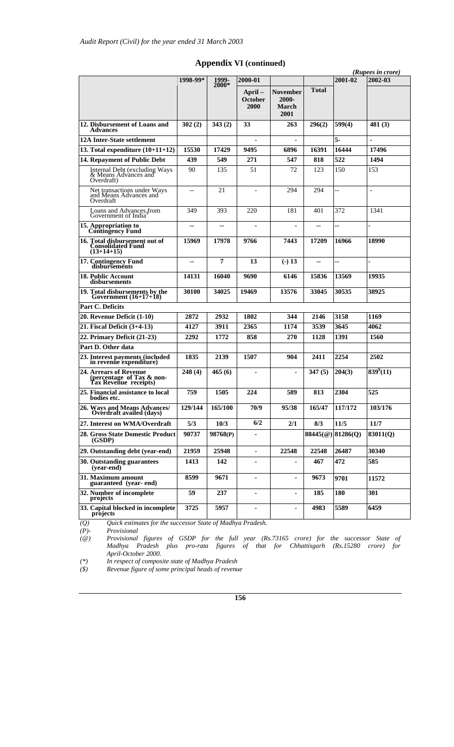## Appendix VI (continued)

*(Rupees in crore)*

| | 1998-99* | 1999-2000* | 2000-01 | | | 2001-02 | 2002-03 |
|---|---|---|---|---|---|---|---|
| | | | April – October 2000 | November 2000-March 2001 | Total | | |
| **12. Disbursement of Loans and Advances** | **302 (2)** | **343 (2)** | **33** | **263** | **296(2)** | **599(4)** | **481 (3)** |
| **12A Inter-State settlement** | | | - | - | | **5-** | - |
| **13. Total expenditure (10+11+12)** | **15530** | **17429** | **9495** | **6896** | **16391** | **16444** | **17496** |
| **14. Repayment of Public Debt** | **439** | **549** | **271** | **547** | **818** | **522** | **1494** |
| Internal Debt (excluding Ways & Means Advances and Overdraft) | 90 | 135 | 51 | 72 | 123 | 150 | 153 |
| Net transactions under Ways and Means Advances and Overdraft | -- | 21 | - | 294 | 294 | -- | - |
| Loans and Advances from Government of India[5] | 349 | 393 | 220 | 181 | 401 | 372 | 1341 |
| **15. Appropriation to Contingency Fund** | -- | -- | - | - | -- | -- | - |
| **16. Total disbursement out of Consolidated Fund (13+14+15)** | **15969** | **17978** | **9766** | **7443** | **17209** | **16966** | **18990** |
| **17. Contingency Fund disbursements** | -- | **7** | **13** | **(-) 13** | -- | -- | - |
| **18. Public Account disbursements** | **14131** | **16040** | **9690** | **6146** | **15836** | **13569** | **19935** |
| **19. Total disbursements by the Government (16+17+18)** | **30100** | **34025** | **19469** | **13576** | **33045** | **30535** | **38925** |
| **Part C. Deficits** | | | | | | | |
| **20. Revenue Deficit (1-10)** | **2872** | **2932** | **1802** | **344** | **2146** | **3158** | **1169** |
| **21. Fiscal Deficit (3+4-13)** | **4127** | **3911** | **2365** | **1174** | **3539** | **3645** | **4062** |
| **22. Primary Deficit (21-23)** | **2292** | **1772** | **858** | **270** | **1128** | **1391** | **1560** |
| **Part D. Other data** | | | | | | | |
| **23. Interest payments (included in revenue expenditure)** | **1835** | **2139** | **1507** | **904** | **2411** | **2254** | **2502** |
| **24. Arrears of Revenue (percentage of Tax & non-Tax Revenue receipts)** | **248 (4)** | **465 (6)** | - | - | **347 (5)** | **204(3)** | **839$ (11)** |
| **25. Financial assistance to local bodies etc.** | **759** | **1505** | **224** | **589** | **813** | **2304** | **525** |
| **26. Ways and Means Advances/ Overdraft availed (days)** | **129/144** | **165/100** | **70/9** | **95/38** | **165/47** | **117/172** | **103/176** |
| **27. Interest on WMA/Overdraft** | **5/3** | **10/3** | **6/2** | **2/1** | **8/3** | **11/5** | **11/7** |
| **28. Gross State Domestic Product (GSDP)** | **90737** | **98768(P)** | - | | **88445(@)** | **81286(Q)** | **83011(Q)** |
| **29. Outstanding debt (year-end)** | **21959** | **25948** | - | **22548** | **22548** | **26487** | **30340** |
| **30. Outstanding guarantees (year-end)** | **1413** | **142** | - | - | **467** | **472** | **585** |
| **31. Maximum amount guaranteed (year- end)** | **8599** | **9671** | - | - | **9673** | **9701** | **11572** |
| **32. Number of incomplete projects** | **59** | **237** | - | - | **185** | **180** | **301** |
| **33. Capital blocked in incomplete projects** | **3725** | **5957** | - | - | **4983** | **5589** | **6459** |

*(Q) Quick estimates for the successor State of Madhya Pradesh.*

*(P)- Provisional*

*(@) Provisional figures of GSDP for the full year (Rs.73165 crore) for the successor State of Madhya Pradesh plus pro-rata figures of that for Chhattisgarh (Rs.15280 crore) for April-October 2000.*

*(\*) In respect of composite state of Madhya Pradesh*

*($) Revenue figure of some principal heads of revenue*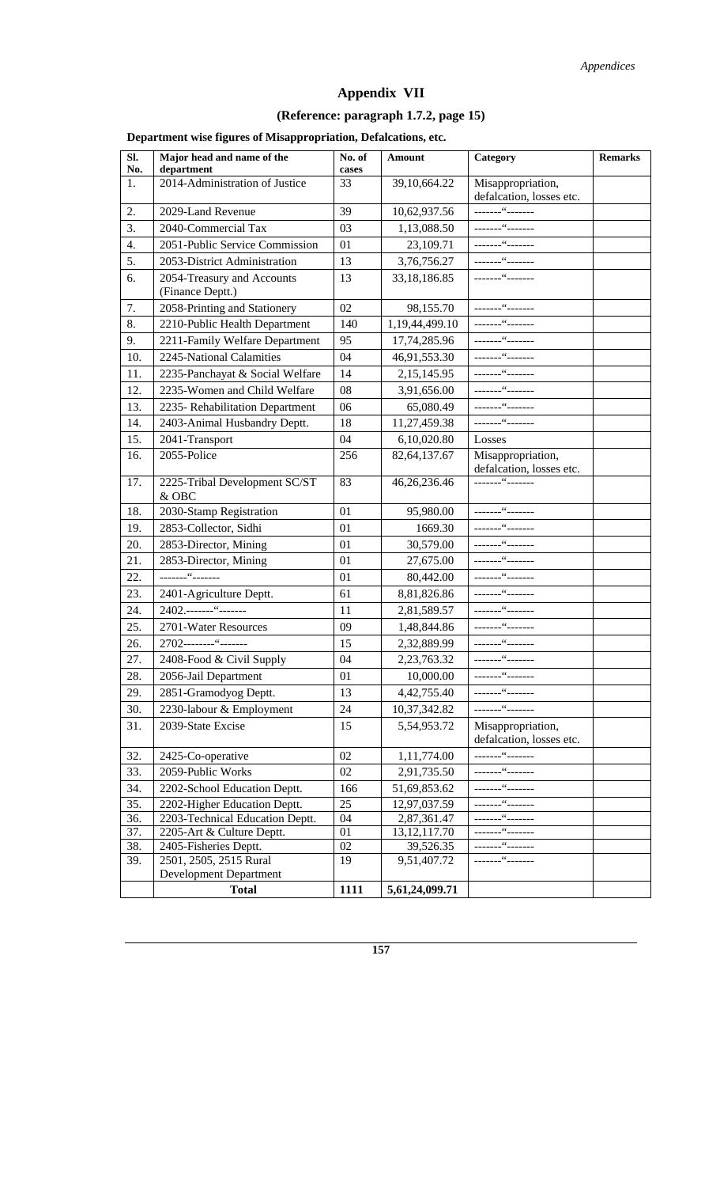# Appendix VII

## (Reference: paragraph 1.7.2, page 15)

**Department wise figures of Misappropriation, Defalcations, etc.**

| Sl. No. | Major head and name of the department | No. of cases | Amount | Category | Remarks |
|---|---|---|---|---|---|
| 1. | 2014-Administration of Justice | 33 | 39,10,664.22 | Misappropriation, defalcation, losses etc. | |
| 2. | 2029-Land Revenue | 39 | 10,62,937.56 | -------"------- | |
| 3. | 2040-Commercial Tax | 03 | 1,13,088.50 | -------"------- | |
| 4. | 2051-Public Service Commission | 01 | 23,109.71 | -------"------- | |
| 5. | 2053-District Administration | 13 | 3,76,756.27 | -------"------- | |
| 6. | 2054-Treasury and Accounts (Finance Deptt.) | 13 | 33,18,186.85 | -------"------- | |
| 7. | 2058-Printing and Stationery | 02 | 98,155.70 | -------"------- | |
| 8. | 2210-Public Health Department | 140 | 1,19,44,499.10 | -------"------- | |
| 9. | 2211-Family Welfare Department | 95 | 17,74,285.96 | -------"------- | |
| 10. | 2245-National Calamities | 04 | 46,91,553.30 | -------"------- | |
| 11. | 2235-Panchayat & Social Welfare | 14 | 2,15,145.95 | -------"------- | |
| 12. | 2235-Women and Child Welfare | 08 | 3,91,656.00 | -------"------- | |
| 13. | 2235- Rehabilitation Department | 06 | 65,080.49 | -------"------- | |
| 14. | 2403-Animal Husbandry Deptt. | 18 | 11,27,459.38 | -------"------- | |
| 15. | 2041-Transport | 04 | 6,10,020.80 | Losses | |
| 16. | 2055-Police | 256 | 82,64,137.67 | Misappropriation, defalcation, losses etc. | |
| 17. | 2225-Tribal Development SC/ST & OBC | 83 | 46,26,236.46 | -------"------- | |
| 18. | 2030-Stamp Registration | 01 | 95,980.00 | -------"------- | |
| 19. | 2853-Collector, Sidhi | 01 | 1669.30 | -------"------- | |
| 20. | 2853-Director, Mining | 01 | 30,579.00 | -------"------- | |
| 21. | 2853-Director, Mining | 01 | 27,675.00 | -------"------- | |
| 22. | -------"------- | 01 | 80,442.00 | -------"------- | |
| 23. | 2401-Agriculture Deptt. | 61 | 8,81,826.86 | -------"------- | |
| 24. | 2402.-------"------- | 11 | 2,81,589.57 | -------"------- | |
| 25. | 2701-Water Resources | 09 | 1,48,844.86 | -------"------- | |
| 26. | 2702--------"------- | 15 | 2,32,889.99 | -------"------- | |
| 27. | 2408-Food & Civil Supply | 04 | 2,23,763.32 | -------"------- | |
| 28. | 2056-Jail Department | 01 | 10,000.00 | -------"------- | |
| 29. | 2851-Gramodyog Deptt. | 13 | 4,42,755.40 | -------"------- | |
| 30. | 2230-labour & Employment | 24 | 10,37,342.82 | -------"------- | |
| 31. | 2039-State Excise | 15 | 5,54,953.72 | Misappropriation, defalcation, losses etc. | |
| 32. | 2425-Co-operative | 02 | 1,11,774.00 | -------"------- | |
| 33. | 2059-Public Works | 02 | 2,91,735.50 | -------"------- | |
| 34. | 2202-School Education Deptt. | 166 | 51,69,853.62 | -------"------- | |
| 35. | 2202-Higher Education Deptt. | 25 | 12,97,037.59 | -------"------- | |
| 36. | 2203-Technical Education Deptt. | 04 | 2,87,361.47 | -------"------- | |
| 37. | 2205-Art & Culture Deptt. | 01 | 13,12,117.70 | -------"------- | |
| 38. | 2405-Fisheries Deptt. | 02 | 39,526.35 | -------"------- | |
| 39. | 2501, 2505, 2515 Rural Development Department | 19 | 9,51,407.72 | -------"------- | |
| | **Total** | **1111** | **5,61,24,099.71** | | |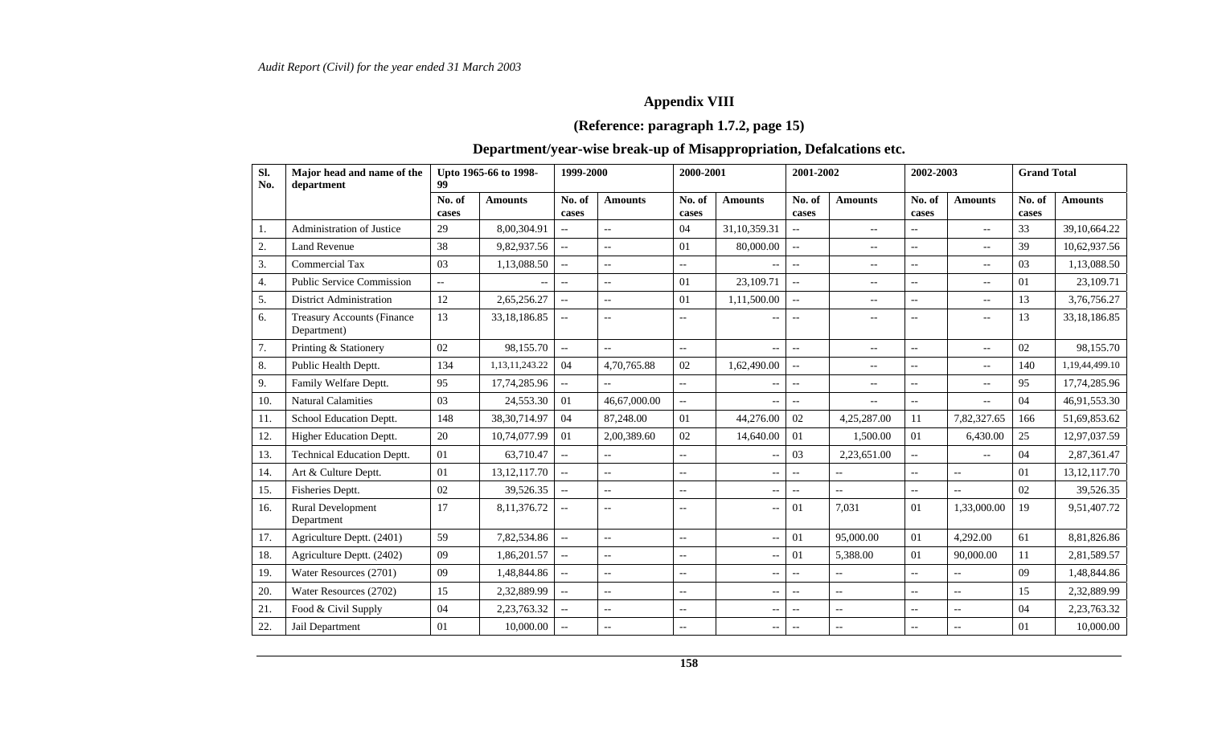## Appendix VIII

### (Reference: paragraph 1.7.2, page 15)

### Department/year-wise break-up of Misappropriation, Defalcations etc.

| Sl. No. | Major head and name of the department | Upto 1965-66 to 1998-99 | | 1999-2000 | | 2000-2001 | | 2001-2002 | | 2002-2003 | | Grand Total | |
|---|---|---|---|---|---|---|---|---|---|---|---|---|---|
| | | No. of cases | Amounts | No. of cases | Amounts | No. of cases | Amounts | No. of cases | Amounts | No. of cases | Amounts | No. of cases | Amounts |
| 1. | Administration of Justice | 29 | 8,00,304.91 | -- | -- | 04 | 31,10,359.31 | -- | -- | -- | -- | 33 | 39,10,664.22 |
| 2. | Land Revenue | 38 | 9,82,937.56 | -- | -- | 01 | 80,000.00 | -- | -- | -- | -- | 39 | 10,62,937.56 |
| 3. | Commercial Tax | 03 | 1,13,088.50 | -- | -- | -- | -- | -- | -- | -- | -- | 03 | 1,13,088.50 |
| 4. | Public Service Commission | -- | -- | -- | -- | 01 | 23,109.71 | -- | -- | -- | -- | 01 | 23,109.71 |
| 5. | District Administration | 12 | 2,65,256.27 | -- | -- | 01 | 1,11,500.00 | -- | -- | -- | -- | 13 | 3,76,756.27 |
| 6. | Treasury Accounts (Finance Department) | 13 | 33,18,186.85 | -- | -- | -- | -- | -- | -- | -- | -- | 13 | 33,18,186.85 |
| 7. | Printing & Stationery | 02 | 98,155.70 | -- | -- | -- | -- | -- | -- | -- | -- | 02 | 98,155.70 |
| 8. | Public Health Deptt. | 134 | 1,13,11,243.22 | 04 | 4,70,765.88 | 02 | 1,62,490.00 | -- | -- | -- | -- | 140 | 1,19,44,499.10 |
| 9. | Family Welfare Deptt. | 95 | 17,74,285.96 | -- | -- | -- | -- | -- | -- | -- | -- | 95 | 17,74,285.96 |
| 10. | Natural Calamities | 03 | 24,553.30 | 01 | 46,67,000.00 | -- | -- | -- | -- | -- | -- | 04 | 46,91,553.30 |
| 11. | School Education Deptt. | 148 | 38,30,714.97 | 04 | 87,248.00 | 01 | 44,276.00 | 02 | 4,25,287.00 | 11 | 7,82,327.65 | 166 | 51,69,853.62 |
| 12. | Higher Education Deptt. | 20 | 10,74,077.99 | 01 | 2,00,389.60 | 02 | 14,640.00 | 01 | 1,500.00 | 01 | 6,430.00 | 25 | 12,97,037.59 |
| 13. | Technical Education Deptt. | 01 | 63,710.47 | -- | -- | -- | -- | 03 | 2,23,651.00 | -- | -- | 04 | 2,87,361.47 |
| 14. | Art & Culture Deptt. | 01 | 13,12,117.70 | -- | -- | -- | -- | -- | -- | -- | -- | 01 | 13,12,117.70 |
| 15. | Fisheries Deptt. | 02 | 39,526.35 | -- | -- | -- | -- | -- | -- | -- | -- | 02 | 39,526.35 |
| 16. | Rural Development Department | 17 | 8,11,376.72 | -- | -- | -- | -- | 01 | 7,031 | 01 | 1,33,000.00 | 19 | 9,51,407.72 |
| 17. | Agriculture Deptt. (2401) | 59 | 7,82,534.86 | -- | -- | -- | -- | 01 | 95,000.00 | 01 | 4,292.00 | 61 | 8,81,826.86 |
| 18. | Agriculture Deptt. (2402) | 09 | 1,86,201.57 | -- | -- | -- | -- | 01 | 5,388.00 | 01 | 90,000.00 | 11 | 2,81,589.57 |
| 19. | Water Resources (2701) | 09 | 1,48,844.86 | -- | -- | -- | -- | -- | -- | -- | -- | 09 | 1,48,844.86 |
| 20. | Water Resources (2702) | 15 | 2,32,889.99 | -- | -- | -- | -- | -- | -- | -- | -- | 15 | 2,32,889.99 |
| 21. | Food & Civil Supply | 04 | 2,23,763.32 | -- | -- | -- | -- | -- | -- | -- | -- | 04 | 2,23,763.32 |
| 22. | Jail Department | 01 | 10,000.00 | -- | -- | -- | -- | -- | -- | -- | -- | 01 | 10,000.00 |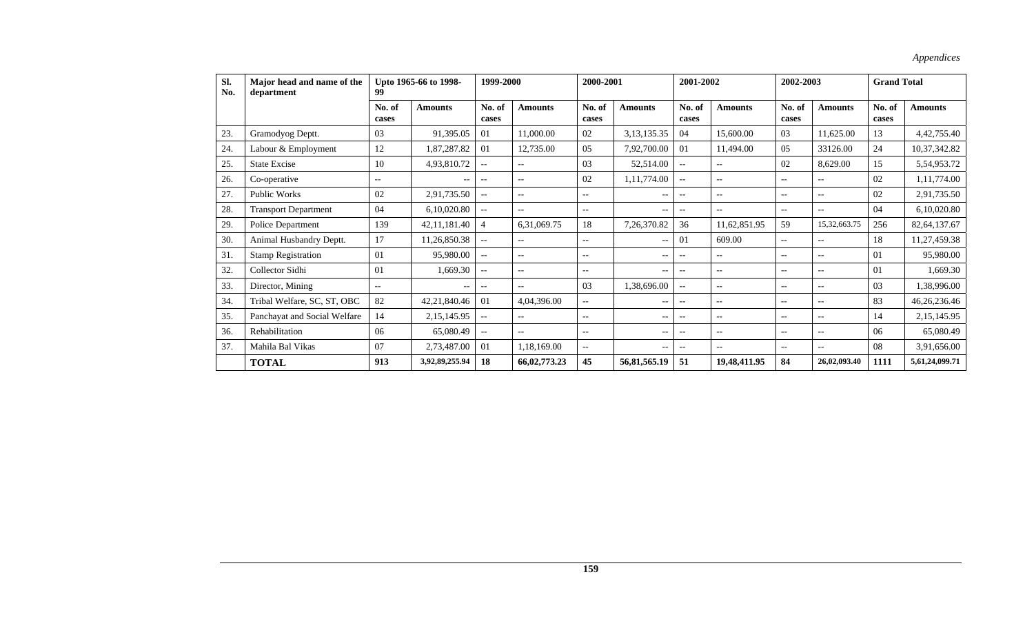| Sl. No. | Major head and name of the department | Upto 1965-66 to 1998-99 | | 1999-2000 | | 2000-2001 | | 2001-2002 | | 2002-2003 | | Grand Total | |
|---|---|---|---|---|---|---|---|---|---|---|---|---|---|
| | | No. of cases | Amounts | No. of cases | Amounts | No. of cases | Amounts | No. of cases | Amounts | No. of cases | Amounts | No. of cases | Amounts |
| 23. | Gramodyog Deptt. | 03 | 91,395.05 | 01 | 11,000.00 | 02 | 3,13,135.35 | 04 | 15,600.00 | 03 | 11,625.00 | 13 | 4,42,755.40 |
| 24. | Labour & Employment | 12 | 1,87,287.82 | 01 | 12,735.00 | 05 | 7,92,700.00 | 01 | 11,494.00 | 05 | 33126.00 | 24 | 10,37,342.82 |
| 25. | State Excise | 10 | 4,93,810.72 | -- | -- | 03 | 52,514.00 | -- | -- | 02 | 8,629.00 | 15 | 5,54,953.72 |
| 26. | Co-operative | -- | -- | -- | -- | 02 | 1,11,774.00 | -- | -- | -- | -- | 02 | 1,11,774.00 |
| 27. | Public Works | 02 | 2,91,735.50 | -- | -- | -- | -- | -- | -- | -- | -- | 02 | 2,91,735.50 |
| 28. | Transport Department | 04 | 6,10,020.80 | -- | -- | -- | -- | -- | -- | -- | -- | 04 | 6,10,020.80 |
| 29. | Police Department | 139 | 42,11,181.40 | 4 | 6,31,069.75 | 18 | 7,26,370.82 | 36 | 11,62,851.95 | 59 | 15,32,663.75 | 256 | 82,64,137.67 |
| 30. | Animal Husbandry Deptt. | 17 | 11,26,850.38 | -- | -- | -- | -- | 01 | 609.00 | -- | -- | 18 | 11,27,459.38 |
| 31. | Stamp Registration | 01 | 95,980.00 | -- | -- | -- | -- | -- | -- | -- | -- | 01 | 95,980.00 |
| 32. | Collector Sidhi | 01 | 1,669.30 | -- | -- | -- | -- | -- | -- | -- | -- | 01 | 1,669.30 |
| 33. | Director, Mining | -- | -- | -- | -- | 03 | 1,38,696.00 | -- | -- | -- | -- | 03 | 1,38,996.00 |
| 34. | Tribal Welfare, SC, ST, OBC | 82 | 42,21,840.46 | 01 | 4,04,396.00 | -- | -- | -- | -- | -- | -- | 83 | 46,26,236.46 |
| 35. | Panchayat and Social Welfare | 14 | 2,15,145.95 | -- | -- | -- | -- | -- | -- | -- | -- | 14 | 2,15,145.95 |
| 36. | Rehabilitation | 06 | 65,080.49 | -- | -- | -- | -- | -- | -- | -- | -- | 06 | 65,080.49 |
| 37. | Mahila Bal Vikas | 07 | 2,73,487.00 | 01 | 1,18,169.00 | -- | -- | -- | -- | -- | -- | 08 | 3,91,656.00 |
| | **TOTAL** | **913** | **3,92,89,255.94** | **18** | **66,02,773.23** | **45** | **56,81,565.19** | **51** | **19,48,411.95** | **84** | **26,02,093.40** | **1111** | **5,61,24,099.71** |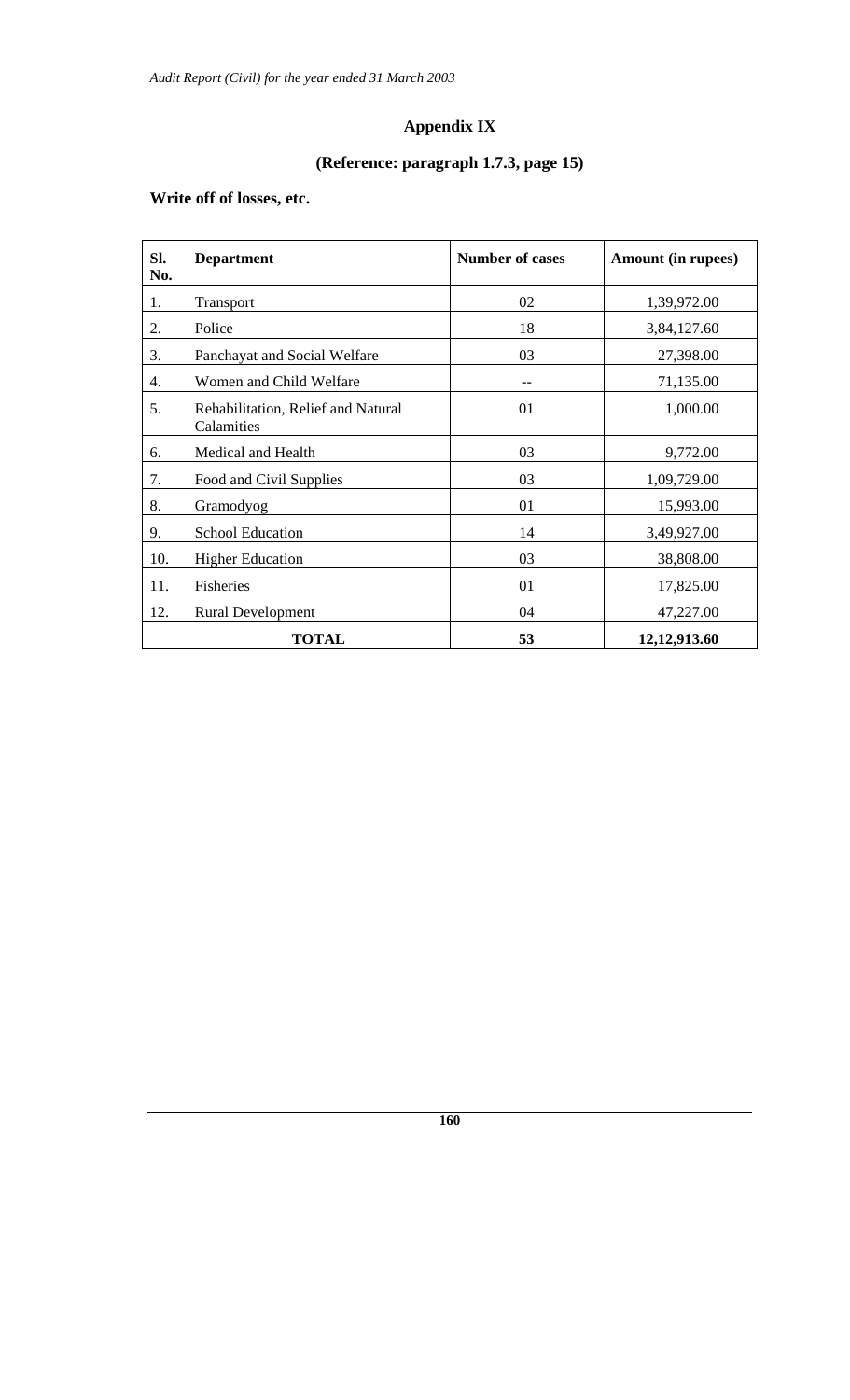## Appendix IX

### (Reference: paragraph 1.7.3, page 15)

**Write off of losses, etc.**

| Sl. No. | Department | Number of cases | Amount (in rupees) |
|---|---|---|---|
| 1. | Transport | 02 | 1,39,972.00 |
| 2. | Police | 18 | 3,84,127.60 |
| 3. | Panchayat and Social Welfare | 03 | 27,398.00 |
| 4. | Women and Child Welfare | -- | 71,135.00 |
| 5. | Rehabilitation, Relief and Natural Calamities | 01 | 1,000.00 |
| 6. | Medical and Health | 03 | 9,772.00 |
| 7. | Food and Civil Supplies | 03 | 1,09,729.00 |
| 8. | Gramodyog | 01 | 15,993.00 |
| 9. | School Education | 14 | 3,49,927.00 |
| 10. | Higher Education | 03 | 38,808.00 |
| 11. | Fisheries | 01 | 17,825.00 |
| 12. | Rural Development | 04 | 47,227.00 |
| | **TOTAL** | **53** | **12,12,913.60** |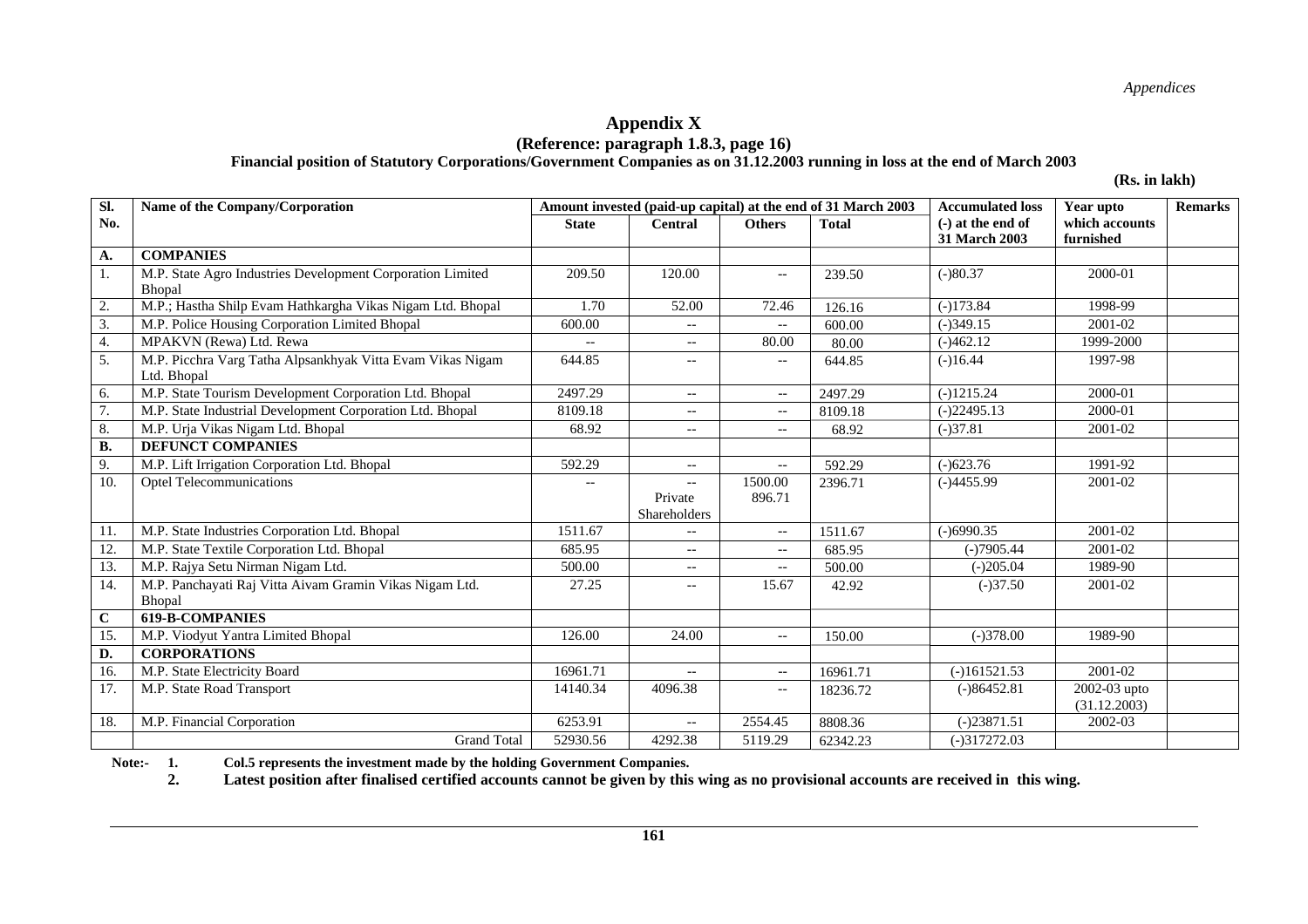# Appendix X

**(Reference: paragraph 1.8.3, page 16)**

**Financial position of Statutory Corporations/Government Companies as on 31.12.2003 running in loss at the end of March 2003**

**(Rs. in lakh)**

| Sl. No. | Name of the Company/Corporation | Amount invested (paid-up capital) at the end of 31 March 2003 | | | | Accumulated loss (-) at the end of 31 March 2003 | Year upto which accounts furnished | Remarks |
|---|---|---|---|---|---|---|---|---|
| | | State | Central | Others | Total | | | |
| **A.** | **COMPANIES** | | | | | | | |
| 1. | M.P. State Agro Industries Development Corporation Limited Bhopal | 209.50 | 120.00 | -- | 239.50 | (-)80.37 | 2000-01 | |
| 2. | M.P.; Hastha Shilp Evam Hathkargha Vikas Nigam Ltd. Bhopal | 1.70 | 52.00 | 72.46 | 126.16 | (-)173.84 | 1998-99 | |
| 3. | M.P. Police Housing Corporation Limited Bhopal | 600.00 | -- | -- | 600.00 | (-)349.15 | 2001-02 | |
| 4. | MPAKVN (Rewa) Ltd. Rewa | -- | -- | 80.00 | 80.00 | (-)462.12 | 1999-2000 | |
| 5. | M.P. Picchra Varg Tatha Alpsankhyak Vitta Evam Vikas Nigam Ltd. Bhopal | 644.85 | -- | -- | 644.85 | (-)16.44 | 1997-98 | |
| 6. | M.P. State Tourism Development Corporation Ltd. Bhopal | 2497.29 | -- | -- | 2497.29 | (-)1215.24 | 2000-01 | |
| 7. | M.P. State Industrial Development Corporation Ltd. Bhopal | 8109.18 | -- | -- | 8109.18 | (-)22495.13 | 2000-01 | |
| 8. | M.P. Urja Vikas Nigam Ltd. Bhopal | 68.92 | -- | -- | 68.92 | (-)37.81 | 2001-02 | |
| **B.** | **DEFUNCT COMPANIES** | | | | | | | |
| 9. | M.P. Lift Irrigation Corporation Ltd. Bhopal | 592.29 | -- | -- | 592.29 | (-)623.76 | 1991-92 | |
| 10. | Optel Telecommunications | -- | -- Private Shareholders | 1500.00 896.71 | 2396.71 | (-)4455.99 | 2001-02 | |
| 11. | M.P. State Industries Corporation Ltd. Bhopal | 1511.67 | -- | -- | 1511.67 | (-)6990.35 | 2001-02 | |
| 12. | M.P. State Textile Corporation Ltd. Bhopal | 685.95 | -- | -- | 685.95 | (-)7905.44 | 2001-02 | |
| 13. | M.P. Rajya Setu Nirman Nigam Ltd. | 500.00 | -- | -- | 500.00 | (-)205.04 | 1989-90 | |
| 14. | M.P. Panchayati Raj Vitta Aivam Gramin Vikas Nigam Ltd. Bhopal | 27.25 | -- | 15.67 | 42.92 | (-)37.50 | 2001-02 | |
| **C** | **619-B-COMPANIES** | | | | | | | |
| 15. | M.P. Viodyut Yantra Limited Bhopal | 126.00 | 24.00 | -- | 150.00 | (-)378.00 | 1989-90 | |
| **D.** | **CORPORATIONS** | | | | | | | |
| 16. | M.P. State Electricity Board | 16961.71 | -- | -- | 16961.71 | (-)161521.53 | 2001-02 | |
| 17. | M.P. State Road Transport | 14140.34 | 4096.38 | -- | 18236.72 | (-)86452.81 | 2002-03 upto (31.12.2003) | |
| 18. | M.P. Financial Corporation | 6253.91 | -- | 2554.45 | 8808.36 | (-)23871.51 | 2002-03 | |
| | Grand Total | 52930.56 | 4292.38 | 5119.29 | 62342.23 | (-)317272.03 | | |

**Note:-**
1. **Col.5 represents the investment made by the holding Government Companies.**
2. **Latest position after finalised certified accounts cannot be given by this wing as no provisional accounts are received in this wing.**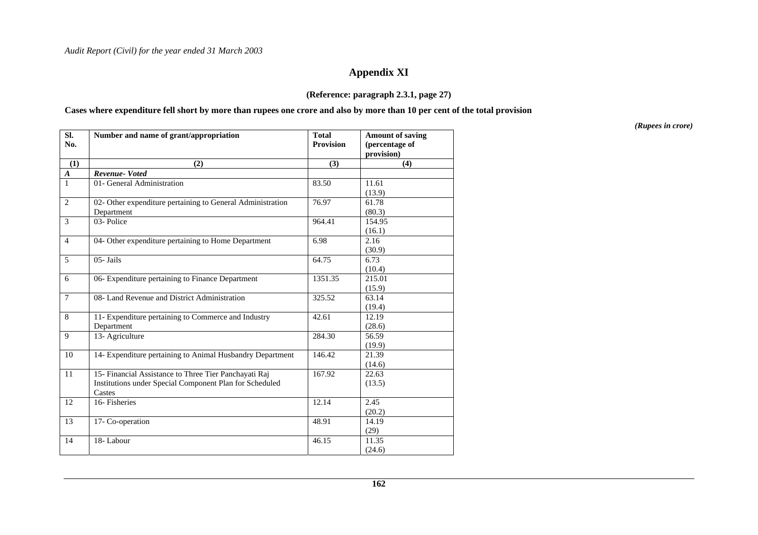## Appendix XI

**(Reference: paragraph 2.3.1, page 27)**

**Cases where expenditure fell short by more than rupees one crore and also by more than 10 per cent of the total provision**

*(Rupees in crore)*

| Sl. No. | Number and name of grant/appropriation | Total Provision | Amount of saving (percentage of provision) |
|---|---|---|---|
| (1) | (2) | (3) | (4) |
| *A* | *Revenue- Voted* | | |
| 1 | 01- General Administration | 83.50 | 11.61 (13.9) |
| 2 | 02- Other expenditure pertaining to General Administration Department | 76.97 | 61.78 (80.3) |
| 3 | 03- Police | 964.41 | 154.95 (16.1) |
| 4 | 04- Other expenditure pertaining to Home Department | 6.98 | 2.16 (30.9) |
| 5 | 05- Jails | 64.75 | 6.73 (10.4) |
| 6 | 06- Expenditure pertaining to Finance Department | 1351.35 | 215.01 (15.9) |
| 7 | 08- Land Revenue and District Administration | 325.52 | 63.14 (19.4) |
| 8 | 11- Expenditure pertaining to Commerce and Industry Department | 42.61 | 12.19 (28.6) |
| 9 | 13- Agriculture | 284.30 | 56.59 (19.9) |
| 10 | 14- Expenditure pertaining to Animal Husbandry Department | 146.42 | 21.39 (14.6) |
| 11 | 15- Financial Assistance to Three Tier Panchayati Raj Institutions under Special Component Plan for Scheduled Castes | 167.92 | 22.63 (13.5) |
| 12 | 16- Fisheries | 12.14 | 2.45 (20.2) |
| 13 | 17- Co-operation | 48.91 | 14.19 (29) |
| 14 | 18- Labour | 46.15 | 11.35 (24.6) |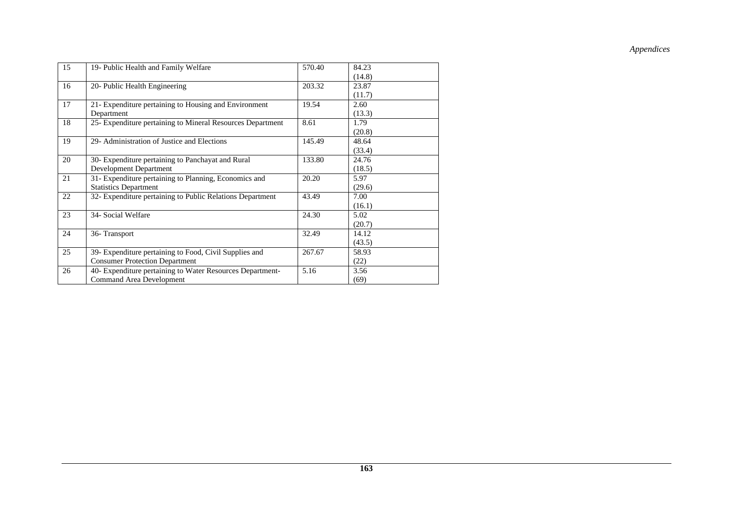| 15 | 19- Public Health and Family Welfare | 570.40 | 84.23<br>(14.8) |
|---|---|---|---|
| 16 | 20- Public Health Engineering | 203.32 | 23.87<br>(11.7) |
| 17 | 21- Expenditure pertaining to Housing and Environment Department | 19.54 | 2.60<br>(13.3) |
| 18 | 25- Expenditure pertaining to Mineral Resources Department | 8.61 | 1.79<br>(20.8) |
| 19 | 29- Administration of Justice and Elections | 145.49 | 48.64<br>(33.4) |
| 20 | 30- Expenditure pertaining to Panchayat and Rural Development Department | 133.80 | 24.76<br>(18.5) |
| 21 | 31- Expenditure pertaining to Planning, Economics and Statistics Department | 20.20 | 5.97<br>(29.6) |
| 22 | 32- Expenditure pertaining to Public Relations Department | 43.49 | 7.00<br>(16.1) |
| 23 | 34- Social Welfare | 24.30 | 5.02<br>(20.7) |
| 24 | 36- Transport | 32.49 | 14.12<br>(43.5) |
| 25 | 39- Expenditure pertaining to Food, Civil Supplies and Consumer Protection Department | 267.67 | 58.93<br>(22) |
| 26 | 40- Expenditure pertaining to Water Resources Department-Command Area Development | 5.16 | 3.56<br>(69) |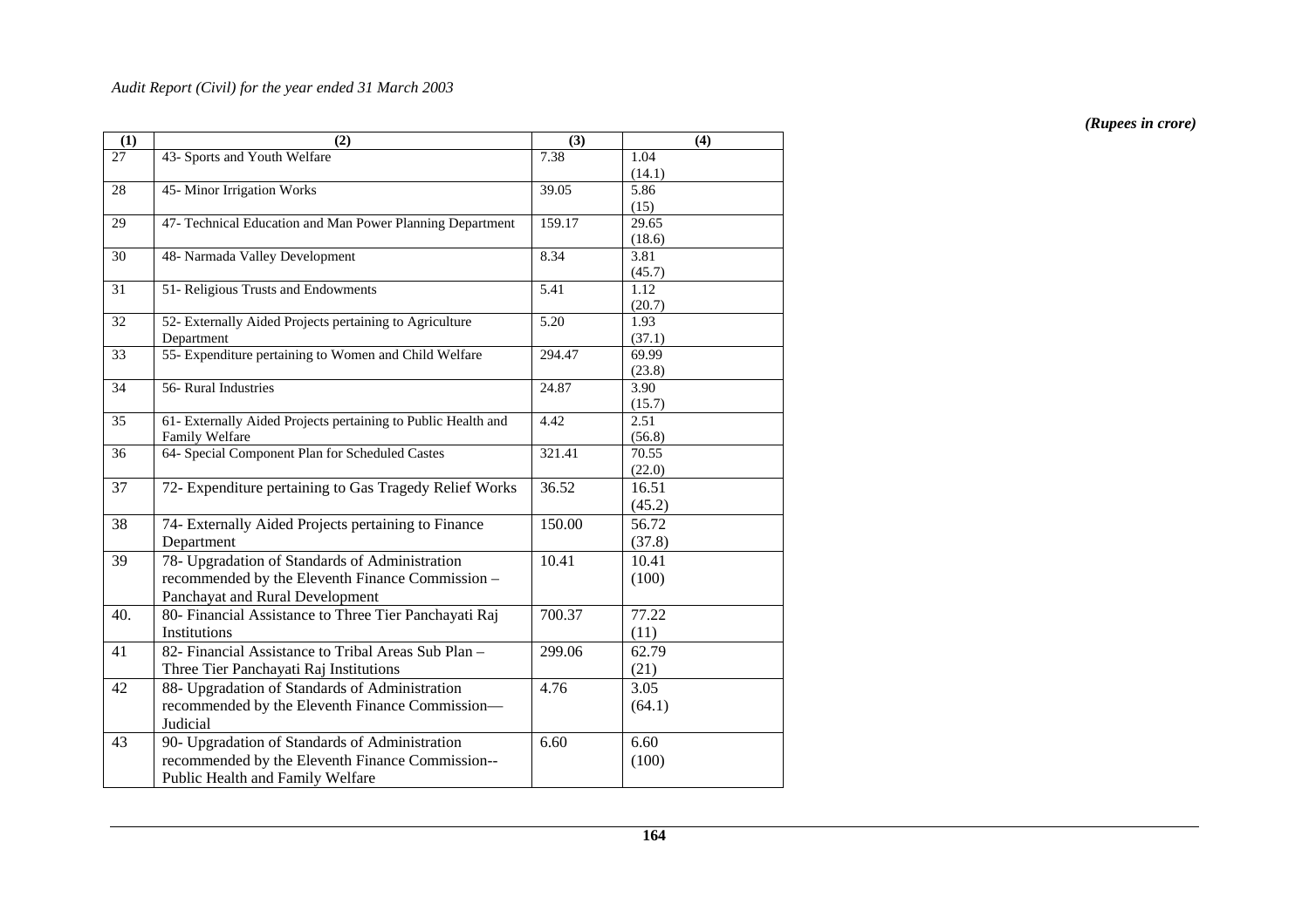*(Rupees in crore)*

| (1) | (2) | (3) | (4) |
|---|---|---|---|
| 27 | 43- Sports and Youth Welfare | 7.38 | 1.04 (14.1) |
| 28 | 45- Minor Irrigation Works | 39.05 | 5.86 (15) |
| 29 | 47- Technical Education and Man Power Planning Department | 159.17 | 29.65 (18.6) |
| 30 | 48- Narmada Valley Development | 8.34 | 3.81 (45.7) |
| 31 | 51- Religious Trusts and Endowments | 5.41 | 1.12 (20.7) |
| 32 | 52- Externally Aided Projects pertaining to Agriculture Department | 5.20 | 1.93 (37.1) |
| 33 | 55- Expenditure pertaining to Women and Child Welfare | 294.47 | 69.99 (23.8) |
| 34 | 56- Rural Industries | 24.87 | 3.90 (15.7) |
| 35 | 61- Externally Aided Projects pertaining to Public Health and Family Welfare | 4.42 | 2.51 (56.8) |
| 36 | 64- Special Component Plan for Scheduled Castes | 321.41 | 70.55 (22.0) |
| 37 | 72- Expenditure pertaining to Gas Tragedy Relief Works | 36.52 | 16.51 (45.2) |
| 38 | 74- Externally Aided Projects pertaining to Finance Department | 150.00 | 56.72 (37.8) |
| 39 | 78- Upgradation of Standards of Administration recommended by the Eleventh Finance Commission – Panchayat and Rural Development | 10.41 | 10.41 (100) |
| 40. | 80- Financial Assistance to Three Tier Panchayati Raj Institutions | 700.37 | 77.22 (11) |
| 41 | 82- Financial Assistance to Tribal Areas Sub Plan – Three Tier Panchayati Raj Institutions | 299.06 | 62.79 (21) |
| 42 | 88- Upgradation of Standards of Administration recommended by the Eleventh Finance Commission— Judicial | 4.76 | 3.05 (64.1) |
| 43 | 90- Upgradation of Standards of Administration recommended by the Eleventh Finance Commission-- Public Health and Family Welfare | 6.60 | 6.60 (100) |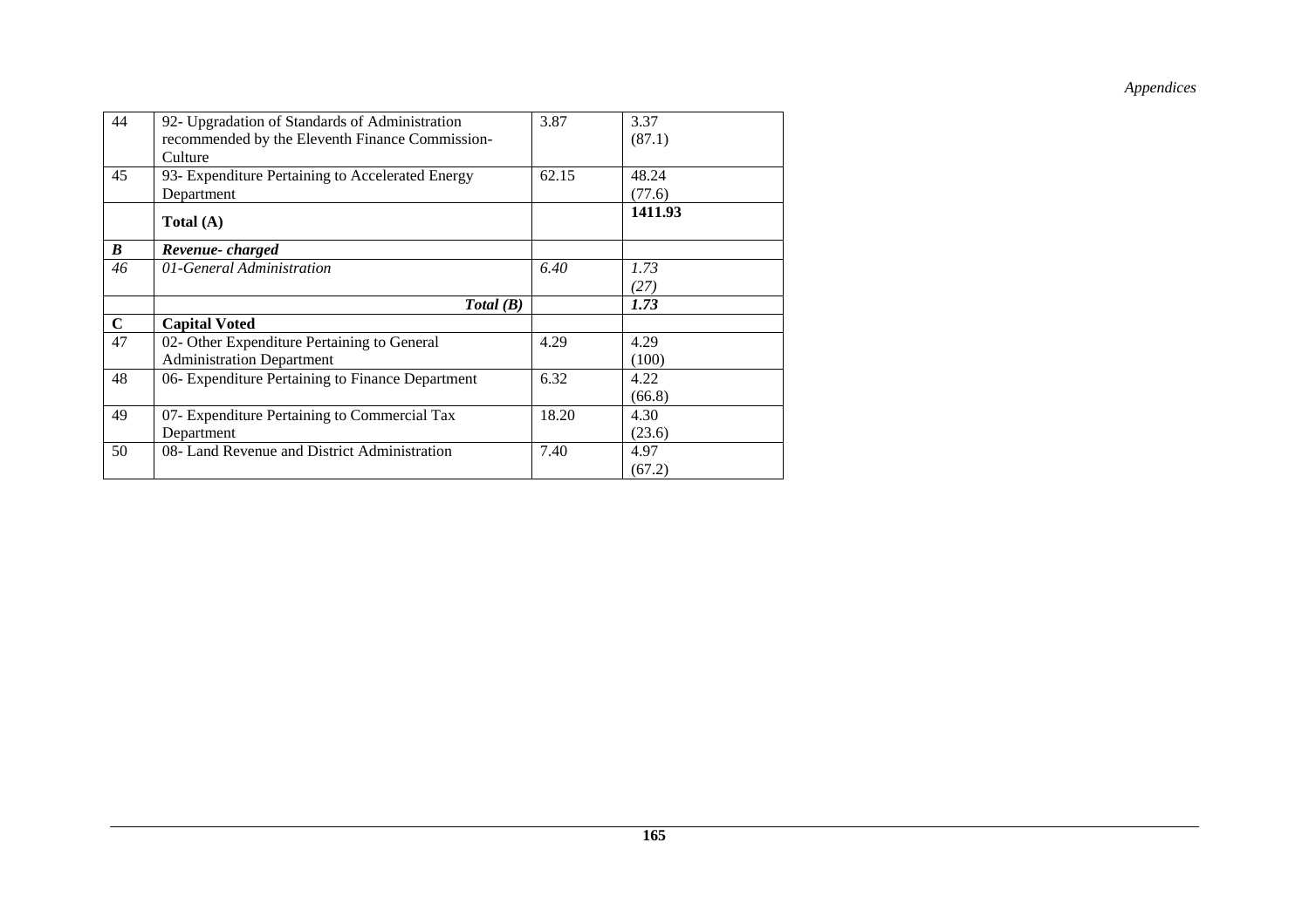| 44 | 92- Upgradation of Standards of Administration recommended by the Eleventh Finance Commission-Culture | 3.87 | 3.37 (87.1) |
|---|---|---|---|
| 45 | 93- Expenditure Pertaining to Accelerated Energy Department | 62.15 | 48.24 (77.6) |
| | **Total (A)** | | **1411.93** |
| ***B*** | ***Revenue- charged*** | | |
| *46* | *01-General Administration* | *6.40* | *1.73 (27)* |
| | ***Total (B)*** | | ***1.73*** |
| **C** | **Capital Voted** | | |
| 47 | 02- Other Expenditure Pertaining to General Administration Department | 4.29 | 4.29 (100) |
| 48 | 06- Expenditure Pertaining to Finance Department | 6.32 | 4.22 (66.8) |
| 49 | 07- Expenditure Pertaining to Commercial Tax Department | 18.20 | 4.30 (23.6) |
| 50 | 08- Land Revenue and District Administration | 7.40 | 4.97 (67.2) |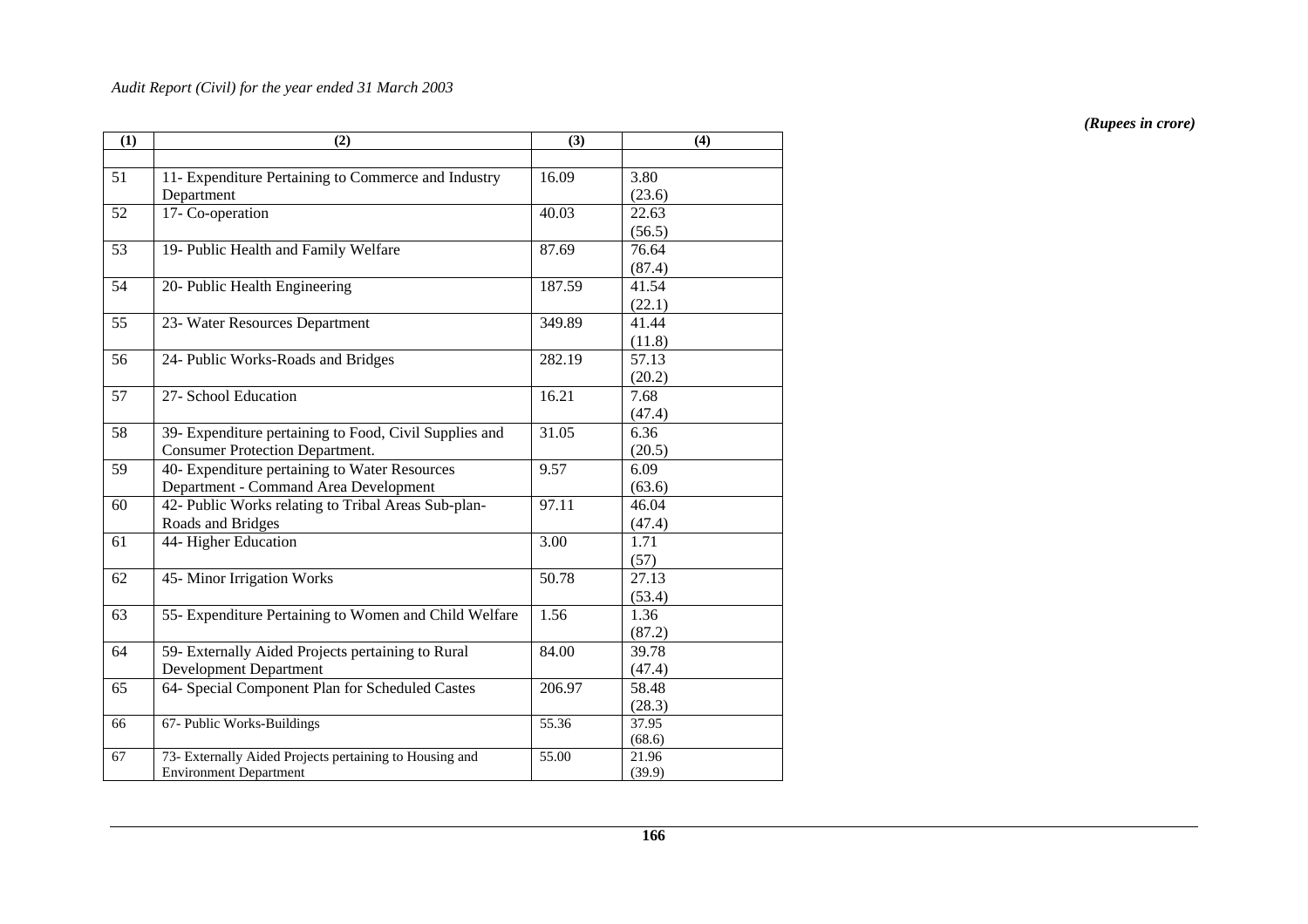*(Rupees in crore)*

| (1) | (2) | (3) | (4) |
|---|---|---|---|
| 51 | 11- Expenditure Pertaining to Commerce and Industry Department | 16.09 | 3.80 (23.6) |
| 52 | 17- Co-operation | 40.03 | 22.63 (56.5) |
| 53 | 19- Public Health and Family Welfare | 87.69 | 76.64 (87.4) |
| 54 | 20- Public Health Engineering | 187.59 | 41.54 (22.1) |
| 55 | 23- Water Resources Department | 349.89 | 41.44 (11.8) |
| 56 | 24- Public Works-Roads and Bridges | 282.19 | 57.13 (20.2) |
| 57 | 27- School Education | 16.21 | 7.68 (47.4) |
| 58 | 39- Expenditure pertaining to Food, Civil Supplies and Consumer Protection Department. | 31.05 | 6.36 (20.5) |
| 59 | 40- Expenditure pertaining to Water Resources Department - Command Area Development | 9.57 | 6.09 (63.6) |
| 60 | 42- Public Works relating to Tribal Areas Sub-plan-Roads and Bridges | 97.11 | 46.04 (47.4) |
| 61 | 44- Higher Education | 3.00 | 1.71 (57) |
| 62 | 45- Minor Irrigation Works | 50.78 | 27.13 (53.4) |
| 63 | 55- Expenditure Pertaining to Women and Child Welfare | 1.56 | 1.36 (87.2) |
| 64 | 59- Externally Aided Projects pertaining to Rural Development Department | 84.00 | 39.78 (47.4) |
| 65 | 64- Special Component Plan for Scheduled Castes | 206.97 | 58.48 (28.3) |
| 66 | 67- Public Works-Buildings | 55.36 | 37.95 (68.6) |
| 67 | 73- Externally Aided Projects pertaining to Housing and Environment Department | 55.00 | 21.96 (39.9) |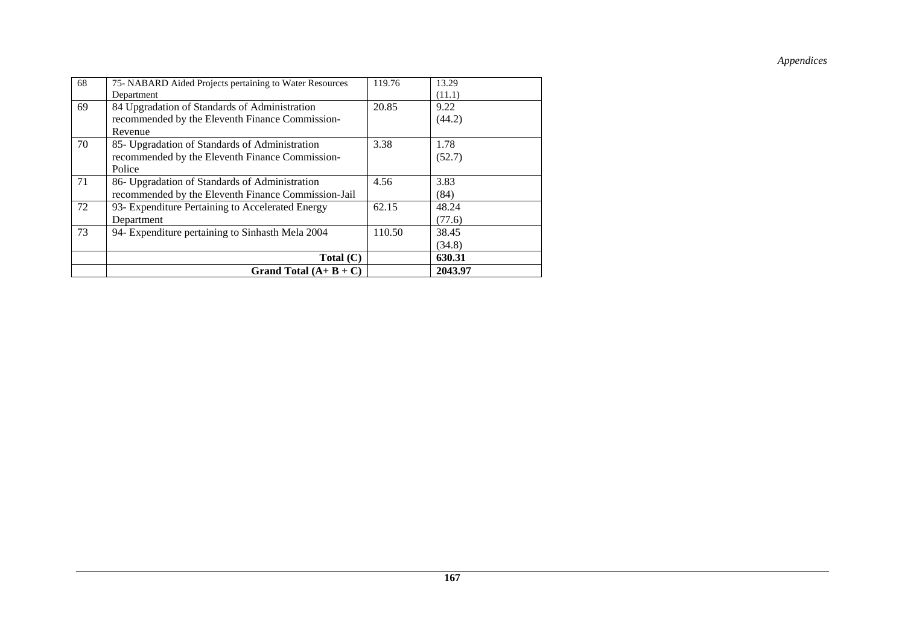| | | | |
|---|---|---|---|
| 68 | 75- NABARD Aided Projects pertaining to Water Resources Department | 119.76 | 13.29 (11.1) |
| 69 | 84 Upgradation of Standards of Administration recommended by the Eleventh Finance Commission-Revenue | 20.85 | 9.22 (44.2) |
| 70 | 85- Upgradation of Standards of Administration recommended by the Eleventh Finance Commission-Police | 3.38 | 1.78 (52.7) |
| 71 | 86- Upgradation of Standards of Administration recommended by the Eleventh Finance Commission-Jail | 4.56 | 3.83 (84) |
| 72 | 93- Expenditure Pertaining to Accelerated Energy Department | 62.15 | 48.24 (77.6) |
| 73 | 94- Expenditure pertaining to Sinhasth Mela 2004 | 110.50 | 38.45 (34.8) |
| | **Total (C)** | | **630.31** |
| | **Grand Total (A+ B + C)** | | **2043.97** |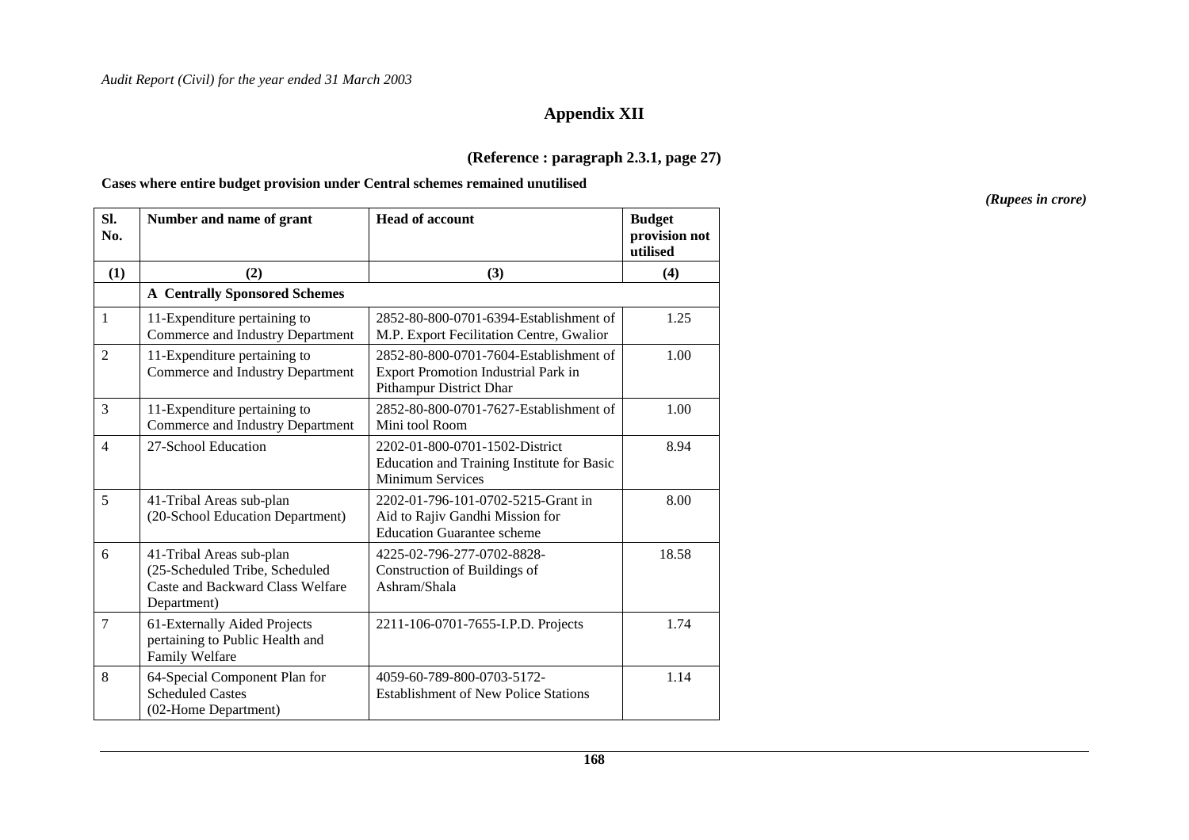# Appendix XII

### (Reference : paragraph 2.3.1, page 27)

**Cases where entire budget provision under Central schemes remained unutilised**

*(Rupees in crore)*

| Sl. No. | Number and name of grant | Head of account | Budget provision not utilised |
|---|---|---|---|
| (1) | (2) | (3) | (4) |
| | **A Centrally Sponsored Schemes** | | |
| 1 | 11-Expenditure pertaining to Commerce and Industry Department | 2852-80-800-0701-6394-Establishment of M.P. Export Fecilitation Centre, Gwalior | 1.25 |
| 2 | 11-Expenditure pertaining to Commerce and Industry Department | 2852-80-800-0701-7604-Establishment of Export Promotion Industrial Park in Pithampur District Dhar | 1.00 |
| 3 | 11-Expenditure pertaining to Commerce and Industry Department | 2852-80-800-0701-7627-Establishment of Mini tool Room | 1.00 |
| 4 | 27-School Education | 2202-01-800-0701-1502-District Education and Training Institute for Basic Minimum Services | 8.94 |
| 5 | 41-Tribal Areas sub-plan (20-School Education Department) | 2202-01-796-101-0702-5215-Grant in Aid to Rajiv Gandhi Mission for Education Guarantee scheme | 8.00 |
| 6 | 41-Tribal Areas sub-plan (25-Scheduled Tribe, Scheduled Caste and Backward Class Welfare Department) | 4225-02-796-277-0702-8828-Construction of Buildings of Ashram/Shala | 18.58 |
| 7 | 61-Externally Aided Projects pertaining to Public Health and Family Welfare | 2211-106-0701-7655-I.P.D. Projects | 1.74 |
| 8 | 64-Special Component Plan for Scheduled Castes (02-Home Department) | 4059-60-789-800-0703-5172-Establishment of New Police Stations | 1.14 |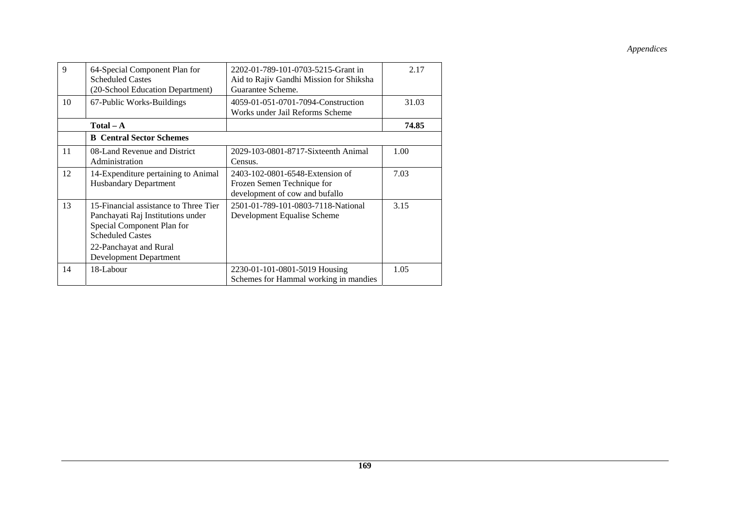| | | | |
|---|---|---|---|
| 9 | 64-Special Component Plan for Scheduled Castes (20-School Education Department) | 2202-01-789-101-0703-5215-Grant in Aid to Rajiv Gandhi Mission for Shiksha Guarantee Scheme. | 2.17 |
| 10 | 67-Public Works-Buildings | 4059-01-051-0701-7094-Construction Works under Jail Reforms Scheme | 31.03 |
| | **Total – A** | | **74.85** |
| | **B Central Sector Schemes** | | |
| 11 | 08-Land Revenue and District Administration | 2029-103-0801-8717-Sixteenth Animal Census. | 1.00 |
| 12 | 14-Expenditure pertaining to Animal Husbandary Department | 2403-102-0801-6548-Extension of Frozen Semen Technique for development of cow and bufallo | 7.03 |
| 13 | 15-Financial assistance to Three Tier Panchayati Raj Institutions under Special Component Plan for Scheduled Castes<br>22-Panchayat and Rural Development Department | 2501-01-789-101-0803-7118-National Development Equalise Scheme | 3.15 |
| 14 | 18-Labour | 2230-01-101-0801-5019 Housing Schemes for Hammal working in mandies | 1.05 |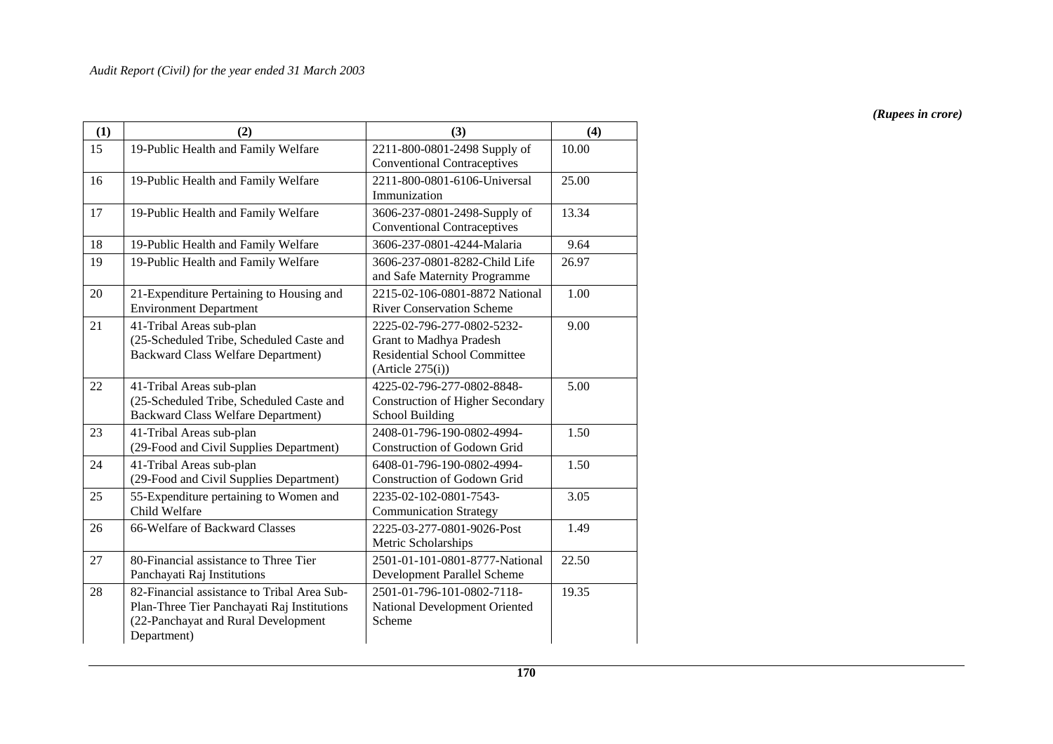*(Rupees in crore)*

| (1) | (2) | (3) | (4) |
|---|---|---|---|
| 15 | 19-Public Health and Family Welfare | 2211-800-0801-2498 Supply of Conventional Contraceptives | 10.00 |
| 16 | 19-Public Health and Family Welfare | 2211-800-0801-6106-Universal Immunization | 25.00 |
| 17 | 19-Public Health and Family Welfare | 3606-237-0801-2498-Supply of Conventional Contraceptives | 13.34 |
| 18 | 19-Public Health and Family Welfare | 3606-237-0801-4244-Malaria | 9.64 |
| 19 | 19-Public Health and Family Welfare | 3606-237-0801-8282-Child Life and Safe Maternity Programme | 26.97 |
| 20 | 21-Expenditure Pertaining to Housing and Environment Department | 2215-02-106-0801-8872 National River Conservation Scheme | 1.00 |
| 21 | 41-Tribal Areas sub-plan (25-Scheduled Tribe, Scheduled Caste and Backward Class Welfare Department) | 2225-02-796-277-0802-5232-Grant to Madhya Pradesh Residential School Committee (Article 275(i)) | 9.00 |
| 22 | 41-Tribal Areas sub-plan (25-Scheduled Tribe, Scheduled Caste and Backward Class Welfare Department) | 4225-02-796-277-0802-8848-Construction of Higher Secondary School Building | 5.00 |
| 23 | 41-Tribal Areas sub-plan (29-Food and Civil Supplies Department) | 2408-01-796-190-0802-4994-Construction of Godown Grid | 1.50 |
| 24 | 41-Tribal Areas sub-plan (29-Food and Civil Supplies Department) | 6408-01-796-190-0802-4994-Construction of Godown Grid | 1.50 |
| 25 | 55-Expenditure pertaining to Women and Child Welfare | 2235-02-102-0801-7543-Communication Strategy | 3.05 |
| 26 | 66-Welfare of Backward Classes | 2225-03-277-0801-9026-Post Metric Scholarships | 1.49 |
| 27 | 80-Financial assistance to Three Tier Panchayati Raj Institutions | 2501-01-101-0801-8777-National Development Parallel Scheme | 22.50 |
| 28 | 82-Financial assistance to Tribal Area Sub-Plan-Three Tier Panchayati Raj Institutions (22-Panchayat and Rural Development Department) | 2501-01-796-101-0802-7118-National Development Oriented Scheme | 19.35 |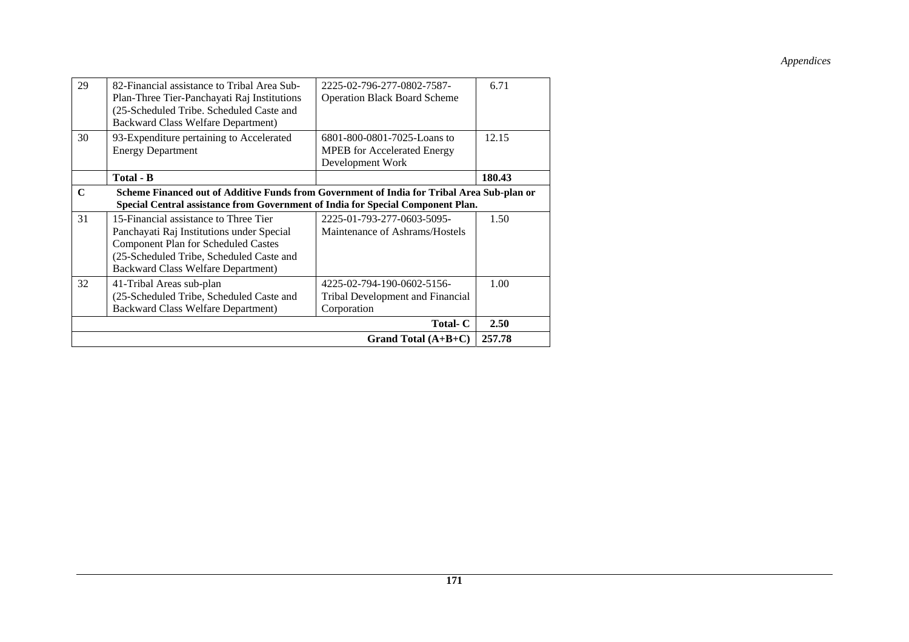| 29 | 82-Financial assistance to Tribal Area Sub-Plan-Three Tier-Panchayati Raj Institutions (25-Scheduled Tribe. Scheduled Caste and Backward Class Welfare Department) | 2225-02-796-277-0802-7587-Operation Black Board Scheme | 6.71 |
|---|---|---|---|
| 30 | 93-Expenditure pertaining to Accelerated Energy Department | 6801-800-0801-7025-Loans to MPEB for Accelerated Energy Development Work | 12.15 |
| | **Total - B** | | **180.43** |
| **C** | **Scheme Financed out of Additive Funds from Government of India for Tribal Area Sub-plan or Special Central assistance from Government of India for Special Component Plan.** | | |
| 31 | 15-Financial assistance to Three Tier Panchayati Raj Institutions under Special Component Plan for Scheduled Castes (25-Scheduled Tribe, Scheduled Caste and Backward Class Welfare Department) | 2225-01-793-277-0603-5095-Maintenance of Ashrams/Hostels | 1.50 |
| 32 | 41-Tribal Areas sub-plan (25-Scheduled Tribe, Scheduled Caste and Backward Class Welfare Department) | 4225-02-794-190-0602-5156-Tribal Development and Financial Corporation | 1.00 |
| | | **Total- C** | **2.50** |
| | | **Grand Total (A+B+C)** | **257.78** |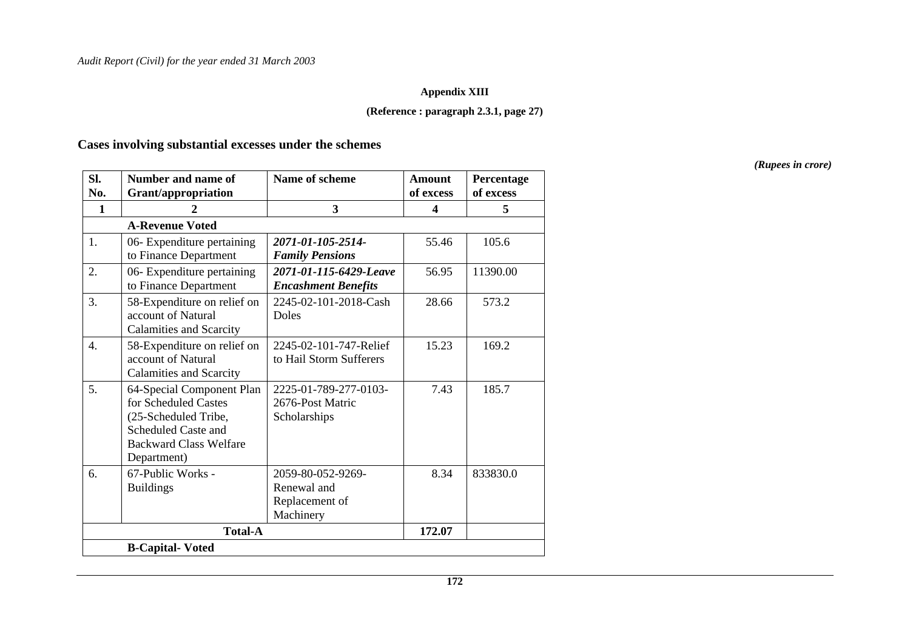**Appendix XIII**

**(Reference : paragraph 2.3.1, page 27)**

## Cases involving substantial excesses under the schemes

*(Rupees in crore)*

| Sl. No. | Number and name of Grant/appropriation | Name of scheme | Amount of excess | Percentage of excess |
|---|---|---|---|---|
| 1 | 2 | 3 | 4 | 5 |
| | **A-Revenue Voted** | | | |
| 1. | 06- Expenditure pertaining to Finance Department | ***2071-01-105-2514-Family Pensions*** | 55.46 | 105.6 |
| 2. | 06- Expenditure pertaining to Finance Department | ***2071-01-115-6429-Leave Encashment Benefits*** | 56.95 | 11390.00 |
| 3. | 58-Expenditure on relief on account of Natural Calamities and Scarcity | 2245-02-101-2018-Cash Doles | 28.66 | 573.2 |
| 4. | 58-Expenditure on relief on account of Natural Calamities and Scarcity | 2245-02-101-747-Relief to Hail Storm Sufferers | 15.23 | 169.2 |
| 5. | 64-Special Component Plan for Scheduled Castes (25-Scheduled Tribe, Scheduled Caste and Backward Class Welfare Department) | 2225-01-789-277-0103-2676-Post Matric Scholarships | 7.43 | 185.7 |
| 6. | 67-Public Works - Buildings | 2059-80-052-9269-Renewal and Replacement of Machinery | 8.34 | 833830.0 |
| | **Total-A** | | **172.07** | |
| | **B-Capital- Voted** | | | |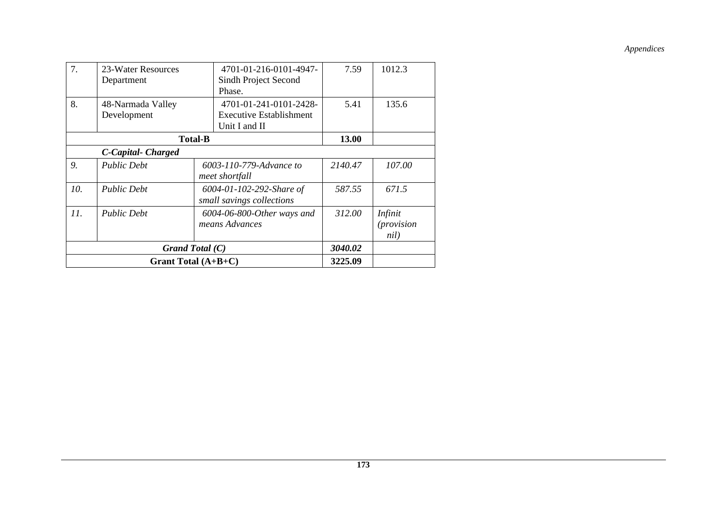| | | | | |
|---|---|---|---|---|
| 7. | 23-Water Resources Department | 4701-01-216-0101-4947-Sindh Project Second Phase. | 7.59 | 1012.3 |
| 8. | 48-Narmada Valley Development | 4701-01-241-0101-2428-Executive Establishment Unit I and II | 5.41 | 135.6 |
| **Total-B** | | | **13.00** | |
| | ***C-Capital- Charged*** | | | |
| *9.* | *Public Debt* | *6003-110-779-Advance to meet shortfall* | *2140.47* | *107.00* |
| *10.* | *Public Debt* | *6004-01-102-292-Share of small savings collections* | *587.55* | *671.5* |
| *11.* | *Public Debt* | *6004-06-800-Other ways and means Advances* | *312.00* | *Infinit (provision nil)* |
| ***Grand Total (C)*** | | | ***3040.02*** | |
| **Grant Total (A+B+C)** | | | **3225.09** | |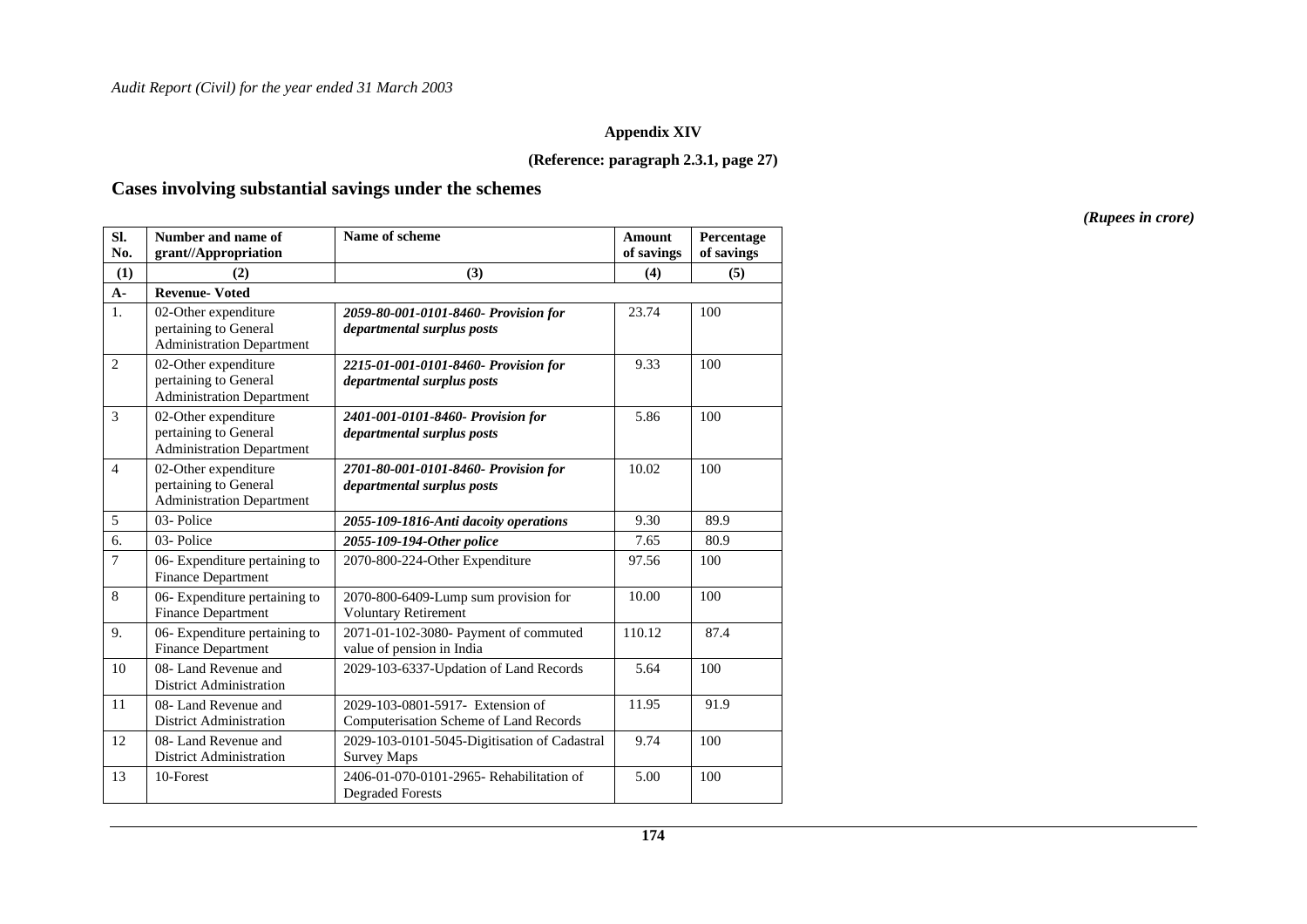**Appendix XIV**

**(Reference: paragraph 2.3.1, page 27)**

## Cases involving substantial savings under the schemes

*(Rupees in crore)*

| Sl. No. | Number and name of grant//Appropriation | Name of scheme | Amount of savings | Percentage of savings |
|---|---|---|---|---|
| (1) | (2) | (3) | (4) | (5) |
| A- | **Revenue- Voted** | | | |
| 1. | 02-Other expenditure pertaining to General Administration Department | ***2059-80-001-0101-8460- Provision for departmental surplus posts*** | 23.74 | 100 |
| 2 | 02-Other expenditure pertaining to General Administration Department | ***2215-01-001-0101-8460- Provision for departmental surplus posts*** | 9.33 | 100 |
| 3 | 02-Other expenditure pertaining to General Administration Department | ***2401-001-0101-8460- Provision for departmental surplus posts*** | 5.86 | 100 |
| 4 | 02-Other expenditure pertaining to General Administration Department | ***2701-80-001-0101-8460- Provision for departmental surplus posts*** | 10.02 | 100 |
| 5 | 03- Police | ***2055-109-1816-Anti dacoity operations*** | 9.30 | 89.9 |
| 6. | 03- Police | ***2055-109-194-Other police*** | 7.65 | 80.9 |
| 7 | 06- Expenditure pertaining to Finance Department | 2070-800-224-Other Expenditure | 97.56 | 100 |
| 8 | 06- Expenditure pertaining to Finance Department | 2070-800-6409-Lump sum provision for Voluntary Retirement | 10.00 | 100 |
| 9. | 06- Expenditure pertaining to Finance Department | 2071-01-102-3080- Payment of commuted value of pension in India | 110.12 | 87.4 |
| 10 | 08- Land Revenue and District Administration | 2029-103-6337-Updation of Land Records | 5.64 | 100 |
| 11 | 08- Land Revenue and District Administration | 2029-103-0801-5917- Extension of Computerisation Scheme of Land Records | 11.95 | 91.9 |
| 12 | 08- Land Revenue and District Administration | 2029-103-0101-5045-Digitisation of Cadastral Survey Maps | 9.74 | 100 |
| 13 | 10-Forest | 2406-01-070-0101-2965- Rehabilitation of Degraded Forests | 5.00 | 100 |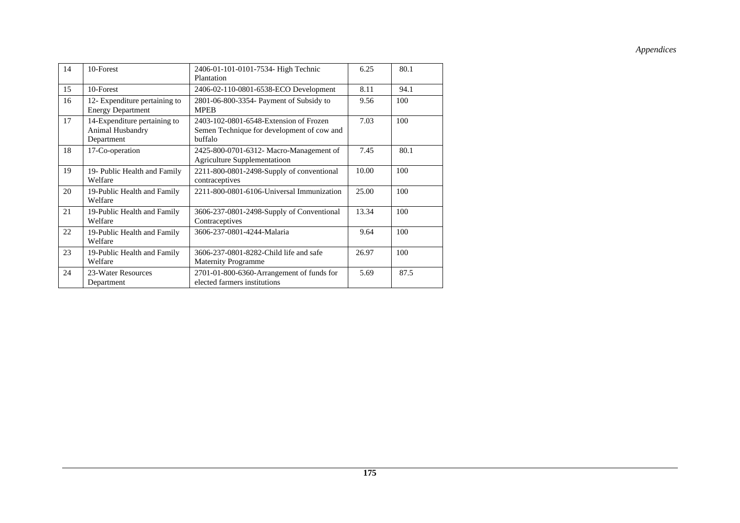| 14 | 10-Forest | 2406-01-101-0101-7534- High Technic Plantation | 6.25 | 80.1 |
|---|---|---|---|---|
| 15 | 10-Forest | 2406-02-110-0801-6538-ECO Development | 8.11 | 94.1 |
| 16 | 12- Expenditure pertaining to Energy Department | 2801-06-800-3354- Payment of Subsidy to MPEB | 9.56 | 100 |
| 17 | 14-Expenditure pertaining to Animal Husbandry Department | 2403-102-0801-6548-Extension of Frozen Semen Technique for development of cow and buffalo | 7.03 | 100 |
| 18 | 17-Co-operation | 2425-800-0701-6312- Macro-Management of Agriculture Supplementatioon | 7.45 | 80.1 |
| 19 | 19- Public Health and Family Welfare | 2211-800-0801-2498-Supply of conventional contraceptives | 10.00 | 100 |
| 20 | 19-Public Health and Family Welfare | 2211-800-0801-6106-Universal Immunization | 25.00 | 100 |
| 21 | 19-Public Health and Family Welfare | 3606-237-0801-2498-Supply of Conventional Contraceptives | 13.34 | 100 |
| 22 | 19-Public Health and Family Welfare | 3606-237-0801-4244-Malaria | 9.64 | 100 |
| 23 | 19-Public Health and Family Welfare | 3606-237-0801-8282-Child life and safe Maternity Programme | 26.97 | 100 |
| 24 | 23-Water Resources Department | 2701-01-800-6360-Arrangement of funds for elected farmers institutions | 5.69 | 87.5 |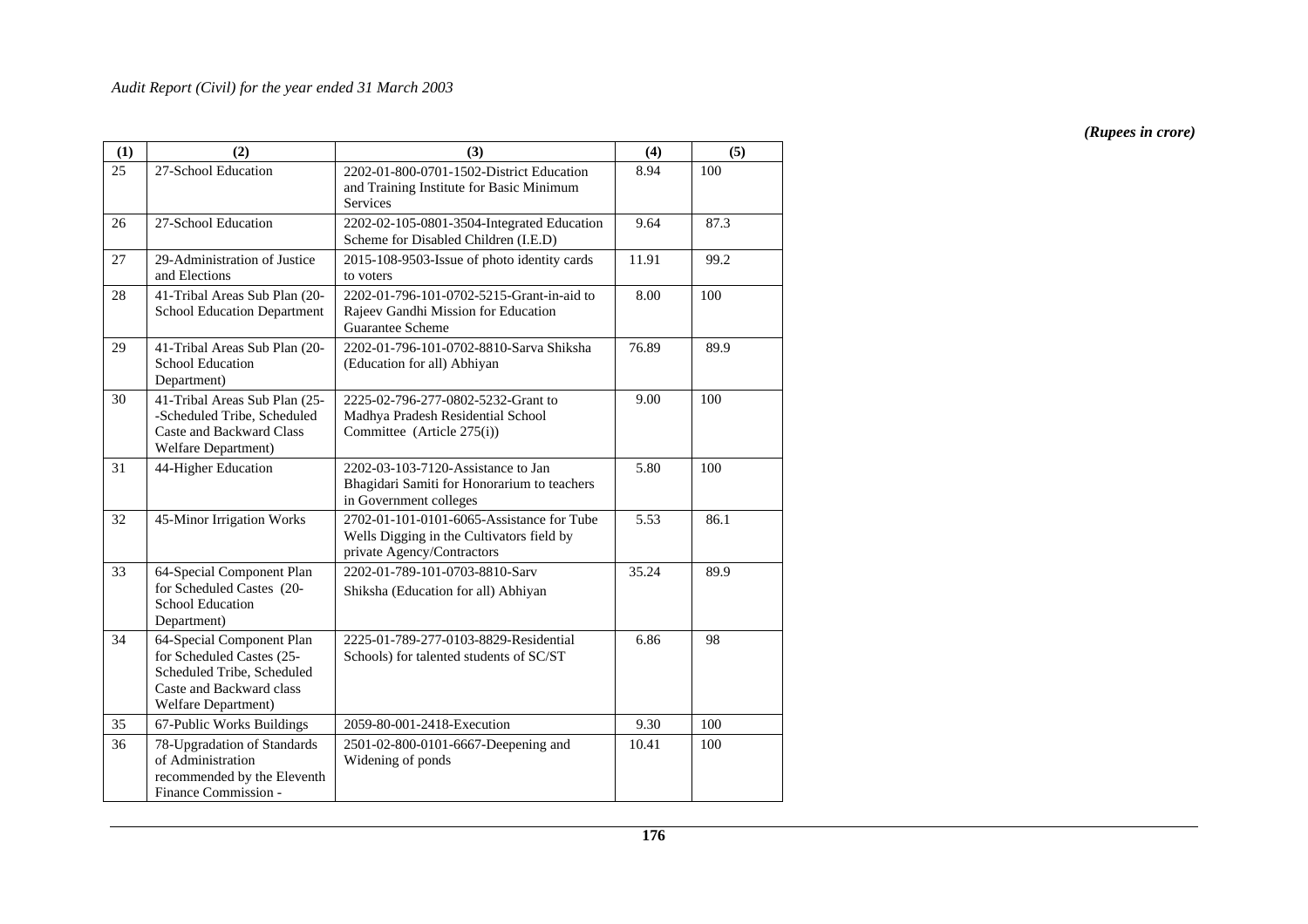*(Rupees in crore)*

| (1) | (2) | (3) | (4) | (5) |
|---|---|---|---|---|
| 25 | 27-School Education | 2202-01-800-0701-1502-District Education and Training Institute for Basic Minimum Services | 8.94 | 100 |
| 26 | 27-School Education | 2202-02-105-0801-3504-Integrated Education Scheme for Disabled Children (I.E.D) | 9.64 | 87.3 |
| 27 | 29-Administration of Justice and Elections | 2015-108-9503-Issue of photo identity cards to voters | 11.91 | 99.2 |
| 28 | 41-Tribal Areas Sub Plan (20-School Education Department | 2202-01-796-101-0702-5215-Grant-in-aid to Rajeev Gandhi Mission for Education Guarantee Scheme | 8.00 | 100 |
| 29 | 41-Tribal Areas Sub Plan (20-School Education Department) | 2202-01-796-101-0702-8810-Sarva Shiksha (Education for all) Abhiyan | 76.89 | 89.9 |
| 30 | 41-Tribal Areas Sub Plan (25--Scheduled Tribe, Scheduled Caste and Backward Class Welfare Department) | 2225-02-796-277-0802-5232-Grant to Madhya Pradesh Residential School Committee (Article 275(i)) | 9.00 | 100 |
| 31 | 44-Higher Education | 2202-03-103-7120-Assistance to Jan Bhagidari Samiti for Honorarium to teachers in Government colleges | 5.80 | 100 |
| 32 | 45-Minor Irrigation Works | 2702-01-101-0101-6065-Assistance for Tube Wells Digging in the Cultivators field by private Agency/Contractors | 5.53 | 86.1 |
| 33 | 64-Special Component Plan for Scheduled Castes (20-School Education Department) | 2202-01-789-101-0703-8810-Sarv Shiksha (Education for all) Abhiyan | 35.24 | 89.9 |
| 34 | 64-Special Component Plan for Scheduled Castes (25-Scheduled Tribe, Scheduled Caste and Backward class Welfare Department) | 2225-01-789-277-0103-8829-Residential Schools) for talented students of SC/ST | 6.86 | 98 |
| 35 | 67-Public Works Buildings | 2059-80-001-2418-Execution | 9.30 | 100 |
| 36 | 78-Upgradation of Standards of Administration recommended by the Eleventh Finance Commission - | 2501-02-800-0101-6667-Deepening and Widening of ponds | 10.41 | 100 |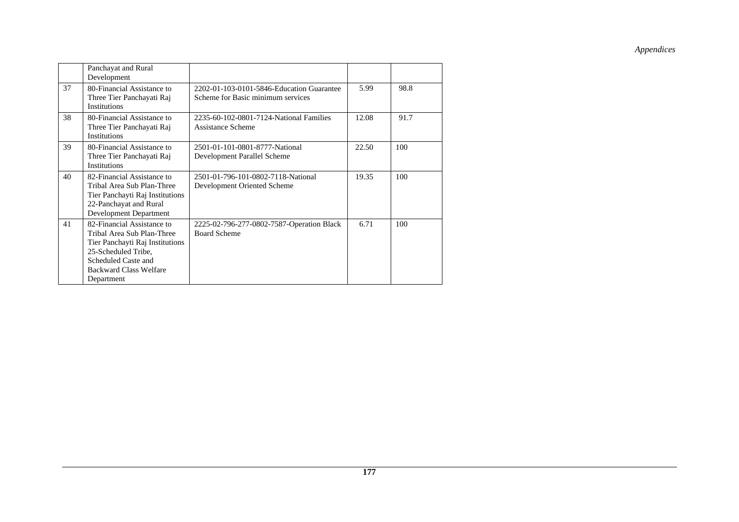| | | | | |
|---|---|---|---|---|
| | Panchayat and Rural Development | | | |
| 37 | 80-Financial Assistance to Three Tier Panchayati Raj Institutions | 2202-01-103-0101-5846-Education Guarantee Scheme for Basic minimum services | 5.99 | 98.8 |
| 38 | 80-Financial Assistance to Three Tier Panchayati Raj Institutions | 2235-60-102-0801-7124-National Families Assistance Scheme | 12.08 | 91.7 |
| 39 | 80-Financial Assistance to Three Tier Panchayati Raj Institutions | 2501-01-101-0801-8777-National Development Parallel Scheme | 22.50 | 100 |
| 40 | 82-Financial Assistance to Tribal Area Sub Plan-Three Tier Panchayti Raj Institutions 22-Panchayat and Rural Development Department | 2501-01-796-101-0802-7118-National Development Oriented Scheme | 19.35 | 100 |
| 41 | 82-Financial Assistance to Tribal Area Sub Plan-Three Tier Panchayti Raj Institutions 25-Scheduled Tribe, Scheduled Caste and Backward Class Welfare Department | 2225-02-796-277-0802-7587-Operation Black Board Scheme | 6.71 | 100 |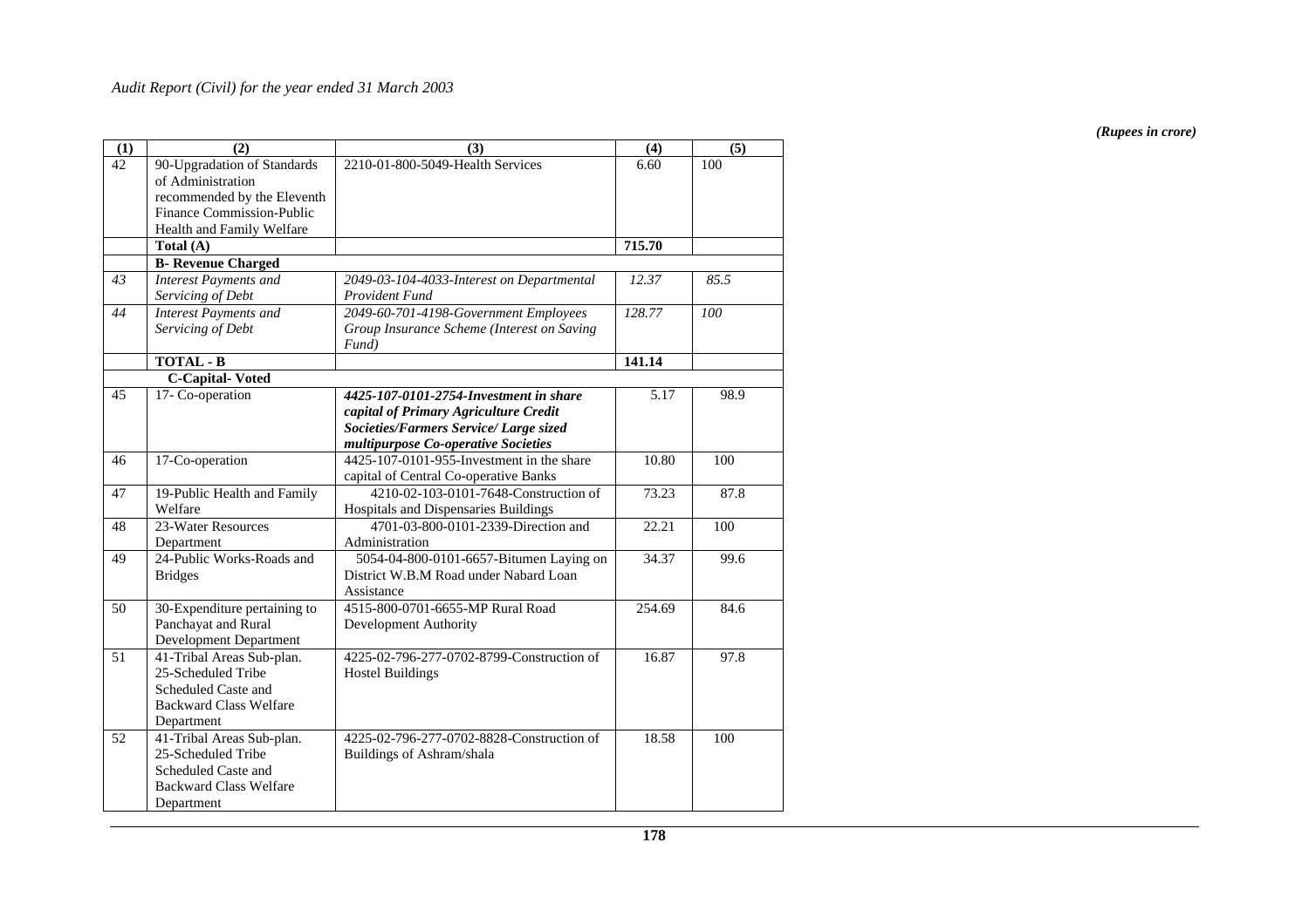*(Rupees in crore)*

| (1) | (2) | (3) | (4) | (5) |
|---|---|---|---|---|
| 42 | 90-Upgradation of Standards of Administration recommended by the Eleventh Finance Commission-Public Health and Family Welfare | 2210-01-800-5049-Health Services | 6.60 | 100 |
| | **Total (A)** | | **715.70** | |
| | **B- Revenue Charged** | | | |
| *43* | *Interest Payments and Servicing of Debt* | *2049-03-104-4033-Interest on Departmental Provident Fund* | *12.37* | *85.5* |
| *44* | *Interest Payments and Servicing of Debt* | *2049-60-701-4198-Government Employees Group Insurance Scheme (Interest on Saving Fund)* | *128.77* | *100* |
| | **TOTAL - B** | | **141.14** | |
| | **C-Capital- Voted** | | | |
| 45 | 17- Co-operation | ***4425-107-0101-2754-Investment in share capital of Primary Agriculture Credit Societies/Farmers Service/ Large sized multipurpose Co-operative Societies*** | 5.17 | 98.9 |
| 46 | 17-Co-operation | 4425-107-0101-955-Investment in the share capital of Central Co-operative Banks | 10.80 | 100 |
| 47 | 19-Public Health and Family Welfare | 4210-02-103-0101-7648-Construction of Hospitals and Dispensaries Buildings | 73.23 | 87.8 |
| 48 | 23-Water Resources Department | 4701-03-800-0101-2339-Direction and Administration | 22.21 | 100 |
| 49 | 24-Public Works-Roads and Bridges | 5054-04-800-0101-6657-Bitumen Laying on District W.B.M Road under Nabard Loan Assistance | 34.37 | 99.6 |
| 50 | 30-Expenditure pertaining to Panchayat and Rural Development Department | 4515-800-0701-6655-MP Rural Road Development Authority | 254.69 | 84.6 |
| 51 | 41-Tribal Areas Sub-plan. 25-Scheduled Tribe Scheduled Caste and Backward Class Welfare Department | 4225-02-796-277-0702-8799-Construction of Hostel Buildings | 16.87 | 97.8 |
| 52 | 41-Tribal Areas Sub-plan. 25-Scheduled Tribe Scheduled Caste and Backward Class Welfare Department | 4225-02-796-277-0702-8828-Construction of Buildings of Ashram/shala | 18.58 | 100 |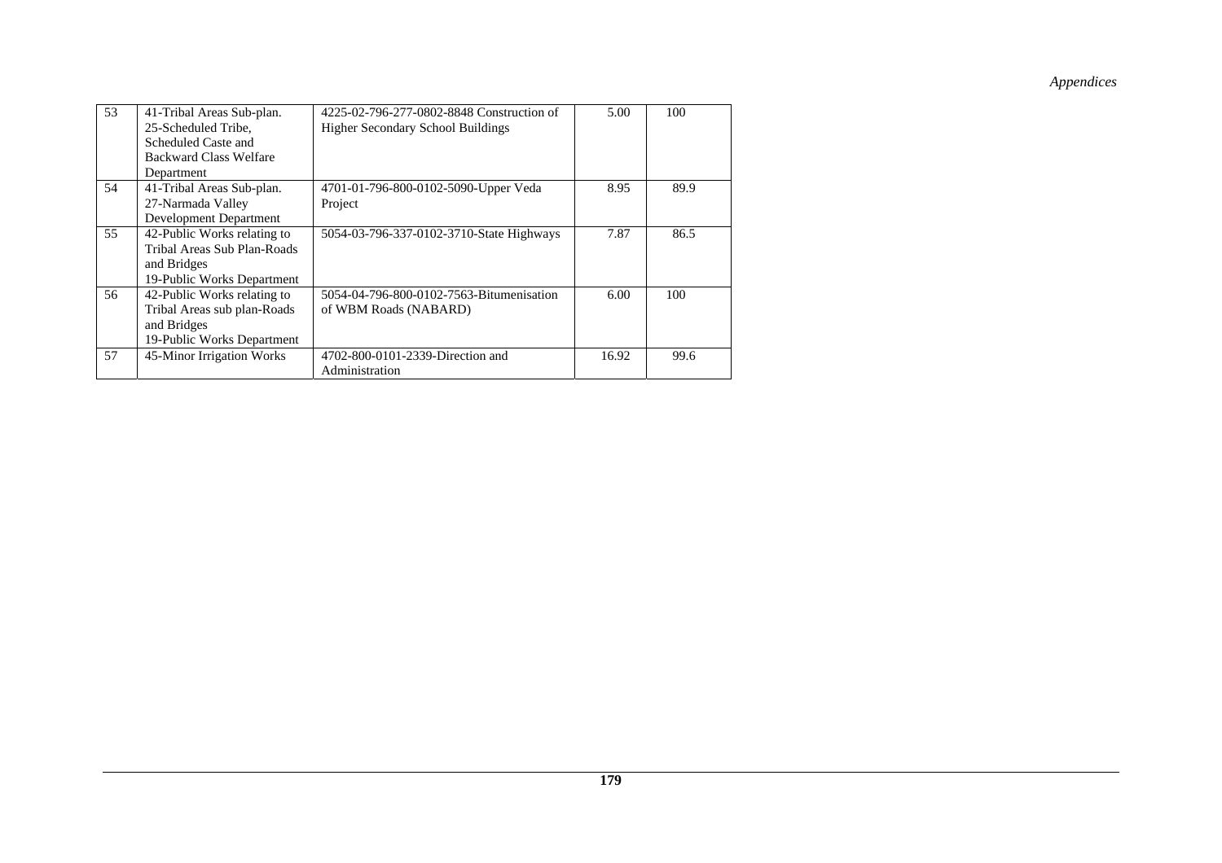| 53 | 41-Tribal Areas Sub-plan. 25-Scheduled Tribe, Scheduled Caste and Backward Class Welfare Department | 4225-02-796-277-0802-8848 Construction of Higher Secondary School Buildings | 5.00 | 100 |
|---|---|---|---|---|
| 54 | 41-Tribal Areas Sub-plan. 27-Narmada Valley Development Department | 4701-01-796-800-0102-5090-Upper Veda Project | 8.95 | 89.9 |
| 55 | 42-Public Works relating to Tribal Areas Sub Plan-Roads and Bridges 19-Public Works Department | 5054-03-796-337-0102-3710-State Highways | 7.87 | 86.5 |
| 56 | 42-Public Works relating to Tribal Areas sub plan-Roads and Bridges 19-Public Works Department | 5054-04-796-800-0102-7563-Bitumenisation of WBM Roads (NABARD) | 6.00 | 100 |
| 57 | 45-Minor Irrigation Works | 4702-800-0101-2339-Direction and Administration | 16.92 | 99.6 |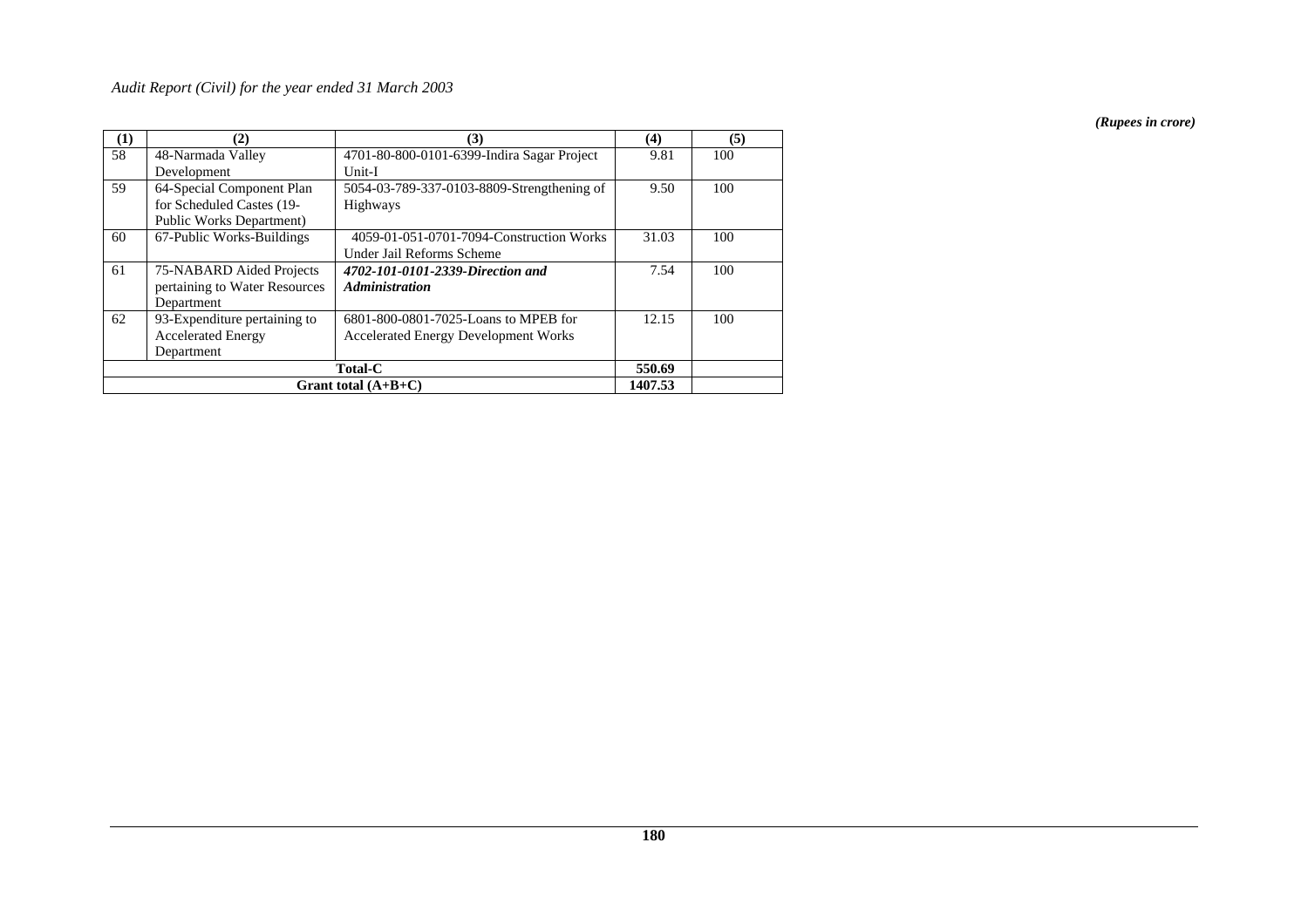*(Rupees in crore)*

| (1) | (2) | (3) | (4) | (5) |
|---|---|---|---|---|
| 58 | 48-Narmada Valley Development | 4701-80-800-0101-6399-Indira Sagar Project Unit-I | 9.81 | 100 |
| 59 | 64-Special Component Plan for Scheduled Castes (19-Public Works Department) | 5054-03-789-337-0103-8809-Strengthening of Highways | 9.50 | 100 |
| 60 | 67-Public Works-Buildings | 4059-01-051-0701-7094-Construction Works Under Jail Reforms Scheme | 31.03 | 100 |
| 61 | 75-NABARD Aided Projects pertaining to Water Resources Department | ***4702-101-0101-2339-Direction and Administration*** | 7.54 | 100 |
| 62 | 93-Expenditure pertaining to Accelerated Energy Department | 6801-800-0801-7025-Loans to MPEB for Accelerated Energy Development Works | 12.15 | 100 |
| **Total-C** | | | **550.69** | |
| **Grant total (A+B+C)** | | | **1407.53** | |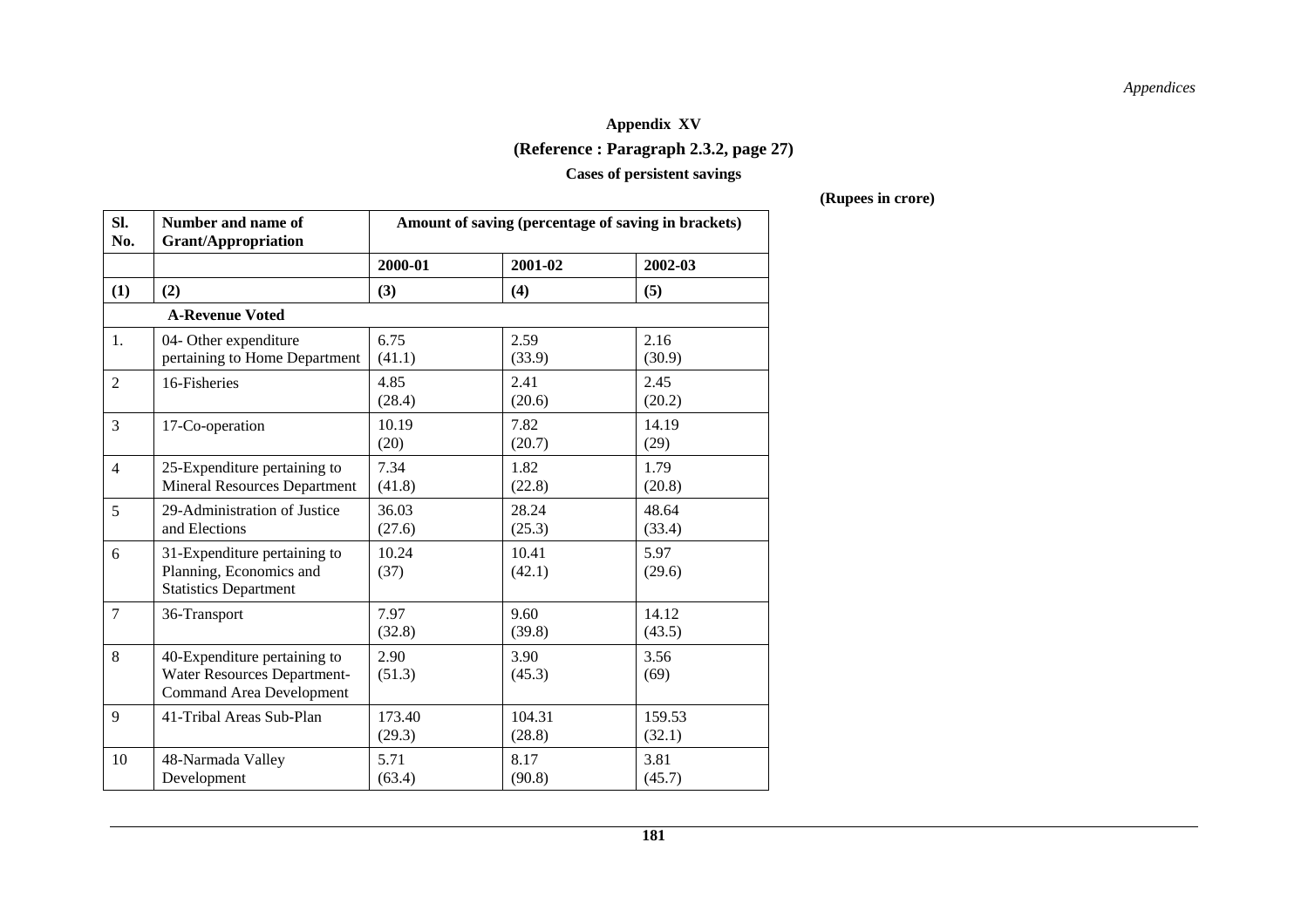**Appendix XV**

**(Reference : Paragraph 2.3.2, page 27)**

**Cases of persistent savings**

**(Rupees in crore)**

| Sl. No. | Number and name of Grant/Appropriation | Amount of saving (percentage of saving in brackets) | | |
|---|---|---|---|---|
| | | 2000-01 | 2001-02 | 2002-03 |
| (1) | (2) | (3) | (4) | (5) |
| | **A-Revenue Voted** | | | |
| 1. | 04- Other expenditure pertaining to Home Department | 6.75 (41.1) | 2.59 (33.9) | 2.16 (30.9) |
| 2 | 16-Fisheries | 4.85 (28.4) | 2.41 (20.6) | 2.45 (20.2) |
| 3 | 17-Co-operation | 10.19 (20) | 7.82 (20.7) | 14.19 (29) |
| 4 | 25-Expenditure pertaining to Mineral Resources Department | 7.34 (41.8) | 1.82 (22.8) | 1.79 (20.8) |
| 5 | 29-Administration of Justice and Elections | 36.03 (27.6) | 28.24 (25.3) | 48.64 (33.4) |
| 6 | 31-Expenditure pertaining to Planning, Economics and Statistics Department | 10.24 (37) | 10.41 (42.1) | 5.97 (29.6) |
| 7 | 36-Transport | 7.97 (32.8) | 9.60 (39.8) | 14.12 (43.5) |
| 8 | 40-Expenditure pertaining to Water Resources Department-Command Area Development | 2.90 (51.3) | 3.90 (45.3) | 3.56 (69) |
| 9 | 41-Tribal Areas Sub-Plan | 173.40 (29.3) | 104.31 (28.8) | 159.53 (32.1) |
| 10 | 48-Narmada Valley Development | 5.71 (63.4) | 8.17 (90.8) | 3.81 (45.7) |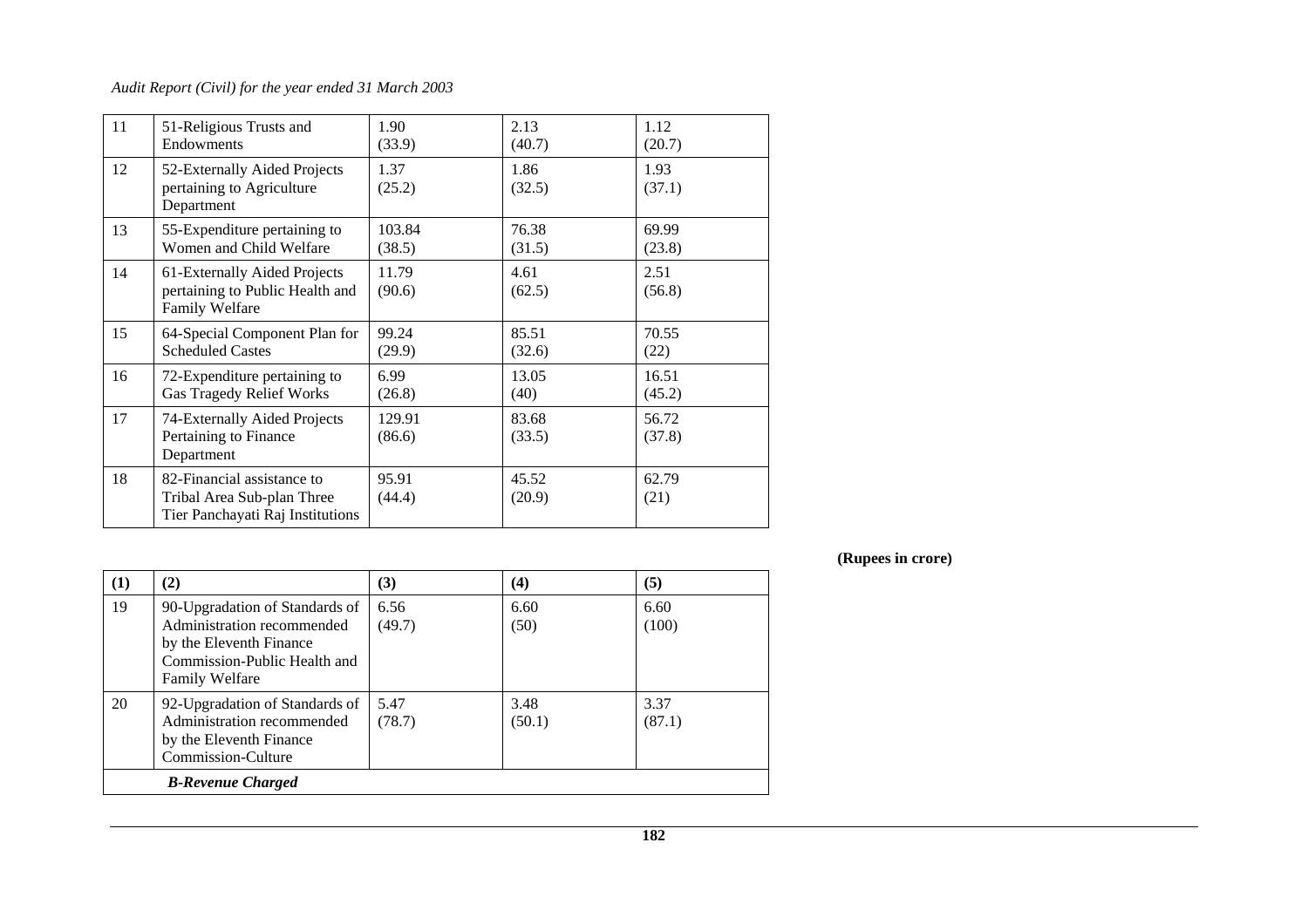| 11 | 51-Religious Trusts and Endowments | 1.90 (33.9) | 2.13 (40.7) | 1.12 (20.7) |
|---|---|---|---|---|
| 12 | 52-Externally Aided Projects pertaining to Agriculture Department | 1.37 (25.2) | 1.86 (32.5) | 1.93 (37.1) |
| 13 | 55-Expenditure pertaining to Women and Child Welfare | 103.84 (38.5) | 76.38 (31.5) | 69.99 (23.8) |
| 14 | 61-Externally Aided Projects pertaining to Public Health and Family Welfare | 11.79 (90.6) | 4.61 (62.5) | 2.51 (56.8) |
| 15 | 64-Special Component Plan for Scheduled Castes | 99.24 (29.9) | 85.51 (32.6) | 70.55 (22) |
| 16 | 72-Expenditure pertaining to Gas Tragedy Relief Works | 6.99 (26.8) | 13.05 (40) | 16.51 (45.2) |
| 17 | 74-Externally Aided Projects Pertaining to Finance Department | 129.91 (86.6) | 83.68 (33.5) | 56.72 (37.8) |
| 18 | 82-Financial assistance to Tribal Area Sub-plan Three Tier Panchayati Raj Institutions | 95.91 (44.4) | 45.52 (20.9) | 62.79 (21) |

**(Rupees in crore)**

| (1) | (2) | (3) | (4) | (5) |
|---|---|---|---|---|
| 19 | 90-Upgradation of Standards of Administration recommended by the Eleventh Finance Commission-Public Health and Family Welfare | 6.56 (49.7) | 6.60 (50) | 6.60 (100) |
| 20 | 92-Upgradation of Standards of Administration recommended by the Eleventh Finance Commission-Culture | 5.47 (78.7) | 3.48 (50.1) | 3.37 (87.1) |
| | ***B-Revenue Charged*** | | | |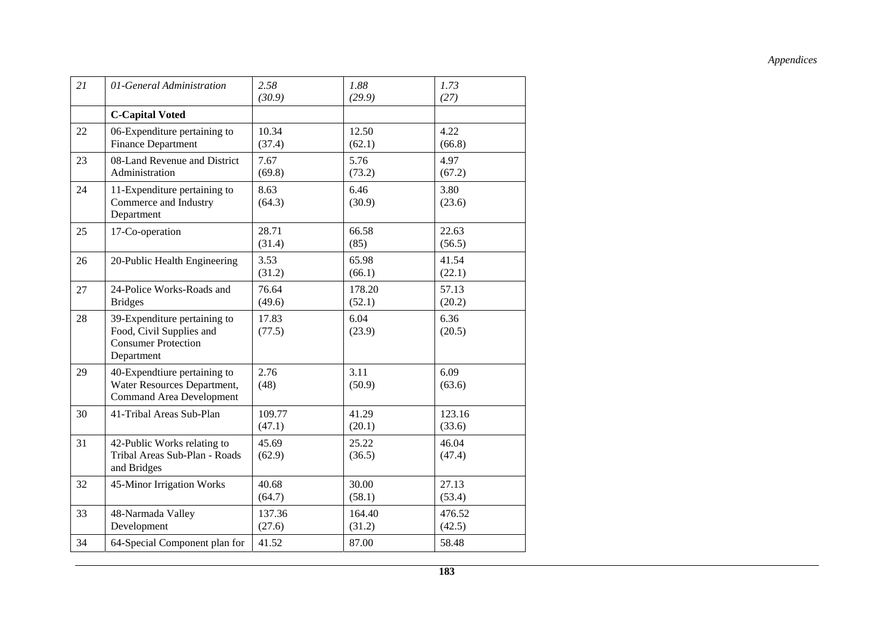| | | | | |
|---|---|---|---|---|
| *21* | *01-General Administration* | *2.58 (30.9)* | *1.88 (29.9)* | *1.73 (27)* |
| | **C-Capital Voted** | | | |
| 22 | 06-Expenditure pertaining to Finance Department | 10.34 (37.4) | 12.50 (62.1) | 4.22 (66.8) |
| 23 | 08-Land Revenue and District Administration | 7.67 (69.8) | 5.76 (73.2) | 4.97 (67.2) |
| 24 | 11-Expenditure pertaining to Commerce and Industry Department | 8.63 (64.3) | 6.46 (30.9) | 3.80 (23.6) |
| 25 | 17-Co-operation | 28.71 (31.4) | 66.58 (85) | 22.63 (56.5) |
| 26 | 20-Public Health Engineering | 3.53 (31.2) | 65.98 (66.1) | 41.54 (22.1) |
| 27 | 24-Police Works-Roads and Bridges | 76.64 (49.6) | 178.20 (52.1) | 57.13 (20.2) |
| 28 | 39-Expenditure pertaining to Food, Civil Supplies and Consumer Protection Department | 17.83 (77.5) | 6.04 (23.9) | 6.36 (20.5) |
| 29 | 40-Expendtiure pertaining to Water Resources Department, Command Area Development | 2.76 (48) | 3.11 (50.9) | 6.09 (63.6) |
| 30 | 41-Tribal Areas Sub-Plan | 109.77 (47.1) | 41.29 (20.1) | 123.16 (33.6) |
| 31 | 42-Public Works relating to Tribal Areas Sub-Plan - Roads and Bridges | 45.69 (62.9) | 25.22 (36.5) | 46.04 (47.4) |
| 32 | 45-Minor Irrigation Works | 40.68 (64.7) | 30.00 (58.1) | 27.13 (53.4) |
| 33 | 48-Narmada Valley Development | 137.36 (27.6) | 164.40 (31.2) | 476.52 (42.5) |
| 34 | 64-Special Component plan for | 41.52 | 87.00 | 58.48 |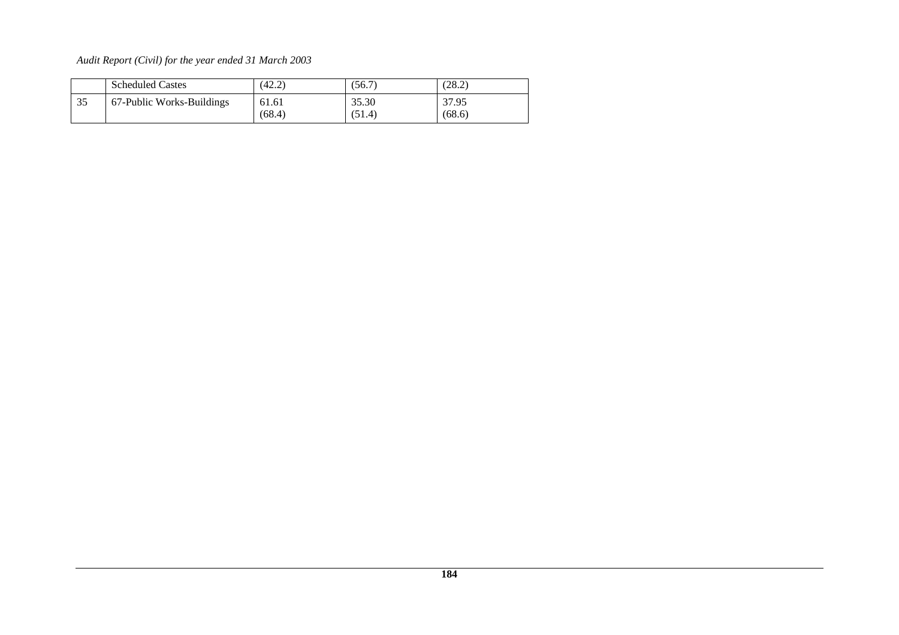|    |                           |        |        |        |
|----|---------------------------|--------|--------|--------|
|    | Scheduled Castes          | (42.2) | (56.7) | (28.2) |
| 35 | 67-Public Works-Buildings | 61.61<br>(68.4) | 35.30<br>(51.4) | 37.95<br>(68.6) |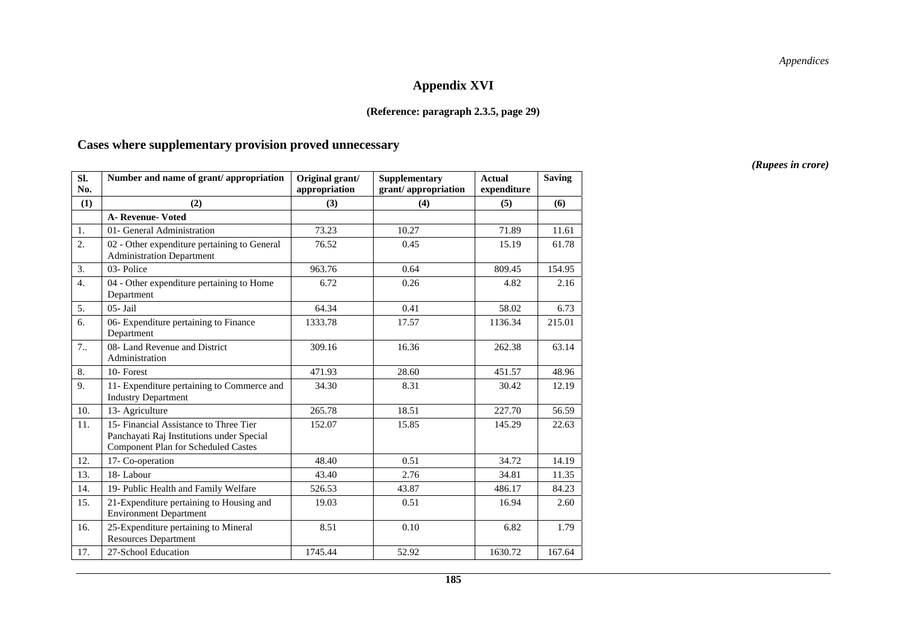# Appendix XVI

**(Reference: paragraph 2.3.5, page 29)**

## Cases where supplementary provision proved unnecessary

*(Rupees in crore)*

| Sl. No. | Number and name of grant/ appropriation | Original grant/ appropriation | Supplementary grant/ appropriation | Actual expenditure | Saving |
|---|---|---|---|---|---|
| (1) | (2) | (3) | (4) | (5) | (6) |
| | **A- Revenue- Voted** | | | | |
| 1. | 01- General Administration | 73.23 | 10.27 | 71.89 | 11.61 |
| 2. | 02 - Other expenditure pertaining to General Administration Department | 76.52 | 0.45 | 15.19 | 61.78 |
| 3. | 03- Police | 963.76 | 0.64 | 809.45 | 154.95 |
| 4. | 04 - Other expenditure pertaining to Home Department | 6.72 | 0.26 | 4.82 | 2.16 |
| 5. | 05- Jail | 64.34 | 0.41 | 58.02 | 6.73 |
| 6. | 06- Expenditure pertaining to Finance Department | 1333.78 | 17.57 | 1136.34 | 215.01 |
| 7.. | 08- Land Revenue and District Administration | 309.16 | 16.36 | 262.38 | 63.14 |
| 8. | 10- Forest | 471.93 | 28.60 | 451.57 | 48.96 |
| 9. | 11- Expenditure pertaining to Commerce and Industry Department | 34.30 | 8.31 | 30.42 | 12.19 |
| 10. | 13- Agriculture | 265.78 | 18.51 | 227.70 | 56.59 |
| 11. | 15- Financial Assistance to Three Tier Panchayati Raj Institutions under Special Component Plan for Scheduled Castes | 152.07 | 15.85 | 145.29 | 22.63 |
| 12. | 17- Co-operation | 48.40 | 0.51 | 34.72 | 14.19 |
| 13. | 18- Labour | 43.40 | 2.76 | 34.81 | 11.35 |
| 14. | 19- Public Health and Family Welfare | 526.53 | 43.87 | 486.17 | 84.23 |
| 15. | 21-Expenditure pertaining to Housing and Environment Department | 19.03 | 0.51 | 16.94 | 2.60 |
| 16. | 25-Expenditure pertaining to Mineral Resources Department | 8.51 | 0.10 | 6.82 | 1.79 |
| 17. | 27-School Education | 1745.44 | 52.92 | 1630.72 | 167.64 |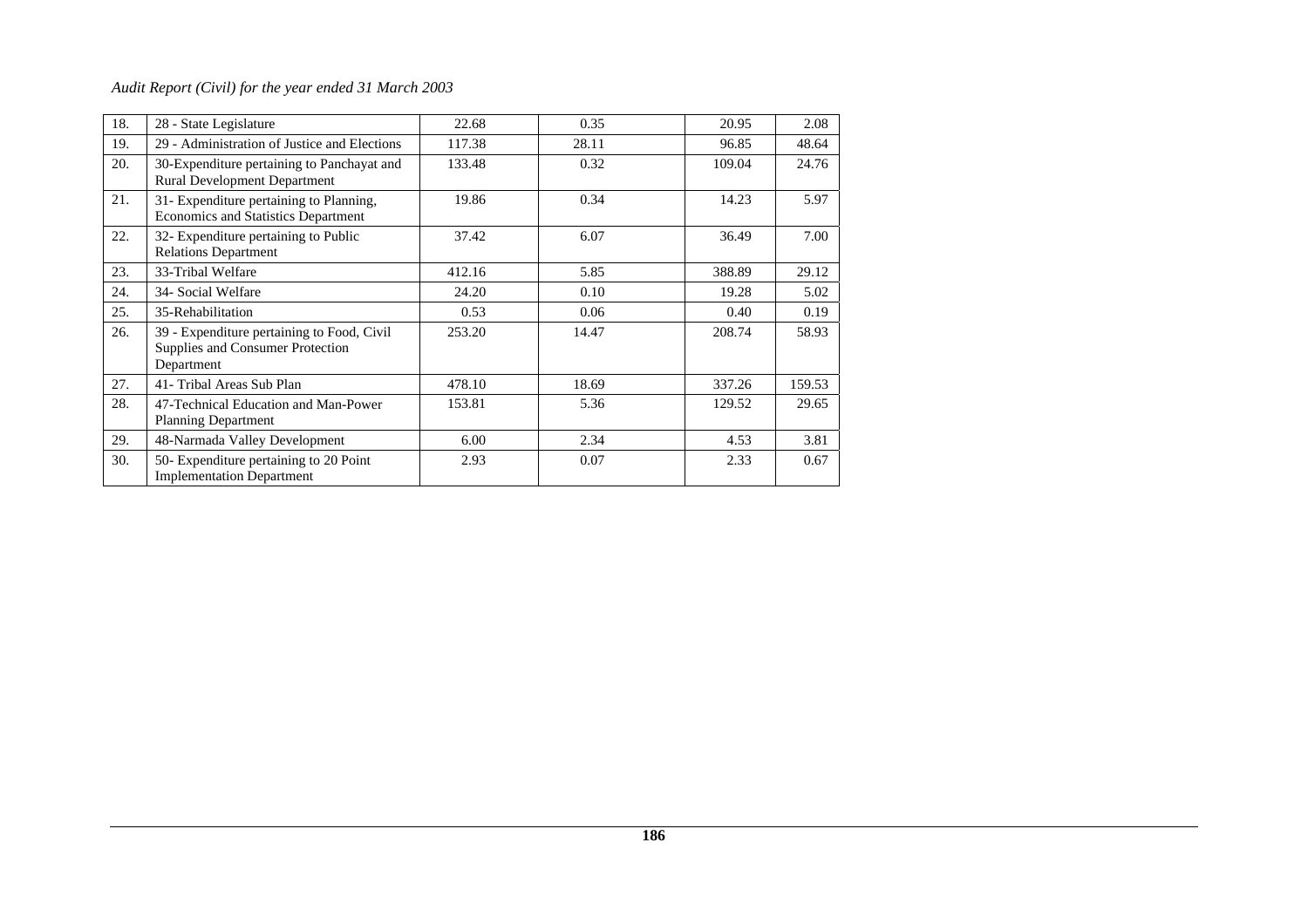| | | | | | |
|---|---|---|---|---|---|
| 18. | 28 - State Legislature | 22.68 | 0.35 | 20.95 | 2.08 |
| 19. | 29 - Administration of Justice and Elections | 117.38 | 28.11 | 96.85 | 48.64 |
| 20. | 30-Expenditure pertaining to Panchayat and Rural Development Department | 133.48 | 0.32 | 109.04 | 24.76 |
| 21. | 31- Expenditure pertaining to Planning, Economics and Statistics Department | 19.86 | 0.34 | 14.23 | 5.97 |
| 22. | 32- Expenditure pertaining to Public Relations Department | 37.42 | 6.07 | 36.49 | 7.00 |
| 23. | 33-Tribal Welfare | 412.16 | 5.85 | 388.89 | 29.12 |
| 24. | 34- Social Welfare | 24.20 | 0.10 | 19.28 | 5.02 |
| 25. | 35-Rehabilitation | 0.53 | 0.06 | 0.40 | 0.19 |
| 26. | 39 - Expenditure pertaining to Food, Civil Supplies and Consumer Protection Department | 253.20 | 14.47 | 208.74 | 58.93 |
| 27. | 41- Tribal Areas Sub Plan | 478.10 | 18.69 | 337.26 | 159.53 |
| 28. | 47-Technical Education and Man-Power Planning Department | 153.81 | 5.36 | 129.52 | 29.65 |
| 29. | 48-Narmada Valley Development | 6.00 | 2.34 | 4.53 | 3.81 |
| 30. | 50- Expenditure pertaining to 20 Point Implementation Department | 2.93 | 0.07 | 2.33 | 0.67 |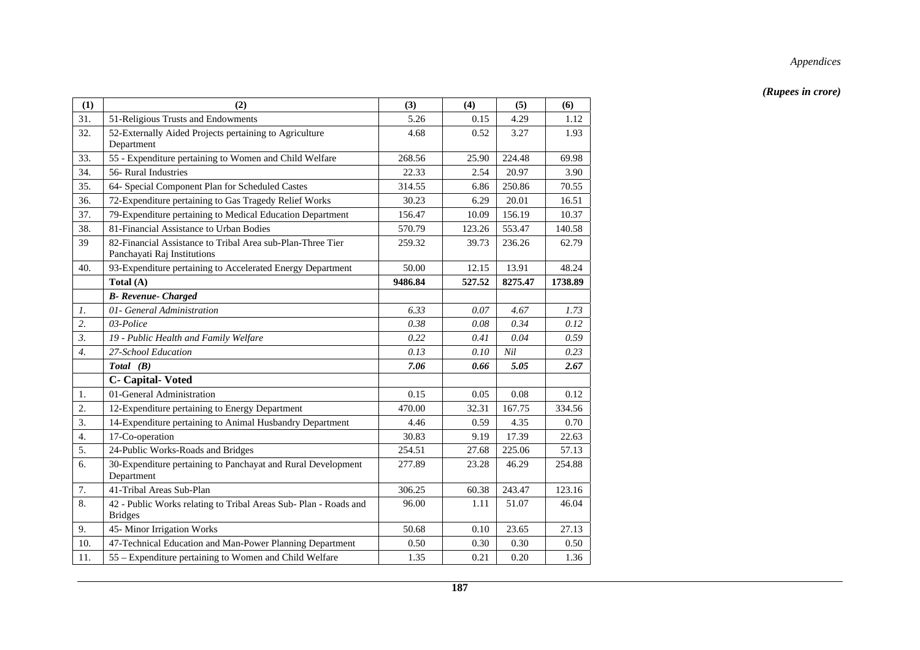*(Rupees in crore)*

| (1) | (2) | (3) | (4) | (5) | (6) |
|---|---|---|---|---|---|
| 31. | 51-Religious Trusts and Endowments | 5.26 | 0.15 | 4.29 | 1.12 |
| 32. | 52-Externally Aided Projects pertaining to Agriculture Department | 4.68 | 0.52 | 3.27 | 1.93 |
| 33. | 55 - Expenditure pertaining to Women and Child Welfare | 268.56 | 25.90 | 224.48 | 69.98 |
| 34. | 56- Rural Industries | 22.33 | 2.54 | 20.97 | 3.90 |
| 35. | 64- Special Component Plan for Scheduled Castes | 314.55 | 6.86 | 250.86 | 70.55 |
| 36. | 72-Expenditure pertaining to Gas Tragedy Relief Works | 30.23 | 6.29 | 20.01 | 16.51 |
| 37. | 79-Expenditure pertaining to Medical Education Department | 156.47 | 10.09 | 156.19 | 10.37 |
| 38. | 81-Financial Assistance to Urban Bodies | 570.79 | 123.26 | 553.47 | 140.58 |
| 39 | 82-Financial Assistance to Tribal Area sub-Plan-Three Tier Panchayati Raj Institutions | 259.32 | 39.73 | 236.26 | 62.79 |
| 40. | 93-Expenditure pertaining to Accelerated Energy Department | 50.00 | 12.15 | 13.91 | 48.24 |
| | **Total (A)** | **9486.84** | **527.52** | **8275.47** | **1738.89** |
| | ***B- Revenue- Charged*** | | | | |
| *1.* | *01- General Administration* | *6.33* | *0.07* | *4.67* | *1.73* |
| *2.* | *03-Police* | *0.38* | *0.08* | *0.34* | *0.12* |
| *3.* | *19 - Public Health and Family Welfare* | *0.22* | *0.41* | *0.04* | *0.59* |
| *4.* | *27-School Education* | *0.13* | *0.10* | *Nil* | *0.23* |
| | ***Total (B)*** | ***7.06*** | ***0.66*** | ***5.05*** | ***2.67*** |
| | **C- Capital- Voted** | | | | |
| 1. | 01-General Administration | 0.15 | 0.05 | 0.08 | 0.12 |
| 2. | 12-Expenditure pertaining to Energy Department | 470.00 | 32.31 | 167.75 | 334.56 |
| 3. | 14-Expenditure pertaining to Animal Husbandry Department | 4.46 | 0.59 | 4.35 | 0.70 |
| 4. | 17-Co-operation | 30.83 | 9.19 | 17.39 | 22.63 |
| 5. | 24-Public Works-Roads and Bridges | 254.51 | 27.68 | 225.06 | 57.13 |
| 6. | 30-Expenditure pertaining to Panchayat and Rural Development Department | 277.89 | 23.28 | 46.29 | 254.88 |
| 7. | 41-Tribal Areas Sub-Plan | 306.25 | 60.38 | 243.47 | 123.16 |
| 8. | 42 - Public Works relating to Tribal Areas Sub- Plan - Roads and Bridges | 96.00 | 1.11 | 51.07 | 46.04 |
| 9. | 45- Minor Irrigation Works | 50.68 | 0.10 | 23.65 | 27.13 |
| 10. | 47-Technical Education and Man-Power Planning Department | 0.50 | 0.30 | 0.30 | 0.50 |
| 11. | 55 – Expenditure pertaining to Women and Child Welfare | 1.35 | 0.21 | 0.20 | 1.36 |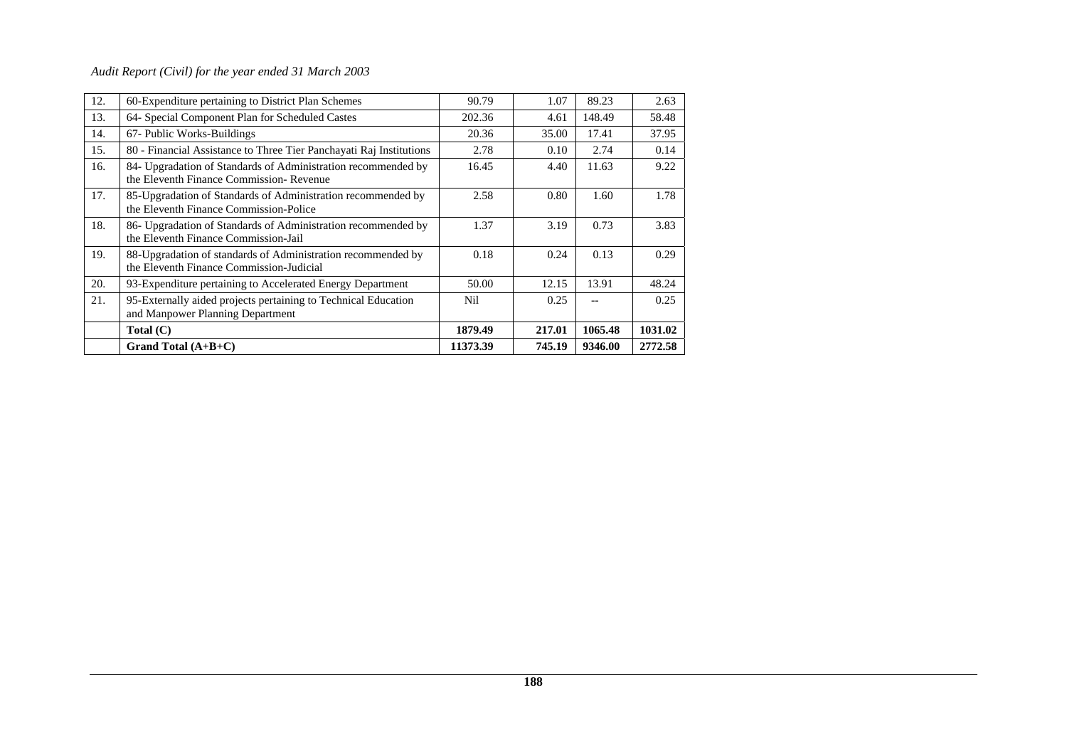| 12. | 60-Expenditure pertaining to District Plan Schemes | 90.79 | 1.07 | 89.23 | 2.63 |
|---|---|---|---|---|---|
| 13. | 64- Special Component Plan for Scheduled Castes | 202.36 | 4.61 | 148.49 | 58.48 |
| 14. | 67- Public Works-Buildings | 20.36 | 35.00 | 17.41 | 37.95 |
| 15. | 80 - Financial Assistance to Three Tier Panchayati Raj Institutions | 2.78 | 0.10 | 2.74 | 0.14 |
| 16. | 84- Upgradation of Standards of Administration recommended by the Eleventh Finance Commission- Revenue | 16.45 | 4.40 | 11.63 | 9.22 |
| 17. | 85-Upgradation of Standards of Administration recommended by the Eleventh Finance Commission-Police | 2.58 | 0.80 | 1.60 | 1.78 |
| 18. | 86- Upgradation of Standards of Administration recommended by the Eleventh Finance Commission-Jail | 1.37 | 3.19 | 0.73 | 3.83 |
| 19. | 88-Upgradation of standards of Administration recommended by the Eleventh Finance Commission-Judicial | 0.18 | 0.24 | 0.13 | 0.29 |
| 20. | 93-Expenditure pertaining to Accelerated Energy Department | 50.00 | 12.15 | 13.91 | 48.24 |
| 21. | 95-Externally aided projects pertaining to Technical Education and Manpower Planning Department | Nil | 0.25 | -- | 0.25 |
| | **Total (C)** | **1879.49** | **217.01** | **1065.48** | **1031.02** |
| | **Grand Total (A+B+C)** | **11373.39** | **745.19** | **9346.00** | **2772.58** |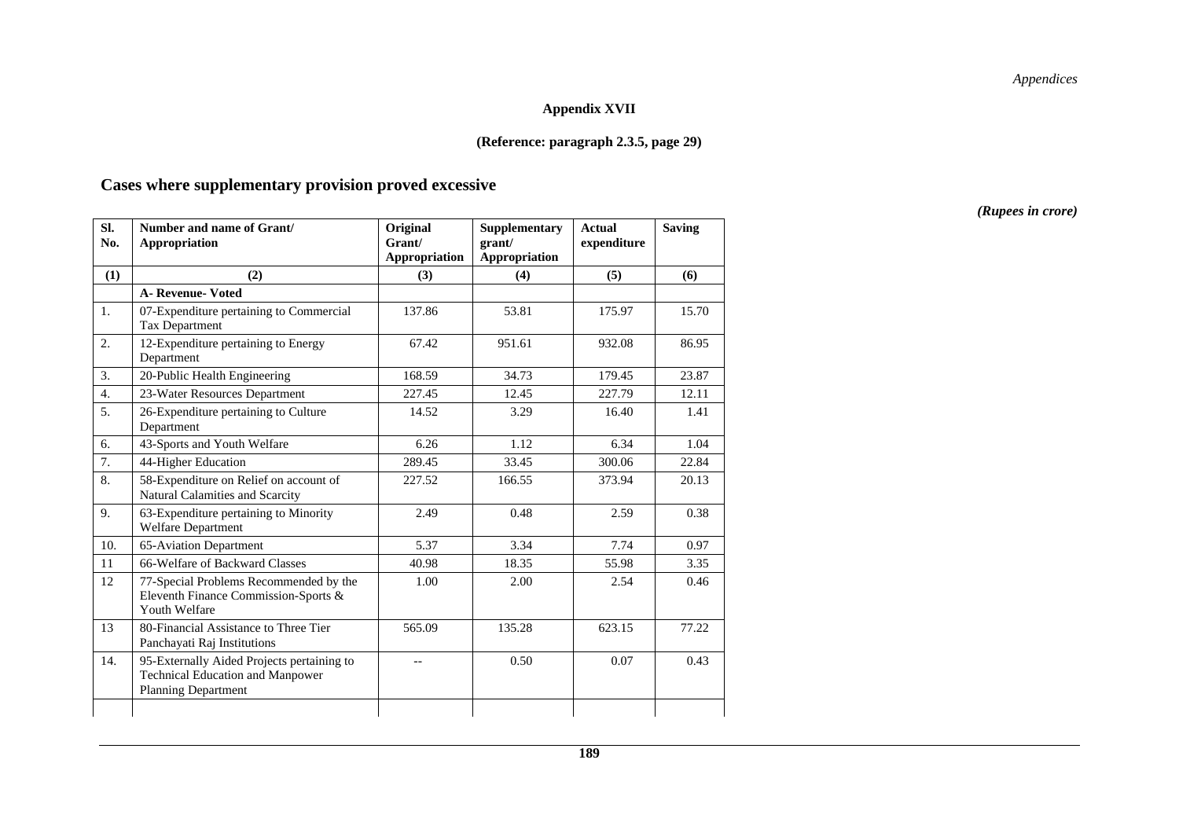**Appendix XVII**

**(Reference: paragraph 2.3.5, page 29)**

## Cases where supplementary provision proved excessive

*(Rupees in crore)*

| Sl. No. | Number and name of Grant/ Appropriation | Original Grant/ Appropriation | Supplementary grant/ Appropriation | Actual expenditure | Saving |
|---|---|---|---|---|---|
| (1) | (2) | (3) | (4) | (5) | (6) |
| | **A- Revenue- Voted** | | | | |
| 1. | 07-Expenditure pertaining to Commercial Tax Department | 137.86 | 53.81 | 175.97 | 15.70 |
| 2. | 12-Expenditure pertaining to Energy Department | 67.42 | 951.61 | 932.08 | 86.95 |
| 3. | 20-Public Health Engineering | 168.59 | 34.73 | 179.45 | 23.87 |
| 4. | 23-Water Resources Department | 227.45 | 12.45 | 227.79 | 12.11 |
| 5. | 26-Expenditure pertaining to Culture Department | 14.52 | 3.29 | 16.40 | 1.41 |
| 6. | 43-Sports and Youth Welfare | 6.26 | 1.12 | 6.34 | 1.04 |
| 7. | 44-Higher Education | 289.45 | 33.45 | 300.06 | 22.84 |
| 8. | 58-Expenditure on Relief on account of Natural Calamities and Scarcity | 227.52 | 166.55 | 373.94 | 20.13 |
| 9. | 63-Expenditure pertaining to Minority Welfare Department | 2.49 | 0.48 | 2.59 | 0.38 |
| 10. | 65-Aviation Department | 5.37 | 3.34 | 7.74 | 0.97 |
| 11 | 66-Welfare of Backward Classes | 40.98 | 18.35 | 55.98 | 3.35 |
| 12 | 77-Special Problems Recommended by the Eleventh Finance Commission-Sports & Youth Welfare | 1.00 | 2.00 | 2.54 | 0.46 |
| 13 | 80-Financial Assistance to Three Tier Panchayati Raj Institutions | 565.09 | 135.28 | 623.15 | 77.22 |
| 14. | 95-Externally Aided Projects pertaining to Technical Education and Manpower Planning Department | -- | 0.50 | 0.07 | 0.43 |
| | | | | | |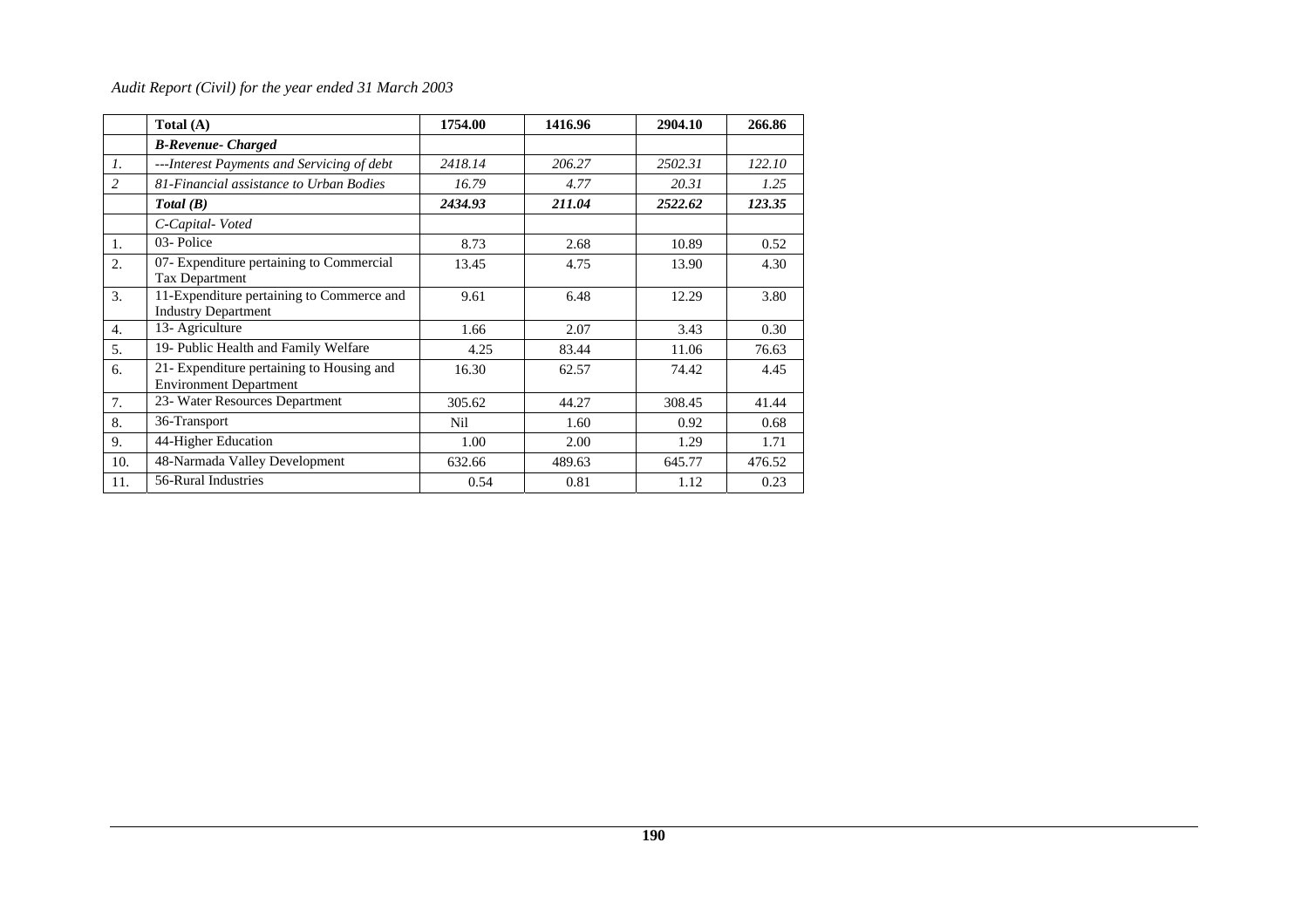| | Total (A) | 1754.00 | 1416.96 | 2904.10 | 266.86 |
|---|---|---|---|---|---|
| | ***B-Revenue- Charged*** | | | | |
| *1.* | *---Interest Payments and Servicing of debt* | *2418.14* | *206.27* | *2502.31* | *122.10* |
| *2* | *81-Financial assistance to Urban Bodies* | *16.79* | *4.77* | *20.31* | *1.25* |
| | ***Total (B)*** | ***2434.93*** | ***211.04*** | ***2522.62*** | ***123.35*** |
| | *C-Capital- Voted* | | | | |
| 1. | 03- Police | 8.73 | 2.68 | 10.89 | 0.52 |
| 2. | 07- Expenditure pertaining to Commercial Tax Department | 13.45 | 4.75 | 13.90 | 4.30 |
| 3. | 11-Expenditure pertaining to Commerce and Industry Department | 9.61 | 6.48 | 12.29 | 3.80 |
| 4. | 13- Agriculture | 1.66 | 2.07 | 3.43 | 0.30 |
| 5. | 19- Public Health and Family Welfare | 4.25 | 83.44 | 11.06 | 76.63 |
| 6. | 21- Expenditure pertaining to Housing and Environment Department | 16.30 | 62.57 | 74.42 | 4.45 |
| 7. | 23- Water Resources Department | 305.62 | 44.27 | 308.45 | 41.44 |
| 8. | 36-Transport | Nil | 1.60 | 0.92 | 0.68 |
| 9. | 44-Higher Education | 1.00 | 2.00 | 1.29 | 1.71 |
| 10. | 48-Narmada Valley Development | 632.66 | 489.63 | 645.77 | 476.52 |
| 11. | 56-Rural Industries | 0.54 | 0.81 | 1.12 | 0.23 |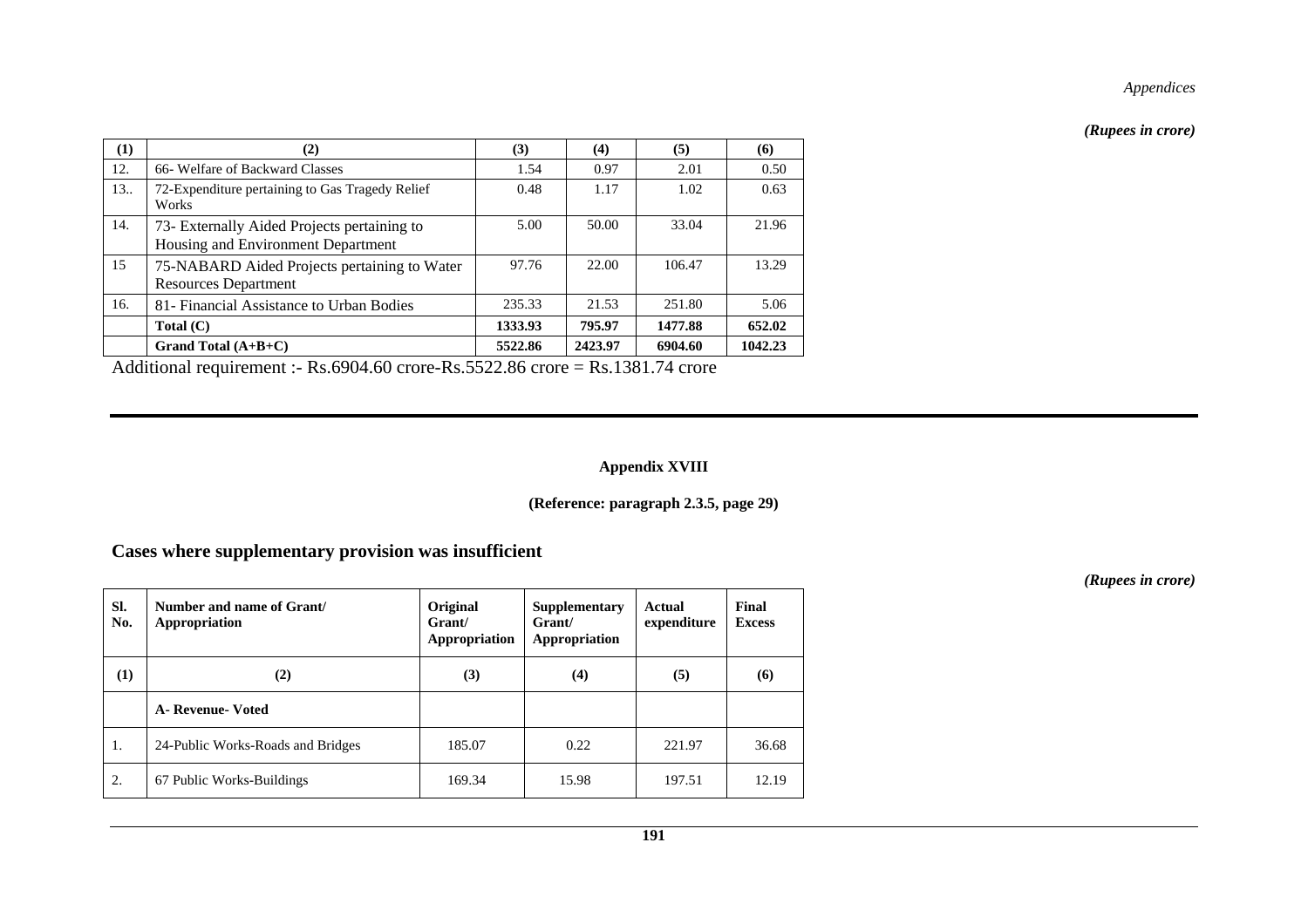*(Rupees in crore)*

| (1) | (2) | (3) | (4) | (5) | (6) |
|---|---|---|---|---|---|
| 12. | 66- Welfare of Backward Classes | 1.54 | 0.97 | 2.01 | 0.50 |
| 13.. | 72-Expenditure pertaining to Gas Tragedy Relief Works | 0.48 | 1.17 | 1.02 | 0.63 |
| 14. | 73- Externally Aided Projects pertaining to Housing and Environment Department | 5.00 | 50.00 | 33.04 | 21.96 |
| 15 | 75-NABARD Aided Projects pertaining to Water Resources Department | 97.76 | 22.00 | 106.47 | 13.29 |
| 16. | 81- Financial Assistance to Urban Bodies | 235.33 | 21.53 | 251.80 | 5.06 |
| | **Total (C)** | **1333.93** | **795.97** | **1477.88** | **652.02** |
| | **Grand Total (A+B+C)** | **5522.86** | **2423.97** | **6904.60** | **1042.23** |

Additional requirement :- Rs.6904.60 crore-Rs.5522.86 crore = Rs.1381.74 crore

---

**Appendix XVIII**

**(Reference: paragraph 2.3.5, page 29)**

## Cases where supplementary provision was insufficient

*(Rupees in crore)*

| Sl. No. | Number and name of Grant/ Appropriation | Original Grant/ Appropriation | Supplementary Grant/ Appropriation | Actual expenditure | Final Excess |
|---|---|---|---|---|---|
| (1) | (2) | (3) | (4) | (5) | (6) |
| | **A- Revenue- Voted** | | | | |
| 1. | 24-Public Works-Roads and Bridges | 185.07 | 0.22 | 221.97 | 36.68 |
| 2. | 67 Public Works-Buildings | 169.34 | 15.98 | 197.51 | 12.19 |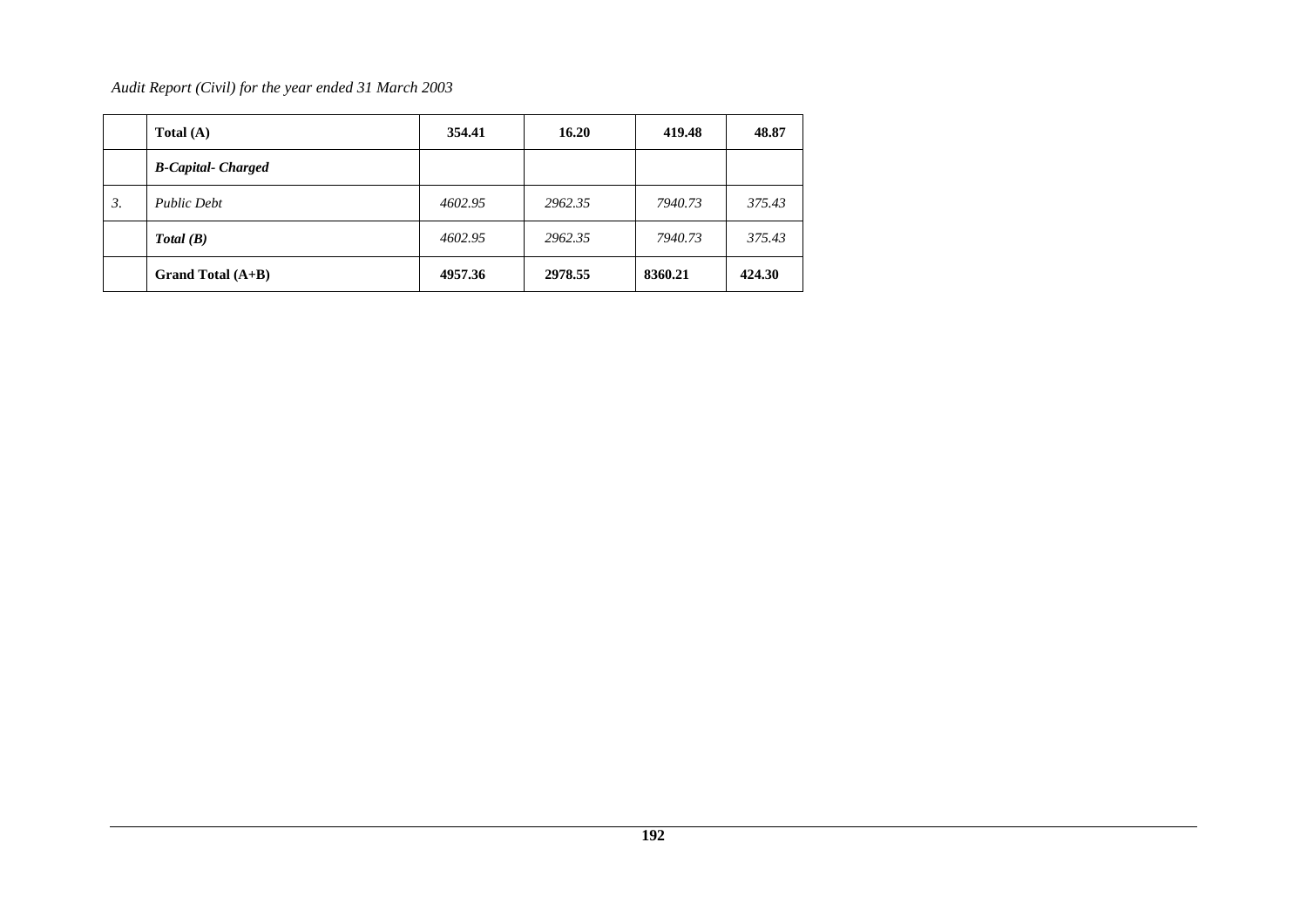| | **Total (A)** | **354.41** | **16.20** | **419.48** | **48.87** |
|---|---|---|---|---|---|
| | ***B-Capital- Charged*** | | | | |
| *3.* | *Public Debt* | *4602.95* | *2962.35* | *7940.73* | *375.43* |
| | ***Total (B)*** | *4602.95* | *2962.35* | *7940.73* | *375.43* |
| | **Grand Total (A+B)** | **4957.36** | **2978.55** | **8360.21** | **424.30** |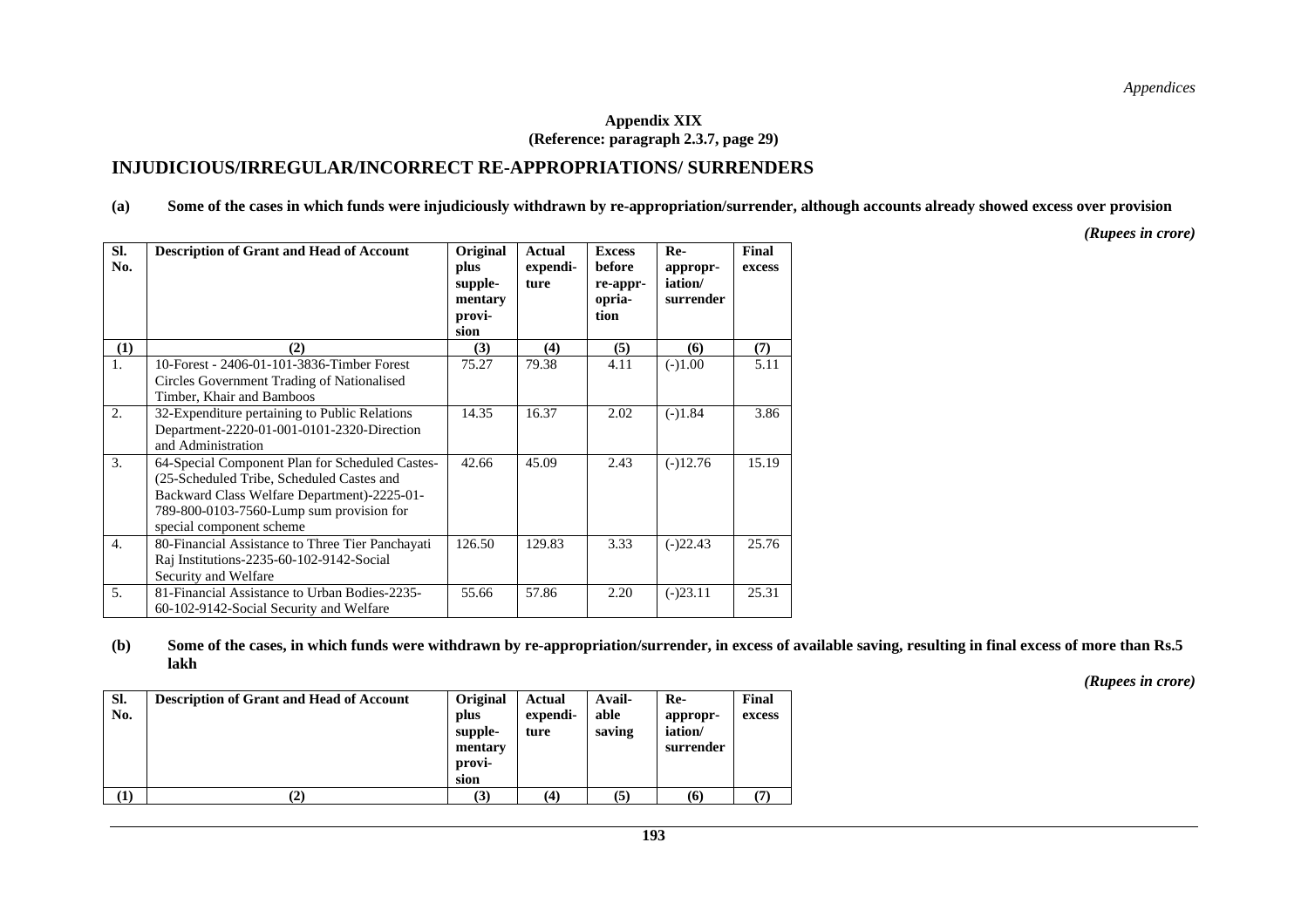**Appendix XIX**
**(Reference: paragraph 2.3.7, page 29)**

## INJUDICIOUS/IRREGULAR/INCORRECT RE-APPROPRIATIONS/ SURRENDERS

**(a) Some of the cases in which funds were injudiciously withdrawn by re-appropriation/surrender, although accounts already showed excess over provision**

*(Rupees in crore)*

| Sl. No. | Description of Grant and Head of Account | Original plus supple-mentary provi-sion | Actual expendi-ture | Excess before re-appr-opria-tion | Re-appropr-iation/ surrender | Final excess |
|---|---|---|---|---|---|---|
| (1) | (2) | (3) | (4) | (5) | (6) | (7) |
| 1. | 10-Forest - 2406-01-101-3836-Timber Forest Circles Government Trading of Nationalised Timber, Khair and Bamboos | 75.27 | 79.38 | 4.11 | (-)1.00 | 5.11 |
| 2. | 32-Expenditure pertaining to Public Relations Department-2220-01-001-0101-2320-Direction and Administration | 14.35 | 16.37 | 2.02 | (-)1.84 | 3.86 |
| 3. | 64-Special Component Plan for Scheduled Castes-(25-Scheduled Tribe, Scheduled Castes and Backward Class Welfare Department)-2225-01-789-800-0103-7560-Lump sum provision for special component scheme | 42.66 | 45.09 | 2.43 | (-)12.76 | 15.19 |
| 4. | 80-Financial Assistance to Three Tier Panchayati Raj Institutions-2235-60-102-9142-Social Security and Welfare | 126.50 | 129.83 | 3.33 | (-)22.43 | 25.76 |
| 5. | 81-Financial Assistance to Urban Bodies-2235-60-102-9142-Social Security and Welfare | 55.66 | 57.86 | 2.20 | (-)23.11 | 25.31 |

**(b) Some of the cases, in which funds were withdrawn by re-appropriation/surrender, in excess of available saving, resulting in final excess of more than Rs.5 lakh**

*(Rupees in crore)*

| Sl. No. | Description of Grant and Head of Account | Original plus supple-mentary provi-sion | Actual expendi-ture | Avail-able saving | Re-appropr-iation/ surrender | Final excess |
|---|---|---|---|---|---|---|
| (1) | (2) | (3) | (4) | (5) | (6) | (7) |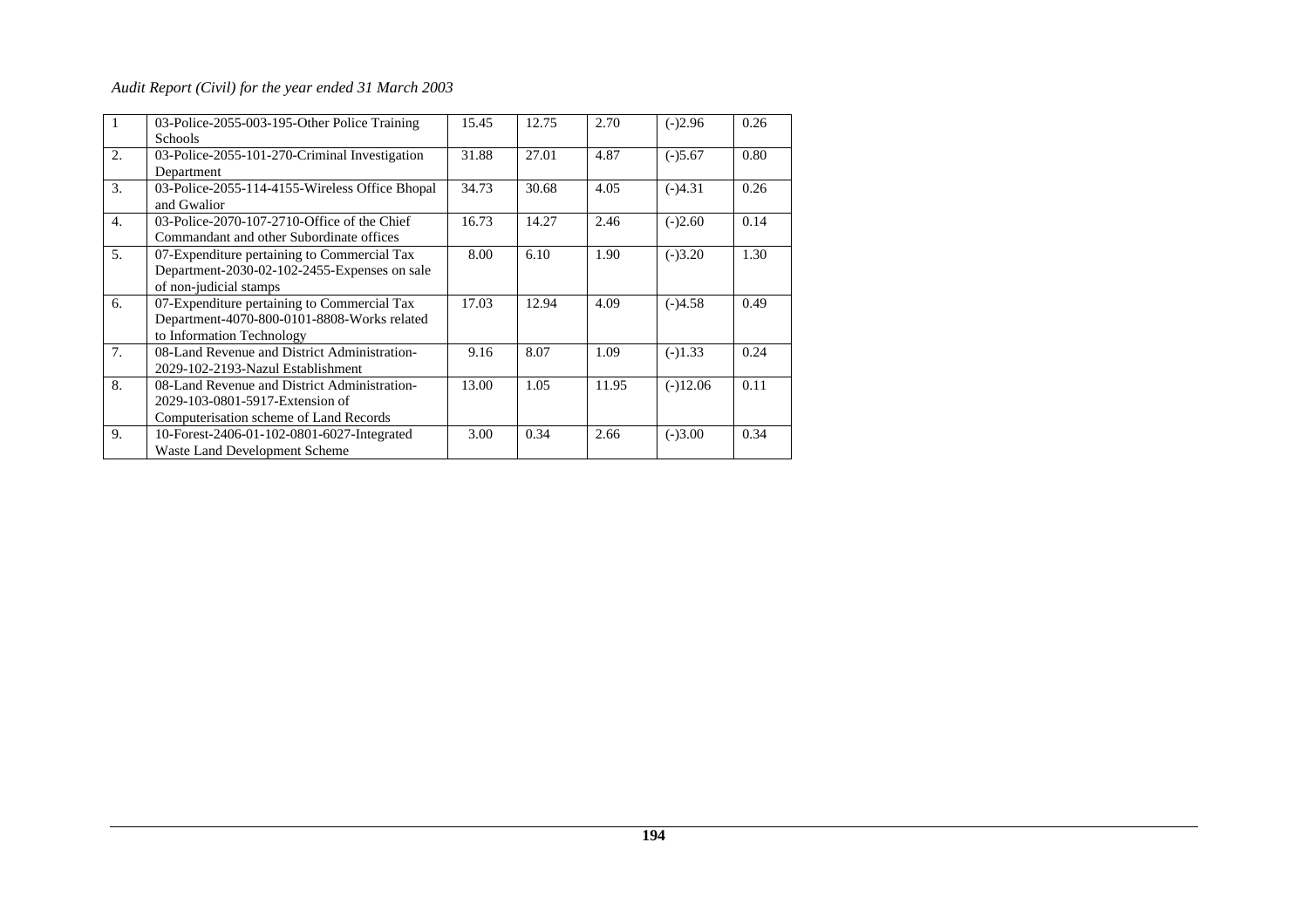| 1 | 03-Police-2055-003-195-Other Police Training Schools | 15.45 | 12.75 | 2.70 | (-)2.96 | 0.26 |
|---|---|---|---|---|---|---|
| 2. | 03-Police-2055-101-270-Criminal Investigation Department | 31.88 | 27.01 | 4.87 | (-)5.67 | 0.80 |
| 3. | 03-Police-2055-114-4155-Wireless Office Bhopal and Gwalior | 34.73 | 30.68 | 4.05 | (-)4.31 | 0.26 |
| 4. | 03-Police-2070-107-2710-Office of the Chief Commandant and other Subordinate offices | 16.73 | 14.27 | 2.46 | (-)2.60 | 0.14 |
| 5. | 07-Expenditure pertaining to Commercial Tax Department-2030-02-102-2455-Expenses on sale of non-judicial stamps | 8.00 | 6.10 | 1.90 | (-)3.20 | 1.30 |
| 6. | 07-Expenditure pertaining to Commercial Tax Department-4070-800-0101-8808-Works related to Information Technology | 17.03 | 12.94 | 4.09 | (-)4.58 | 0.49 |
| 7. | 08-Land Revenue and District Administration-2029-102-2193-Nazul Establishment | 9.16 | 8.07 | 1.09 | (-)1.33 | 0.24 |
| 8. | 08-Land Revenue and District Administration-2029-103-0801-5917-Extension of Computerisation scheme of Land Records | 13.00 | 1.05 | 11.95 | (-)12.06 | 0.11 |
| 9. | 10-Forest-2406-01-102-0801-6027-Integrated Waste Land Development Scheme | 3.00 | 0.34 | 2.66 | (-)3.00 | 0.34 |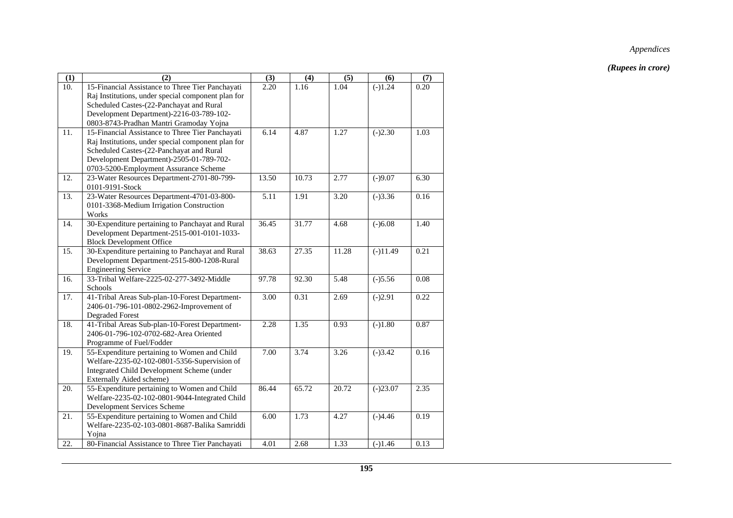*(Rupees in crore)*

| (1) | (2) | (3) | (4) | (5) | (6) | (7) |
|---|---|---|---|---|---|---|
| 10. | 15-Financial Assistance to Three Tier Panchayati Raj Institutions, under special component plan for Scheduled Castes-(22-Panchayat and Rural Development Department)-2216-03-789-102-0803-8743-Pradhan Mantri Gramoday Yojna | 2.20 | 1.16 | 1.04 | (-)1.24 | 0.20 |
| 11. | 15-Financial Assistance to Three Tier Panchayati Raj Institutions, under special component plan for Scheduled Castes-(22-Panchayat and Rural Development Department)-2505-01-789-702-0703-5200-Employment Assurance Scheme | 6.14 | 4.87 | 1.27 | (-)2.30 | 1.03 |
| 12. | 23-Water Resources Department-2701-80-799-0101-9191-Stock | 13.50 | 10.73 | 2.77 | (-)9.07 | 6.30 |
| 13. | 23-Water Resources Department-4701-03-800-0101-3368-Medium Irrigation Construction Works | 5.11 | 1.91 | 3.20 | (-)3.36 | 0.16 |
| 14. | 30-Expenditure pertaining to Panchayat and Rural Development Department-2515-001-0101-1033-Block Development Office | 36.45 | 31.77 | 4.68 | (-)6.08 | 1.40 |
| 15. | 30-Expenditure pertaining to Panchayat and Rural Development Department-2515-800-1208-Rural Engineering Service | 38.63 | 27.35 | 11.28 | (-)11.49 | 0.21 |
| 16. | 33-Tribal Welfare-2225-02-277-3492-Middle Schools | 97.78 | 92.30 | 5.48 | (-)5.56 | 0.08 |
| 17. | 41-Tribal Areas Sub-plan-10-Forest Department-2406-01-796-101-0802-2962-Improvement of Degraded Forest | 3.00 | 0.31 | 2.69 | (-)2.91 | 0.22 |
| 18. | 41-Tribal Areas Sub-plan-10-Forest Department-2406-01-796-102-0702-682-Area Oriented Programme of Fuel/Fodder | 2.28 | 1.35 | 0.93 | (-)1.80 | 0.87 |
| 19. | 55-Expenditure pertaining to Women and Child Welfare-2235-02-102-0801-5356-Supervision of Integrated Child Development Scheme (under Externally Aided scheme) | 7.00 | 3.74 | 3.26 | (-)3.42 | 0.16 |
| 20. | 55-Expenditure pertaining to Women and Child Welfare-2235-02-102-0801-9044-Integrated Child Development Services Scheme | 86.44 | 65.72 | 20.72 | (-)23.07 | 2.35 |
| 21. | 55-Expenditure pertaining to Women and Child Welfare-2235-02-103-0801-8687-Balika Samriddi Yojna | 6.00 | 1.73 | 4.27 | (-)4.46 | 0.19 |
| 22. | 80-Financial Assistance to Three Tier Panchayati | 4.01 | 2.68 | 1.33 | (-)1.46 | 0.13 |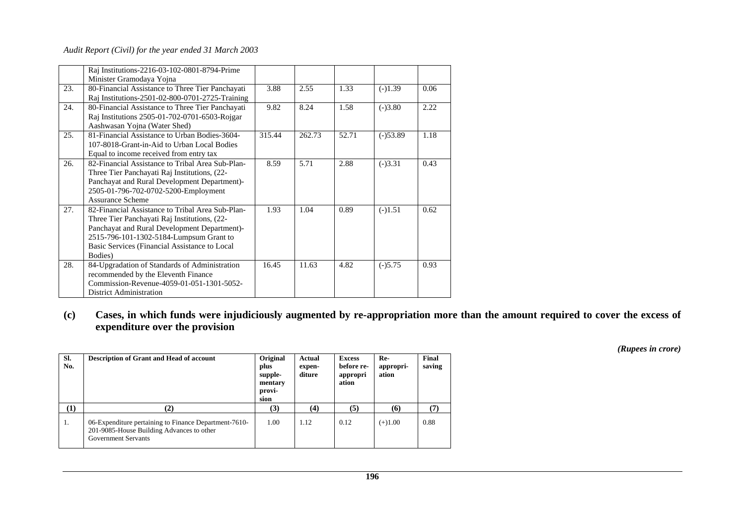| | | | | | | |
|---|---|---|---|---|---|---|
| | Raj Institutions-2216-03-102-0801-8794-Prime Minister Gramodaya Yojna | | | | | |
| 23. | 80-Financial Assistance to Three Tier Panchayati Raj Institutions-2501-02-800-0701-2725-Training | 3.88 | 2.55 | 1.33 | (-)1.39 | 0.06 |
| 24. | 80-Financial Assistance to Three Tier Panchayati Raj Institutions 2505-01-702-0701-6503-Rojgar Aashwasan Yojna (Water Shed) | 9.82 | 8.24 | 1.58 | (-)3.80 | 2.22 |
| 25. | 81-Financial Assistance to Urban Bodies-3604-107-8018-Grant-in-Aid to Urban Local Bodies Equal to income received from entry tax | 315.44 | 262.73 | 52.71 | (-)53.89 | 1.18 |
| 26. | 82-Financial Assistance to Tribal Area Sub-Plan-Three Tier Panchayati Raj Institutions, (22-Panchayat and Rural Development Department)-2505-01-796-702-0702-5200-Employment Assurance Scheme | 8.59 | 5.71 | 2.88 | (-)3.31 | 0.43 |
| 27. | 82-Financial Assistance to Tribal Area Sub-Plan-Three Tier Panchayati Raj Institutions, (22-Panchayat and Rural Development Department)-2515-796-101-1302-5184-Lumpsum Grant to Basic Services (Financial Assistance to Local Bodies) | 1.93 | 1.04 | 0.89 | (-)1.51 | 0.62 |
| 28. | 84-Upgradation of Standards of Administration recommended by the Eleventh Finance Commission-Revenue-4059-01-051-1301-5052-District Administration | 16.45 | 11.63 | 4.82 | (-)5.75 | 0.93 |

**(c) Cases, in which funds were injudiciously augmented by re-appropriation more than the amount required to cover the excess of expenditure over the provision**

*(Rupees in crore)*

| Sl. No. | Description of Grant and Head of account | Original plus supple-mentary provi-sion | Actual expen-diture | Excess before re-appropri ation | Re-appropri-ation | Final saving |
|---|---|---|---|---|---|---|
| (1) | (2) | (3) | (4) | (5) | (6) | (7) |
| 1. | 06-Expenditure pertaining to Finance Department-7610-201-9085-House Building Advances to other Government Servants | 1.00 | 1.12 | 0.12 | (+)1.00 | 0.88 |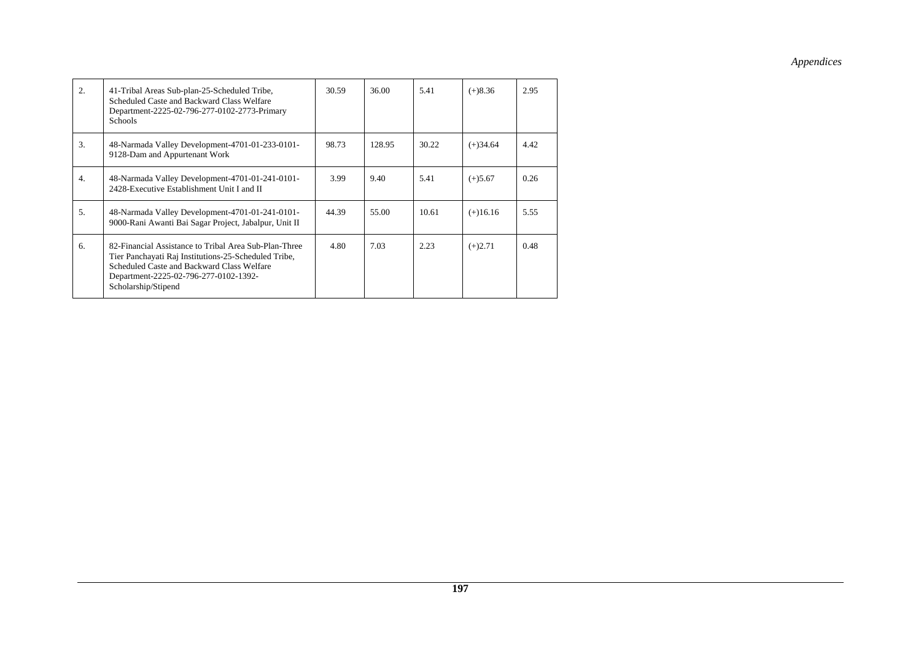| | | | | | | |
|---|---|---|---|---|---|---|
| 2. | 41-Tribal Areas Sub-plan-25-Scheduled Tribe, Scheduled Caste and Backward Class Welfare Department-2225-02-796-277-0102-2773-Primary Schools | 30.59 | 36.00 | 5.41 | (+)8.36 | 2.95 |
| 3. | 48-Narmada Valley Development-4701-01-233-0101-9128-Dam and Appurtenant Work | 98.73 | 128.95 | 30.22 | (+)34.64 | 4.42 |
| 4. | 48-Narmada Valley Development-4701-01-241-0101-2428-Executive Establishment Unit I and II | 3.99 | 9.40 | 5.41 | (+)5.67 | 0.26 |
| 5. | 48-Narmada Valley Development-4701-01-241-0101-9000-Rani Awanti Bai Sagar Project, Jabalpur, Unit II | 44.39 | 55.00 | 10.61 | (+)16.16 | 5.55 |
| 6. | 82-Financial Assistance to Tribal Area Sub-Plan-Three Tier Panchayati Raj Institutions-25-Scheduled Tribe, Scheduled Caste and Backward Class Welfare Department-2225-02-796-277-0102-1392-Scholarship/Stipend | 4.80 | 7.03 | 2.23 | (+)2.71 | 0.48 |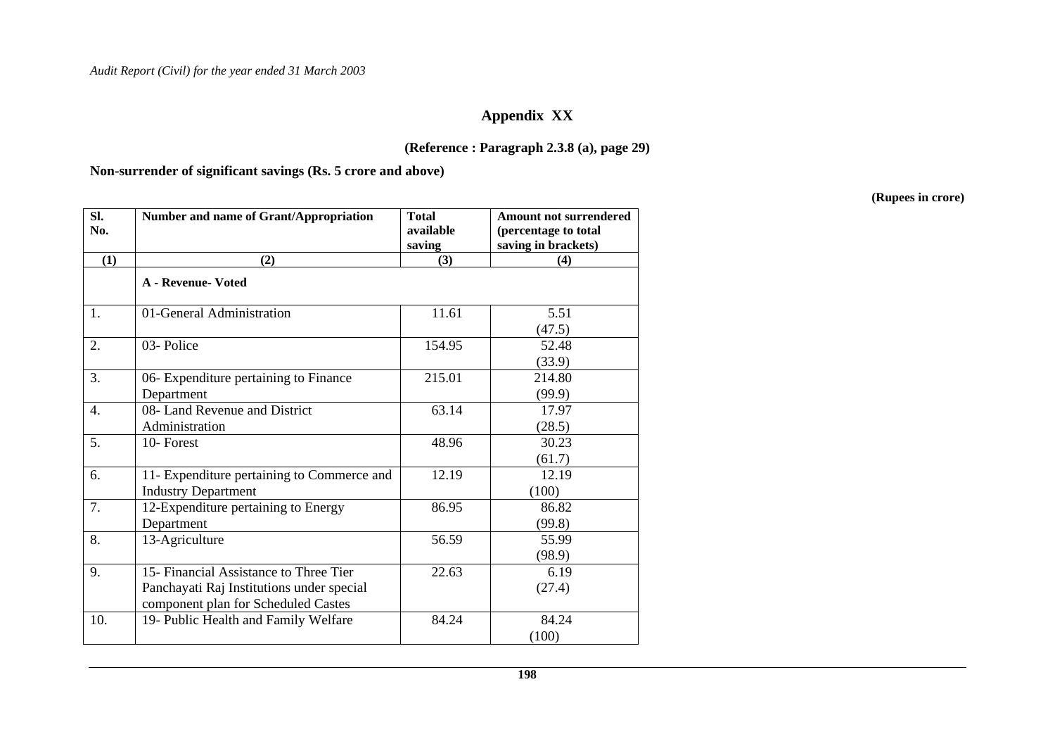# Appendix XX

**(Reference : Paragraph 2.3.8 (a), page 29)**

**Non-surrender of significant savings (Rs. 5 crore and above)**

**(Rupees in crore)**

| Sl. No. | Number and name of Grant/Appropriation | Total available saving | Amount not surrendered (percentage to total saving in brackets) |
|---|---|---|---|
| (1) | (2) | (3) | (4) |
| | **A - Revenue- Voted** | | |
| 1. | 01-General Administration | 11.61 | 5.51 (47.5) |
| 2. | 03- Police | 154.95 | 52.48 (33.9) |
| 3. | 06- Expenditure pertaining to Finance Department | 215.01 | 214.80 (99.9) |
| 4. | 08- Land Revenue and District Administration | 63.14 | 17.97 (28.5) |
| 5. | 10- Forest | 48.96 | 30.23 (61.7) |
| 6. | 11- Expenditure pertaining to Commerce and Industry Department | 12.19 | 12.19 (100) |
| 7. | 12-Expenditure pertaining to Energy Department | 86.95 | 86.82 (99.8) |
| 8. | 13-Agriculture | 56.59 | 55.99 (98.9) |
| 9. | 15- Financial Assistance to Three Tier Panchayati Raj Institutions under special component plan for Scheduled Castes | 22.63 | 6.19 (27.4) |
| 10. | 19- Public Health and Family Welfare | 84.24 | 84.24 (100) |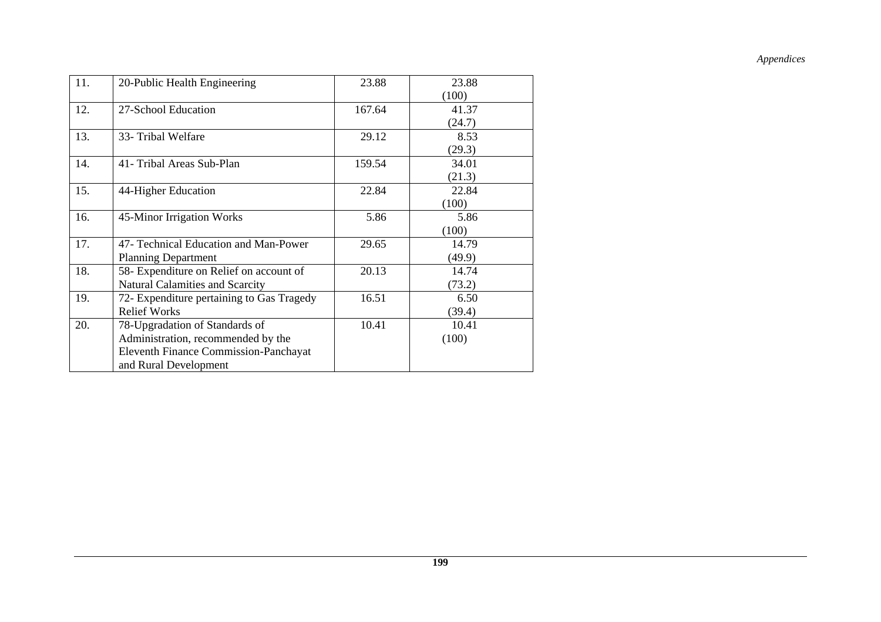| 11. | 20-Public Health Engineering | 23.88 | 23.88<br>(100) |
|---|---|---|---|
| 12. | 27-School Education | 167.64 | 41.37<br>(24.7) |
| 13. | 33- Tribal Welfare | 29.12 | 8.53<br>(29.3) |
| 14. | 41- Tribal Areas Sub-Plan | 159.54 | 34.01<br>(21.3) |
| 15. | 44-Higher Education | 22.84 | 22.84<br>(100) |
| 16. | 45-Minor Irrigation Works | 5.86 | 5.86<br>(100) |
| 17. | 47- Technical Education and Man-Power Planning Department | 29.65 | 14.79<br>(49.9) |
| 18. | 58- Expenditure on Relief on account of Natural Calamities and Scarcity | 20.13 | 14.74<br>(73.2) |
| 19. | 72- Expenditure pertaining to Gas Tragedy Relief Works | 16.51 | 6.50<br>(39.4) |
| 20. | 78-Upgradation of Standards of Administration, recommended by the Eleventh Finance Commission-Panchayat and Rural Development | 10.41 | 10.41<br>(100) |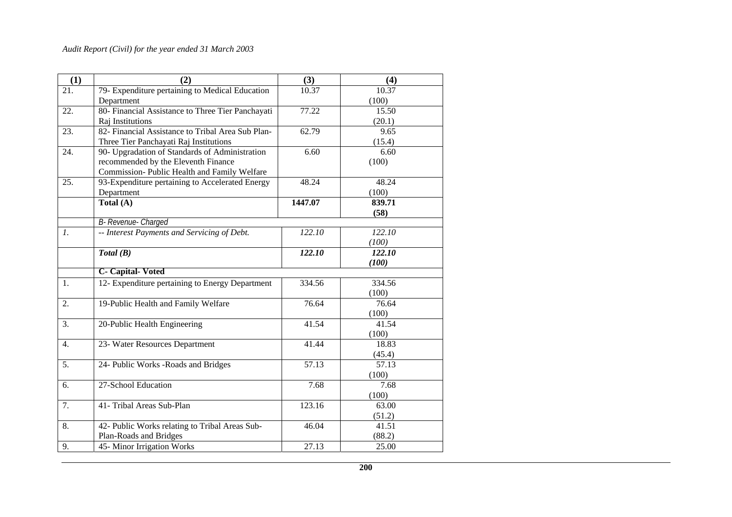| (1) | (2) | (3) | (4) |
|---|---|---|---|
| 21. | 79- Expenditure pertaining to Medical Education Department | 10.37 | 10.37 (100) |
| 22. | 80- Financial Assistance to Three Tier Panchayati Raj Institutions | 77.22 | 15.50 (20.1) |
| 23. | 82- Financial Assistance to Tribal Area Sub Plan- Three Tier Panchayati Raj Institutions | 62.79 | 9.65 (15.4) |
| 24. | 90- Upgradation of Standards of Administration recommended by the Eleventh Finance Commission- Public Health and Family Welfare | 6.60 | 6.60 (100) |
| 25. | 93-Expenditure pertaining to Accelerated Energy Department | 48.24 | 48.24 (100) |
| | **Total (A)** | **1447.07** | **839.71 (58)** |
| | *B- Revenue- Charged* | | |
| *1.* | *-- Interest Payments and Servicing of Debt.* | *122.10* | *122.10 (100)* |
| | ***Total (B)*** | ***122.10*** | ***122.10 (100)*** |
| | **C- Capital- Voted** | | |
| 1. | 12- Expenditure pertaining to Energy Department | 334.56 | 334.56 (100) |
| 2. | 19-Public Health and Family Welfare | 76.64 | 76.64 (100) |
| 3. | 20-Public Health Engineering | 41.54 | 41.54 (100) |
| 4. | 23- Water Resources Department | 41.44 | 18.83 (45.4) |
| 5. | 24- Public Works -Roads and Bridges | 57.13 | 57.13 (100) |
| 6. | 27-School Education | 7.68 | 7.68 (100) |
| 7. | 41- Tribal Areas Sub-Plan | 123.16 | 63.00 (51.2) |
| 8. | 42- Public Works relating to Tribal Areas Sub-Plan-Roads and Bridges | 46.04 | 41.51 (88.2) |
| 9. | 45- Minor Irrigation Works | 27.13 | 25.00 |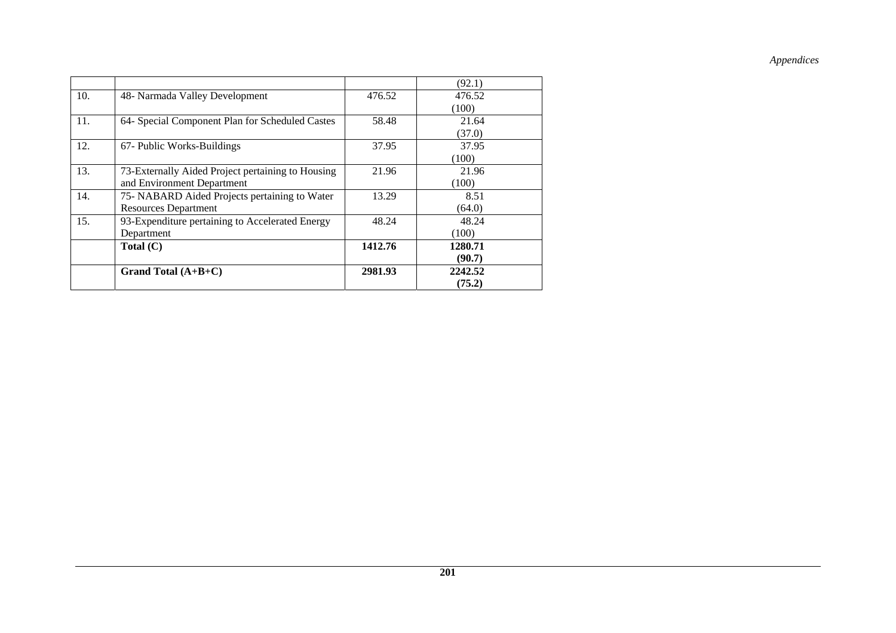| | | | |
|---|---|---|---|
| | | | (92.1) |
| 10. | 48- Narmada Valley Development | 476.52 | 476.52 (100) |
| 11. | 64- Special Component Plan for Scheduled Castes | 58.48 | 21.64 (37.0) |
| 12. | 67- Public Works-Buildings | 37.95 | 37.95 (100) |
| 13. | 73-Externally Aided Project pertaining to Housing and Environment Department | 21.96 | 21.96 (100) |
| 14. | 75- NABARD Aided Projects pertaining to Water Resources Department | 13.29 | 8.51 (64.0) |
| 15. | 93-Expenditure pertaining to Accelerated Energy Department | 48.24 | 48.24 (100) |
| | **Total (C)** | **1412.76** | **1280.71 (90.7)** |
| | **Grand Total (A+B+C)** | **2981.93** | **2242.52 (75.2)** |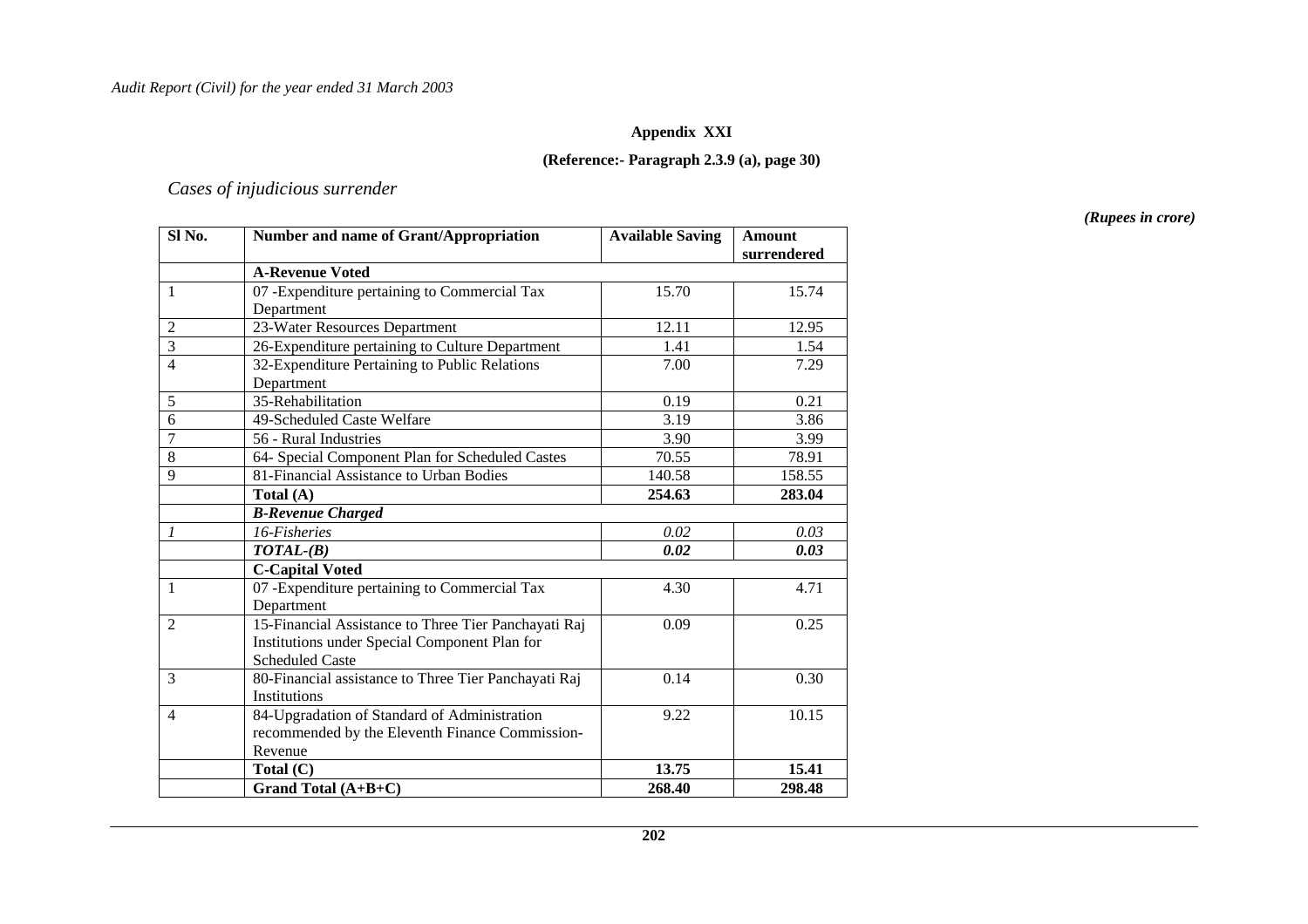## Appendix XXI

**(Reference:- Paragraph 2.3.9 (a), page 30)**

*Cases of injudicious surrender*

*(Rupees in crore)*

| Sl No. | Number and name of Grant/Appropriation | Available Saving | Amount surrendered |
|---|---|---|---|
| | **A-Revenue Voted** | | |
| 1 | 07 -Expenditure pertaining to Commercial Tax Department | 15.70 | 15.74 |
| 2 | 23-Water Resources Department | 12.11 | 12.95 |
| 3 | 26-Expenditure pertaining to Culture Department | 1.41 | 1.54 |
| 4 | 32-Expenditure Pertaining to Public Relations Department | 7.00 | 7.29 |
| 5 | 35-Rehabilitation | 0.19 | 0.21 |
| 6 | 49-Scheduled Caste Welfare | 3.19 | 3.86 |
| 7 | 56 - Rural Industries | 3.90 | 3.99 |
| 8 | 64- Special Component Plan for Scheduled Castes | 70.55 | 78.91 |
| 9 | 81-Financial Assistance to Urban Bodies | 140.58 | 158.55 |
| | **Total (A)** | **254.63** | **283.04** |
| | ***B-Revenue Charged*** | | |
| *1* | *16-Fisheries* | *0.02* | *0.03* |
| | ***TOTAL-(B)*** | ***0.02*** | ***0.03*** |
| | **C-Capital Voted** | | |
| 1 | 07 -Expenditure pertaining to Commercial Tax Department | 4.30 | 4.71 |
| 2 | 15-Financial Assistance to Three Tier Panchayati Raj Institutions under Special Component Plan for Scheduled Caste | 0.09 | 0.25 |
| 3 | 80-Financial assistance to Three Tier Panchayati Raj Institutions | 0.14 | 0.30 |
| 4 | 84-Upgradation of Standard of Administration recommended by the Eleventh Finance Commission-Revenue | 9.22 | 10.15 |
| | **Total (C)** | **13.75** | **15.41** |
| | **Grand Total (A+B+C)** | **268.40** | **298.48** |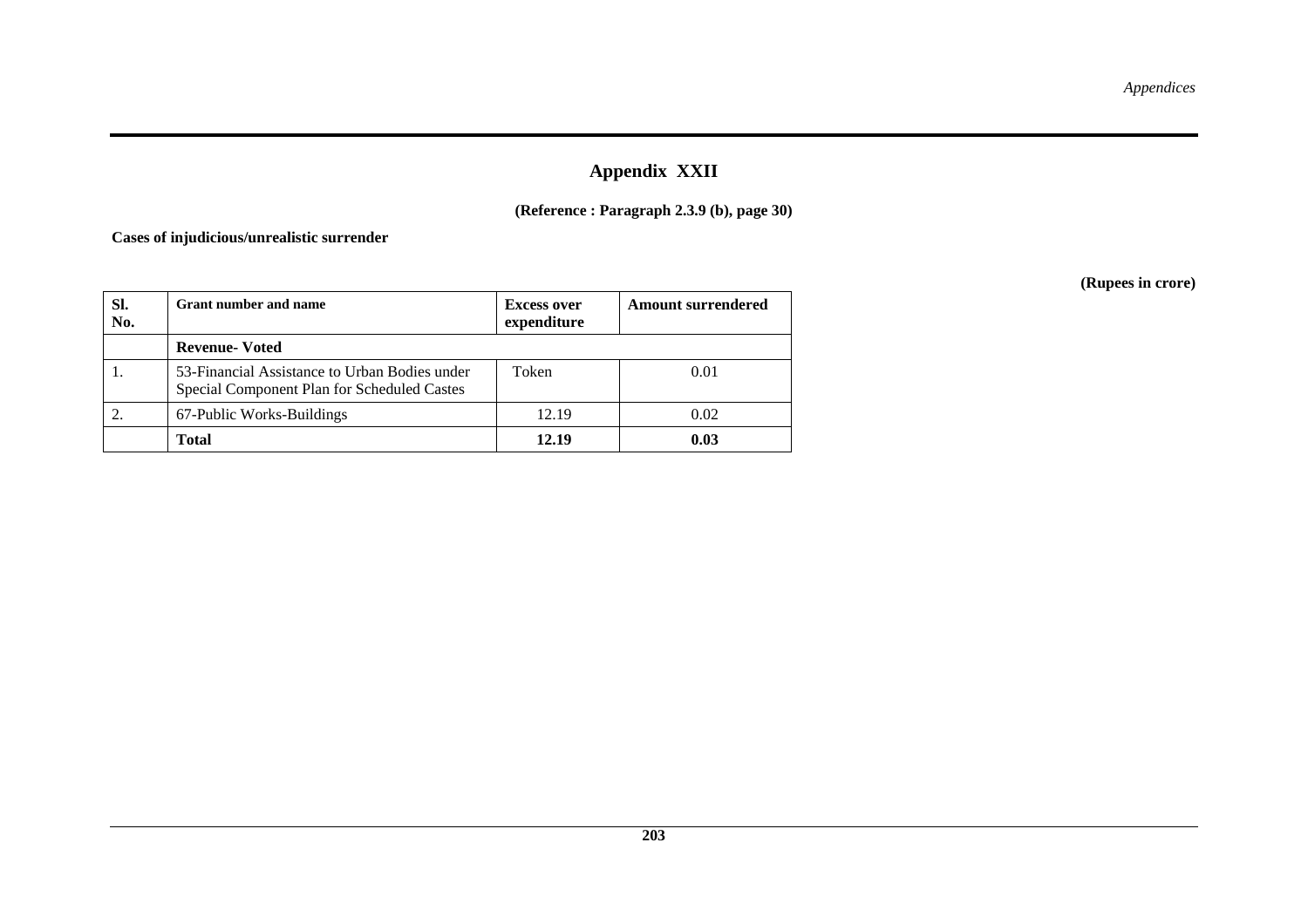# Appendix XXII

**(Reference : Paragraph 2.3.9 (b), page 30)**

**Cases of injudicious/unrealistic surrender**

**(Rupees in crore)**

| Sl. No. | Grant number and name | Excess over expenditure | Amount surrendered |
|---|---|---|---|
| | **Revenue- Voted** | | |
| 1. | 53-Financial Assistance to Urban Bodies under Special Component Plan for Scheduled Castes | Token | 0.01 |
| 2. | 67-Public Works-Buildings | 12.19 | 0.02 |
| | **Total** | **12.19** | **0.03** |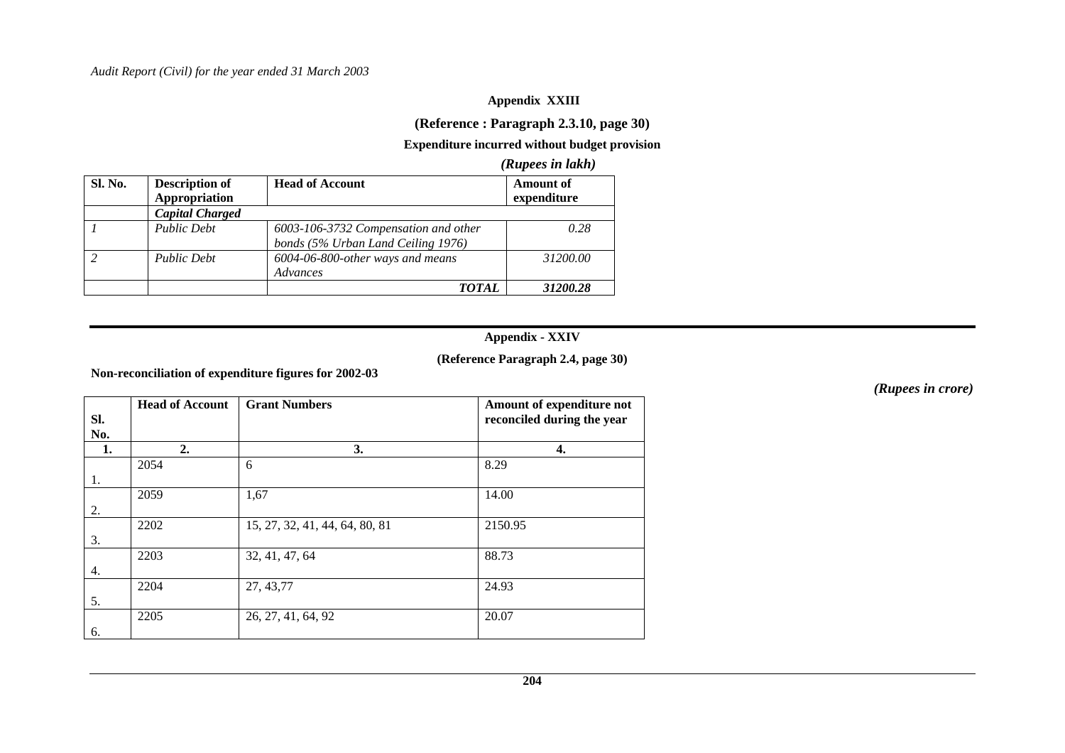## Appendix XXIII

**(Reference : Paragraph 2.3.10, page 30)**

**Expenditure incurred without budget provision**

***(Rupees in lakh)***

| Sl. No. | Description of Appropriation | Head of Account | Amount of expenditure |
|---|---|---|---|
| | ***Capital Charged*** | | |
| *1* | *Public Debt* | *6003-106-3732 Compensation and other bonds (5% Urban Land Ceiling 1976)* | *0.28* |
| *2* | *Public Debt* | *6004-06-800-other ways and means Advances* | *31200.00* |
| | | ***TOTAL*** | ***31200.28*** |

## Appendix - XXIV

**(Reference Paragraph 2.4, page 30)**

**Non-reconciliation of expenditure figures for 2002-03**

***(Rupees in crore)***

| Sl. No. | Head of Account | Grant Numbers | Amount of expenditure not reconciled during the year |
|---|---|---|---|
| **1.** | **2.** | **3.** | **4.** |
| 1. | 2054 | 6 | 8.29 |
| 2. | 2059 | 1,67 | 14.00 |
| 3. | 2202 | 15, 27, 32, 41, 44, 64, 80, 81 | 2150.95 |
| 4. | 2203 | 32, 41, 47, 64 | 88.73 |
| 5. | 2204 | 27, 43,77 | 24.93 |
| 6. | 2205 | 26, 27, 41, 64, 92 | 20.07 |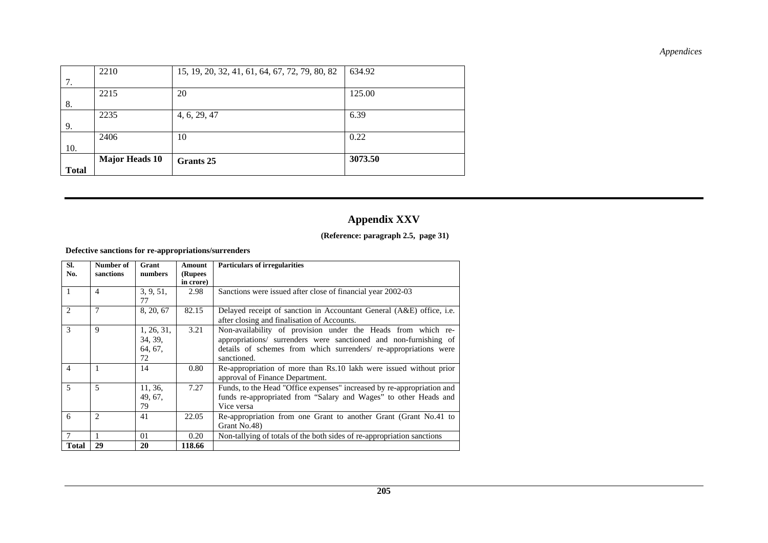| 7. | 2210 | 15, 19, 20, 32, 41, 61, 64, 67, 72, 79, 80, 82 | 634.92 |
|---|---|---|---|
| 8. | 2215 | 20 | 125.00 |
| 9. | 2235 | 4, 6, 29, 47 | 6.39 |
| 10. | 2406 | 10 | 0.22 |
| **Total** | **Major Heads 10** | **Grants 25** | **3073.50** |

## Appendix XXV

**(Reference: paragraph 2.5, page 31)**

**Defective sanctions for re-appropriations/surrenders**

| Sl. No. | Number of sanctions | Grant numbers | Amount (Rupees in crore) | Particulars of irregularities |
|---|---|---|---|---|
| 1 | 4 | 3, 9, 51, 77 | 2.98 | Sanctions were issued after close of financial year 2002-03 |
| 2 | 7 | 8, 20, 67 | 82.15 | Delayed receipt of sanction in Accountant General (A&E) office, i.e. after closing and finalisation of Accounts. |
| 3 | 9 | 1, 26, 31, 34, 39, 64, 67, 72 | 3.21 | Non-availability of provision under the Heads from which re-appropriations/ surrenders were sanctioned and non-furnishing of details of schemes from which surrenders/ re-appropriations were sanctioned. |
| 4 | 1 | 14 | 0.80 | Re-appropriation of more than Rs.10 lakh were issued without prior approval of Finance Department. |
| 5 | 5 | 11, 36, 49, 67, 79 | 7.27 | Funds, to the Head "Office expenses" increased by re-appropriation and funds re-appropriated from "Salary and Wages" to other Heads and Vice versa |
| 6 | 2 | 41 | 22.05 | Re-appropriation from one Grant to another Grant (Grant No.41 to Grant No.48) |
| 7 | 1 | 01 | 0.20 | Non-tallying of totals of the both sides of re-appropriation sanctions |
| **Total** | **29** | **20** | **118.66** | |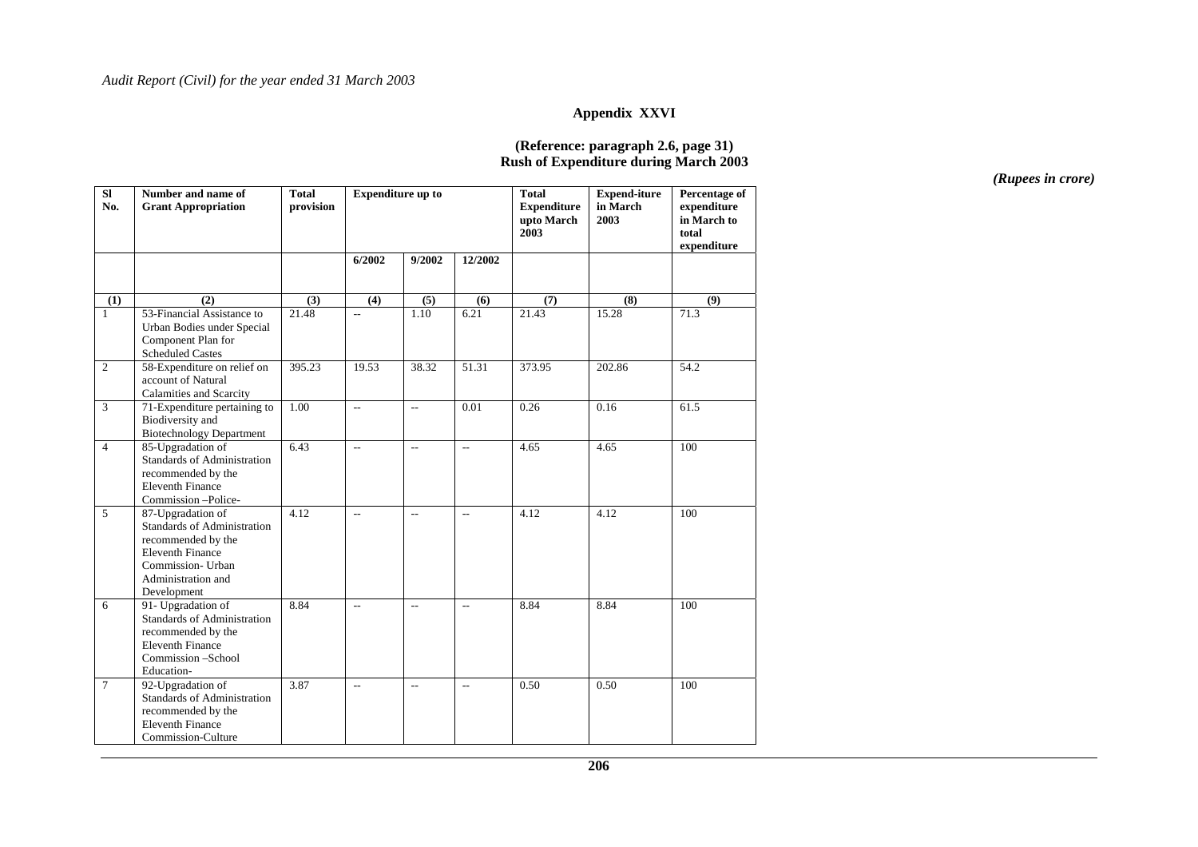## Appendix XXVI

**(Reference: paragraph 2.6, page 31)**
**Rush of Expenditure during March 2003**

*(Rupees in crore)*

| Sl No. | Number and name of Grant Appropriation | Total provision | Expenditure up to | | | Total Expenditure upto March 2003 | Expend-iture in March 2003 | Percentage of expenditure in March to total expenditure |
|---|---|---|---|---|---|---|---|---|
| | | | 6/2002 | 9/2002 | 12/2002 | | | |
| (1) | (2) | (3) | (4) | (5) | (6) | (7) | (8) | (9) |
| 1 | 53-Financial Assistance to Urban Bodies under Special Component Plan for Scheduled Castes | 21.48 | -- | 1.10 | 6.21 | 21.43 | 15.28 | 71.3 |
| 2 | 58-Expenditure on relief on account of Natural Calamities and Scarcity | 395.23 | 19.53 | 38.32 | 51.31 | 373.95 | 202.86 | 54.2 |
| 3 | 71-Expenditure pertaining to Biodiversity and Biotechnology Department | 1.00 | -- | -- | 0.01 | 0.26 | 0.16 | 61.5 |
| 4 | 85-Upgradation of Standards of Administration recommended by the Eleventh Finance Commission –Police- | 6.43 | -- | -- | -- | 4.65 | 4.65 | 100 |
| 5 | 87-Upgradation of Standards of Administration recommended by the Eleventh Finance Commission- Urban Administration and Development | 4.12 | -- | -- | -- | 4.12 | 4.12 | 100 |
| 6 | 91- Upgradation of Standards of Administration recommended by the Eleventh Finance Commission –School Education- | 8.84 | -- | -- | -- | 8.84 | 8.84 | 100 |
| 7 | 92-Upgradation of Standards of Administration recommended by the Eleventh Finance Commission-Culture | 3.87 | -- | -- | -- | 0.50 | 0.50 | 100 |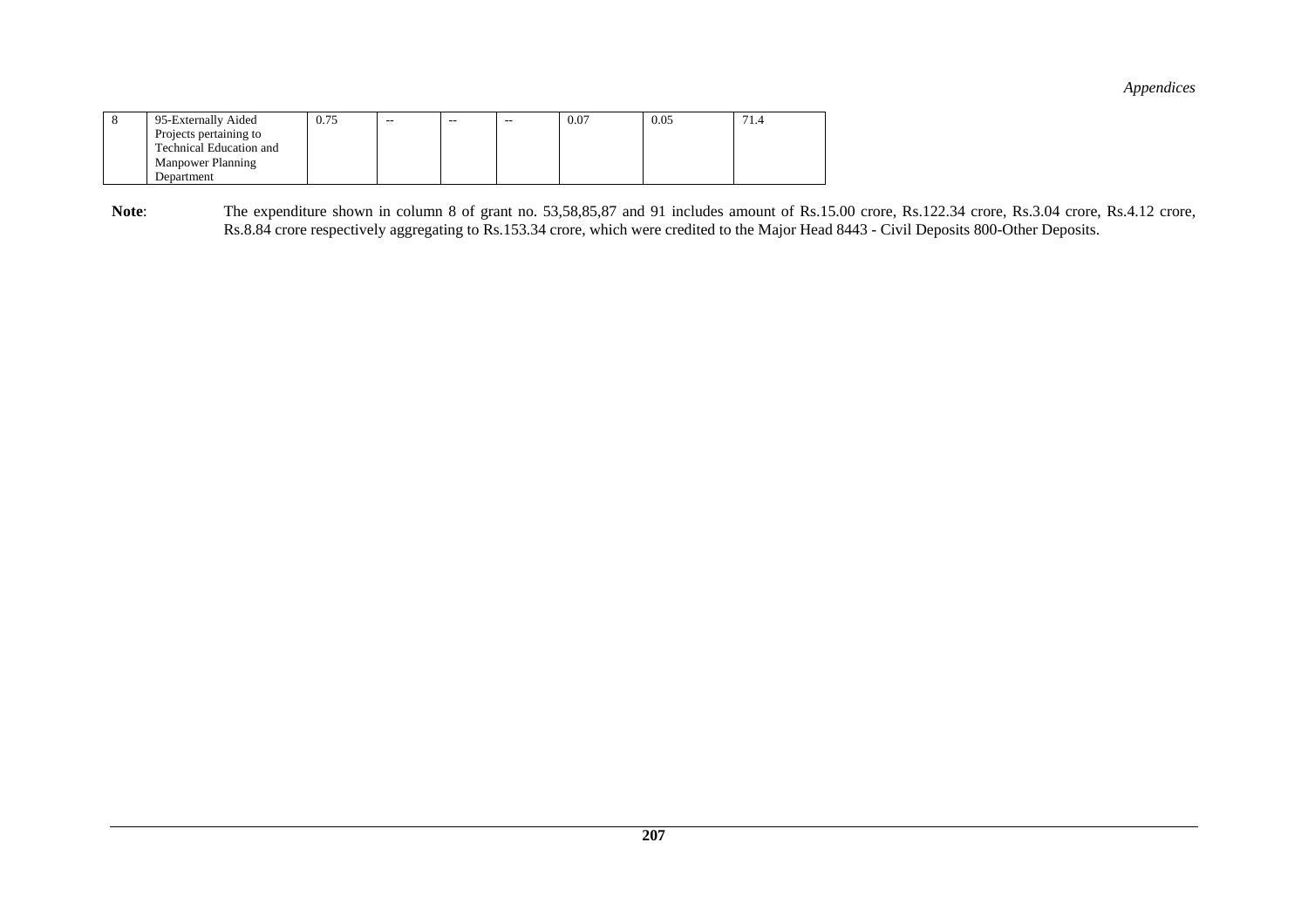| 8 | 95-Externally Aided Projects pertaining to Technical Education and Manpower Planning Department | 0.75 | -- | -- | -- | 0.07 | 0.05 | 71.4 |
|---|---|---|---|---|---|---|---|---|

**Note**: The expenditure shown in column 8 of grant no. 53,58,85,87 and 91 includes amount of Rs.15.00 crore, Rs.122.34 crore, Rs.3.04 crore, Rs.4.12 crore, Rs.8.84 crore respectively aggregating to Rs.153.34 crore, which were credited to the Major Head 8443 - Civil Deposits 800-Other Deposits.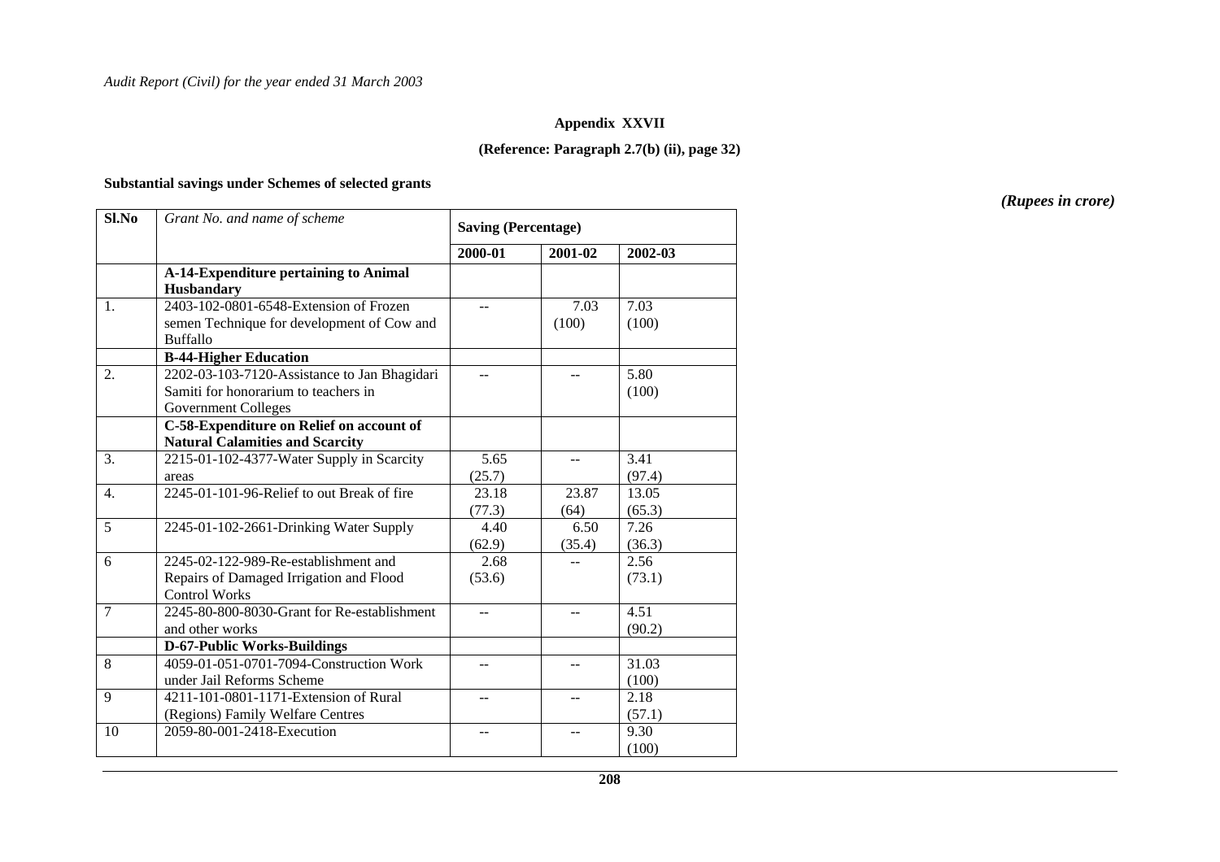## Appendix XXVII

**(Reference: Paragraph 2.7(b) (ii), page 32)**

**Substantial savings under Schemes of selected grants**

*(Rupees in crore)*

| Sl.No | *Grant No. and name of scheme* | Saving (Percentage) | | |
|---|---|---|---|---|
| | | 2000-01 | 2001-02 | 2002-03 |
| | **A-14-Expenditure pertaining to Animal Husbandary** | | | |
| 1. | 2403-102-0801-6548-Extension of Frozen semen Technique for development of Cow and Buffallo | -- | 7.03 (100) | 7.03 (100) |
| | **B-44-Higher Education** | | | |
| 2. | 2202-03-103-7120-Assistance to Jan Bhagidari Samiti for honorarium to teachers in Government Colleges | -- | -- | 5.80 (100) |
| | **C-58-Expenditure on Relief on account of Natural Calamities and Scarcity** | | | |
| 3. | 2215-01-102-4377-Water Supply in Scarcity areas | 5.65 (25.7) | -- | 3.41 (97.4) |
| 4. | 2245-01-101-96-Relief to out Break of fire | 23.18 (77.3) | 23.87 (64) | 13.05 (65.3) |
| 5 | 2245-01-102-2661-Drinking Water Supply | 4.40 (62.9) | 6.50 (35.4) | 7.26 (36.3) |
| 6 | 2245-02-122-989-Re-establishment and Repairs of Damaged Irrigation and Flood Control Works | 2.68 (53.6) | -- | 2.56 (73.1) |
| 7 | 2245-80-800-8030-Grant for Re-establishment and other works | -- | -- | 4.51 (90.2) |
| | **D-67-Public Works-Buildings** | | | |
| 8 | 4059-01-051-0701-7094-Construction Work under Jail Reforms Scheme | -- | -- | 31.03 (100) |
| 9 | 4211-101-0801-1171-Extension of Rural (Regions) Family Welfare Centres | -- | -- | 2.18 (57.1) |
| 10 | 2059-80-001-2418-Execution | -- | -- | 9.30 (100) |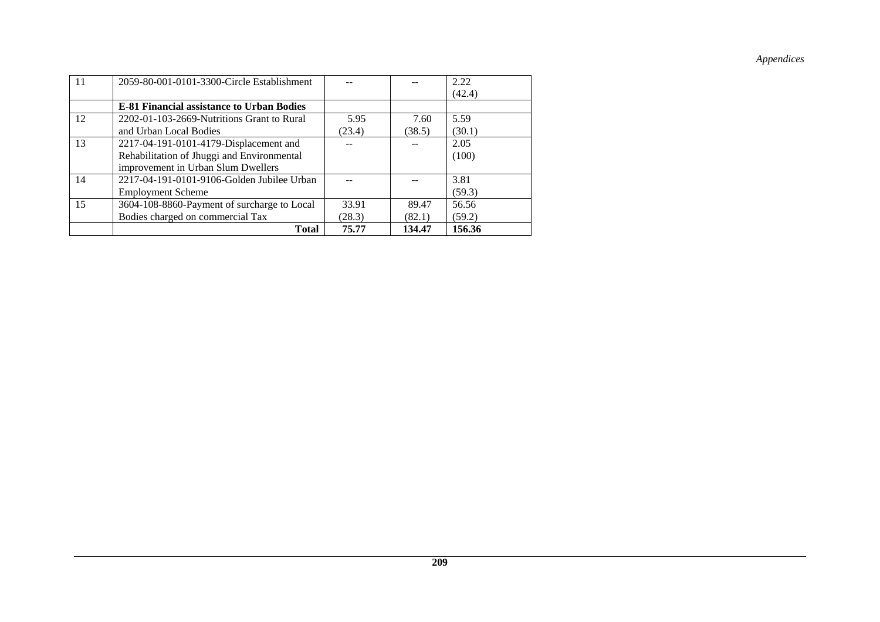| 11 | 2059-80-001-0101-3300-Circle Establishment | -- | -- | 2.22 (42.4) |
|---|---|---|---|---|
| | **E-81 Financial assistance to Urban Bodies** | | | |
| 12 | 2202-01-103-2669-Nutritions Grant to Rural and Urban Local Bodies | 5.95 (23.4) | 7.60 (38.5) | 5.59 (30.1) |
| 13 | 2217-04-191-0101-4179-Displacement and Rehabilitation of Jhuggi and Environmental improvement in Urban Slum Dwellers | -- | -- | 2.05 (100) |
| 14 | 2217-04-191-0101-9106-Golden Jubilee Urban Employment Scheme | -- | -- | 3.81 (59.3) |
| 15 | 3604-108-8860-Payment of surcharge to Local Bodies charged on commercial Tax | 33.91 (28.3) | 89.47 (82.1) | 56.56 (59.2) |
| | **Total** | **75.77** | **134.47** | **156.36** |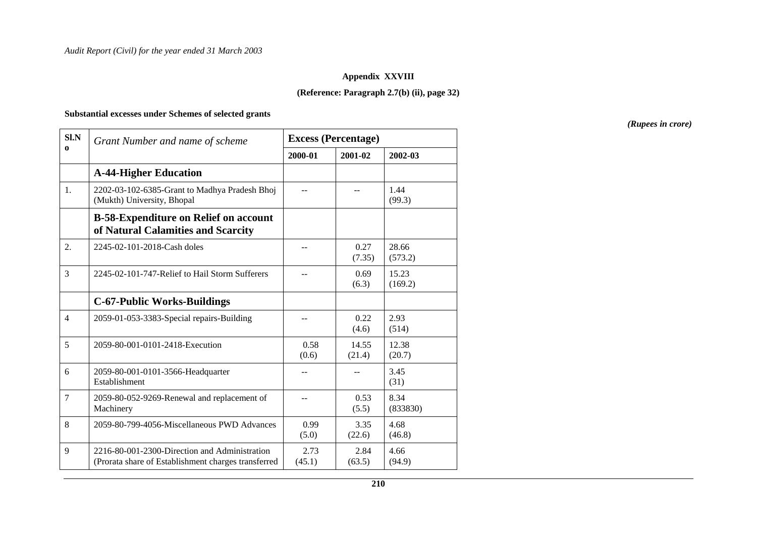**Appendix XXVIII**

**(Reference: Paragraph 2.7(b) (ii), page 32)**

**Substantial excesses under Schemes of selected grants**

*(Rupees in crore)*

| Sl.No | *Grant Number and name of scheme* | Excess (Percentage) | | |
|---|---|---|---|---|
| | | 2000-01 | 2001-02 | 2002-03 |
| | **A-44-Higher Education** | | | |
| 1. | 2202-03-102-6385-Grant to Madhya Pradesh Bhoj (Mukth) University, Bhopal | -- | -- | 1.44 (99.3) |
| | **B-58-Expenditure on Relief on account of Natural Calamities and Scarcity** | | | |
| 2. | 2245-02-101-2018-Cash doles | -- | 0.27 (7.35) | 28.66 (573.2) |
| 3 | 2245-02-101-747-Relief to Hail Storm Sufferers | -- | 0.69 (6.3) | 15.23 (169.2) |
| | **C-67-Public Works-Buildings** | | | |
| 4 | 2059-01-053-3383-Special repairs-Building | -- | 0.22 (4.6) | 2.93 (514) |
| 5 | 2059-80-001-0101-2418-Execution | 0.58 (0.6) | 14.55 (21.4) | 12.38 (20.7) |
| 6 | 2059-80-001-0101-3566-Headquarter Establishment | -- | -- | 3.45 (31) |
| 7 | 2059-80-052-9269-Renewal and replacement of Machinery | -- | 0.53 (5.5) | 8.34 (833830) |
| 8 | 2059-80-799-4056-Miscellaneous PWD Advances | 0.99 (5.0) | 3.35 (22.6) | 4.68 (46.8) |
| 9 | 2216-80-001-2300-Direction and Administration (Prorata share of Establishment charges transferred | 2.73 (45.1) | 2.84 (63.5) | 4.66 (94.9) |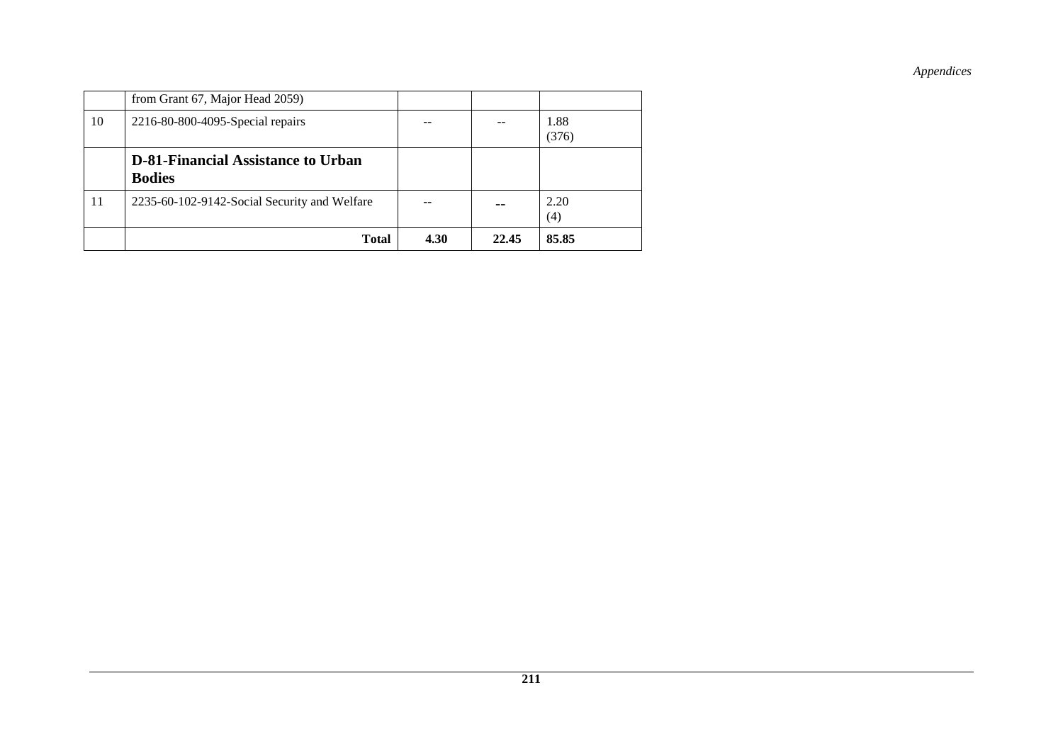|  |  |  |  |  |
|---|---|---|---|---|
|  | from Grant 67, Major Head 2059) |  |  |  |
| 10 | 2216-80-800-4095-Special repairs | -- | -- | 1.88 (376) |
|  | **D-81-Financial Assistance to Urban Bodies** |  |  |  |
| 11 | 2235-60-102-9142-Social Security and Welfare | -- | -- | 2.20 (4) |
|  | **Total** | **4.30** | **22.45** | **85.85** |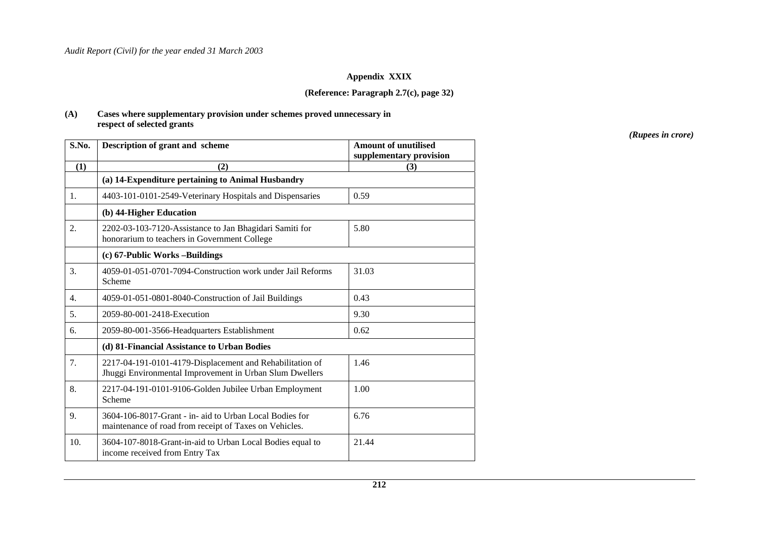## Appendix XXIX

**(Reference: Paragraph 2.7(c), page 32)**

**(A) Cases where supplementary provision under schemes proved unnecessary in respect of selected grants**

*(Rupees in crore)*

| S.No. | Description of grant and scheme | Amount of unutilised supplementary provision |
|---|---|---|
| (1) | (2) | (3) |
| | **(a) 14-Expenditure pertaining to Animal Husbandry** | |
| 1. | 4403-101-0101-2549-Veterinary Hospitals and Dispensaries | 0.59 |
| | **(b) 44-Higher Education** | |
| 2. | 2202-03-103-7120-Assistance to Jan Bhagidari Samiti for honorarium to teachers in Government College | 5.80 |
| | **(c) 67-Public Works –Buildings** | |
| 3. | 4059-01-051-0701-7094-Construction work under Jail Reforms Scheme | 31.03 |
| 4. | 4059-01-051-0801-8040-Construction of Jail Buildings | 0.43 |
| 5. | 2059-80-001-2418-Execution | 9.30 |
| 6. | 2059-80-001-3566-Headquarters Establishment | 0.62 |
| | **(d) 81-Financial Assistance to Urban Bodies** | |
| 7. | 2217-04-191-0101-4179-Displacement and Rehabilitation of Jhuggi Environmental Improvement in Urban Slum Dwellers | 1.46 |
| 8. | 2217-04-191-0101-9106-Golden Jubilee Urban Employment Scheme | 1.00 |
| 9. | 3604-106-8017-Grant - in- aid to Urban Local Bodies for maintenance of road from receipt of Taxes on Vehicles. | 6.76 |
| 10. | 3604-107-8018-Grant-in-aid to Urban Local Bodies equal to income received from Entry Tax | 21.44 |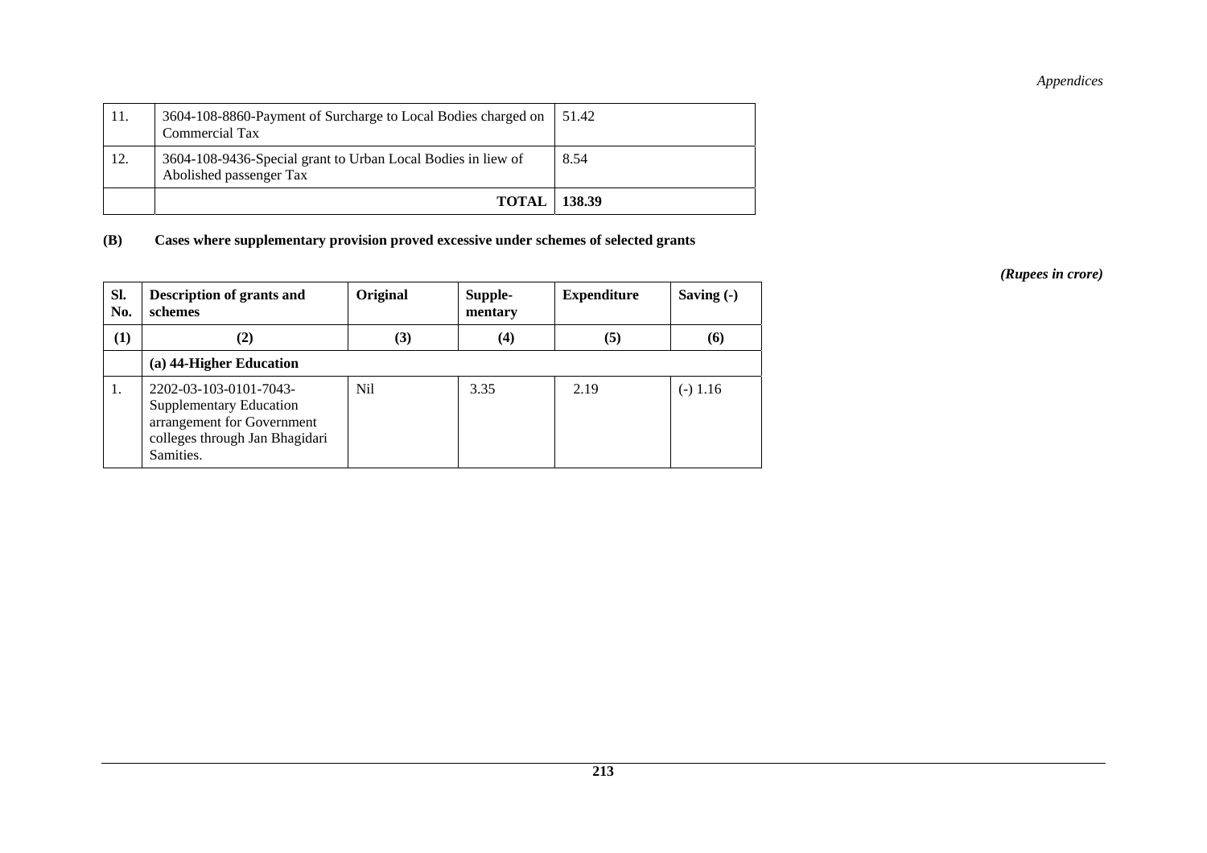| | | |
|---|---|---|
| 11. | 3604-108-8860-Payment of Surcharge to Local Bodies charged on Commercial Tax | 51.42 |
| 12. | 3604-108-9436-Special grant to Urban Local Bodies in liew of Abolished passenger Tax | 8.54 |
| | **TOTAL** | **138.39** |

**(B) Cases where supplementary provision proved excessive under schemes of selected grants**

*(Rupees in crore)*

| Sl. No. | Description of grants and schemes | Original | Supple-mentary | Expenditure | Saving (-) |
|---|---|---|---|---|---|
| **(1)** | **(2)** | **(3)** | **(4)** | **(5)** | **(6)** |
| | **(a) 44-Higher Education** | | | | |
| 1. | 2202-03-103-0101-7043-Supplementary Education arrangement for Government colleges through Jan Bhagidari Samities. | Nil | 3.35 | 2.19 | (-) 1.16 |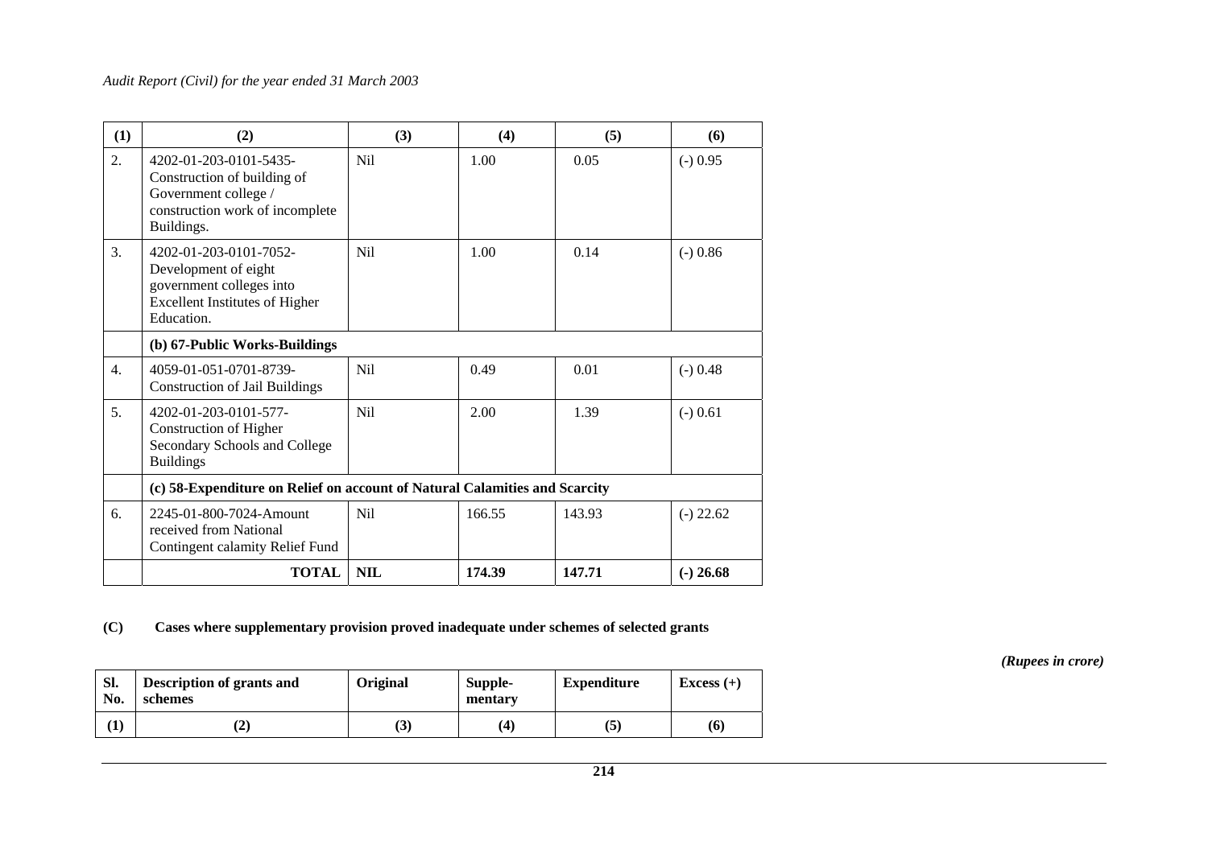| (1) | (2) | (3) | (4) | (5) | (6) |
|---|---|---|---|---|---|
| 2. | 4202-01-203-0101-5435-Construction of building of Government college / construction work of incomplete Buildings. | Nil | 1.00 | 0.05 | (-) 0.95 |
| 3. | 4202-01-203-0101-7052-Development of eight government colleges into Excellent Institutes of Higher Education. | Nil | 1.00 | 0.14 | (-) 0.86 |
| | **(b) 67-Public Works-Buildings** | | | | |
| 4. | 4059-01-051-0701-8739-Construction of Jail Buildings | Nil | 0.49 | 0.01 | (-) 0.48 |
| 5. | 4202-01-203-0101-577-Construction of Higher Secondary Schools and College Buildings | Nil | 2.00 | 1.39 | (-) 0.61 |
| | **(c) 58-Expenditure on Relief on account of Natural Calamities and Scarcity** | | | | |
| 6. | 2245-01-800-7024-Amount received from National Contingent calamity Relief Fund | Nil | 166.55 | 143.93 | (-) 22.62 |
| | **TOTAL** | **NIL** | **174.39** | **147.71** | **(-) 26.68** |

**(C) Cases where supplementary provision proved inadequate under schemes of selected grants**

*(Rupees in crore)*

| Sl. No. | Description of grants and schemes | Original | Supple-mentary | Expenditure | Excess (+) |
|---|---|---|---|---|---|
| (1) | (2) | (3) | (4) | (5) | (6) |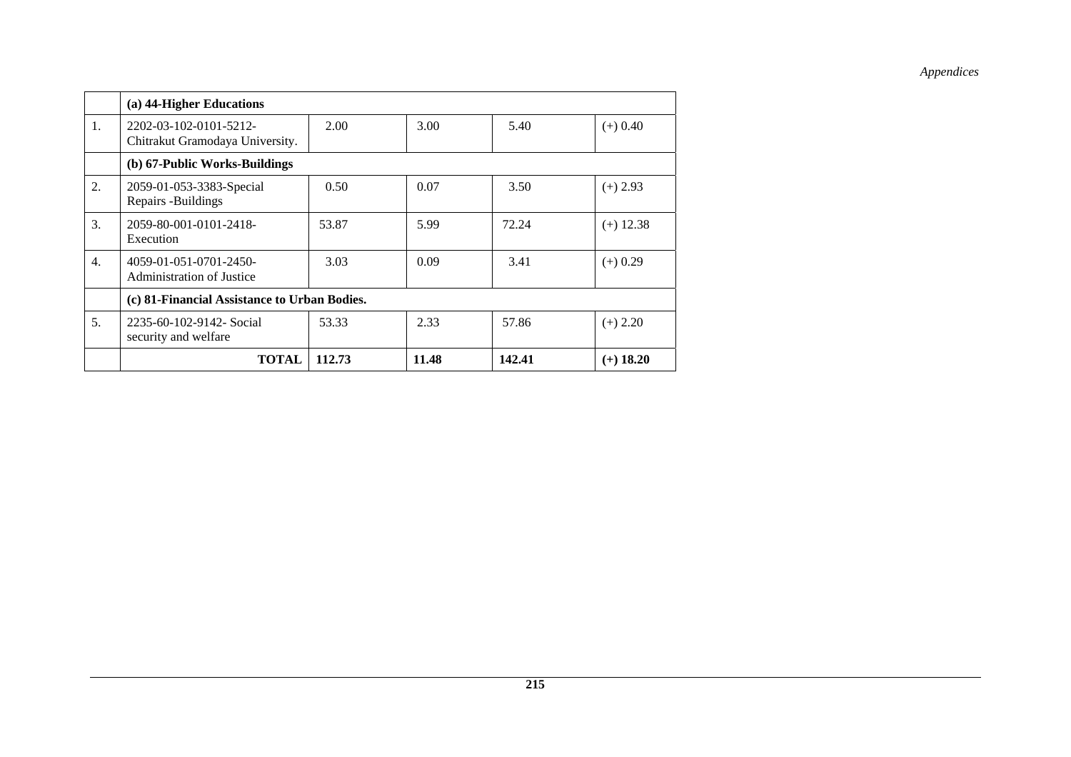| | (a) 44-Higher Educations | | | | |
|---|---|---|---|---|---|
| 1. | 2202-03-102-0101-5212-Chitrakut Gramodaya University. | 2.00 | 3.00 | 5.40 | (+) 0.40 |
| | **(b) 67-Public Works-Buildings** | | | | |
| 2. | 2059-01-053-3383-Special Repairs -Buildings | 0.50 | 0.07 | 3.50 | (+) 2.93 |
| 3. | 2059-80-001-0101-2418-Execution | 53.87 | 5.99 | 72.24 | (+) 12.38 |
| 4. | 4059-01-051-0701-2450-Administration of Justice | 3.03 | 0.09 | 3.41 | (+) 0.29 |
| | **(c) 81-Financial Assistance to Urban Bodies.** | | | | |
| 5. | 2235-60-102-9142- Social security and welfare | 53.33 | 2.33 | 57.86 | (+) 2.20 |
| | **TOTAL** | **112.73** | **11.48** | **142.41** | **(+) 18.20** |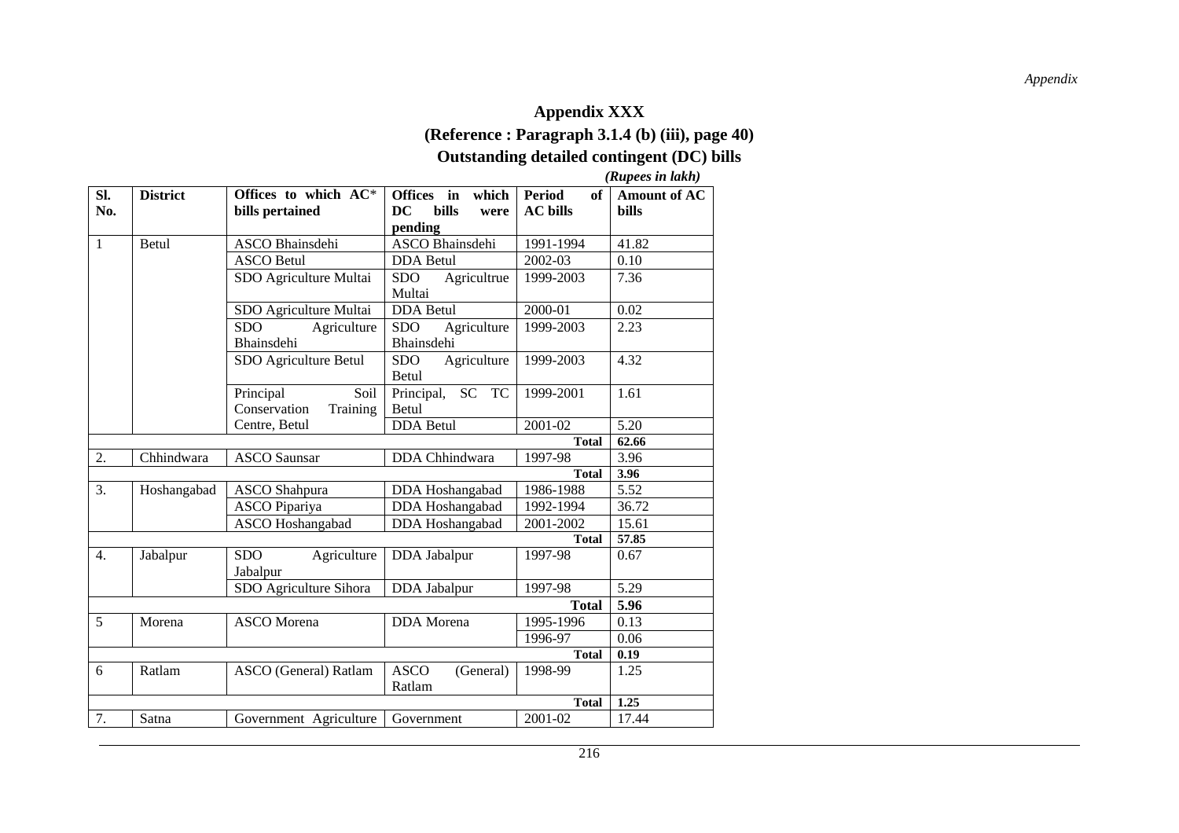## Appendix XXX

### (Reference : Paragraph 3.1.4 (b) (iii), page 40)

### Outstanding detailed contingent (DC) bills

*(Rupees in lakh)*

| Sl. No. | District | Offices to which AC* bills pertained | Offices in which DC bills were pending | Period of AC bills | Amount of AC bills |
|---|---|---|---|---|---|
| 1 | Betul | ASCO Bhainsdehi | ASCO Bhainsdehi | 1991-1994 | 41.82 |
| | | ASCO Betul | DDA Betul | 2002-03 | 0.10 |
| | | SDO Agriculture Multai | SDO Agricultrue Multai | 1999-2003 | 7.36 |
| | | SDO Agriculture Multai | DDA Betul | 2000-01 | 0.02 |
| | | SDO Agriculture Bhainsdehi | SDO Agriculture Bhainsdehi | 1999-2003 | 2.23 |
| | | SDO Agriculture Betul | SDO Agriculture Betul | 1999-2003 | 4.32 |
| | | Principal Soil Conservation Training Centre, Betul | Principal, SC TC Betul | 1999-2001 | 1.61 |
| | | | DDA Betul | 2001-02 | 5.20 |
| | | | | **Total** | **62.66** |
| 2. | Chhindwara | ASCO Saunsar | DDA Chhindwara | 1997-98 | 3.96 |
| | | | | **Total** | **3.96** |
| 3. | Hoshangabad | ASCO Shahpura | DDA Hoshangabad | 1986-1988 | 5.52 |
| | | ASCO Pipariya | DDA Hoshangabad | 1992-1994 | 36.72 |
| | | ASCO Hoshangabad | DDA Hoshangabad | 2001-2002 | 15.61 |
| | | | | **Total** | **57.85** |
| 4. | Jabalpur | SDO Agriculture Jabalpur | DDA Jabalpur | 1997-98 | 0.67 |
| | | SDO Agriculture Sihora | DDA Jabalpur | 1997-98 | 5.29 |
| | | | | **Total** | **5.96** |
| 5 | Morena | ASCO Morena | DDA Morena | 1995-1996 | 0.13 |
| | | | | 1996-97 | 0.06 |
| | | | | **Total** | **0.19** |
| 6 | Ratlam | ASCO (General) Ratlam | ASCO (General) Ratlam | 1998-99 | 1.25 |
| | | | | **Total** | **1.25** |
| 7. | Satna | Government Agriculture | Government | 2001-02 | 17.44 |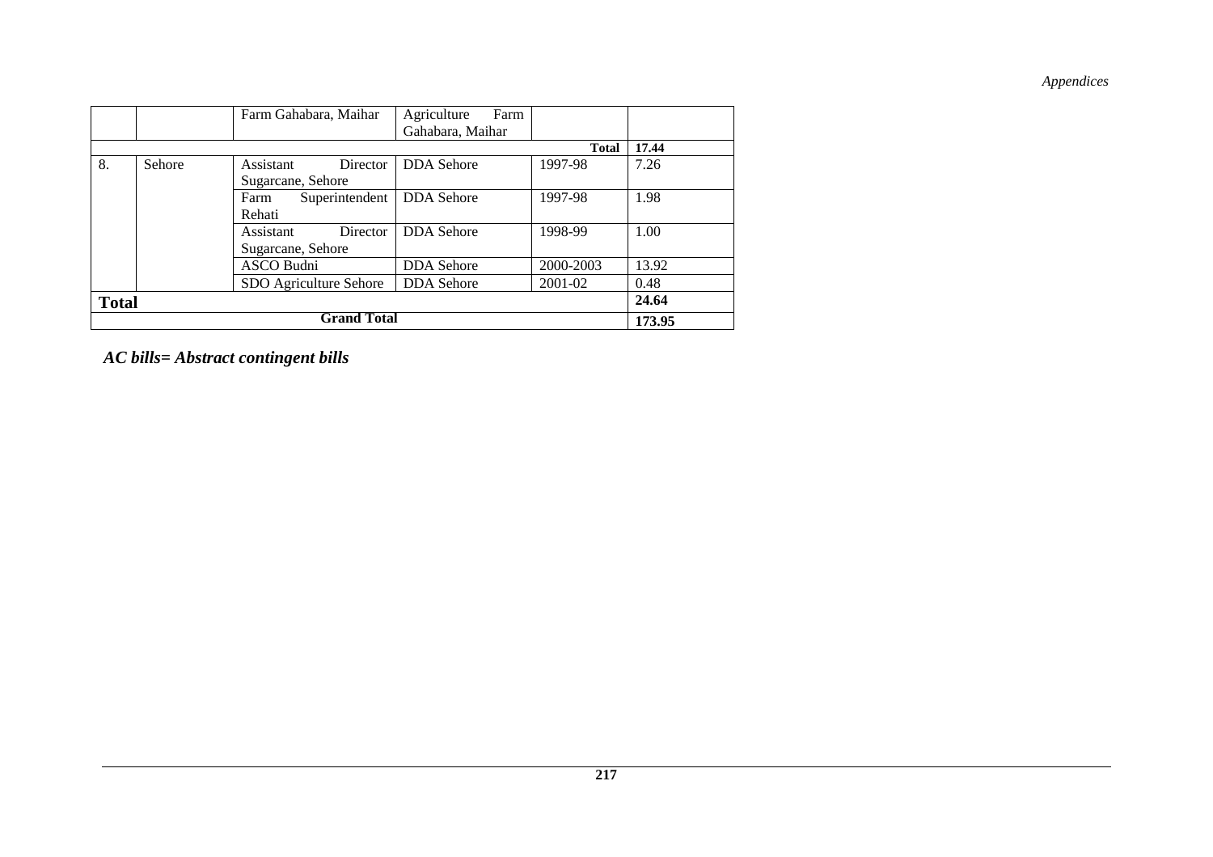| | | | | | |
|---|---|---|---|---|---|
| | | Farm Gahabara, Maihar | Agriculture Farm Gahabara, Maihar | | |
| | | | | **Total** | **17.44** |
| 8. | Sehore | Assistant Director Sugarcane, Sehore | DDA Sehore | 1997-98 | 7.26 |
| | | Farm Superintendent Rehati | DDA Sehore | 1997-98 | 1.98 |
| | | Assistant Director Sugarcane, Sehore | DDA Sehore | 1998-99 | 1.00 |
| | | ASCO Budni | DDA Sehore | 2000-2003 | 13.92 |
| | | SDO Agriculture Sehore | DDA Sehore | 2001-02 | 0.48 |
| **Total** | | | | | **24.64** |
| | | **Grand Total** | | | **173.95** |

***AC bills= Abstract contingent bills***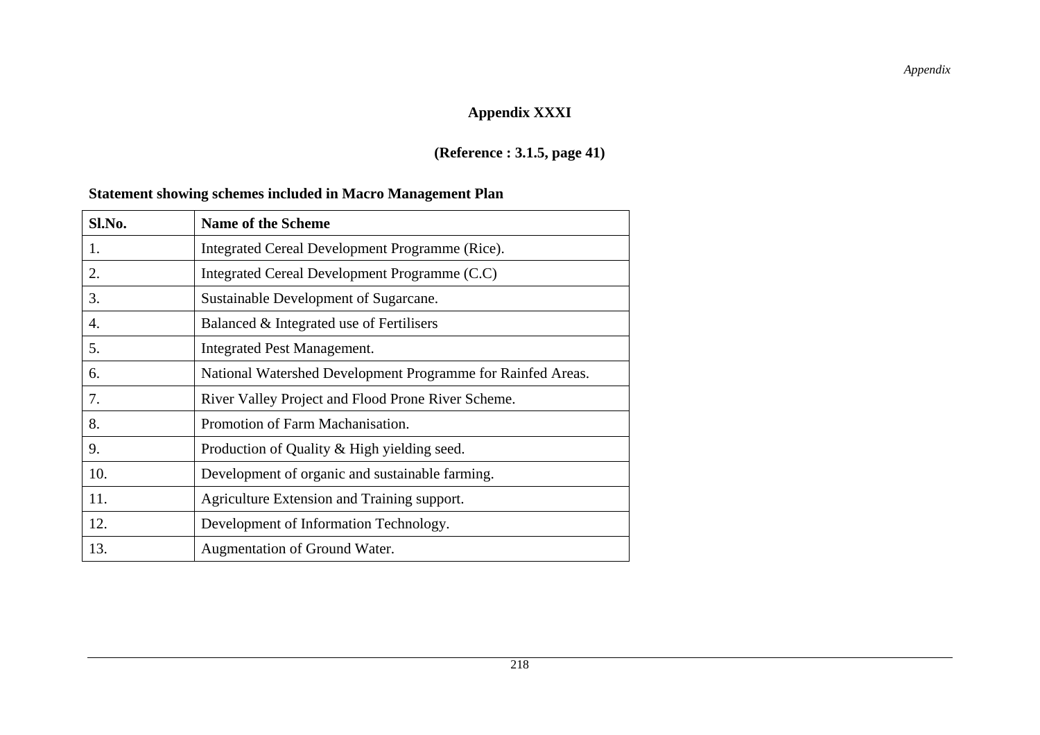# Appendix XXXI

**(Reference : 3.1.5, page 41)**

**Statement showing schemes included in Macro Management Plan**

| Sl.No. | Name of the Scheme |
|---|---|
| 1. | Integrated Cereal Development Programme (Rice). |
| 2. | Integrated Cereal Development Programme (C.C) |
| 3. | Sustainable Development of Sugarcane. |
| 4. | Balanced & Integrated use of Fertilisers |
| 5. | Integrated Pest Management. |
| 6. | National Watershed Development Programme for Rainfed Areas. |
| 7. | River Valley Project and Flood Prone River Scheme. |
| 8. | Promotion of Farm Machanisation. |
| 9. | Production of Quality & High yielding seed. |
| 10. | Development of organic and sustainable farming. |
| 11. | Agriculture Extension and Training support. |
| 12. | Development of Information Technology. |
| 13. | Augmentation of Ground Water. |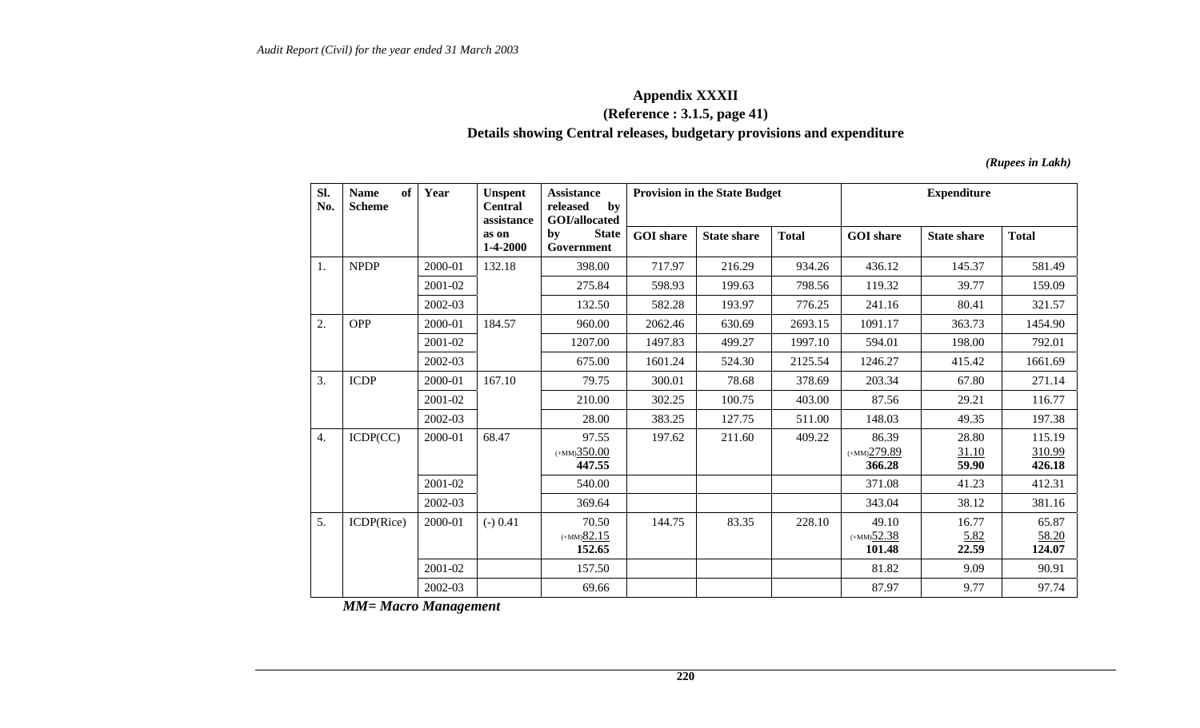# Appendix XXXII

## (Reference : 3.1.5, page 41)

## Details showing Central releases, budgetary provisions and expenditure

*(Rupees in Lakh)*

| Sl. No. | Name of Scheme | Year | Unspent Central assistance as on 1-4-2000 | Assistance released by GOI/allocated by State Government | Provision in the State Budget | | | Expenditure | | |
|---|---|---|---|---|---|---|---|---|---|---|
| | | | | | GOI share | State share | Total | GOI share | State share | Total |
| 1. | NPDP | 2000-01 | 132.18 | 398.00 | 717.97 | 216.29 | 934.26 | 436.12 | 145.37 | 581.49 |
| | | 2001-02 | | 275.84 | 598.93 | 199.63 | 798.56 | 119.32 | 39.77 | 159.09 |
| | | 2002-03 | | 132.50 | 582.28 | 193.97 | 776.25 | 241.16 | 80.41 | 321.57 |
| 2. | OPP | 2000-01 | 184.57 | 960.00 | 2062.46 | 630.69 | 2693.15 | 1091.17 | 363.73 | 1454.90 |
| | | 2001-02 | | 1207.00 | 1497.83 | 499.27 | 1997.10 | 594.01 | 198.00 | 792.01 |
| | | 2002-03 | | 675.00 | 1601.24 | 524.30 | 2125.54 | 1246.27 | 415.42 | 1661.69 |
| 3. | ICDP | 2000-01 | 167.10 | 79.75 | 300.01 | 78.68 | 378.69 | 203.34 | 67.80 | 271.14 |
| | | 2001-02 | | 210.00 | 302.25 | 100.75 | 403.00 | 87.56 | 29.21 | 116.77 |
| | | 2002-03 | | 28.00 | 383.25 | 127.75 | 511.00 | 148.03 | 49.35 | 197.38 |
| 4. | ICDP(CC) | 2000-01 | 68.47 | 97.55<br>(+MM)350.00<br>**447.55** | 197.62 | 211.60 | 409.22 | 86.39<br>(+MM)279.89<br>**366.28** | 28.80<br>31.10<br>**59.90** | 115.19<br>310.99<br>**426.18** |
| | | 2001-02 | | 540.00 | | | | 371.08 | 41.23 | 412.31 |
| | | 2002-03 | | 369.64 | | | | 343.04 | 38.12 | 381.16 |
| 5. | ICDP(Rice) | 2000-01 | (-) 0.41 | 70.50<br>(+MM)82.15<br>**152.65** | 144.75 | 83.35 | 228.10 | 49.10<br>(+MM)52.38<br>**101.48** | 16.77<br>5.82<br>**22.59** | 65.87<br>58.20<br>**124.07** |
| | | 2001-02 | | 157.50 | | | | 81.82 | 9.09 | 90.91 |
| | | 2002-03 | | 69.66 | | | | 87.97 | 9.77 | 97.74 |

***MM= Macro Management***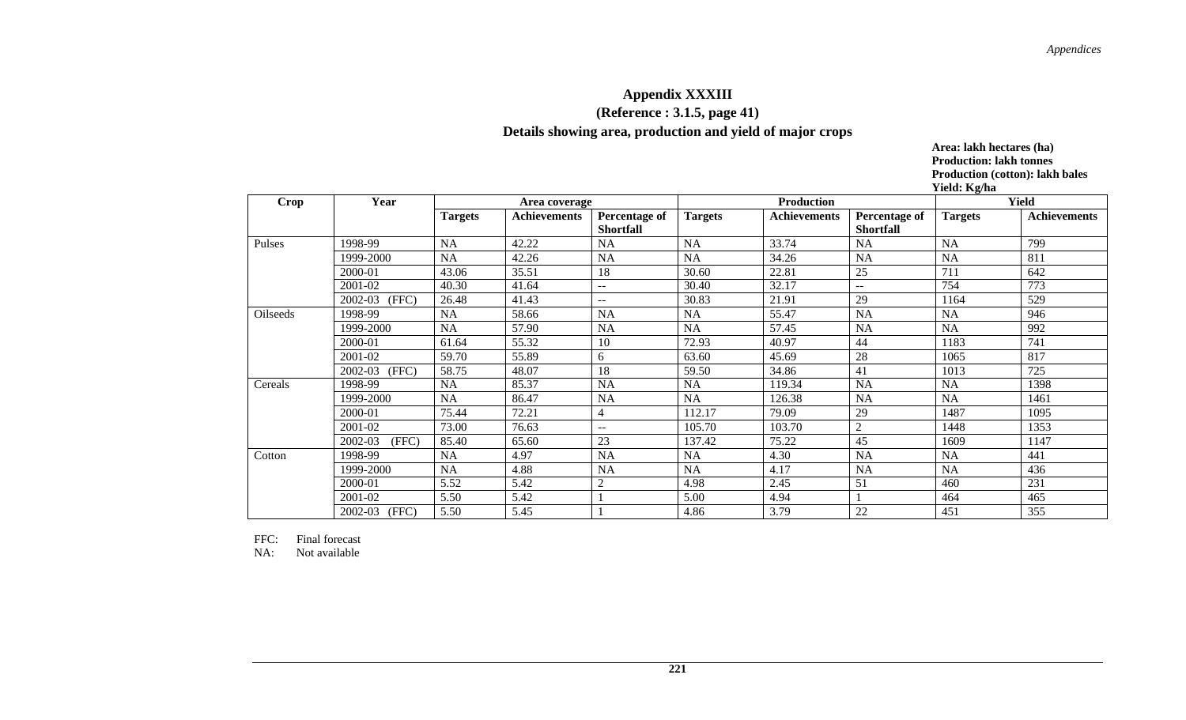## Appendix XXXIII

**(Reference : 3.1.5, page 41)**

**Details showing area, production and yield of major crops**

**Area: lakh hectares (ha)**
**Production: lakh tonnes**
**Production (cotton): lakh bales**
**Yield: Kg/ha**

| Crop | Year | Area coverage | | | Production | | | Yield | |
|---|---|---|---|---|---|---|---|---|---|
| | | Targets | Achievements | Percentage of Shortfall | Targets | Achievements | Percentage of Shortfall | Targets | Achievements |
| Pulses | 1998-99 | NA | 42.22 | NA | NA | 33.74 | NA | NA | 799 |
| | 1999-2000 | NA | 42.26 | NA | NA | 34.26 | NA | NA | 811 |
| | 2000-01 | 43.06 | 35.51 | 18 | 30.60 | 22.81 | 25 | 711 | 642 |
| | 2001-02 | 40.30 | 41.64 | -- | 30.40 | 32.17 | -- | 754 | 773 |
| | 2002-03 (FFC) | 26.48 | 41.43 | -- | 30.83 | 21.91 | 29 | 1164 | 529 |
| Oilseeds | 1998-99 | NA | 58.66 | NA | NA | 55.47 | NA | NA | 946 |
| | 1999-2000 | NA | 57.90 | NA | NA | 57.45 | NA | NA | 992 |
| | 2000-01 | 61.64 | 55.32 | 10 | 72.93 | 40.97 | 44 | 1183 | 741 |
| | 2001-02 | 59.70 | 55.89 | 6 | 63.60 | 45.69 | 28 | 1065 | 817 |
| | 2002-03 (FFC) | 58.75 | 48.07 | 18 | 59.50 | 34.86 | 41 | 1013 | 725 |
| Cereals | 1998-99 | NA | 85.37 | NA | NA | 119.34 | NA | NA | 1398 |
| | 1999-2000 | NA | 86.47 | NA | NA | 126.38 | NA | NA | 1461 |
| | 2000-01 | 75.44 | 72.21 | 4 | 112.17 | 79.09 | 29 | 1487 | 1095 |
| | 2001-02 | 73.00 | 76.63 | -- | 105.70 | 103.70 | 2 | 1448 | 1353 |
| | 2002-03 (FFC) | 85.40 | 65.60 | 23 | 137.42 | 75.22 | 45 | 1609 | 1147 |
| Cotton | 1998-99 | NA | 4.97 | NA | NA | 4.30 | NA | NA | 441 |
| | 1999-2000 | NA | 4.88 | NA | NA | 4.17 | NA | NA | 436 |
| | 2000-01 | 5.52 | 5.42 | 2 | 4.98 | 2.45 | 51 | 460 | 231 |
| | 2001-02 | 5.50 | 5.42 | 1 | 5.00 | 4.94 | 1 | 464 | 465 |
| | 2002-03 (FFC) | 5.50 | 5.45 | 1 | 4.86 | 3.79 | 22 | 451 | 355 |

FFC: Final forecast
NA: Not available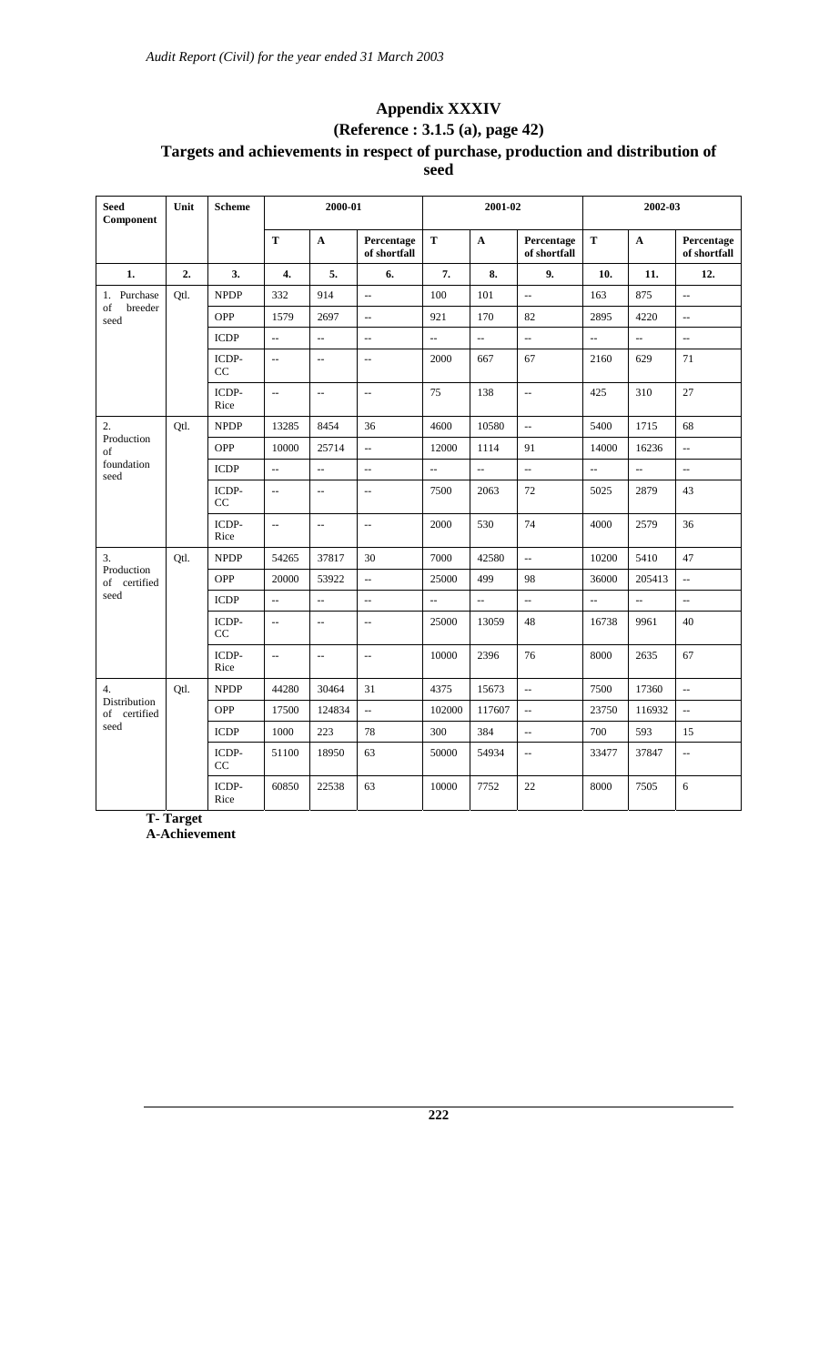## Appendix XXXIV

### (Reference : 3.1.5 (a), page 42)

### Targets and achievements in respect of purchase, production and distribution of seed

| Seed Component | Unit | Scheme | 2000-01 | | | 2001-02 | | | 2002-03 | | |
|---|---|---|---|---|---|---|---|---|---|---|---|
| | | | T | A | Percentage of shortfall | T | A | Percentage of shortfall | T | A | Percentage of shortfall |
| 1. | 2. | 3. | 4. | 5. | 6. | 7. | 8. | 9. | 10. | 11. | 12. |
| 1. Purchase of breeder seed | Qtl. | NPDP | 332 | 914 | -- | 100 | 101 | -- | 163 | 875 | -- |
| | | OPP | 1579 | 2697 | -- | 921 | 170 | 82 | 2895 | 4220 | -- |
| | | ICDP | -- | -- | -- | -- | -- | -- | -- | -- | -- |
| | | ICDP-CC | -- | -- | -- | 2000 | 667 | 67 | 2160 | 629 | 71 |
| | | ICDP-Rice | -- | -- | -- | 75 | 138 | -- | 425 | 310 | 27 |
| 2. Production of foundation seed | Qtl. | NPDP | 13285 | 8454 | 36 | 4600 | 10580 | -- | 5400 | 1715 | 68 |
| | | OPP | 10000 | 25714 | -- | 12000 | 1114 | 91 | 14000 | 16236 | -- |
| | | ICDP | -- | -- | -- | -- | -- | -- | -- | -- | -- |
| | | ICDP-CC | -- | -- | -- | 7500 | 2063 | 72 | 5025 | 2879 | 43 |
| | | ICDP-Rice | -- | -- | -- | 2000 | 530 | 74 | 4000 | 2579 | 36 |
| 3. Production of certified seed | Qtl. | NPDP | 54265 | 37817 | 30 | 7000 | 42580 | -- | 10200 | 5410 | 47 |
| | | OPP | 20000 | 53922 | -- | 25000 | 499 | 98 | 36000 | 205413 | -- |
| | | ICDP | -- | -- | -- | -- | -- | -- | -- | -- | -- |
| | | ICDP-CC | -- | -- | -- | 25000 | 13059 | 48 | 16738 | 9961 | 40 |
| | | ICDP-Rice | -- | -- | -- | 10000 | 2396 | 76 | 8000 | 2635 | 67 |
| 4. Distribution of certified seed | Qtl. | NPDP | 44280 | 30464 | 31 | 4375 | 15673 | -- | 7500 | 17360 | -- |
| | | OPP | 17500 | 124834 | -- | 102000 | 117607 | -- | 23750 | 116932 | -- |
| | | ICDP | 1000 | 223 | 78 | 300 | 384 | -- | 700 | 593 | 15 |
| | | ICDP-CC | 51100 | 18950 | 63 | 50000 | 54934 | -- | 33477 | 37847 | -- |
| | | ICDP-Rice | 60850 | 22538 | 63 | 10000 | 7752 | 22 | 8000 | 7505 | 6 |

**T- Target**
**A-Achievement**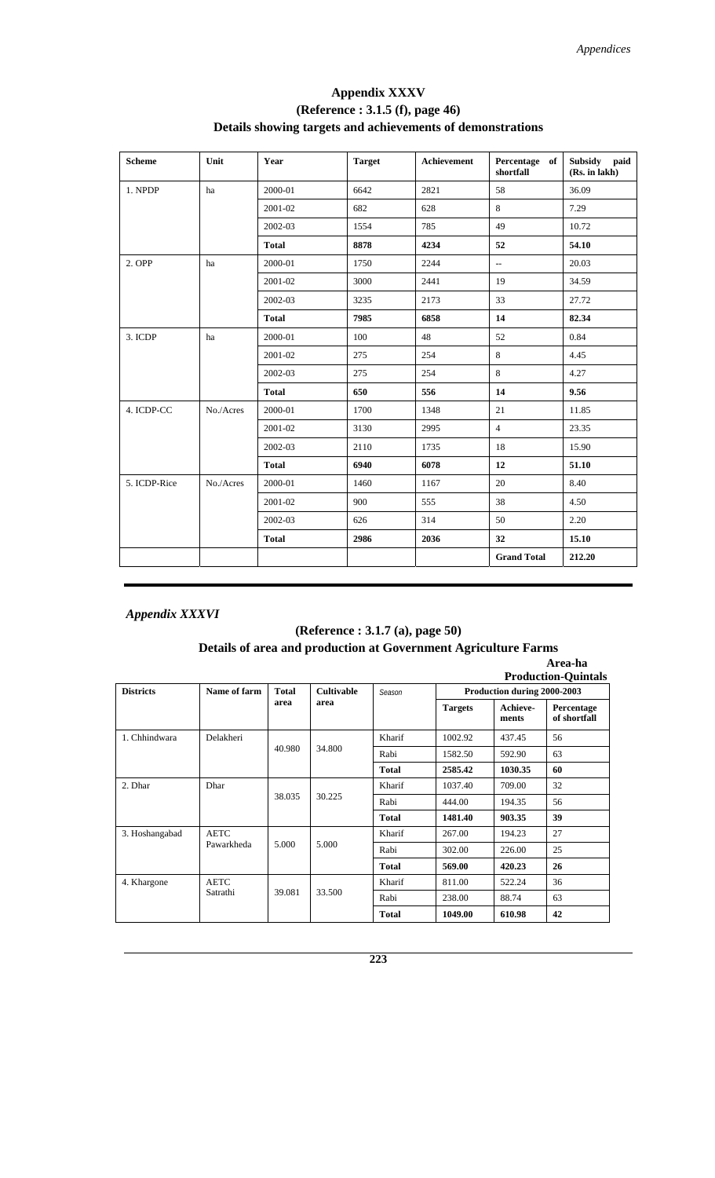## Appendix XXXV

**(Reference : 3.1.5 (f), page 46)**

**Details showing targets and achievements of demonstrations**

| Scheme | Unit | Year | Target | Achievement | Percentage of shortfall | Subsidy paid (Rs. in lakh) |
|---|---|---|---|---|---|---|
| 1. NPDP | ha | 2000-01 | 6642 | 2821 | 58 | 36.09 |
| | | 2001-02 | 682 | 628 | 8 | 7.29 |
| | | 2002-03 | 1554 | 785 | 49 | 10.72 |
| | | **Total** | **8878** | **4234** | **52** | **54.10** |
| 2. OPP | ha | 2000-01 | 1750 | 2244 | -- | 20.03 |
| | | 2001-02 | 3000 | 2441 | 19 | 34.59 |
| | | 2002-03 | 3235 | 2173 | 33 | 27.72 |
| | | **Total** | **7985** | **6858** | **14** | **82.34** |
| 3. ICDP | ha | 2000-01 | 100 | 48 | 52 | 0.84 |
| | | 2001-02 | 275 | 254 | 8 | 4.45 |
| | | 2002-03 | 275 | 254 | 8 | 4.27 |
| | | **Total** | **650** | **556** | **14** | **9.56** |
| 4. ICDP-CC | No./Acres | 2000-01 | 1700 | 1348 | 21 | 11.85 |
| | | 2001-02 | 3130 | 2995 | 4 | 23.35 |
| | | 2002-03 | 2110 | 1735 | 18 | 15.90 |
| | | **Total** | **6940** | **6078** | **12** | **51.10** |
| 5. ICDP-Rice | No./Acres | 2000-01 | 1460 | 1167 | 20 | 8.40 |
| | | 2001-02 | 900 | 555 | 38 | 4.50 |
| | | 2002-03 | 626 | 314 | 50 | 2.20 |
| | | **Total** | **2986** | **2036** | **32** | **15.10** |
| | | | | | **Grand Total** | **212.20** |

## *Appendix XXXVI*

**(Reference : 3.1.7 (a), page 50)**

**Details of area and production at Government Agriculture Farms**

**Area-ha**
**Production-Quintals**

| Districts | Name of farm | Total area | Cultivable area | Season | Production during 2000-2003 | | |
|---|---|---|---|---|---|---|---|
| | | | | | Targets | Achieve-ments | Percentage of shortfall |
| 1. Chhindwara | Delakheri | 40.980 | 34.800 | Kharif | 1002.92 | 437.45 | 56 |
| | | | | Rabi | 1582.50 | 592.90 | 63 |
| | | | | **Total** | **2585.42** | **1030.35** | **60** |
| 2. Dhar | Dhar | 38.035 | 30.225 | Kharif | 1037.40 | 709.00 | 32 |
| | | | | Rabi | 444.00 | 194.35 | 56 |
| | | | | **Total** | **1481.40** | **903.35** | **39** |
| 3. Hoshangabad | AETC Pawarkheda | 5.000 | 5.000 | Kharif | 267.00 | 194.23 | 27 |
| | | | | Rabi | 302.00 | 226.00 | 25 |
| | | | | **Total** | **569.00** | **420.23** | **26** |
| 4. Khargone | AETC Satrathi | 39.081 | 33.500 | Kharif | 811.00 | 522.24 | 36 |
| | | | | Rabi | 238.00 | 88.74 | 63 |
| | | | | **Total** | **1049.00** | **610.98** | **42** |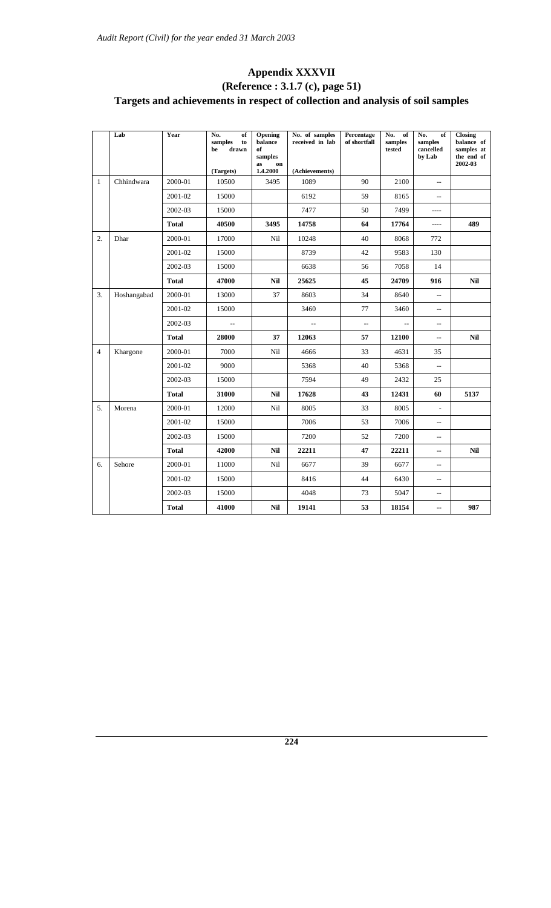## Appendix XXXVII

### (Reference : 3.1.7 (c), page 51)

### Targets and achievements in respect of collection and analysis of soil samples

| | Lab | Year | No. of samples to be drawn (Targets) | Opening balance of samples as on 1.4.2000 | No. of samples received in lab (Achievements) | Percentage of shortfall | No. of samples tested | No. of samples cancelled by Lab | Closing balance of samples at the end of 2002-03 |
|---|---|---|---|---|---|---|---|---|---|
| 1 | Chhindwara | 2000-01 | 10500 | 3495 | 1089 | 90 | 2100 | -- | |
| | | 2001-02 | 15000 | | 6192 | 59 | 8165 | -- | |
| | | 2002-03 | 15000 | | 7477 | 50 | 7499 | ---- | |
| | | **Total** | **40500** | **3495** | **14758** | **64** | **17764** | **----** | **489** |
| 2. | Dhar | 2000-01 | 17000 | Nil | 10248 | 40 | 8068 | 772 | |
| | | 2001-02 | 15000 | | 8739 | 42 | 9583 | 130 | |
| | | 2002-03 | 15000 | | 6638 | 56 | 7058 | 14 | |
| | | **Total** | **47000** | **Nil** | **25625** | **45** | **24709** | **916** | **Nil** |
| 3. | Hoshangabad | 2000-01 | 13000 | 37 | 8603 | 34 | 8640 | -- | |
| | | 2001-02 | 15000 | | 3460 | 77 | 3460 | -- | |
| | | 2002-03 | -- | | -- | -- | -- | -- | |
| | | **Total** | **28000** | **37** | **12063** | **57** | **12100** | **--** | **Nil** |
| 4 | Khargone | 2000-01 | 7000 | Nil | 4666 | 33 | 4631 | 35 | |
| | | 2001-02 | 9000 | | 5368 | 40 | 5368 | -- | |
| | | 2002-03 | 15000 | | 7594 | 49 | 2432 | 25 | |
| | | **Total** | **31000** | **Nil** | **17628** | **43** | **12431** | **60** | **5137** |
| 5. | Morena | 2000-01 | 12000 | Nil | 8005 | 33 | 8005 | - | |
| | | 2001-02 | 15000 | | 7006 | 53 | 7006 | -- | |
| | | 2002-03 | 15000 | | 7200 | 52 | 7200 | -- | |
| | | **Total** | **42000** | **Nil** | **22211** | **47** | **22211** | **--** | **Nil** |
| 6. | Sehore | 2000-01 | 11000 | Nil | 6677 | 39 | 6677 | -- | |
| | | 2001-02 | 15000 | | 8416 | 44 | 6430 | -- | |
| | | 2002-03 | 15000 | | 4048 | 73 | 5047 | -- | |
| | | **Total** | **41000** | **Nil** | **19141** | **53** | **18154** | **--** | **987** |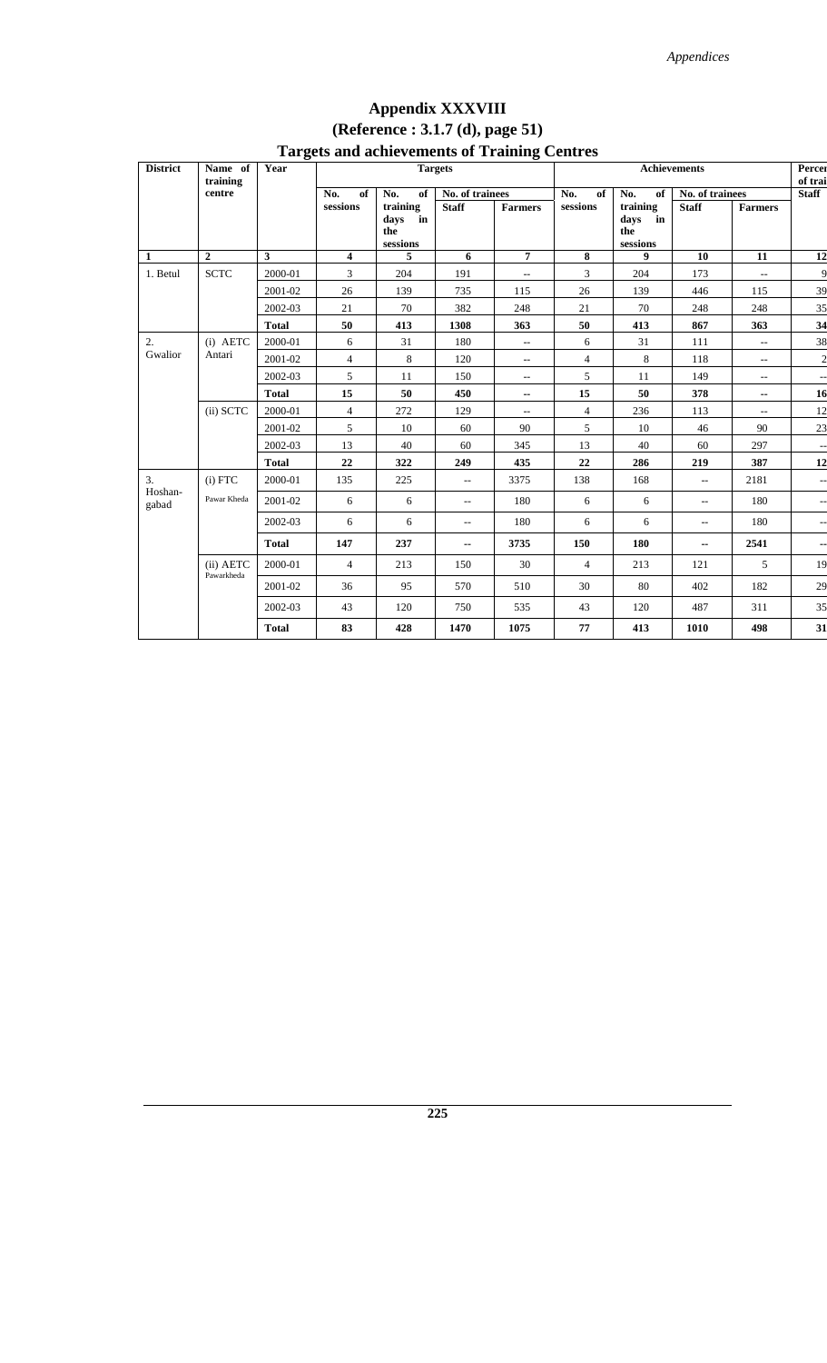# Appendix XXXVIII

## (Reference : 3.1.7 (d), page 51)

### Targets and achievements of Training Centres

| District | Name of training centre | Year | Targets | | | | Achievements | | | | Percen of trai |
|---|---|---|---|---|---|---|---|---|---|---|---|
| | | | No. of sessions | No. of training days in the sessions | No. of trainees | | No. of sessions | No. of training days in the sessions | No. of trainees | | Staff |
| | | | | | Staff | Farmers | | | Staff | Farmers | |
| 1 | 2 | 3 | 4 | 5 | 6 | 7 | 8 | 9 | 10 | 11 | 12 |
| 1. Betul | SCTC | 2000-01 | 3 | 204 | 191 | -- | 3 | 204 | 173 | -- | 9 |
| | | 2001-02 | 26 | 139 | 735 | 115 | 26 | 139 | 446 | 115 | 39 |
| | | 2002-03 | 21 | 70 | 382 | 248 | 21 | 70 | 248 | 248 | 35 |
| | | **Total** | **50** | **413** | **1308** | **363** | **50** | **413** | **867** | **363** | **34** |
| 2. Gwalior | (i) AETC Antari | 2000-01 | 6 | 31 | 180 | -- | 6 | 31 | 111 | -- | 38 |
| | | 2001-02 | 4 | 8 | 120 | -- | 4 | 8 | 118 | -- | 2 |
| | | 2002-03 | 5 | 11 | 150 | -- | 5 | 11 | 149 | -- | -- |
| | | **Total** | **15** | **50** | **450** | **--** | **15** | **50** | **378** | **--** | **16** |
| | (ii) SCTC | 2000-01 | 4 | 272 | 129 | -- | 4 | 236 | 113 | -- | 12 |
| | | 2001-02 | 5 | 10 | 60 | 90 | 5 | 10 | 46 | 90 | 23 |
| | | 2002-03 | 13 | 40 | 60 | 345 | 13 | 40 | 60 | 297 | -- |
| | | **Total** | **22** | **322** | **249** | **435** | **22** | **286** | **219** | **387** | **12** |
| 3. Hoshan-gabad | (i) FTC Pawar Kheda | 2000-01 | 135 | 225 | -- | 3375 | 138 | 168 | -- | 2181 | -- |
| | | 2001-02 | 6 | 6 | -- | 180 | 6 | 6 | -- | 180 | -- |
| | | 2002-03 | 6 | 6 | -- | 180 | 6 | 6 | -- | 180 | -- |
| | | **Total** | **147** | **237** | **--** | **3735** | **150** | **180** | **--** | **2541** | **--** |
| | (ii) AETC Pawarkheda | 2000-01 | 4 | 213 | 150 | 30 | 4 | 213 | 121 | 5 | 19 |
| | | 2001-02 | 36 | 95 | 570 | 510 | 30 | 80 | 402 | 182 | 29 |
| | | 2002-03 | 43 | 120 | 750 | 535 | 43 | 120 | 487 | 311 | 35 |
| | | **Total** | **83** | **428** | **1470** | **1075** | **77** | **413** | **1010** | **498** | **31** |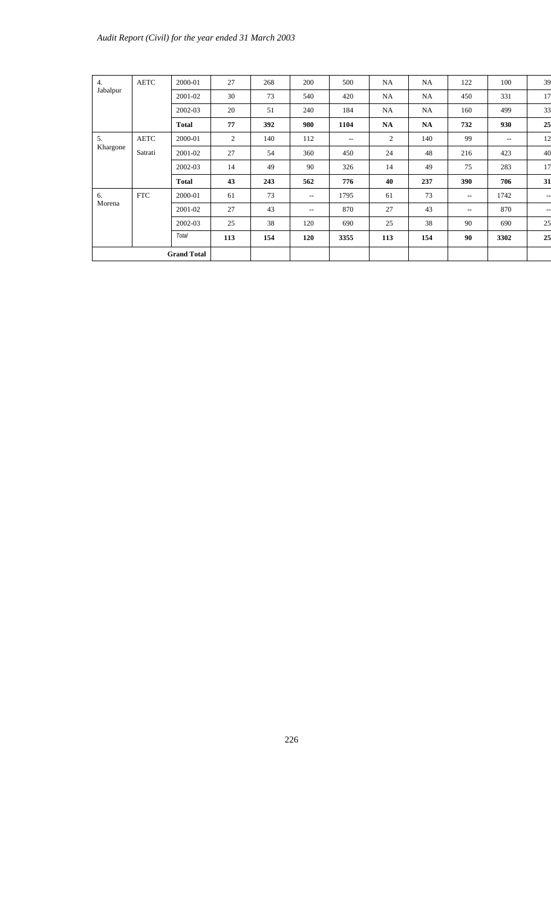| 4. Jabalpur | AETC | 2000-01 | 27 | 268 | 200 | 500 | NA | NA | 122 | 100 | 39 |
|---|---|---|---|---|---|---|---|---|---|---|---|
| | | 2001-02 | 30 | 73 | 540 | 420 | NA | NA | 450 | 331 | 17 |
| | | 2002-03 | 20 | 51 | 240 | 184 | NA | NA | 160 | 499 | 33 |
| | | **Total** | **77** | **392** | **980** | **1104** | **NA** | **NA** | **732** | **930** | **25** |
| 5. Khargone | AETC Satrati | 2000-01 | 2 | 140 | 112 | -- | 2 | 140 | 99 | -- | 12 |
| | | 2001-02 | 27 | 54 | 360 | 450 | 24 | 48 | 216 | 423 | 40 |
| | | 2002-03 | 14 | 49 | 90 | 326 | 14 | 49 | 75 | 283 | 17 |
| | | **Total** | **43** | **243** | **562** | **776** | **40** | **237** | **390** | **706** | **31** |
| 6. Morena | FTC | 2000-01 | 61 | 73 | -- | 1795 | 61 | 73 | -- | 1742 | -- |
| | | 2001-02 | 27 | 43 | -- | 870 | 27 | 43 | -- | 870 | -- |
| | | 2002-03 | 25 | 38 | 120 | 690 | 25 | 38 | 90 | 690 | 25 |
| | | *Total* | **113** | **154** | **120** | **3355** | **113** | **154** | **90** | **3302** | **25** |
| | | **Grand Total** | | | | | | | | | |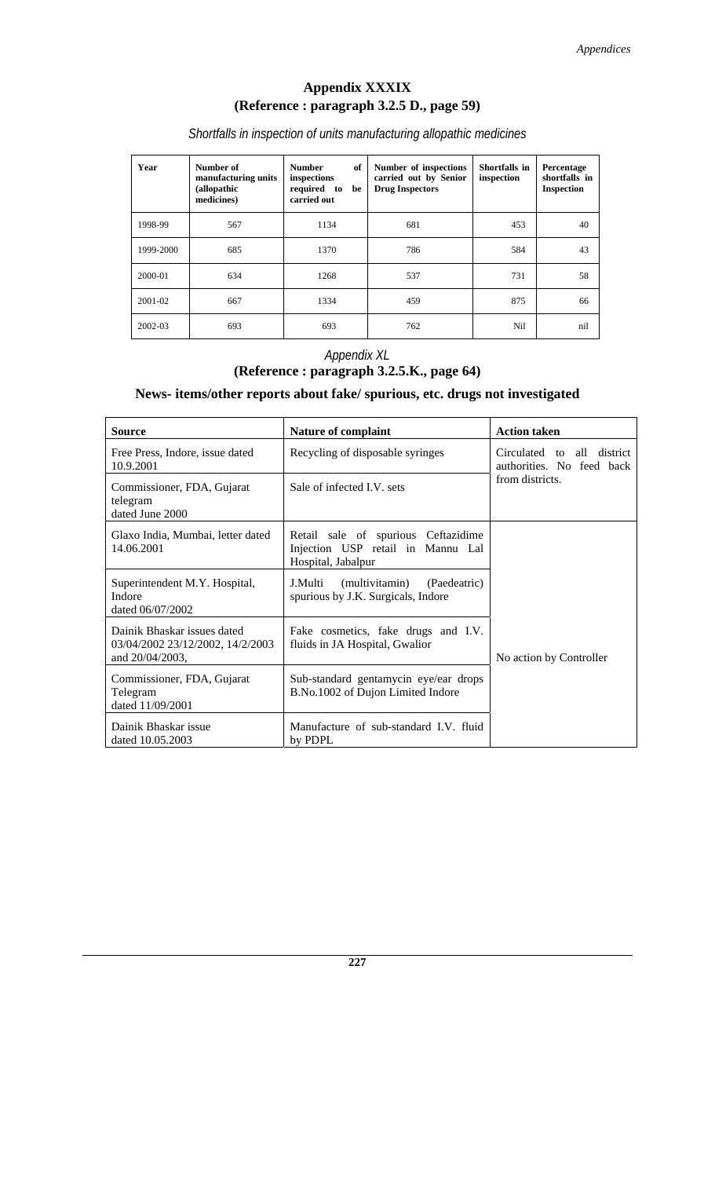# Appendix XXXIX

## (Reference : paragraph 3.2.5 D., page 59)

*Shortfalls in inspection of units manufacturing allopathic medicines*

| Year | Number of manufacturing units (allopathic medicines) | Number of inspections required to be carried out | Number of inspections carried out by Senior Drug Inspectors | Shortfalls in inspection | Percentage shortfalls in Inspection |
|---|---|---|---|---|---|
| 1998-99 | 567 | 1134 | 681 | 453 | 40 |
| 1999-2000 | 685 | 1370 | 786 | 584 | 43 |
| 2000-01 | 634 | 1268 | 537 | 731 | 58 |
| 2001-02 | 667 | 1334 | 459 | 875 | 66 |
| 2002-03 | 693 | 693 | 762 | Nil | nil |

*Appendix XL*

## (Reference : paragraph 3.2.5.K., page 64)

## News- items/other reports about fake/ spurious, etc. drugs not investigated

| Source | Nature of complaint | Action taken |
|---|---|---|
| Free Press, Indore, issue dated 10.9.2001 | Recycling of disposable syringes | Circulated to all district authorities. No feed back from districts. |
| Commissioner, FDA, Gujarat telegram dated June 2000 | Sale of infected I.V. sets | |
| Glaxo India, Mumbai, letter dated 14.06.2001 | Retail sale of spurious Ceftazidime Injection USP retail in Mannu Lal Hospital, Jabalpur | No action by Controller |
| Superintendent M.Y. Hospital, Indore dated 06/07/2002 | J.Multi (multivitamin) (Paedeatric) spurious by J.K. Surgicals, Indore | |
| Dainik Bhaskar issues dated 03/04/2002 23/12/2002, 14/2/2003 and 20/04/2003, | Fake cosmetics, fake drugs and I.V. fluids in JA Hospital, Gwalior | |
| Commissioner, FDA, Gujarat Telegram dated 11/09/2001 | Sub-standard gentamycin eye/ear drops B.No.1002 of Dujon Limited Indore | |
| Dainik Bhaskar issue dated 10.05.2003 | Manufacture of sub-standard I.V. fluid by PDPL | |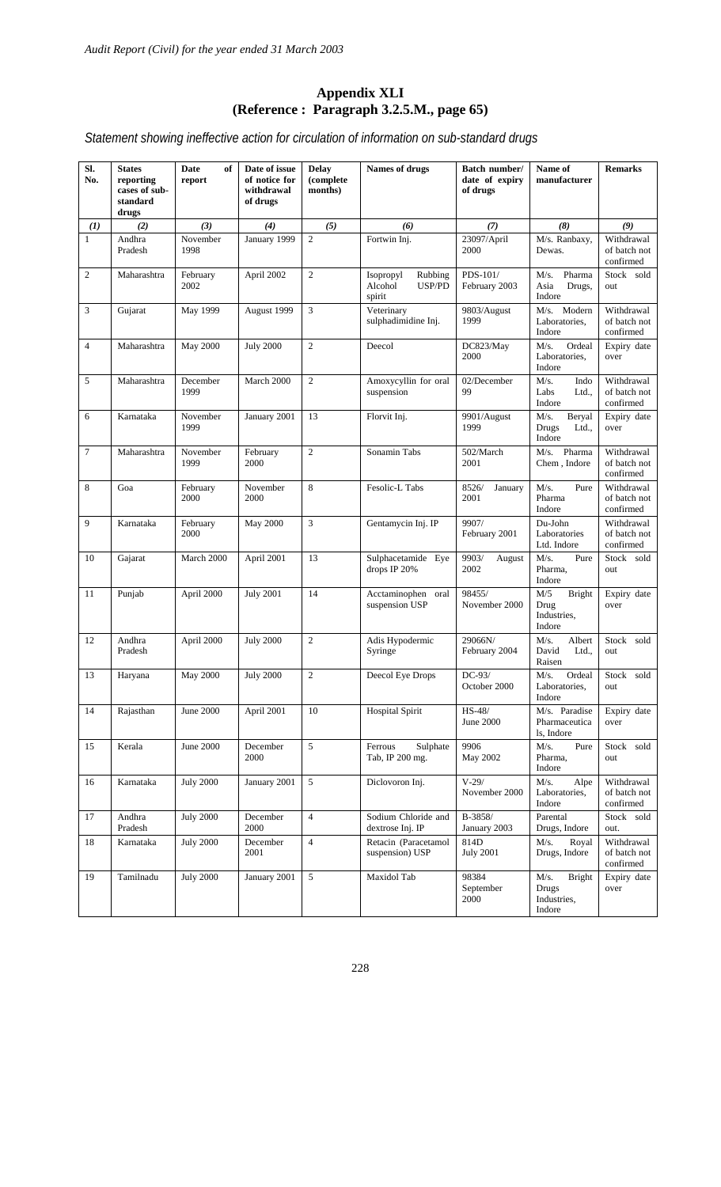# Appendix XLI
## (Reference : Paragraph 3.2.5.M., page 65)

*Statement showing ineffective action for circulation of information on sub-standard drugs*

| Sl. No. | States reporting cases of sub-standard drugs | Date of report | Date of issue of notice for withdrawal of drugs | Delay (complete months) | Names of drugs | Batch number/ date of expiry of drugs | Name of manufacturer | Remarks |
|---|---|---|---|---|---|---|---|---|
| *(1)* | *(2)* | *(3)* | *(4)* | *(5)* | *(6)* | *(7)* | *(8)* | *(9)* |
| 1 | Andhra Pradesh | November 1998 | January 1999 | 2 | Fortwin Inj. | 23097/April 2000 | M/s. Ranbaxy, Dewas. | Withdrawal of batch not confirmed |
| 2 | Maharashtra | February 2002 | April 2002 | 2 | Isopropyl Rubbing Alcohol USP/PD spirit | PDS-101/ February 2003 | M/s. Pharma Asia Drugs, Indore | Stock sold out |
| 3 | Gujarat | May 1999 | August 1999 | 3 | Veterinary sulphadimidine Inj. | 9803/August 1999 | M/s. Modern Laboratories, Indore | Withdrawal of batch not confirmed |
| 4 | Maharashtra | May 2000 | July 2000 | 2 | Deecol | DC823/May 2000 | M/s. Ordeal Laboratories, Indore | Expiry date over |
| 5 | Maharashtra | December 1999 | March 2000 | 2 | Amoxycyllin for oral suspension | 02/December 99 | M/s. Indo Labs Ltd., Indore | Withdrawal of batch not confirmed |
| 6 | Karnataka | November 1999 | January 2001 | 13 | Florvit Inj. | 9901/August 1999 | M/s. Beryal Drugs Ltd., Indore | Expiry date over |
| 7 | Maharashtra | November 1999 | February 2000 | 2 | Sonamin Tabs | 502/March 2001 | M/s. Pharma Chem , Indore | Withdrawal of batch not confirmed |
| 8 | Goa | February 2000 | November 2000 | 8 | Fesolic-L Tabs | 8526/ January 2001 | M/s. Pure Pharma Indore | Withdrawal of batch not confirmed |
| 9 | Karnataka | February 2000 | May 2000 | 3 | Gentamycin Inj. IP | 9907/ February 2001 | Du-John Laboratories Ltd. Indore | Withdrawal of batch not confirmed |
| 10 | Gajarat | March 2000 | April 2001 | 13 | Sulphacetamide Eye drops IP 20% | 9903/ August 2002 | M/s. Pure Pharma, Indore | Stock sold out |
| 11 | Punjab | April 2000 | July 2001 | 14 | Acctaminophen oral suspension USP | 98455/ November 2000 | M/5 Bright Drug Industries, Indore | Expiry date over |
| 12 | Andhra Pradesh | April 2000 | July 2000 | 2 | Adis Hypodermic Syringe | 29066N/ February 2004 | M/s. Albert David Ltd., Raisen | Stock sold out |
| 13 | Haryana | May 2000 | July 2000 | 2 | Deecol Eye Drops | DC-93/ October 2000 | M/s. Ordeal Laboratories, Indore | Stock sold out |
| 14 | Rajasthan | June 2000 | April 2001 | 10 | Hospital Spirit | HS-48/ June 2000 | M/s. Paradise Pharmaceuticals, Indore | Expiry date over |
| 15 | Kerala | June 2000 | December 2000 | 5 | Ferrous Sulphate Tab, IP 200 mg. | 9906 May 2002 | M/s. Pure Pharma, Indore | Stock sold out |
| 16 | Karnataka | July 2000 | January 2001 | 5 | Diclovoron Inj. | V-29/ November 2000 | M/s. Alpe Laboratories, Indore | Withdrawal of batch not confirmed |
| 17 | Andhra Pradesh | July 2000 | December 2000 | 4 | Sodium Chloride and dextrose Inj. IP | B-3858/ January 2003 | Parental Drugs, Indore | Stock sold out. |
| 18 | Karnataka | July 2000 | December 2001 | 4 | Retacin (Paracetamol suspension) USP | 814D July 2001 | M/s. Royal Drugs, Indore | Withdrawal of batch not confirmed |
| 19 | Tamilnadu | July 2000 | January 2001 | 5 | Maxidol Tab | 98384 September 2000 | M/s. Bright Drugs Industries, Indore | Expiry date over |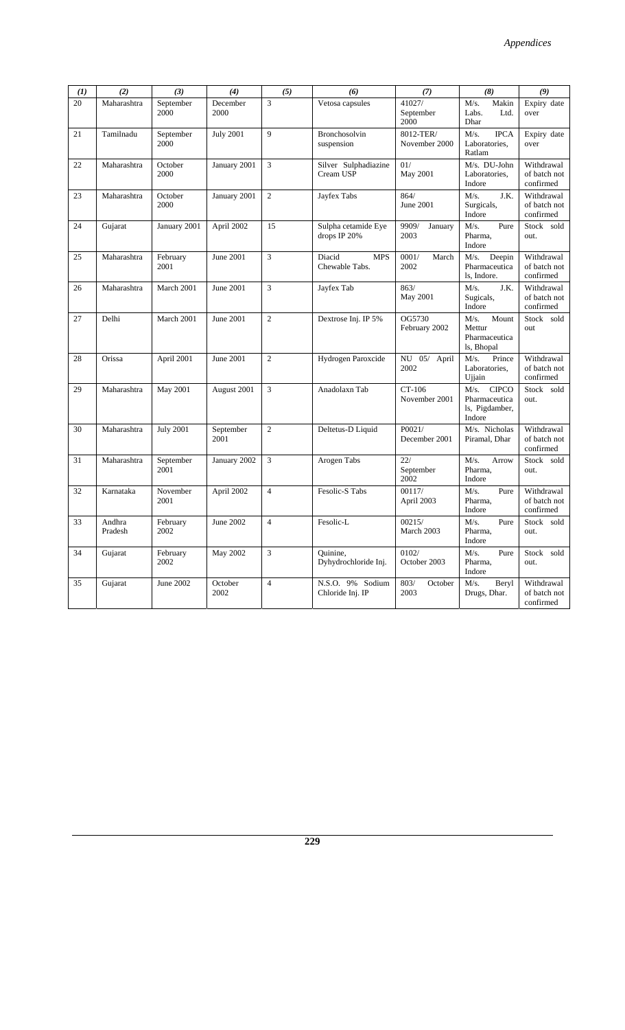| (1) | (2) | (3) | (4) | (5) | (6) | (7) | (8) | (9) |
|---|---|---|---|---|---|---|---|---|
| 20 | Maharashtra | September 2000 | December 2000 | 3 | Vetosa capsules | 41027/ September 2000 | M/s. Makin Labs. Ltd. Dhar | Expiry date over |
| 21 | Tamilnadu | September 2000 | July 2001 | 9 | Bronchosolvin suspension | 8012-TER/ November 2000 | M/s. IPCA Laboratories, Ratlam | Expiry date over |
| 22 | Maharashtra | October 2000 | January 2001 | 3 | Silver Sulphadiazine Cream USP | 01/ May 2001 | M/s. DU-John Laboratories, Indore | Withdrawal of batch not confirmed |
| 23 | Maharashtra | October 2000 | January 2001 | 2 | Jayfex Tabs | 864/ June 2001 | M/s. J.K. Surgicals, Indore | Withdrawal of batch not confirmed |
| 24 | Gujarat | January 2001 | April 2002 | 15 | Sulpha cetamide Eye drops IP 20% | 9909/ January 2003 | M/s. Pure Pharma, Indore | Stock sold out. |
| 25 | Maharashtra | February 2001 | June 2001 | 3 | Diacid MPS Chewable Tabs. | 0001/ March 2002 | M/s. Deepin Pharmaceutica ls, Indore. | Withdrawal of batch not confirmed |
| 26 | Maharashtra | March 2001 | June 2001 | 3 | Jayfex Tab | 863/ May 2001 | M/s. J.K. Sugicals, Indore | Withdrawal of batch not confirmed |
| 27 | Delhi | March 2001 | June 2001 | 2 | Dextrose Inj. IP 5% | OG5730 February 2002 | M/s. Mount Mettur Pharmaceutica ls, Bhopal | Stock sold out |
| 28 | Orissa | April 2001 | June 2001 | 2 | Hydrogen Paroxcide | NU 05/ April 2002 | M/s. Prince Laboratories, Ujjain | Withdrawal of batch not confirmed |
| 29 | Maharashtra | May 2001 | August 2001 | 3 | Anadolaxn Tab | CT-106 November 2001 | M/s. CIPCO Pharmaceutica ls, Pigdamber, Indore | Stock sold out. |
| 30 | Maharashtra | July 2001 | September 2001 | 2 | Deltetus-D Liquid | P0021/ December 2001 | M/s. Nicholas Piramal, Dhar | Withdrawal of batch not confirmed |
| 31 | Maharashtra | September 2001 | January 2002 | 3 | Arogen Tabs | 22/ September 2002 | M/s. Arrow Pharma, Indore | Stock sold out. |
| 32 | Karnataka | November 2001 | April 2002 | 4 | Fesolic-S Tabs | 00117/ April 2003 | M/s. Pure Pharma, Indore | Withdrawal of batch not confirmed |
| 33 | Andhra Pradesh | February 2002 | June 2002 | 4 | Fesolic-L | 00215/ March 2003 | M/s. Pure Pharma, Indore | Stock sold out. |
| 34 | Gujarat | February 2002 | May 2002 | 3 | Quinine, Dyhydrochloride Inj. | 0102/ October 2003 | M/s. Pure Pharma, Indore | Stock sold out. |
| 35 | Gujarat | June 2002 | October 2002 | 4 | N.S.O. 9% Sodium Chloride Inj. IP | 803/ October 2003 | M/s. Beryl Drugs, Dhar. | Withdrawal of batch not confirmed |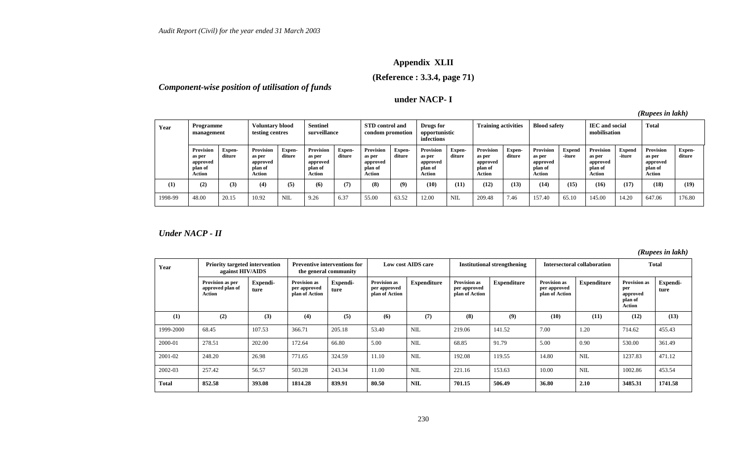## Appendix XLII

**(Reference : 3.3.4, page 71)**

***Component-wise position of utilisation of funds***

**under NACP- I**

***(Rupees in lakh)***

| Year | Programme management | | Voluntary blood testing centres | | Sentinel surveillance | | STD control and condom promotion | | Drugs for opportunistic infections | | Training activities | | Blood safety | | IEC and social mobilisation | | Total | |
|---|---|---|---|---|---|---|---|---|---|---|---|---|---|---|---|---|---|---|
| | Provision as per approved plan of Action | Expen-diture | Provision as per approved plan of Action | Expen-diture | Provision as per approved plan of Action | Expen-diture | Provision as per approved plan of Action | Expen-diture | Provision as per approved plan of Action | Expen-diture | Provision as per approved plan of Action | Expen-diture | Provision as per approved plan of Action | Expend -iture | Provision as per approved plan of Action | Expend -iture | Provision as per approved plan of Action | Expen-diture |
| (1) | (2) | (3) | (4) | (5) | (6) | (7) | (8) | (9) | (10) | (11) | (12) | (13) | (14) | (15) | (16) | (17) | (18) | (19) |
| 1998-99 | 48.00 | 20.15 | 10.92 | NIL | 9.26 | 6.37 | 55.00 | 63.52 | 12.00 | NIL | 209.48 | 7.46 | 157.40 | 65.10 | 145.00 | 14.20 | 647.06 | 176.80 |

***Under NACP - II***

***(Rupees in lakh)***

| Year | Priority targeted intervention against HIV/AIDS | | Preventive interventions for the general community | | Low cost AIDS care | | Institutional strengthening | | Intersectoral collaboration | | Total | |
|---|---|---|---|---|---|---|---|---|---|---|---|---|
| | Provision as per approved plan of Action | Expendi-ture | Provision as per approved plan of Action | Expendi-ture | Provision as per approved plan of Action | Expenditure | Provision as per approved plan of Action | Expenditure | Provision as per approved plan of Action | Expenditure | Provision as per approved plan of Action | Expendi-ture |
| (1) | (2) | (3) | (4) | (5) | (6) | (7) | (8) | (9) | (10) | (11) | (12) | (13) |
| 1999-2000 | 68.45 | 107.53 | 366.71 | 205.18 | 53.40 | NIL | 219.06 | 141.52 | 7.00 | 1.20 | 714.62 | 455.43 |
| 2000-01 | 278.51 | 202.00 | 172.64 | 66.80 | 5.00 | NIL | 68.85 | 91.79 | 5.00 | 0.90 | 530.00 | 361.49 |
| 2001-02 | 248.20 | 26.98 | 771.65 | 324.59 | 11.10 | NIL | 192.08 | 119.55 | 14.80 | NIL | 1237.83 | 471.12 |
| 2002-03 | 257.42 | 56.57 | 503.28 | 243.34 | 11.00 | NIL | 221.16 | 153.63 | 10.00 | NIL | 1002.86 | 453.54 |
| **Total** | **852.58** | **393.08** | **1814.28** | **839.91** | **80.50** | **NIL** | **701.15** | **506.49** | **36.80** | **2.10** | **3485.31** | **1741.58** |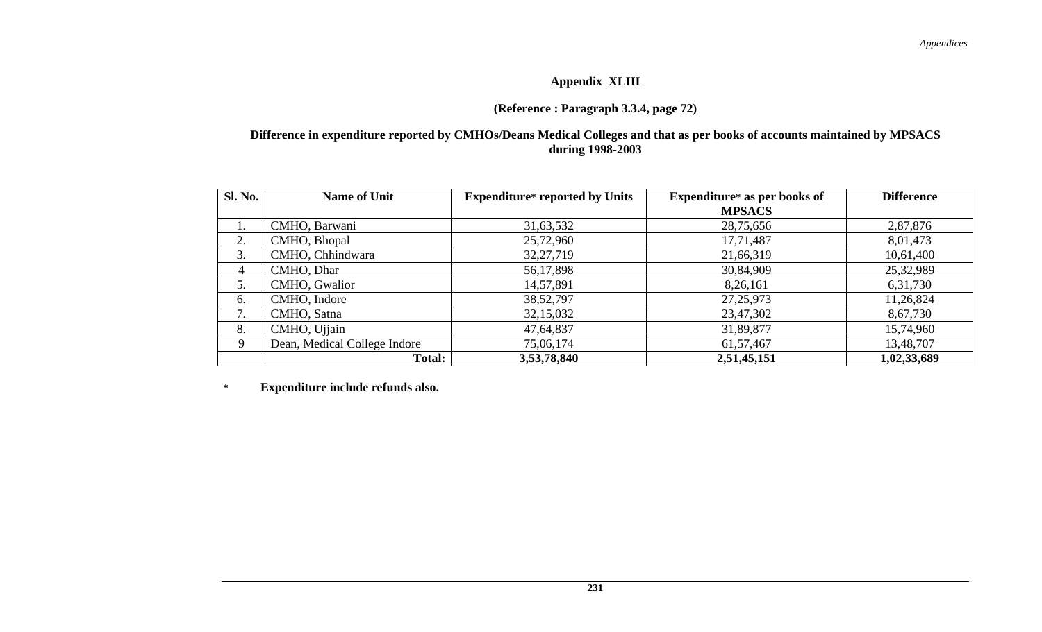## Appendix XLIII

**(Reference : Paragraph 3.3.4, page 72)**

**Difference in expenditure reported by CMHOs/Deans Medical Colleges and that as per books of accounts maintained by MPSACS during 1998-2003**

| Sl. No. | Name of Unit | Expenditure* reported by Units | Expenditure* as per books of MPSACS | Difference |
|---|---|---|---|---|
| 1. | CMHO, Barwani | 31,63,532 | 28,75,656 | 2,87,876 |
| 2. | CMHO, Bhopal | 25,72,960 | 17,71,487 | 8,01,473 |
| 3. | CMHO, Chhindwara | 32,27,719 | 21,66,319 | 10,61,400 |
| 4 | CMHO, Dhar | 56,17,898 | 30,84,909 | 25,32,989 |
| 5. | CMHO, Gwalior | 14,57,891 | 8,26,161 | 6,31,730 |
| 6. | CMHO, Indore | 38,52,797 | 27,25,973 | 11,26,824 |
| 7. | CMHO, Satna | 32,15,032 | 23,47,302 | 8,67,730 |
| 8. | CMHO, Ujjain | 47,64,837 | 31,89,877 | 15,74,960 |
| 9 | Dean, Medical College Indore | 75,06,174 | 61,57,467 | 13,48,707 |
| | **Total:** | **3,53,78,840** | **2,51,45,151** | **1,02,33,689** |

\* **Expenditure include refunds also.**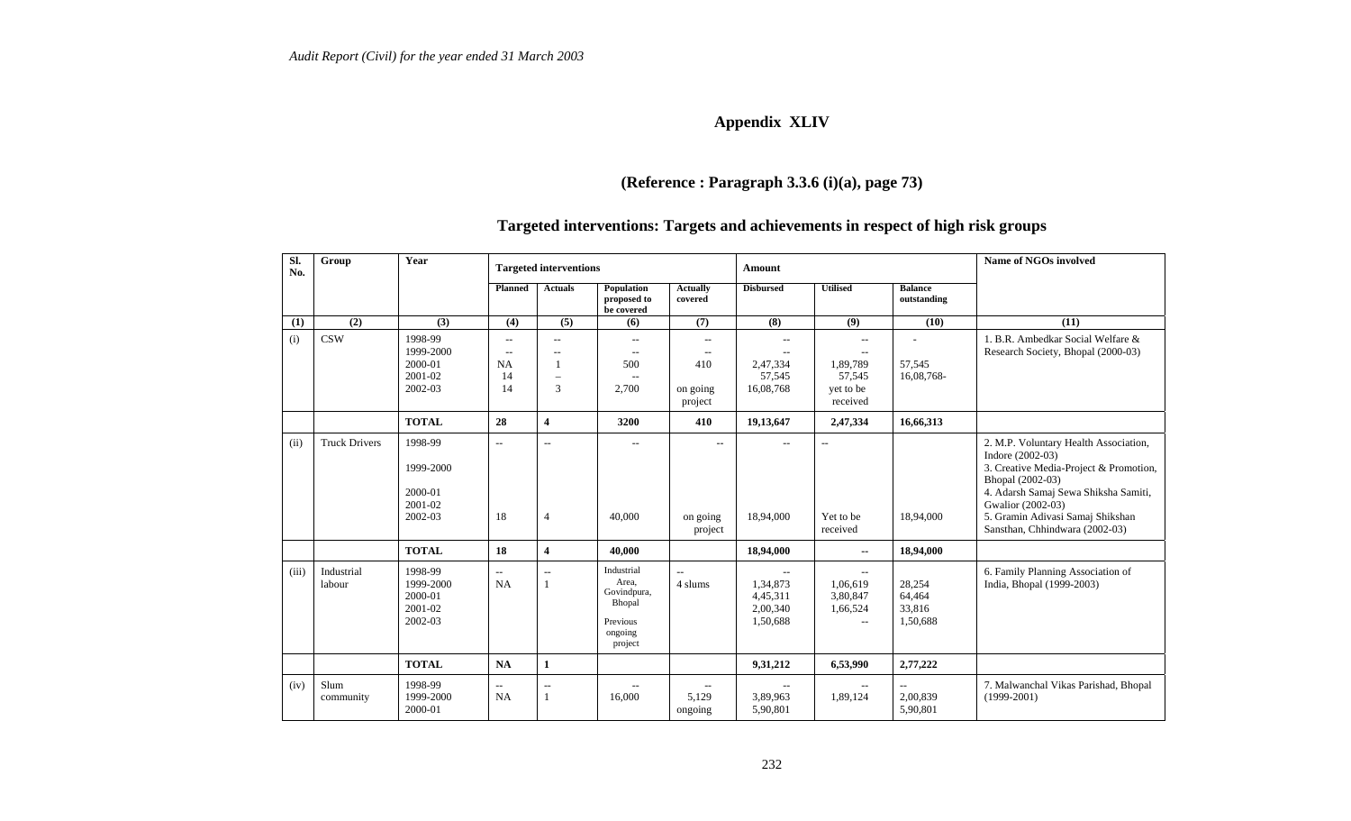## Appendix XLIV

### (Reference : Paragraph 3.3.6 (i)(a), page 73)

### Targeted interventions: Targets and achievements in respect of high risk groups

| Sl. No. | Group | Year | Targeted interventions | | | | Amount | | | Name of NGOs involved |
|---|---|---|---|---|---|---|---|---|---|---|
| | | | Planned | Actuals | Population proposed to be covered | Actually covered | Disbursed | Utilised | Balance outstanding | |
| (1) | (2) | (3) | (4) | (5) | (6) | (7) | (8) | (9) | (10) | (11) |
| (i) | CSW | 1998-99<br>1999-2000<br>2000-01<br>2001-02<br>2002-03 | --<br>--<br>NA<br>14<br>14 | --<br>--<br>1<br>–<br>3 | --<br>--<br>500<br>--<br>2,700 | --<br>--<br>410<br><br>on going project | --<br>--<br>2,47,334<br>57,545<br>16,08,768 | --<br>--<br>1,89,789<br>57,545<br>yet to be received | -<br><br>57,545<br>16,08,768- | 1. B.R. Ambedkar Social Welfare & Research Society, Bhopal (2000-03) |
| | | **TOTAL** | **28** | **4** | **3200** | **410** | **19,13,647** | **2,47,334** | **16,66,313** | |
| (ii) | Truck Drivers | 1998-99<br>1999-2000<br>2000-01<br>2001-02<br>2002-03 | --<br><br><br><br>18 | --<br><br><br><br>4 | --<br><br><br><br>40,000 | --<br><br><br><br>on going project | --<br><br><br><br>18,94,000 | --<br><br><br><br>Yet to be received | <br><br><br><br>18,94,000 | 2. M.P. Voluntary Health Association, Indore (2002-03)<br>3. Creative Media-Project & Promotion, Bhopal (2002-03)<br>4. Adarsh Samaj Sewa Shiksha Samiti, Gwalior (2002-03)<br>5. Gramin Adivasi Samaj Shikshan Sansthan, Chhindwara (2002-03) |
| | | **TOTAL** | **18** | **4** | **40,000** | | **18,94,000** | **--** | **18,94,000** | |
| (iii) | Industrial labour | 1998-99<br>1999-2000<br>2000-01<br>2001-02<br>2002-03 | --<br>NA | --<br>1 | Industrial Area, Govindpura, Bhopal<br>Previous ongoing project | --<br>4 slums | --<br>1,34,873<br>4,45,311<br>2,00,340<br>1,50,688 | --<br>1,06,619<br>3,80,847<br>1,66,524<br>-- | <br>28,254<br>64,464<br>33,816<br>1,50,688 | 6. Family Planning Association of India, Bhopal (1999-2003) |
| | | **TOTAL** | **NA** | **1** | | | **9,31,212** | **6,53,990** | **2,77,222** | |
| (iv) | Slum community | 1998-99<br>1999-2000<br>2000-01 | --<br>NA | --<br>1 | --<br>16,000 | --<br>5,129<br>ongoing | --<br>3,89,963<br>5,90,801 | --<br>1,89,124 | --<br>2,00,839<br>5,90,801 | 7. Malwanchal Vikas Parishad, Bhopal (1999-2001) |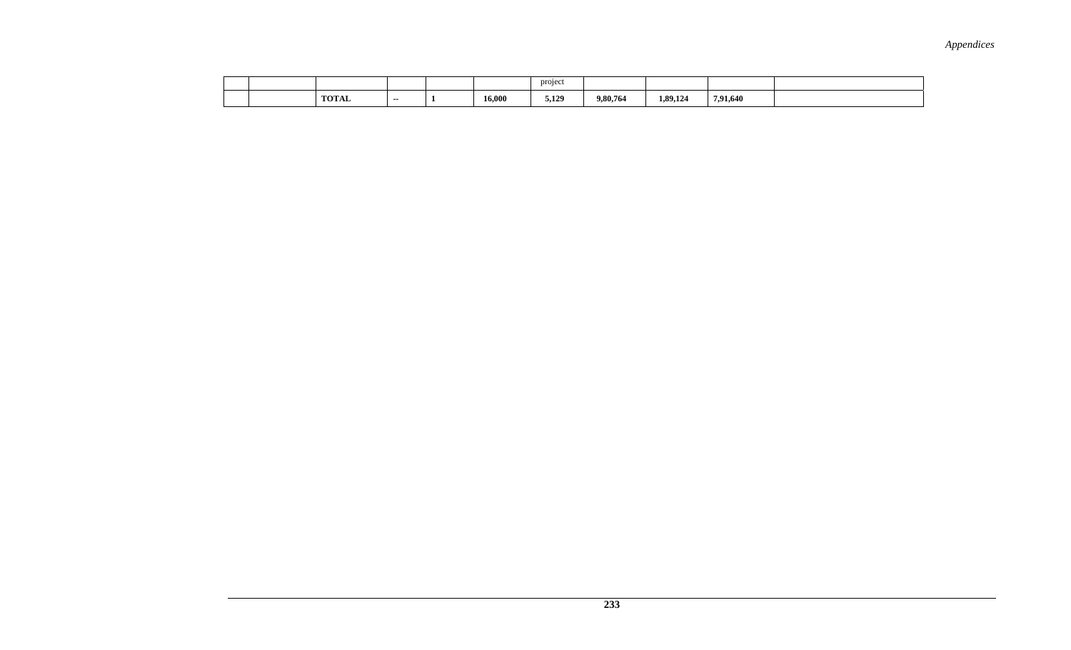|  |  |  |  |  |  | project |  |  |  |  |
|---|---|---|---|---|---|---|---|---|---|---|
|  |  | **TOTAL** | **--** | **1** | **16,000** | **5,129** | **9,80,764** | **1,89,124** | **7,91,640** |  |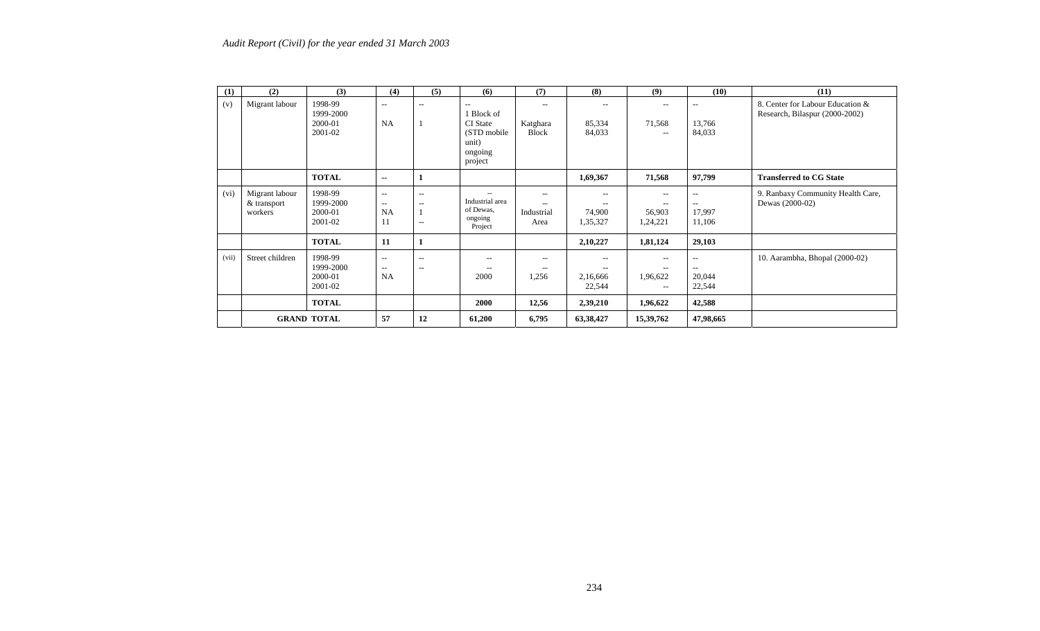| (1) | (2) | (3) | (4) | (5) | (6) | (7) | (8) | (9) | (10) | (11) |
|---|---|---|---|---|---|---|---|---|---|---|
| (v) | Migrant labour | 1998-99<br>1999-2000<br>2000-01<br>2001-02 | --<br><br>NA | --<br><br>1 | --<br>1 Block of CI State (STD mobile unit) ongoing project | --<br><br>Katghara Block | --<br><br>85,334<br>84,033 | --<br><br>71,568<br>-- | --<br><br>13,766<br>84,033 | 8. Center for Labour Education & Research, Bilaspur (2000-2002) |
| | | **TOTAL** | **--** | **1** | | | **1,69,367** | **71,568** | **97,799** | **Transferred to CG State** |
| (vi) | Migrant labour & transport workers | 1998-99<br>1999-2000<br>2000-01<br>2001-02 | --<br>--<br>NA<br>11 | --<br>--<br>1<br>-- | --<br>Industrial area of Dewas, ongoing Project | --<br>--<br>Industrial Area | --<br>--<br>74,900<br>1,35,327 | --<br>--<br>56,903<br>1,24,221 | --<br>--<br>17,997<br>11,106 | 9. Ranbaxy Community Health Care, Dewas (2000-02) |
| | | **TOTAL** | **11** | **1** | | | **2,10,227** | **1,81,124** | **29,103** | |
| (vii) | Street children | 1998-99<br>1999-2000<br>2000-01<br>2001-02 | --<br>--<br>NA | --<br>-- | --<br>--<br>2000 | --<br>--<br>1,256 | --<br>--<br>2,16,666<br>22,544 | --<br>--<br>1,96,622<br>-- | --<br>--<br>20,044<br>22,544 | 10. Aarambha, Bhopal (2000-02) |
| | | **TOTAL** | | | **2000** | **12,56** | **2,39,210** | **1,96,622** | **42,588** | |
| | **GRAND TOTAL** | | **57** | **12** | **61,200** | **6,795** | **63,38,427** | **15,39,762** | **47,98,665** | |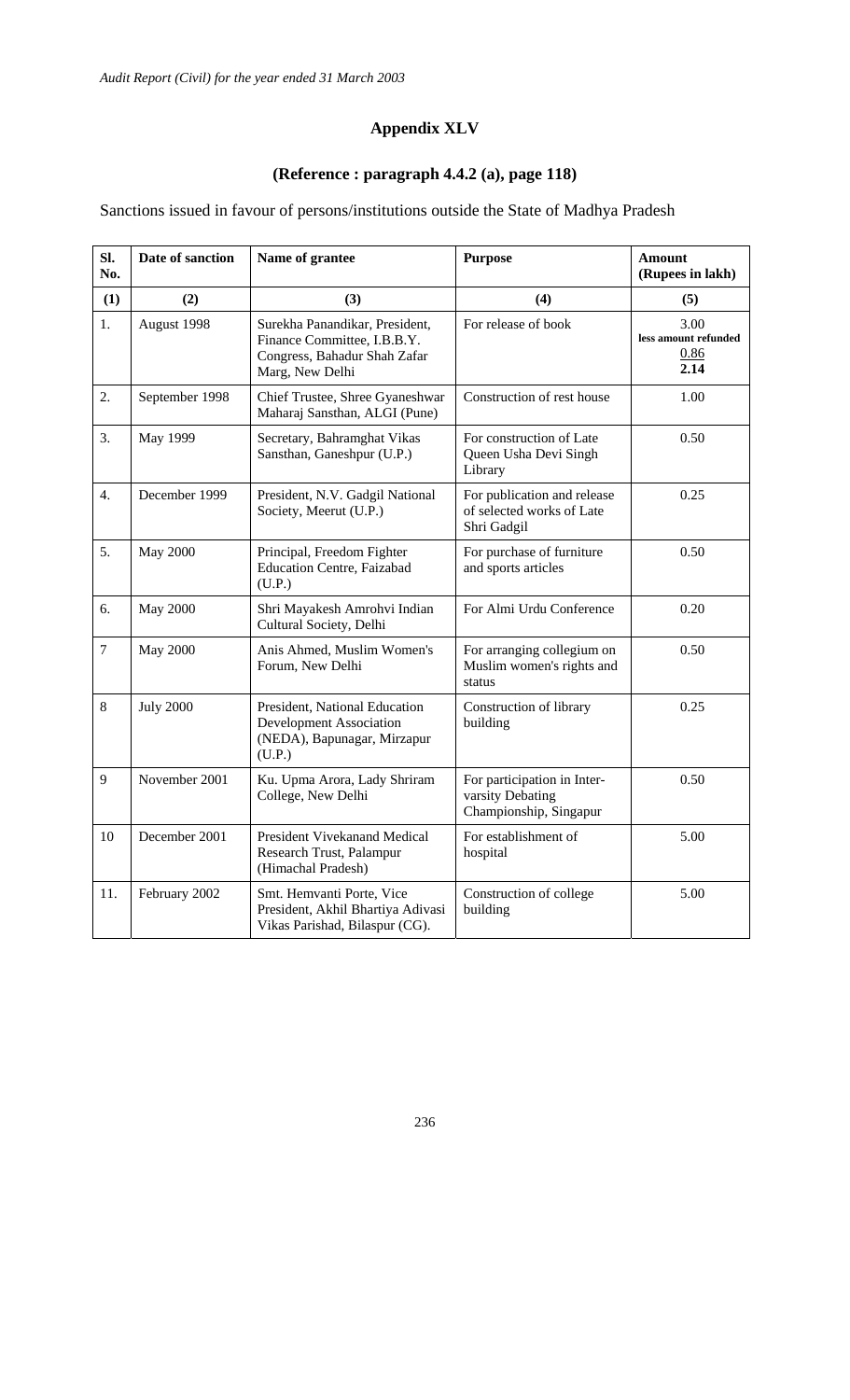# Appendix XLV

## (Reference : paragraph 4.4.2 (a), page 118)

Sanctions issued in favour of persons/institutions outside the State of Madhya Pradesh

| Sl. No. | Date of sanction | Name of grantee | Purpose | Amount (Rupees in lakh) |
|---|---|---|---|---|
| (1) | (2) | (3) | (4) | (5) |
| 1. | August 1998 | Surekha Panandikar, President, Finance Committee, I.B.B.Y. Congress, Bahadur Shah Zafar Marg, New Delhi | For release of book | 3.00 less amount refunded 0.86 **2.14** |
| 2. | September 1998 | Chief Trustee, Shree Gyaneshwar Maharaj Sansthan, ALGI (Pune) | Construction of rest house | 1.00 |
| 3. | May 1999 | Secretary, Bahramghat Vikas Sansthan, Ganeshpur (U.P.) | For construction of Late Queen Usha Devi Singh Library | 0.50 |
| 4. | December 1999 | President, N.V. Gadgil National Society, Meerut (U.P.) | For publication and release of selected works of Late Shri Gadgil | 0.25 |
| 5. | May 2000 | Principal, Freedom Fighter Education Centre, Faizabad (U.P.) | For purchase of furniture and sports articles | 0.50 |
| 6. | May 2000 | Shri Mayakesh Amrohvi Indian Cultural Society, Delhi | For Almi Urdu Conference | 0.20 |
| 7 | May 2000 | Anis Ahmed, Muslim Women's Forum, New Delhi | For arranging collegium on Muslim women's rights and status | 0.50 |
| 8 | July 2000 | President, National Education Development Association (NEDA), Bapunagar, Mirzapur (U.P.) | Construction of library building | 0.25 |
| 9 | November 2001 | Ku. Upma Arora, Lady Shriram College, New Delhi | For participation in Inter-varsity Debating Championship, Singapur | 0.50 |
| 10 | December 2001 | President Vivekanand Medical Research Trust, Palampur (Himachal Pradesh) | For establishment of hospital | 5.00 |
| 11. | February 2002 | Smt. Hemvanti Porte, Vice President, Akhil Bhartiya Adivasi Vikas Parishad, Bilaspur (CG). | Construction of college building | 5.00 |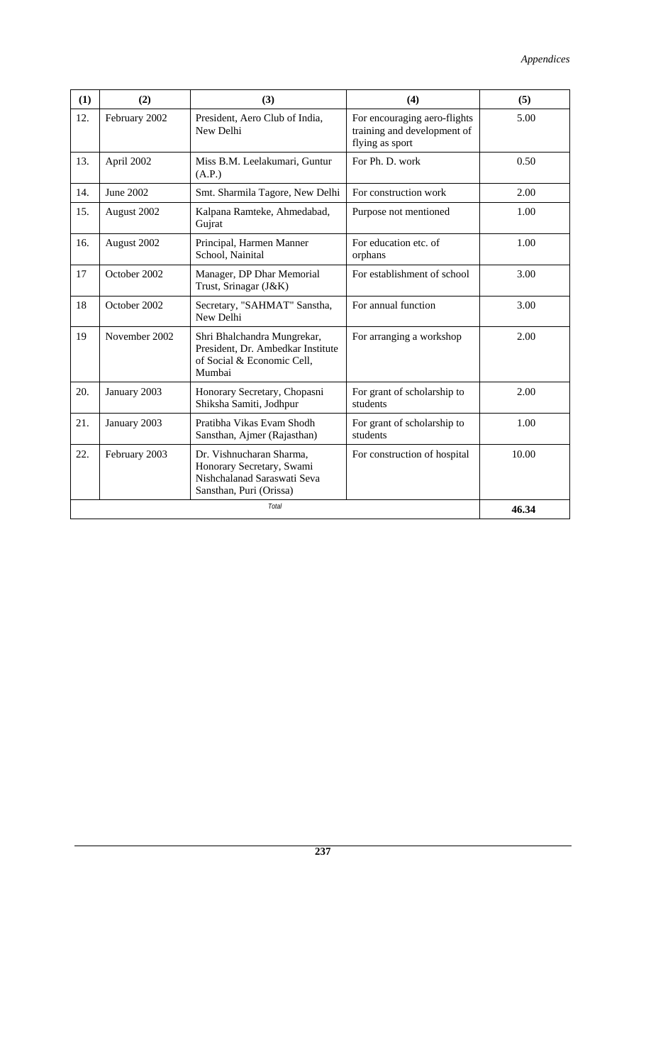| (1) | (2) | (3) | (4) | (5) |
|---|---|---|---|---|
| 12. | February 2002 | President, Aero Club of India, New Delhi | For encouraging aero-flights training and development of flying as sport | 5.00 |
| 13. | April 2002 | Miss B.M. Leelakumari, Guntur (A.P.) | For Ph. D. work | 0.50 |
| 14. | June 2002 | Smt. Sharmila Tagore, New Delhi | For construction work | 2.00 |
| 15. | August 2002 | Kalpana Ramteke, Ahmedabad, Gujrat | Purpose not mentioned | 1.00 |
| 16. | August 2002 | Principal, Harmen Manner School, Nainital | For education etc. of orphans | 1.00 |
| 17 | October 2002 | Manager, DP Dhar Memorial Trust, Srinagar (J&K) | For establishment of school | 3.00 |
| 18 | October 2002 | Secretary, "SAHMAT" Sanstha, New Delhi | For annual function | 3.00 |
| 19 | November 2002 | Shri Bhalchandra Mungrekar, President, Dr. Ambedkar Institute of Social & Economic Cell, Mumbai | For arranging a workshop | 2.00 |
| 20. | January 2003 | Honorary Secretary, Chopasni Shiksha Samiti, Jodhpur | For grant of scholarship to students | 2.00 |
| 21. | January 2003 | Pratibha Vikas Evam Shodh Sansthan, Ajmer (Rajasthan) | For grant of scholarship to students | 1.00 |
| 22. | February 2003 | Dr. Vishnucharan Sharma, Honorary Secretary, Swami Nishchalanad Saraswati Seva Sansthan, Puri (Orissa) | For construction of hospital | 10.00 |
| | | *Total* | | **46.34** |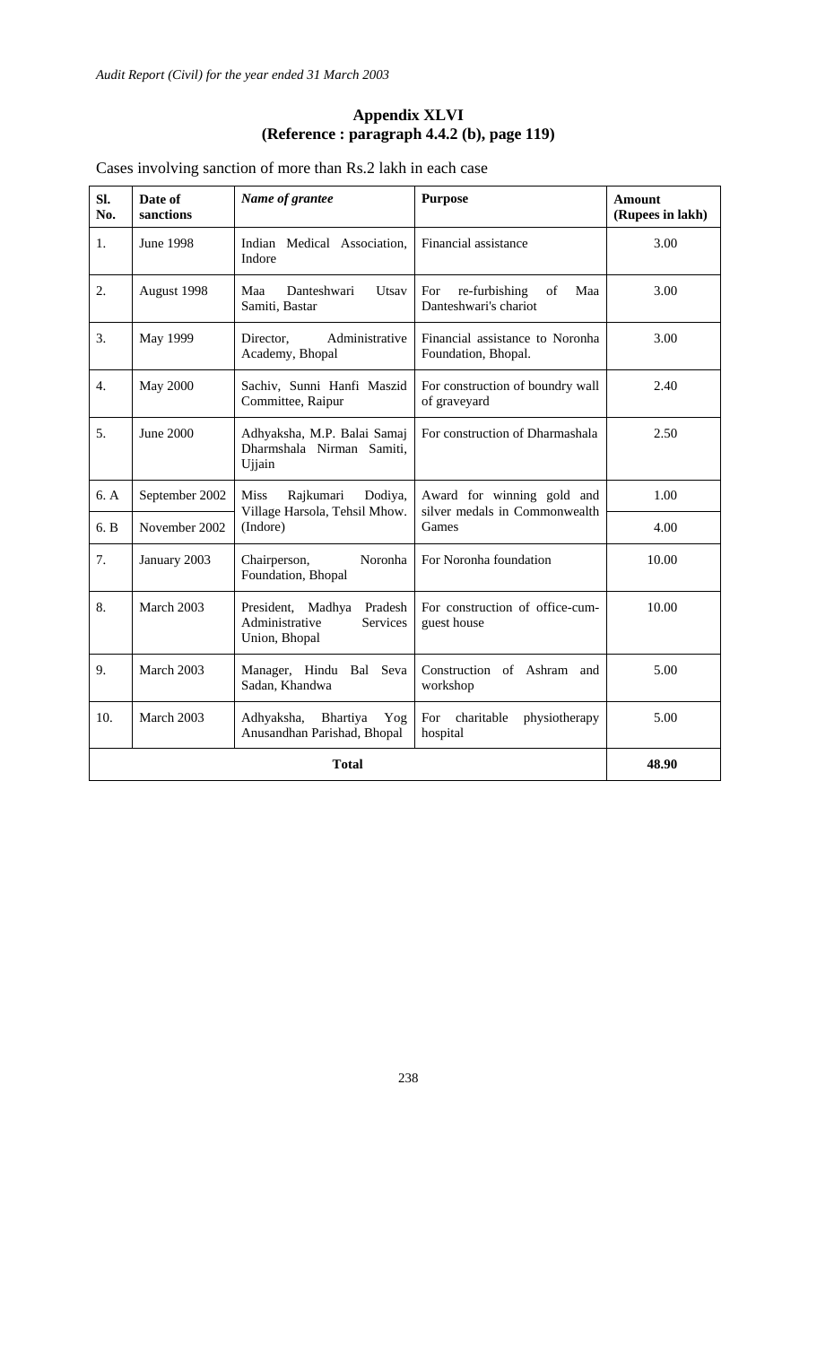## Appendix XLVI
### (Reference : paragraph 4.4.2 (b), page 119)

Cases involving sanction of more than Rs.2 lakh in each case

| Sl. No. | Date of sanctions | *Name of grantee* | Purpose | Amount (Rupees in lakh) |
|---|---|---|---|---|
| 1. | June 1998 | Indian Medical Association, Indore | Financial assistance | 3.00 |
| 2. | August 1998 | Maa Danteshwari Utsav Samiti, Bastar | For re-furbishing of Maa Danteshwari's chariot | 3.00 |
| 3. | May 1999 | Director, Administrative Academy, Bhopal | Financial assistance to Noronha Foundation, Bhopal. | 3.00 |
| 4. | May 2000 | Sachiv, Sunni Hanfi Maszid Committee, Raipur | For construction of boundry wall of graveyard | 2.40 |
| 5. | June 2000 | Adhyaksha, M.P. Balai Samaj Dharmshala Nirman Samiti, Ujjain | For construction of Dharmashala | 2.50 |
| 6. A | September 2002 | Miss Rajkumari Dodiya, Village Harsola, Tehsil Mhow. (Indore) | Award for winning gold and silver medals in Commonwealth Games | 1.00 |
| 6. B | November 2002 | | | 4.00 |
| 7. | January 2003 | Chairperson, Noronha Foundation, Bhopal | For Noronha foundation | 10.00 |
| 8. | March 2003 | President, Madhya Pradesh Administrative Services Union, Bhopal | For construction of office-cum-guest house | 10.00 |
| 9. | March 2003 | Manager, Hindu Bal Seva Sadan, Khandwa | Construction of Ashram and workshop | 5.00 |
| 10. | March 2003 | Adhyaksha, Bhartiya Yog Anusandhan Parishad, Bhopal | For charitable physiotherapy hospital | 5.00 |
| **Total** | | | | **48.90** |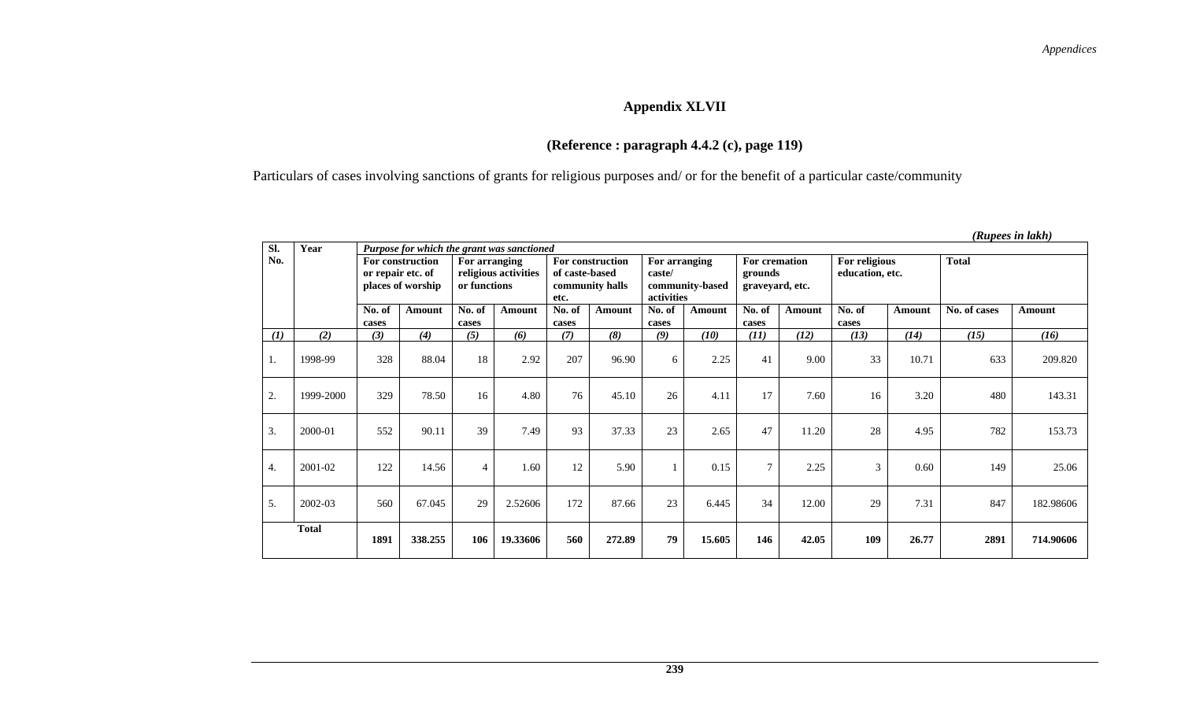## Appendix XLVII

### (Reference : paragraph 4.4.2 (c), page 119)

Particulars of cases involving sanctions of grants for religious purposes and/ or for the benefit of a particular caste/community

*(Rupees in lakh)*

| Sl. No. | Year | *Purpose for which the grant was sanctioned* | | | | | | | | | | | | | |
|---|---|---|---|---|---|---|---|---|---|---|---|---|---|---|---|
| | | **For construction or repair etc. of places of worship** | | **For arranging religious activities or functions** | | **For construction of caste-based community halls etc.** | | **For arranging caste/ community-based activities** | | **For cremation grounds graveyard, etc.** | | **For religious education, etc.** | | **Total** | |
| | | **No. of cases** | **Amount** | **No. of cases** | **Amount** | **No. of cases** | **Amount** | **No. of cases** | **Amount** | **No. of cases** | **Amount** | **No. of cases** | **Amount** | **No. of cases** | **Amount** |
| *(1)* | *(2)* | *(3)* | *(4)* | *(5)* | *(6)* | *(7)* | *(8)* | *(9)* | *(10)* | *(11)* | *(12)* | *(13)* | *(14)* | *(15)* | *(16)* |
| 1. | 1998-99 | 328 | 88.04 | 18 | 2.92 | 207 | 96.90 | 6 | 2.25 | 41 | 9.00 | 33 | 10.71 | 633 | 209.820 |
| 2. | 1999-2000 | 329 | 78.50 | 16 | 4.80 | 76 | 45.10 | 26 | 4.11 | 17 | 7.60 | 16 | 3.20 | 480 | 143.31 |
| 3. | 2000-01 | 552 | 90.11 | 39 | 7.49 | 93 | 37.33 | 23 | 2.65 | 47 | 11.20 | 28 | 4.95 | 782 | 153.73 |
| 4. | 2001-02 | 122 | 14.56 | 4 | 1.60 | 12 | 5.90 | 1 | 0.15 | 7 | 2.25 | 3 | 0.60 | 149 | 25.06 |
| 5. | 2002-03 | 560 | 67.045 | 29 | 2.52606 | 172 | 87.66 | 23 | 6.445 | 34 | 12.00 | 29 | 7.31 | 847 | 182.98606 |
| **Total** | | **1891** | **338.255** | **106** | **19.33606** | **560** | **272.89** | **79** | **15.605** | **146** | **42.05** | **109** | **26.77** | **2891** | **714.90606** |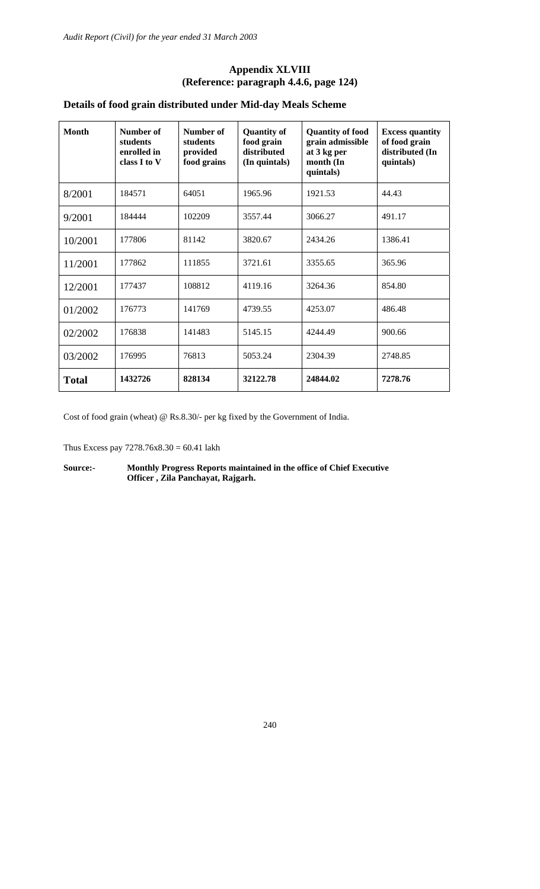## Appendix XLVIII
### (Reference: paragraph 4.4.6, page 124)

### Details of food grain distributed under Mid-day Meals Scheme

| Month | Number of students enrolled in class I to V | Number of students provided food grains | Quantity of food grain distributed (In quintals) | Quantity of food grain admissible at 3 kg per month (In quintals) | Excess quantity of food grain distributed (In quintals) |
|---|---|---|---|---|---|
| 8/2001 | 184571 | 64051 | 1965.96 | 1921.53 | 44.43 |
| 9/2001 | 184444 | 102209 | 3557.44 | 3066.27 | 491.17 |
| 10/2001 | 177806 | 81142 | 3820.67 | 2434.26 | 1386.41 |
| 11/2001 | 177862 | 111855 | 3721.61 | 3355.65 | 365.96 |
| 12/2001 | 177437 | 108812 | 4119.16 | 3264.36 | 854.80 |
| 01/2002 | 176773 | 141769 | 4739.55 | 4253.07 | 486.48 |
| 02/2002 | 176838 | 141483 | 5145.15 | 4244.49 | 900.66 |
| 03/2002 | 176995 | 76813 | 5053.24 | 2304.39 | 2748.85 |
| **Total** | **1432726** | **828134** | **32122.78** | **24844.02** | **7278.76** |

Cost of food grain (wheat) @ Rs.8.30/- per kg fixed by the Government of India.

Thus Excess pay 7278.76x8.30 = 60.41 lakh

**Source:-** **Monthly Progress Reports maintained in the office of Chief Executive Officer , Zila Panchayat, Rajgarh.**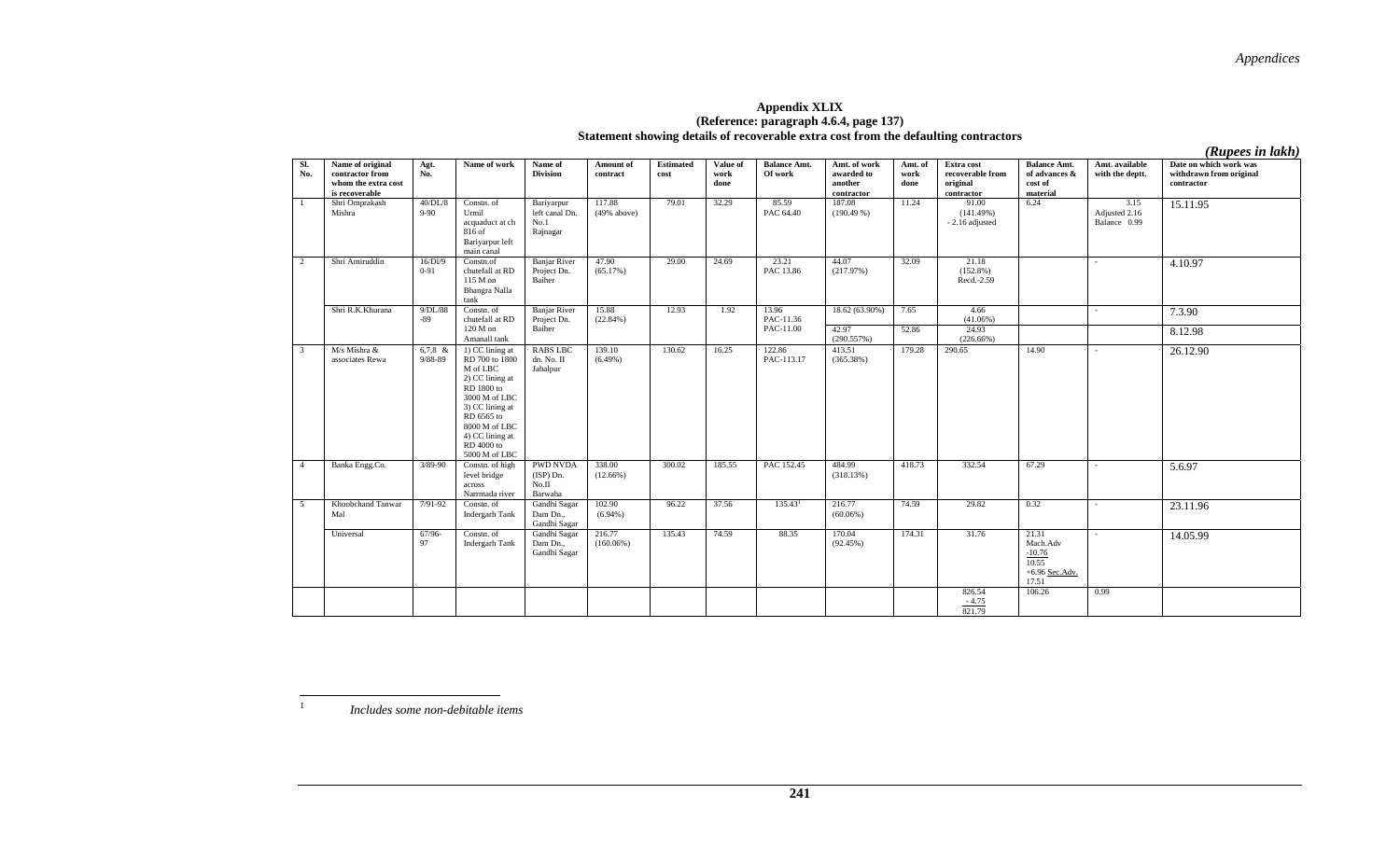# Appendix XLIX

**(Reference: paragraph 4.6.4, page 137)**

**Statement showing details of recoverable extra cost from the defaulting contractors**

*(Rupees in lakh)*

| Sl. No. | Name of original contractor from whom the extra cost is recoverable | Agt. No. | Name of work | Name of Division | Amount of contract | Estimated cost | Value of work done | Balance Amt. Of work | Amt. of work awarded to another contractor | Amt. of work done | Extra cost recoverable from original contractor | Balance Amt. of advances & cost of material | Amt. available with the deptt. | Date on which work was withdrawn from original contractor |
|---|---|---|---|---|---|---|---|---|---|---|---|---|---|---|
| 1 | Shri Omprakash Mishra | 40/DL/89-90 | Constn. of Urmil acquaduct at ch 816 of Bariyarpur left main canal | Bariyarpur left canal Dn. No.1 Rajnagar | 117.88 (49% above) | 79.01 | 32.29 | 85.59 PAC 64.40 | 187.08 (190.49 %) | 11.24 | 91.00 (141.49%) - 2.16 adjusted | 6.24 | 3.15 Adjusted 2.16 Balance 0.99 | 15.11.95 |
| 2 | Shri Amiruddin | 16/Dl/90-91 | Constn.of chutefall at RD 115 M on Bhangra Nalla tank | Banjar River Project Dn. Baiher | 47.90 (65.17%) | 29.00 | 24.69 | 23.21 PAC 13.86 | 44.07 (217.97%) | 32.09 | 21.18 (152.8%) Recd.-2.59 | | - | 4.10.97 |
| | Shri R.K.Khurana | 9/DL/88-89 | Constn. of chutefall at RD 120 M on Amanall tank | Banjar River Project Dn. Baiher | 15.88 (22.84%) | 12.93 | 1.92 | 13.96 PAC-11.36 PAC-11.00 | 18.62 (63.90%) | 7.65 | 4.66 (41.06%) | | - | 7.3.90 |
| | | | | | | | | | 42.97 (290.557%) | 52.86 | 24.93 (226.66%) | | | 8.12.98 |
| 3 | M/s Mishra & associates Rewa | 6,7,8 & 9/88-89 | 1) CC lining at RD 700 to 1800 M of LBC 2) CC lining at RD 1800 to 3000 M of LBC 3) CC lining at RD 6565 to 8000 M of LBC 4) CC lining at RD 4000 to 5000 M of LBC | RABS LBC dn. No. II Jabalpur | 139.10 (6.49%) | 130.62 | 16.25 | 122.86 PAC-113.17 | 413.51 (365.38%) | 179.28 | 290.65 | 14.90 | - | 26.12.90 |
| 4 | Banka Engg.Co. | 3/89-90 | Constn. of high level bridge across Narmada river | PWD NVDA (ISP) Dn. No.II Barwaha | 338.00 (12.66%) | 300.02 | 185.55 | PAC 152.45 | 484.99 (318.13%) | 418.73 | 332.54 | 67.29 | - | 5.6.97 |
| 5 | Khoobchand Tanwar Mal | 7/91-92 | Constn. of Indergarh Tank | Gandhi Sagar Dam Dn., Gandhi Sagar | 102.90 (6.94%) | 96.22 | 37.56 | 135.43[1] | 216.77 (60.06%) | 74.59 | 29.82 | 0.32 | - | 23.11.96 |
| | Universal | 67/96-97 | Constn. of Indergarh Tank | Gandhi Sagar Dam Dn., Gandhi Sagar | 216.77 (160.06%) | 135.43 | 74.59 | 88.35 | 170.04 (92.45%) | 174.31 | 31.76 | 21.31 Mach.Adv -10.76 10.55 +6.96 Sec.Adv. 17.51 | - | 14.05.99 |
| | | | | | | | | | | | 826.54 - 4.75 821.79 | 106.26 | 0.99 | |

[1] *Includes some non-debitable items*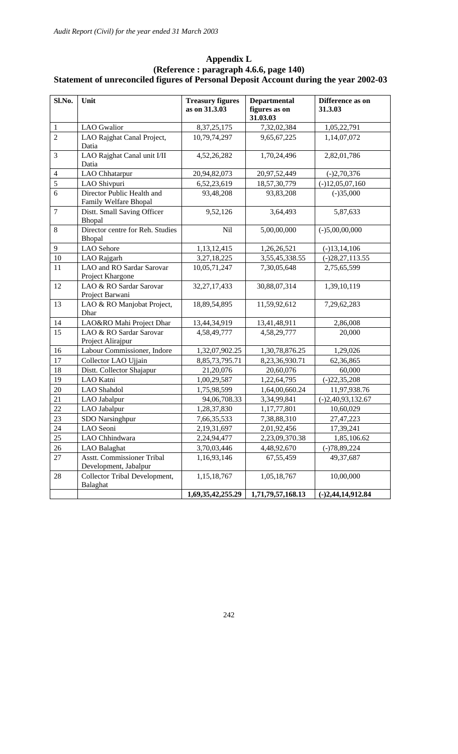## Appendix L

**(Reference : paragraph 4.6.6, page 140)**

**Statement of unreconciled figures of Personal Deposit Account during the year 2002-03**

| Sl.No. | Unit | Treasury figures as on 31.3.03 | Departmental figures as on 31.03.03 | Difference as on 31.3.03 |
|---|---|---|---|---|
| 1 | LAO Gwalior | 8,37,25,175 | 7,32,02,384 | 1,05,22,791 |
| 2 | LAO Rajghat Canal Project, Datia | 10,79,74,297 | 9,65,67,225 | 1,14,07,072 |
| 3 | LAO Rajghat Canal unit I/II Datia | 4,52,26,282 | 1,70,24,496 | 2,82,01,786 |
| 4 | LAO Chhatarpur | 20,94,82,073 | 20,97,52,449 | (-)2,70,376 |
| 5 | LAO Shivpuri | 6,52,23,619 | 18,57,30,779 | (-)12,05,07,160 |
| 6 | Director Public Health and Family Welfare Bhopal | 93,48,208 | 93,83,208 | (-)35,000 |
| 7 | Distt. Small Saving Officer Bhopal | 9,52,126 | 3,64,493 | 5,87,633 |
| 8 | Director centre for Reh. Studies Bhopal | Nil | 5,00,00,000 | (-)5,00,00,000 |
| 9 | LAO Sehore | 1,13,12,415 | 1,26,26,521 | (-)13,14,106 |
| 10 | LAO Rajgarh | 3,27,18,225 | 3,55,45,338.55 | (-)28,27,113.55 |
| 11 | LAO and RO Sardar Sarovar Project Khargone | 10,05,71,247 | 7,30,05,648 | 2,75,65,599 |
| 12 | LAO & RO Sardar Sarovar Project Barwani | 32,27,17,433 | 30,88,07,314 | 1,39,10,119 |
| 13 | LAO & RO Manjobat Project, Dhar | 18,89,54,895 | 11,59,92,612 | 7,29,62,283 |
| 14 | LAO&RO Mahi Project Dhar | 13,44,34,919 | 13,41,48,911 | 2,86,008 |
| 15 | LAO & RO Sardar Sarovar Project Alirajpur | 4,58,49,777 | 4,58,29,777 | 20,000 |
| 16 | Labour Commissioner, Indore | 1,32,07,902.25 | 1,30,78,876.25 | 1,29,026 |
| 17 | Collector LAO Ujjain | 8,85,73,795.71 | 8,23,36,930.71 | 62,36,865 |
| 18 | Distt. Collector Shajapur | 21,20,076 | 20,60,076 | 60,000 |
| 19 | LAO Katni | 1,00,29,587 | 1,22,64,795 | (-)22,35,208 |
| 20 | LAO Shahdol | 1,75,98,599 | 1,64,00,660.24 | 11,97,938.76 |
| 21 | LAO Jabalpur | 94,06,708.33 | 3,34,99,841 | (-)2,40,93,132.67 |
| 22 | LAO Jabalpur | 1,28,37,830 | 1,17,77,801 | 10,60,029 |
| 23 | SDO Narsinghpur | 7,66,35,533 | 7,38,88,310 | 27,47,223 |
| 24 | LAO Seoni | 2,19,31,697 | 2,01,92,456 | 17,39,241 |
| 25 | LAO Chhindwara | 2,24,94,477 | 2,23,09,370.38 | 1,85,106.62 |
| 26 | LAO Balaghat | 3,70,03,446 | 4,48,92,670 | (-)78,89,224 |
| 27 | Asstt. Commissioner Tribal Development, Jabalpur | 1,16,93,146 | 67,55,459 | 49,37,687 |
| 28 | Collector Tribal Development, Balaghat | 1,15,18,767 | 1,05,18,767 | 10,00,000 |
| | | **1,69,35,42,255.29** | **1,71,79,57,168.13** | **(-)2,44,14,912.84** |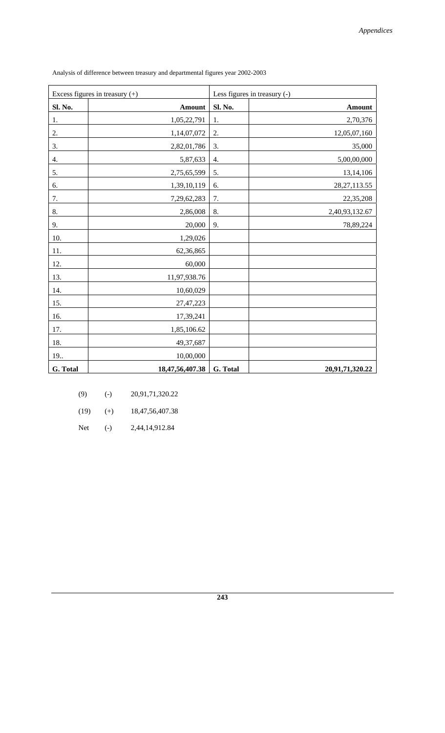Analysis of difference between treasury and departmental figures year 2002-2003

| Excess figures in treasury (+) | | Less figures in treasury (-) | |
|---|---|---|---|
| **Sl. No.** | **Amount** | **Sl. No.** | **Amount** |
| 1. | 1,05,22,791 | 1. | 2,70,376 |
| 2. | 1,14,07,072 | 2. | 12,05,07,160 |
| 3. | 2,82,01,786 | 3. | 35,000 |
| 4. | 5,87,633 | 4. | 5,00,00,000 |
| 5. | 2,75,65,599 | 5. | 13,14,106 |
| 6. | 1,39,10,119 | 6. | 28,27,113.55 |
| 7. | 7,29,62,283 | 7. | 22,35,208 |
| 8. | 2,86,008 | 8. | 2,40,93,132.67 |
| 9. | 20,000 | 9. | 78,89,224 |
| 10. | 1,29,026 | | |
| 11. | 62,36,865 | | |
| 12. | 60,000 | | |
| 13. | 11,97,938.76 | | |
| 14. | 10,60,029 | | |
| 15. | 27,47,223 | | |
| 16. | 17,39,241 | | |
| 17. | 1,85,106.62 | | |
| 18. | 49,37,687 | | |
| 19.. | 10,00,000 | | |
| **G. Total** | **18,47,56,407.38** | **G. Total** | **20,91,71,320.22** |

| | | |
|---|---|---|
| (9) | (-) | 20,91,71,320.22 |
| (19) | (+) | 18,47,56,407.38 |
| Net | (-) | 2,44,14,912.84 |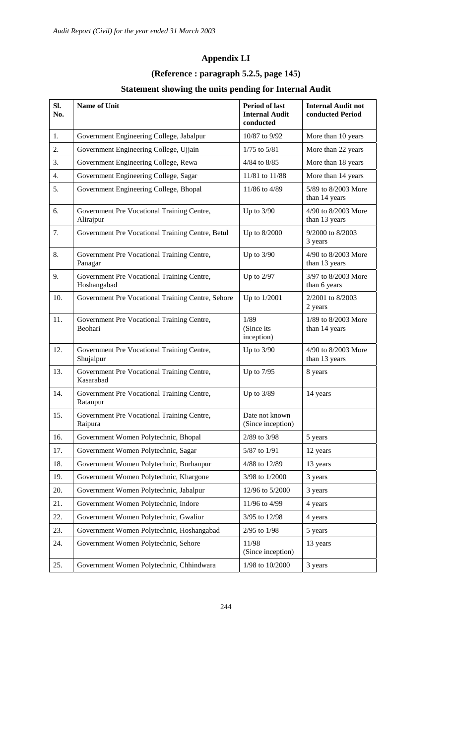## Appendix LI

### (Reference : paragraph 5.2.5, page 145)

### Statement showing the units pending for Internal Audit

| Sl. No. | Name of Unit | Period of last Internal Audit conducted | Internal Audit not conducted Period |
|---|---|---|---|
| 1. | Government Engineering College, Jabalpur | 10/87 to 9/92 | More than 10 years |
| 2. | Government Engineering College, Ujjain | 1/75 to 5/81 | More than 22 years |
| 3. | Government Engineering College, Rewa | 4/84 to 8/85 | More than 18 years |
| 4. | Government Engineering College, Sagar | 11/81 to 11/88 | More than 14 years |
| 5. | Government Engineering College, Bhopal | 11/86 to 4/89 | 5/89 to 8/2003 More than 14 years |
| 6. | Government Pre Vocational Training Centre, Alirajpur | Up to 3/90 | 4/90 to 8/2003 More than 13 years |
| 7. | Government Pre Vocational Training Centre, Betul | Up to 8/2000 | 9/2000 to 8/2003 3 years |
| 8. | Government Pre Vocational Training Centre, Panagar | Up to 3/90 | 4/90 to 8/2003 More than 13 years |
| 9. | Government Pre Vocational Training Centre, Hoshangabad | Up to 2/97 | 3/97 to 8/2003 More than 6 years |
| 10. | Government Pre Vocational Training Centre, Sehore | Up to 1/2001 | 2/2001 to 8/2003 2 years |
| 11. | Government Pre Vocational Training Centre, Beohari | 1/89 (Since its inception) | 1/89 to 8/2003 More than 14 years |
| 12. | Government Pre Vocational Training Centre, Shujalpur | Up to 3/90 | 4/90 to 8/2003 More than 13 years |
| 13. | Government Pre Vocational Training Centre, Kasarabad | Up to 7/95 | 8 years |
| 14. | Government Pre Vocational Training Centre, Ratanpur | Up to 3/89 | 14 years |
| 15. | Government Pre Vocational Training Centre, Raipura | Date not known (Since inception) | |
| 16. | Government Women Polytechnic, Bhopal | 2/89 to 3/98 | 5 years |
| 17. | Government Women Polytechnic, Sagar | 5/87 to 1/91 | 12 years |
| 18. | Government Women Polytechnic, Burhanpur | 4/88 to 12/89 | 13 years |
| 19. | Government Women Polytechnic, Khargone | 3/98 to 1/2000 | 3 years |
| 20. | Government Women Polytechnic, Jabalpur | 12/96 to 5/2000 | 3 years |
| 21. | Government Women Polytechnic, Indore | 11/96 to 4/99 | 4 years |
| 22. | Government Women Polytechnic, Gwalior | 3/95 to 12/98 | 4 years |
| 23. | Government Women Polytechnic, Hoshangabad | 2/95 to 1/98 | 5 years |
| 24. | Government Women Polytechnic, Sehore | 11/98 (Since inception) | 13 years |
| 25. | Government Women Polytechnic, Chhindwara | 1/98 to 10/2000 | 3 years |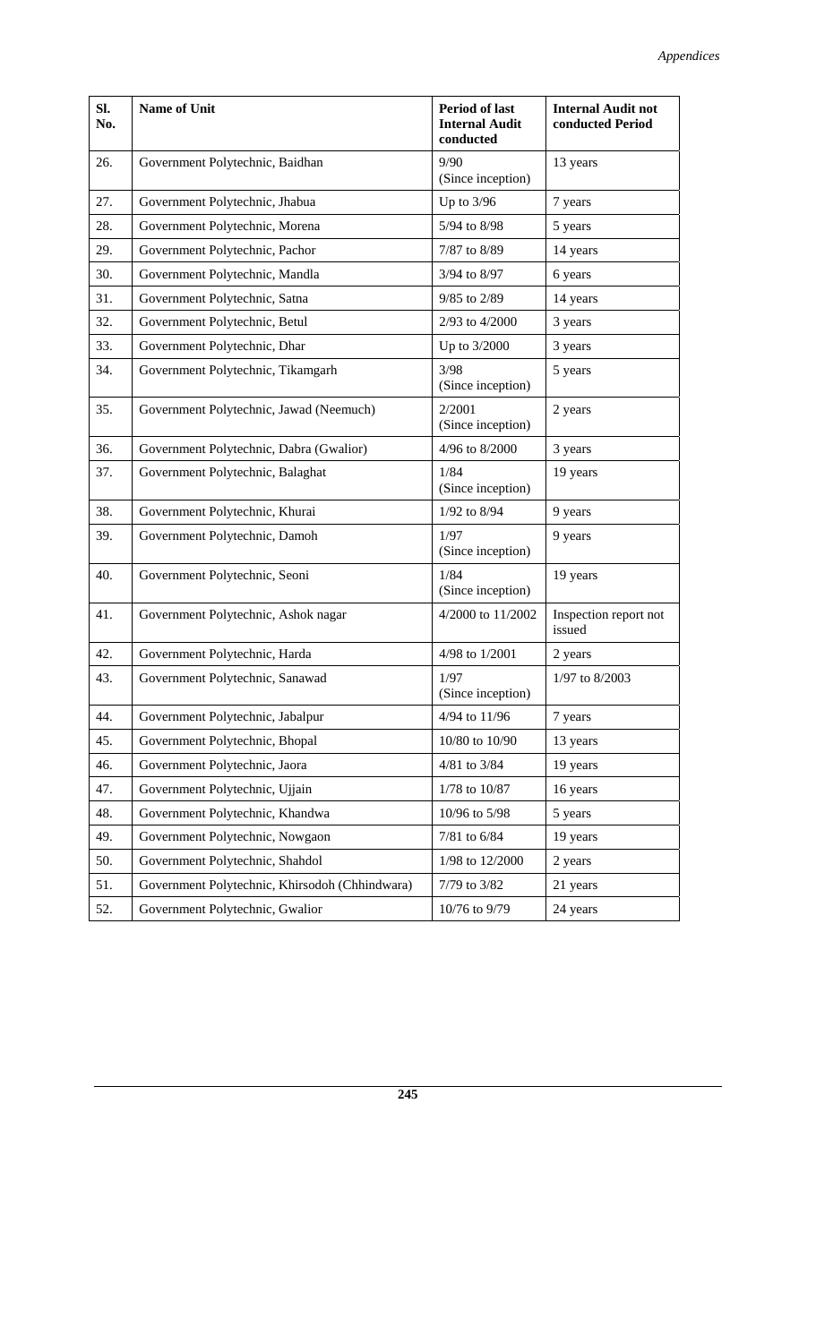| Sl. No. | Name of Unit | Period of last Internal Audit conducted | Internal Audit not conducted Period |
|---|---|---|---|
| 26. | Government Polytechnic, Baidhan | 9/90 (Since inception) | 13 years |
| 27. | Government Polytechnic, Jhabua | Up to 3/96 | 7 years |
| 28. | Government Polytechnic, Morena | 5/94 to 8/98 | 5 years |
| 29. | Government Polytechnic, Pachor | 7/87 to 8/89 | 14 years |
| 30. | Government Polytechnic, Mandla | 3/94 to 8/97 | 6 years |
| 31. | Government Polytechnic, Satna | 9/85 to 2/89 | 14 years |
| 32. | Government Polytechnic, Betul | 2/93 to 4/2000 | 3 years |
| 33. | Government Polytechnic, Dhar | Up to 3/2000 | 3 years |
| 34. | Government Polytechnic, Tikamgarh | 3/98 (Since inception) | 5 years |
| 35. | Government Polytechnic, Jawad (Neemuch) | 2/2001 (Since inception) | 2 years |
| 36. | Government Polytechnic, Dabra (Gwalior) | 4/96 to 8/2000 | 3 years |
| 37. | Government Polytechnic, Balaghat | 1/84 (Since inception) | 19 years |
| 38. | Government Polytechnic, Khurai | 1/92 to 8/94 | 9 years |
| 39. | Government Polytechnic, Damoh | 1/97 (Since inception) | 9 years |
| 40. | Government Polytechnic, Seoni | 1/84 (Since inception) | 19 years |
| 41. | Government Polytechnic, Ashok nagar | 4/2000 to 11/2002 | Inspection report not issued |
| 42. | Government Polytechnic, Harda | 4/98 to 1/2001 | 2 years |
| 43. | Government Polytechnic, Sanawad | 1/97 (Since inception) | 1/97 to 8/2003 |
| 44. | Government Polytechnic, Jabalpur | 4/94 to 11/96 | 7 years |
| 45. | Government Polytechnic, Bhopal | 10/80 to 10/90 | 13 years |
| 46. | Government Polytechnic, Jaora | 4/81 to 3/84 | 19 years |
| 47. | Government Polytechnic, Ujjain | 1/78 to 10/87 | 16 years |
| 48. | Government Polytechnic, Khandwa | 10/96 to 5/98 | 5 years |
| 49. | Government Polytechnic, Nowgaon | 7/81 to 6/84 | 19 years |
| 50. | Government Polytechnic, Shahdol | 1/98 to 12/2000 | 2 years |
| 51. | Government Polytechnic, Khirsodoh (Chhindwara) | 7/79 to 3/82 | 21 years |
| 52. | Government Polytechnic, Gwalior | 10/76 to 9/79 | 24 years |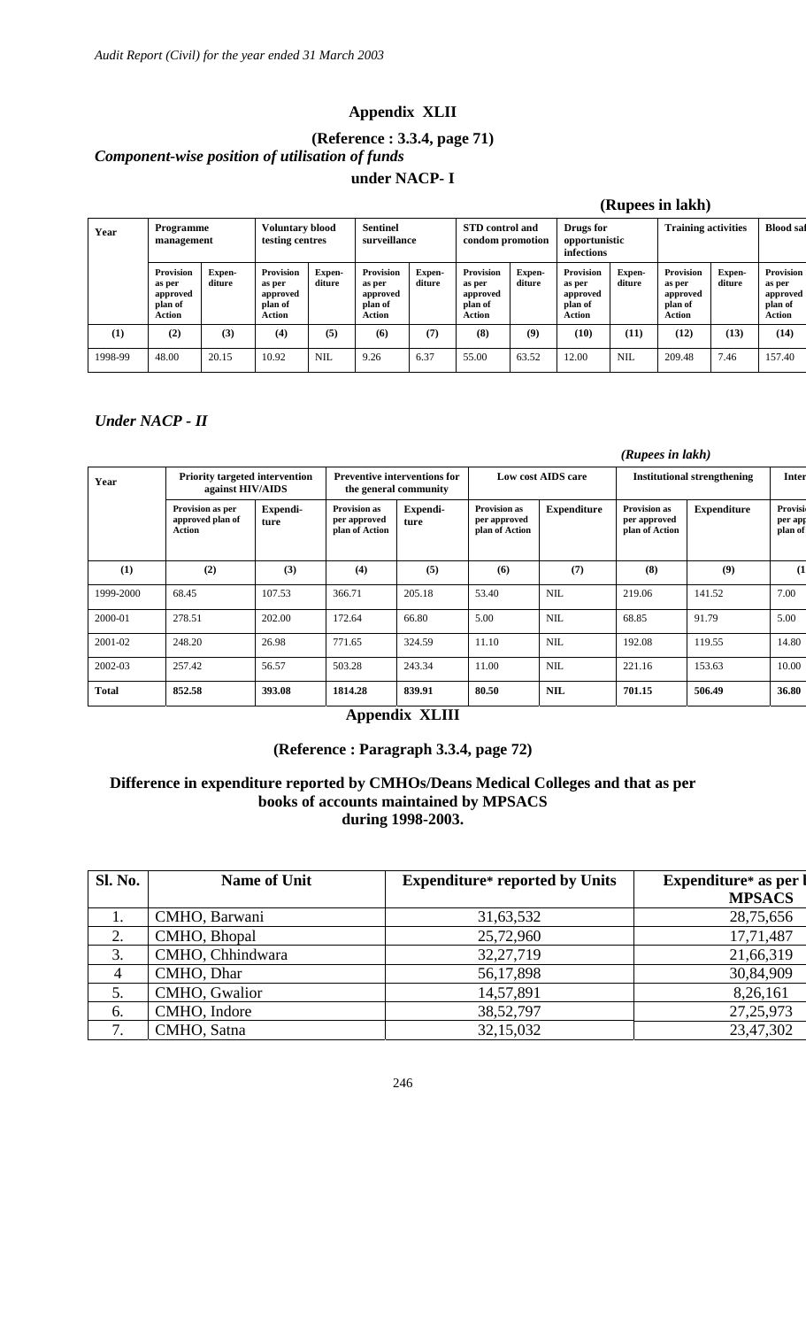## Appendix XLII

**(Reference : 3.3.4, page 71)**

***Component-wise position of utilisation of funds***

**under NACP- I**

**(Rupees in lakh)**

| Year | Programme management | | Voluntary blood testing centres | | Sentinel surveillance | | STD control and condom promotion | | Drugs for opportunistic infections | | Training activities | | Blood saf |
|---|---|---|---|---|---|---|---|---|---|---|---|---|---|
| | Provision as per approved plan of Action | Expen-diture | Provision as per approved plan of Action | Expen-diture | Provision as per approved plan of Action | Expen-diture | Provision as per approved plan of Action | Expen-diture | Provision as per approved plan of Action | Expen-diture | Provision as per approved plan of Action | Expen-diture | Provision as per approved plan of Action |
| (1) | (2) | (3) | (4) | (5) | (6) | (7) | (8) | (9) | (10) | (11) | (12) | (13) | (14) |
| 1998-99 | 48.00 | 20.15 | 10.92 | NIL | 9.26 | 6.37 | 55.00 | 63.52 | 12.00 | NIL | 209.48 | 7.46 | 157.40 |

### *Under NACP - II*

***(Rupees in lakh)***

| Year | Priority targeted intervention against HIV/AIDS | | Preventive interventions for the general community | | Low cost AIDS care | | Institutional strengthening | | Inter |
|---|---|---|---|---|---|---|---|---|---|
| | Provision as per approved plan of Action | Expendi-ture | Provision as per approved plan of Action | Expendi-ture | Provision as per approved plan of Action | Expenditure | Provision as per approved plan of Action | Expenditure | Provisi per app plan of |
| (1) | (2) | (3) | (4) | (5) | (6) | (7) | (8) | (9) | (1 |
| 1999-2000 | 68.45 | 107.53 | 366.71 | 205.18 | 53.40 | NIL | 219.06 | 141.52 | 7.00 |
| 2000-01 | 278.51 | 202.00 | 172.64 | 66.80 | 5.00 | NIL | 68.85 | 91.79 | 5.00 |
| 2001-02 | 248.20 | 26.98 | 771.65 | 324.59 | 11.10 | NIL | 192.08 | 119.55 | 14.80 |
| 2002-03 | 257.42 | 56.57 | 503.28 | 243.34 | 11.00 | NIL | 221.16 | 153.63 | 10.00 |
| **Total** | **852.58** | **393.08** | **1814.28** | **839.91** | **80.50** | **NIL** | **701.15** | **506.49** | **36.80** |

## Appendix XLIII

**(Reference : Paragraph 3.3.4, page 72)**

**Difference in expenditure reported by CMHOs/Deans Medical Colleges and that as per books of accounts maintained by MPSACS during 1998-2003.**

| Sl. No. | Name of Unit | Expenditure* reported by Units | Expenditure* as per l MPSACS |
|---|---|---|---|
| 1. | CMHO, Barwani | 31,63,532 | 28,75,656 |
| 2. | CMHO, Bhopal | 25,72,960 | 17,71,487 |
| 3. | CMHO, Chhindwara | 32,27,719 | 21,66,319 |
| 4 | CMHO, Dhar | 56,17,898 | 30,84,909 |
| 5. | CMHO, Gwalior | 14,57,891 | 8,26,161 |
| 6. | CMHO, Indore | 38,52,797 | 27,25,973 |
| 7. | CMHO, Satna | 32,15,032 | 23,47,302 |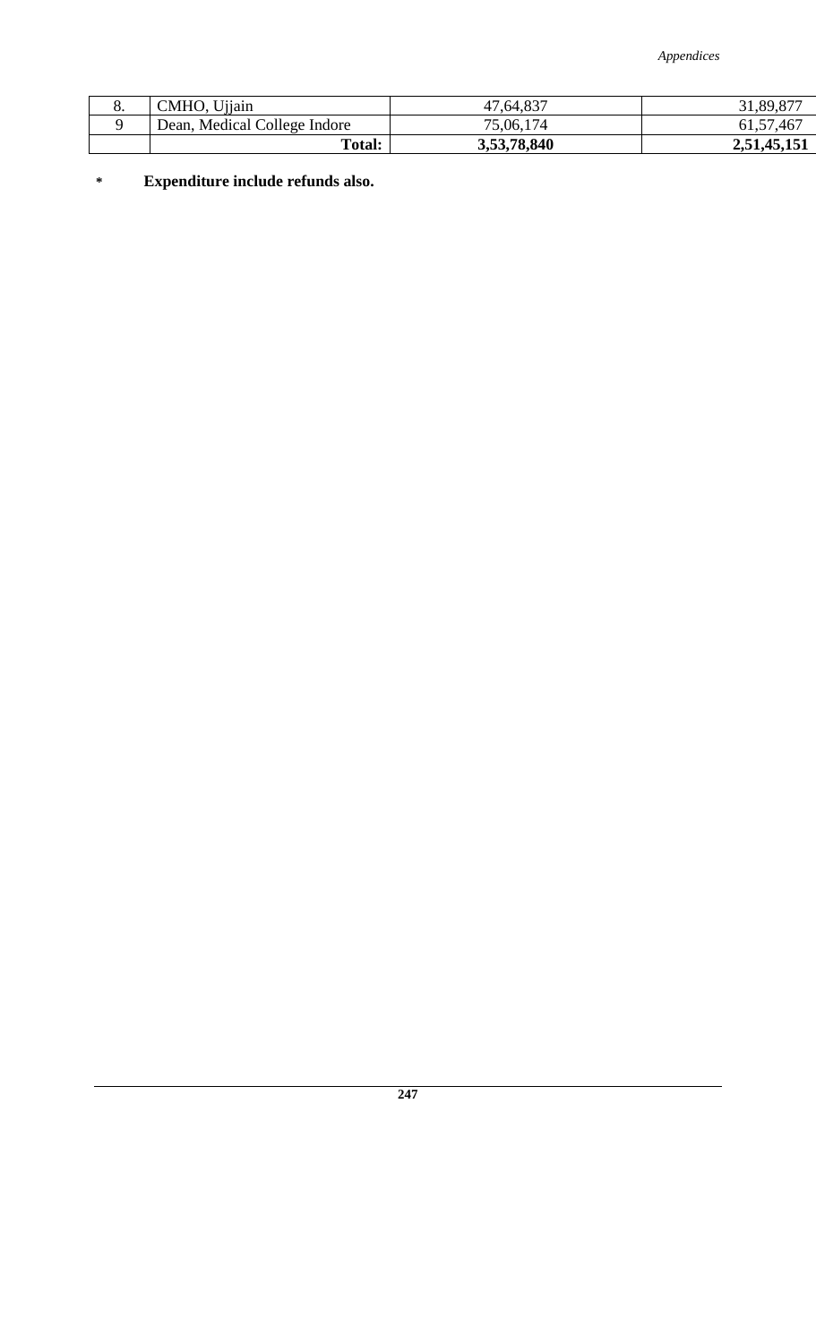| | | | |
|---|---|---|---|
| 8. | CMHO, Ujjain | 47,64,837 | 31,89,877 |
| 9 | Dean, Medical College Indore | 75,06,174 | 61,57,467 |
| | **Total:** | **3,53,78,840** | **2,51,45,151** |

**\*	Expenditure include refunds also.**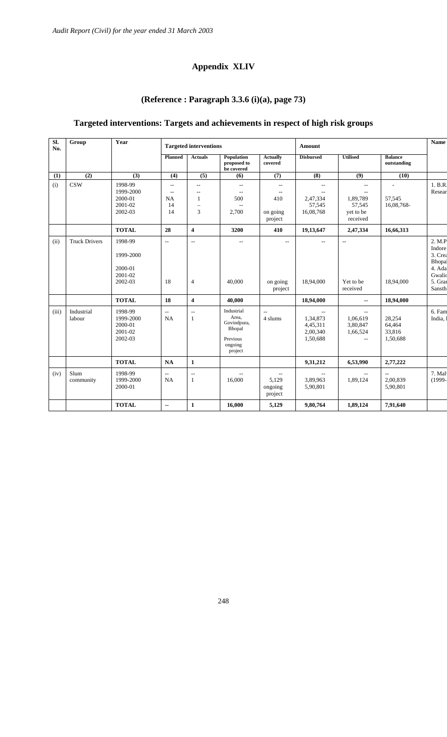## Appendix XLIV

### (Reference : Paragraph 3.3.6 (i)(a), page 73)

### Targeted interventions: Targets and achievements in respect of high risk groups

| Sl. No. | Group | Year | Targeted interventions | | | | Amount | | | Name |
|---|---|---|---|---|---|---|---|---|---|---|
| | | | Planned | Actuals | Population proposed to be covered | Actually covered | Disbursed | Utilised | Balance outstanding | |
| (1) | (2) | (3) | (4) | (5) | (6) | (7) | (8) | (9) | (10) | |
| (i) | CSW | 1998-99<br>1999-2000<br>2000-01<br>2001-02<br>2002-03 | --<br>--<br>NA<br>14<br>14 | --<br>--<br>1<br>–<br>3 | --<br>--<br>500<br>--<br>2,700 | --<br>--<br>410<br><br>on going project | --<br>--<br>2,47,334<br>57,545<br>16,08,768 | --<br>--<br>1,89,789<br>57,545<br>yet to be received | -<br><br>57,545<br>16,08,768- | 1. B.R.<br>Resear |
| | | **TOTAL** | **28** | **4** | **3200** | **410** | **19,13,647** | **2,47,334** | **16,66,313** | |
| (ii) | Truck Drivers | 1998-99<br>1999-2000<br>2000-01<br>2001-02<br>2002-03 | --<br><br><br><br>18 | --<br><br><br><br>4 | --<br><br><br><br>40,000 | --<br><br><br><br>on going project | --<br><br><br><br>18,94,000 | --<br><br><br><br>Yet to be received | <br><br><br><br>18,94,000 | 2. M.P<br>Indore<br>3. Crea<br>Bhopal<br>4. Ada<br>Gwalio<br>5. Gran<br>Sansth |
| | | **TOTAL** | **18** | **4** | **40,000** | | **18,94,000** | **--** | **18,94,000** | |
| (iii) | Industrial labour | 1998-99<br>1999-2000<br>2000-01<br>2001-02<br>2002-03 | --<br>NA | --<br>1 | Industrial Area, Govindpura, Bhopal<br><br>Previous ongoing project | --<br>4 slums | --<br>1,34,873<br>4,45,311<br>2,00,340<br>1,50,688 | --<br>1,06,619<br>3,80,847<br>1,66,524<br>-- | <br>28,254<br>64,464<br>33,816<br>1,50,688 | 6. Fam<br>India, I |
| | | **TOTAL** | **NA** | **1** | | | **9,31,212** | **6,53,990** | **2,77,222** | |
| (iv) | Slum community | 1998-99<br>1999-2000<br>2000-01 | --<br>NA | --<br>1 | --<br>16,000 | --<br>5,129<br>ongoing project | --<br>3,89,963<br>5,90,801 | --<br>1,89,124 | --<br>2,00,839<br>5,90,801 | 7. Mal<br>(1999- |
| | | **TOTAL** | **--** | **1** | **16,000** | **5,129** | **9,80,764** | **1,89,124** | **7,91,640** | |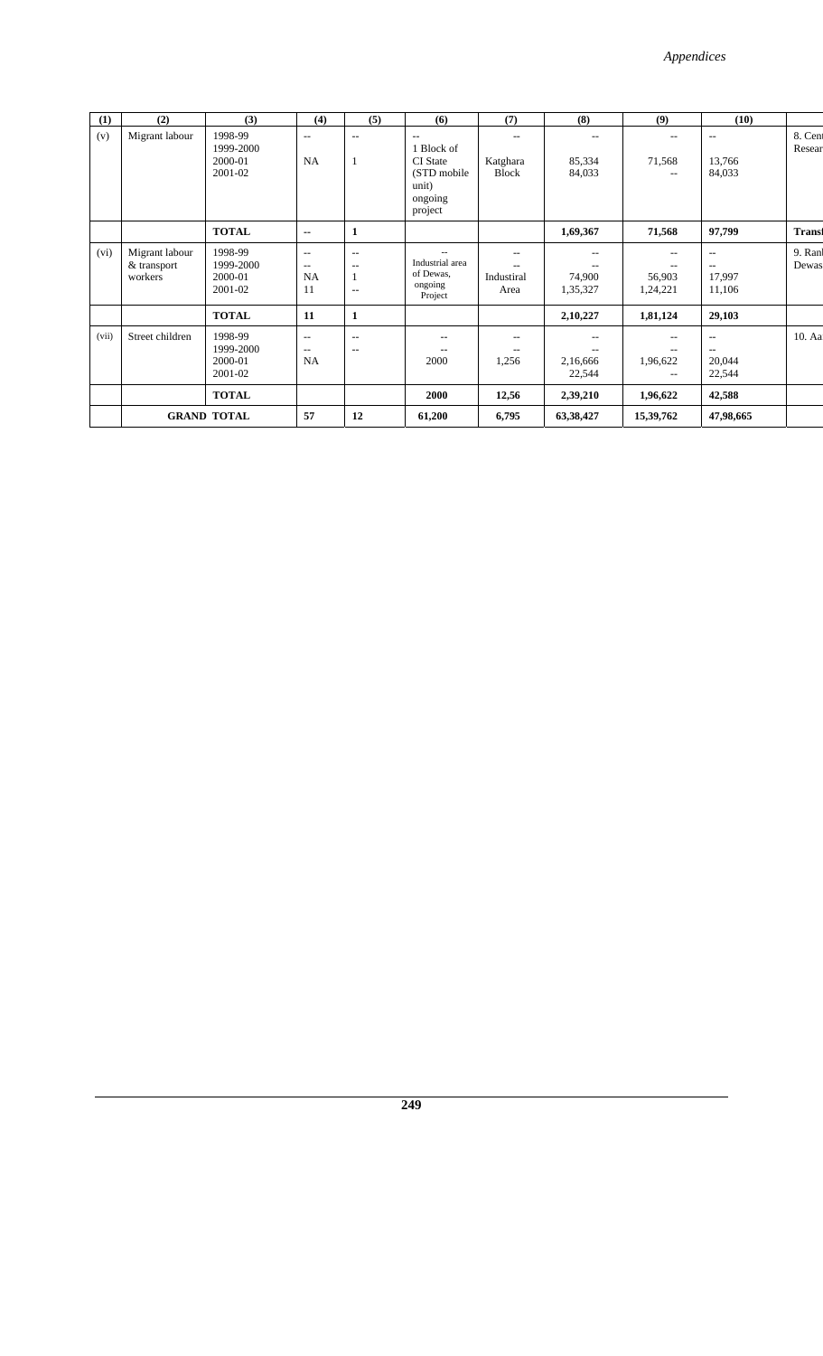| (1) | (2) | (3) | (4) | (5) | (6) | (7) | (8) | (9) | (10) | |
|---|---|---|---|---|---|---|---|---|---|---|
| (v) | Migrant labour | 1998-99<br>1999-2000<br>2000-01<br>2001-02 | --<br><br>NA | --<br><br>1 | --<br>1 Block of CI State (STD mobile unit) ongoing project | --<br><br>Katghara Block | --<br><br>85,334<br>84,033 | --<br><br>71,568<br>-- | --<br><br>13,766<br>84,033 | 8. Cen<br>Resear |
| | | **TOTAL** | -- | **1** | | | **1,69,367** | **71,568** | **97,799** | **Trans** |
| (vi) | Migrant labour & transport workers | 1998-99<br>1999-2000<br>2000-01<br>2001-02 | --<br>--<br>NA<br>11 | --<br>--<br>1<br>-- | --<br>Industrial area of Dewas, ongoing Project | --<br>--<br>Industiral Area | --<br>--<br>74,900<br>1,35,327 | --<br>--<br>56,903<br>1,24,221 | --<br>--<br>17,997<br>11,106 | 9. Ran<br>Dewas |
| | | **TOTAL** | **11** | **1** | | | **2,10,227** | **1,81,124** | **29,103** | |
| (vii) | Street children | 1998-99<br>1999-2000<br>2000-01<br>2001-02 | --<br>--<br>NA | --<br>-- | --<br>--<br>2000 | --<br>--<br>1,256 | --<br>--<br>2,16,666<br>22,544 | --<br>--<br>1,96,622<br>-- | --<br>--<br>20,044<br>22,544 | 10. Aa |
| | | **TOTAL** | | | **2000** | **12,56** | **2,39,210** | **1,96,622** | **42,588** | |
| | **GRAND TOTAL** | | **57** | **12** | **61,200** | **6,795** | **63,38,427** | **15,39,762** | **47,98,665** | |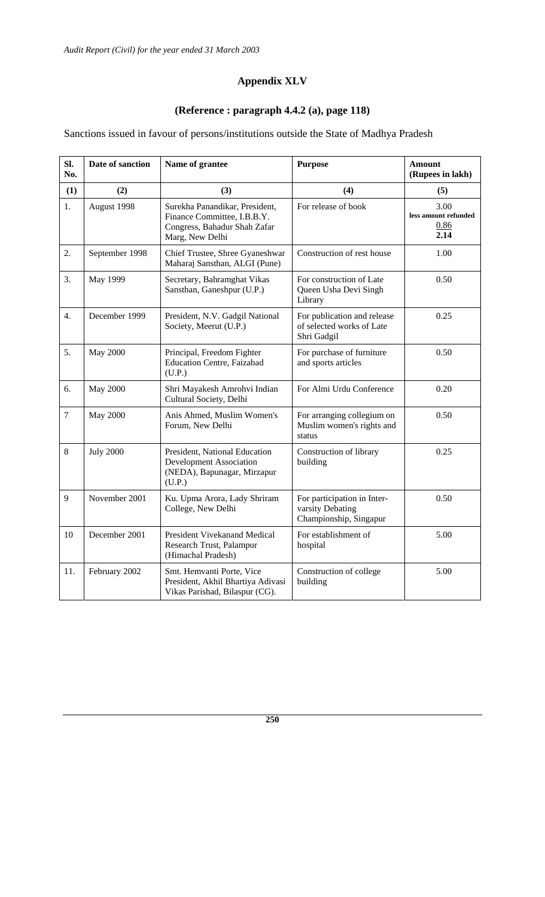# Appendix XLV

## (Reference : paragraph 4.4.2 (a), page 118)

Sanctions issued in favour of persons/institutions outside the State of Madhya Pradesh

| Sl. No. | Date of sanction | Name of grantee | Purpose | Amount (Rupees in lakh) |
|---|---|---|---|---|
| (1) | (2) | (3) | (4) | (5) |
| 1. | August 1998 | Surekha Panandikar, President, Finance Committee, I.B.B.Y. Congress, Bahadur Shah Zafar Marg, New Delhi | For release of book | 3.00 less amount refunded 0.86 **2.14** |
| 2. | September 1998 | Chief Trustee, Shree Gyaneshwar Maharaj Sansthan, ALGI (Pune) | Construction of rest house | 1.00 |
| 3. | May 1999 | Secretary, Bahramghat Vikas Sansthan, Ganeshpur (U.P.) | For construction of Late Queen Usha Devi Singh Library | 0.50 |
| 4. | December 1999 | President, N.V. Gadgil National Society, Meerut (U.P.) | For publication and release of selected works of Late Shri Gadgil | 0.25 |
| 5. | May 2000 | Principal, Freedom Fighter Education Centre, Faizabad (U.P.) | For purchase of furniture and sports articles | 0.50 |
| 6. | May 2000 | Shri Mayakesh Amrohvi Indian Cultural Society, Delhi | For Almi Urdu Conference | 0.20 |
| 7 | May 2000 | Anis Ahmed, Muslim Women's Forum, New Delhi | For arranging collegium on Muslim women's rights and status | 0.50 |
| 8 | July 2000 | President, National Education Development Association (NEDA), Bapunagar, Mirzapur (U.P.) | Construction of library building | 0.25 |
| 9 | November 2001 | Ku. Upma Arora, Lady Shriram College, New Delhi | For participation in Inter-varsity Debating Championship, Singapur | 0.50 |
| 10 | December 2001 | President Vivekanand Medical Research Trust, Palampur (Himachal Pradesh) | For establishment of hospital | 5.00 |
| 11. | February 2002 | Smt. Hemvanti Porte, Vice President, Akhil Bhartiya Adivasi Vikas Parishad, Bilaspur (CG). | Construction of college building | 5.00 |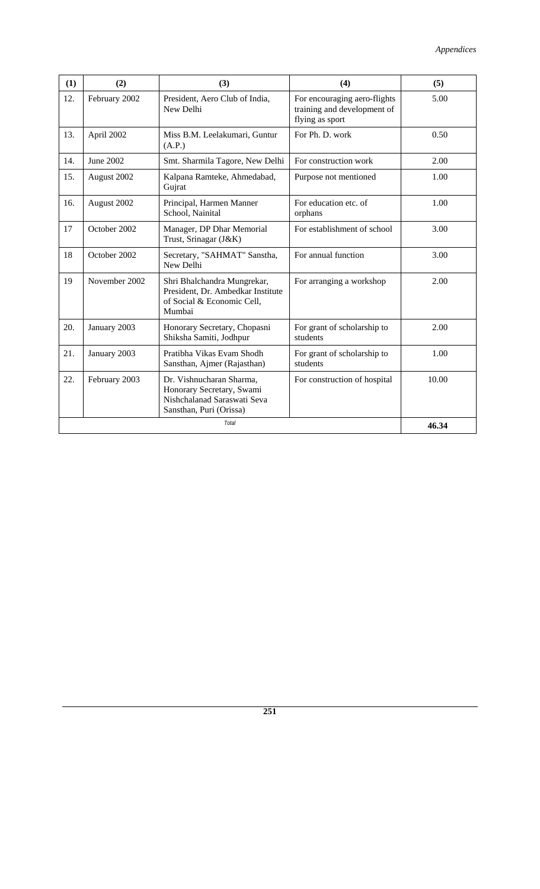| (1) | (2) | (3) | (4) | (5) |
|---|---|---|---|---|
| 12. | February 2002 | President, Aero Club of India, New Delhi | For encouraging aero-flights training and development of flying as sport | 5.00 |
| 13. | April 2002 | Miss B.M. Leelakumari, Guntur (A.P.) | For Ph. D. work | 0.50 |
| 14. | June 2002 | Smt. Sharmila Tagore, New Delhi | For construction work | 2.00 |
| 15. | August 2002 | Kalpana Ramteke, Ahmedabad, Gujrat | Purpose not mentioned | 1.00 |
| 16. | August 2002 | Principal, Harmen Manner School, Nainital | For education etc. of orphans | 1.00 |
| 17 | October 2002 | Manager, DP Dhar Memorial Trust, Srinagar (J&K) | For establishment of school | 3.00 |
| 18 | October 2002 | Secretary, "SAHMAT" Sanstha, New Delhi | For annual function | 3.00 |
| 19 | November 2002 | Shri Bhalchandra Mungrekar, President, Dr. Ambedkar Institute of Social & Economic Cell, Mumbai | For arranging a workshop | 2.00 |
| 20. | January 2003 | Honorary Secretary, Chopasni Shiksha Samiti, Jodhpur | For grant of scholarship to students | 2.00 |
| 21. | January 2003 | Pratibha Vikas Evam Shodh Sansthan, Ajmer (Rajasthan) | For grant of scholarship to students | 1.00 |
| 22. | February 2003 | Dr. Vishnucharan Sharma, Honorary Secretary, Swami Nishchalanad Saraswati Seva Sansthan, Puri (Orissa) | For construction of hospital | 10.00 |
| | | Total | | **46.34** |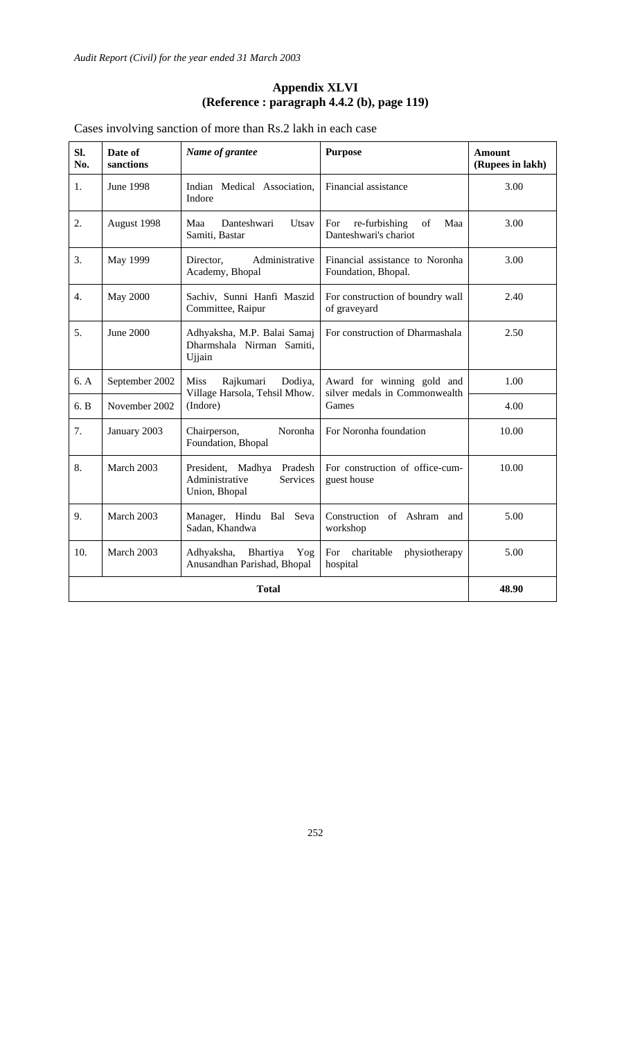## Appendix XLVI
## (Reference : paragraph 4.4.2 (b), page 119)

Cases involving sanction of more than Rs.2 lakh in each case

| Sl. No. | Date of sanctions | *Name of grantee* | Purpose | Amount (Rupees in lakh) |
|---|---|---|---|---|
| 1. | June 1998 | Indian Medical Association, Indore | Financial assistance | 3.00 |
| 2. | August 1998 | Maa Danteshwari Utsav Samiti, Bastar | For re-furbishing of Maa Danteshwari's chariot | 3.00 |
| 3. | May 1999 | Director, Administrative Academy, Bhopal | Financial assistance to Noronha Foundation, Bhopal. | 3.00 |
| 4. | May 2000 | Sachiv, Sunni Hanfi Maszid Committee, Raipur | For construction of boundry wall of graveyard | 2.40 |
| 5. | June 2000 | Adhyaksha, M.P. Balai Samaj Dharmshala Nirman Samiti, Ujjain | For construction of Dharmashala | 2.50 |
| 6. A | September 2002 | Miss Rajkumari Dodiya, Village Harsola, Tehsil Mhow. (Indore) | Award for winning gold and silver medals in Commonwealth Games | 1.00 |
| 6. B | November 2002 | | | 4.00 |
| 7. | January 2003 | Chairperson, Noronha Foundation, Bhopal | For Noronha foundation | 10.00 |
| 8. | March 2003 | President, Madhya Pradesh Administrative Services Union, Bhopal | For construction of office-cum-guest house | 10.00 |
| 9. | March 2003 | Manager, Hindu Bal Seva Sadan, Khandwa | Construction of Ashram and workshop | 5.00 |
| 10. | March 2003 | Adhyaksha, Bhartiya Yog Anusandhan Parishad, Bhopal | For charitable physiotherapy hospital | 5.00 |
| **Total** | | | | **48.90** |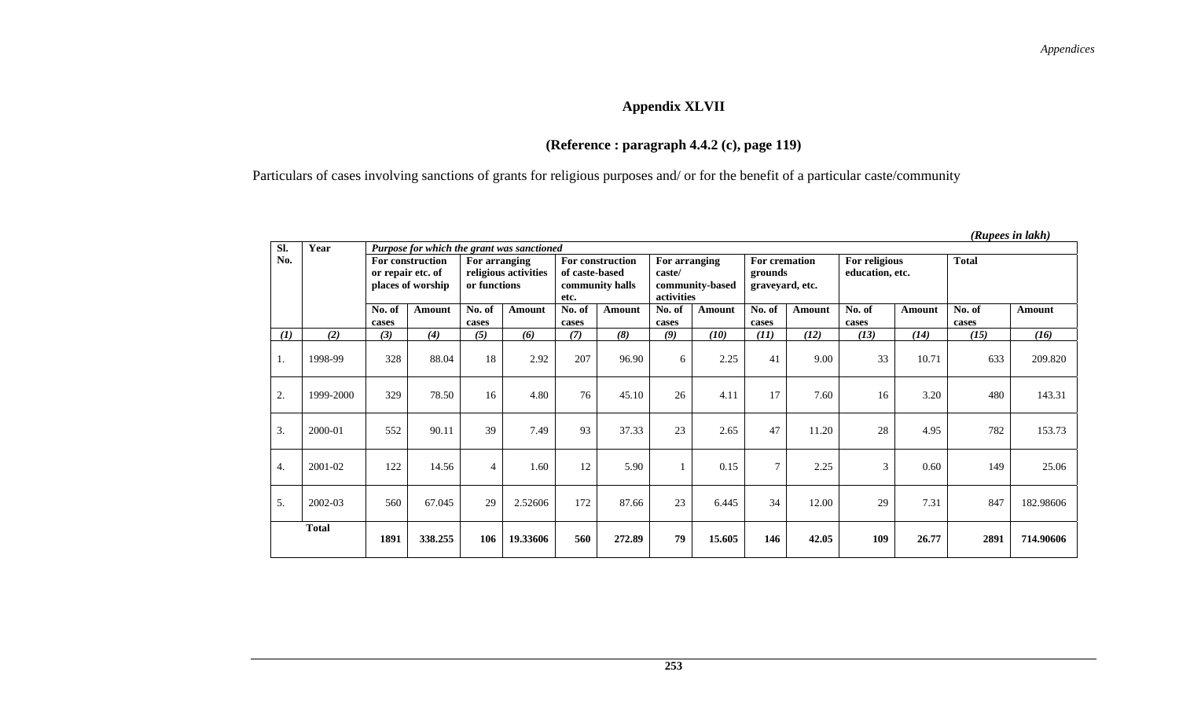## Appendix XLVII

### (Reference : paragraph 4.4.2 (c), page 119)

Particulars of cases involving sanctions of grants for religious purposes and/ or for the benefit of a particular caste/community

*(Rupees in lakh)*

| Sl. No. | Year | *Purpose for which the grant was sanctioned* | | | | | | | | | | | | | |
|---|---|---|---|---|---|---|---|---|---|---|---|---|---|---|---|
| | | **For construction or repair etc. of places of worship** | | **For arranging religious activities or functions** | | **For construction of caste-based community halls etc.** | | **For arranging caste/ community-based activities** | | **For cremation grounds graveyard, etc.** | | **For religious education, etc.** | | **Total** | |
| | | **No. of cases** | **Amount** | **No. of cases** | **Amount** | **No. of cases** | **Amount** | **No. of cases** | **Amount** | **No. of cases** | **Amount** | **No. of cases** | **Amount** | **No. of cases** | **Amount** |
| *(1)* | *(2)* | *(3)* | *(4)* | *(5)* | *(6)* | *(7)* | *(8)* | *(9)* | *(10)* | *(11)* | *(12)* | *(13)* | *(14)* | *(15)* | *(16)* |
| 1. | 1998-99 | 328 | 88.04 | 18 | 2.92 | 207 | 96.90 | 6 | 2.25 | 41 | 9.00 | 33 | 10.71 | 633 | 209.820 |
| 2. | 1999-2000 | 329 | 78.50 | 16 | 4.80 | 76 | 45.10 | 26 | 4.11 | 17 | 7.60 | 16 | 3.20 | 480 | 143.31 |
| 3. | 2000-01 | 552 | 90.11 | 39 | 7.49 | 93 | 37.33 | 23 | 2.65 | 47 | 11.20 | 28 | 4.95 | 782 | 153.73 |
| 4. | 2001-02 | 122 | 14.56 | 4 | 1.60 | 12 | 5.90 | 1 | 0.15 | 7 | 2.25 | 3 | 0.60 | 149 | 25.06 |
| 5. | 2002-03 | 560 | 67.045 | 29 | 2.52606 | 172 | 87.66 | 23 | 6.445 | 34 | 12.00 | 29 | 7.31 | 847 | 182.98606 |
| **Total** | | **1891** | **338.255** | **106** | **19.33606** | **560** | **272.89** | **79** | **15.605** | **146** | **42.05** | **109** | **26.77** | **2891** | **714.90606** |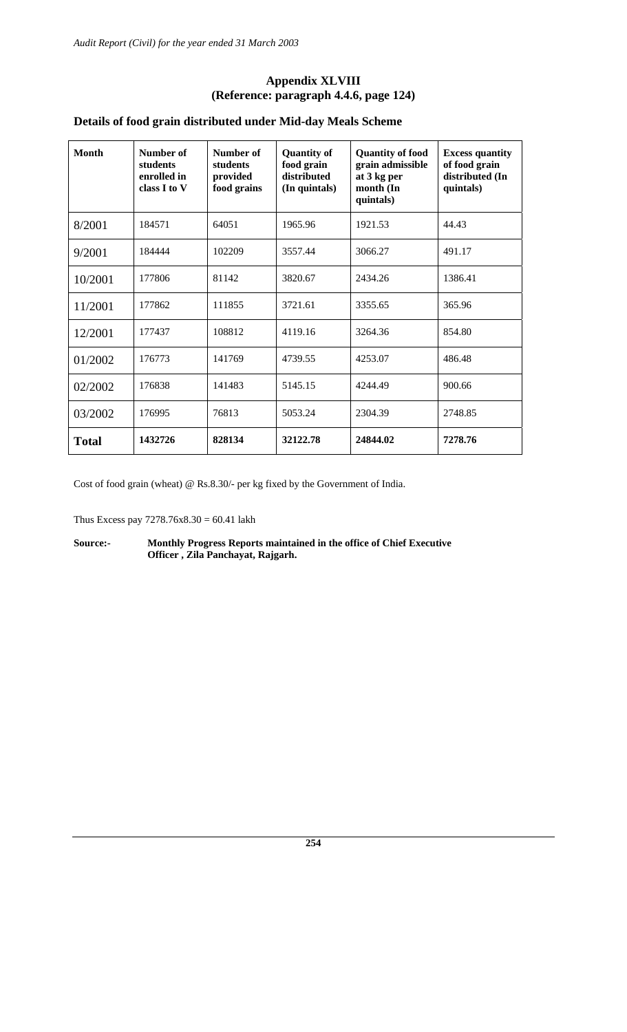## Appendix XLVIII
## (Reference: paragraph 4.4.6, page 124)

### Details of food grain distributed under Mid-day Meals Scheme

| Month | Number of students enrolled in class I to V | Number of students provided food grains | Quantity of food grain distributed (In quintals) | Quantity of food grain admissible at 3 kg per month (In quintals) | Excess quantity of food grain distributed (In quintals) |
|---|---|---|---|---|---|
| 8/2001 | 184571 | 64051 | 1965.96 | 1921.53 | 44.43 |
| 9/2001 | 184444 | 102209 | 3557.44 | 3066.27 | 491.17 |
| 10/2001 | 177806 | 81142 | 3820.67 | 2434.26 | 1386.41 |
| 11/2001 | 177862 | 111855 | 3721.61 | 3355.65 | 365.96 |
| 12/2001 | 177437 | 108812 | 4119.16 | 3264.36 | 854.80 |
| 01/2002 | 176773 | 141769 | 4739.55 | 4253.07 | 486.48 |
| 02/2002 | 176838 | 141483 | 5145.15 | 4244.49 | 900.66 |
| 03/2002 | 176995 | 76813 | 5053.24 | 2304.39 | 2748.85 |
| **Total** | **1432726** | **828134** | **32122.78** | **24844.02** | **7278.76** |

Cost of food grain (wheat) @ Rs.8.30/- per kg fixed by the Government of India.

Thus Excess pay 7278.76x8.30 = 60.41 lakh

**Source:-** **Monthly Progress Reports maintained in the office of Chief Executive Officer , Zila Panchayat, Rajgarh.**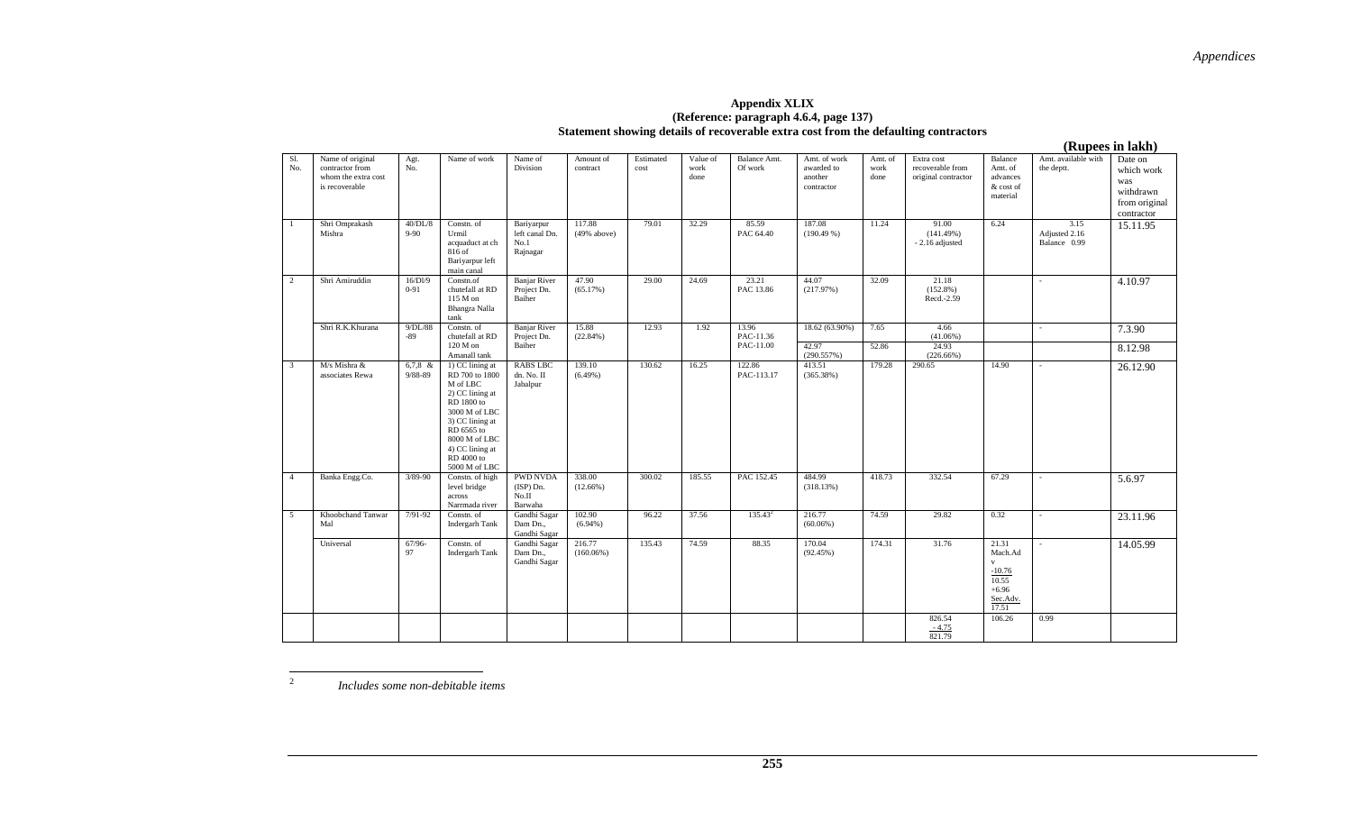# Appendix XLIX

**(Reference: paragraph 4.6.4, page 137)**

**Statement showing details of recoverable extra cost from the defaulting contractors**

**(Rupees in lakh)**

| Sl. No. | Name of original contractor from whom the extra cost is recoverable | Agt. No. | Name of work | Name of Division | Amount of contract | Estimated cost | Value of work done | Balance Amt. Of work | Amt. of work awarded to another contractor | Amt. of work done | Extra cost recoverable from original contractor | Balance Amt. of advances & cost of material | Amt. available with the deptt. | Date on which work was withdrawn from original contractor |
|---|---|---|---|---|---|---|---|---|---|---|---|---|---|---|
| 1 | Shri Omprakash Mishra | 40/DL/8 9-90 | Constn. of Urmil acquaduct at ch 816 of Bariyarpur left main canal | Bariyarpur left canal Dn. No.1 Rajnagar | 117.88 (49% above) | 79.01 | 32.29 | 85.59 PAC 64.40 | 187.08 (190.49 %) | 11.24 | 91.00 (141.49%) - 2.16 adjusted | 6.24 | 3.15 Adjusted 2.16 Balance 0.99 | 15.11.95 |
| 2 | Shri Amiruddin | 16/Dl/9 0-91 | Constn.of chutefall at RD 115 M on Bhangra Nalla tank | Banjar River Project Dn. Baiher | 47.90 (65.17%) | 29.00 | 24.69 | 23.21 PAC 13.86 | 44.07 (217.97%) | 32.09 | 21.18 (152.8%) Recd.-2.59 | | - | 4.10.97 |
| | Shri R.K.Khurana | 9/DL/88 -89 | Constn. of chutefall at RD 120 M on Amanall tank | Banjar River Project Dn. Baiher | 15.88 (22.84%) | 12.93 | 1.92 | 13.96 PAC-11.36 | 18.62 (63.90%) | 7.65 | 4.66 (41.06%) | | - | 7.3.90 |
| | | | | | | | | PAC-11.00 | 42.97 (290.557%) | 52.86 | 24.93 (226.66%) | | | 8.12.98 |
| 3 | M/s Mishra & associates Rewa | 6,7,8 & 9/88-89 | 1) CC lining at RD 700 to 1800 M of LBC 2) CC lining at RD 1800 to 3000 M of LBC 3) CC lining at RD 6565 to 8000 M of LBC 4) CC lining at RD 4000 to 5000 M of LBC | RABS LBC dn. No. II Jabalpur | 139.10 (6.49%) | 130.62 | 16.25 | 122.86 PAC-113.17 | 413.51 (365.38%) | 179.28 | 290.65 | 14.90 | - | 26.12.90 |
| 4 | Banka Engg.Co. | 3/89-90 | Constn. of high level bridge across Narmada river | PWD NVDA (ISP) Dn. No.II Barwaha | 338.00 (12.66%) | 300.02 | 185.55 | PAC 152.45 | 484.99 (318.13%) | 418.73 | 332.54 | 67.29 | - | 5.6.97 |
| 5 | Khoobchand Tanwar Mal | 7/91-92 | Constn. of Indergarh Tank | Gandhi Sagar Dam Dn., Gandhi Sagar | 102.90 (6.94%) | 96.22 | 37.56 | 135.43[2] | 216.77 (60.06%) | 74.59 | 29.82 | 0.32 | - | 23.11.96 |
| | Universal | 67/96-97 | Constn. of Indergarh Tank | Gandhi Sagar Dam Dn., Gandhi Sagar | 216.77 (160.06%) | 135.43 | 74.59 | 88.35 | 170.04 (92.45%) | 174.31 | 31.76 | 21.31 Mach.Adv -10.76 10.55 +6.96 Sec.Adv. 17.51 | - | 14.05.99 |
| | | | | | | | | | | | 826.54 - 4.75 821.79 | 106.26 | 0.99 | |

[2] *Includes some non-debitable items*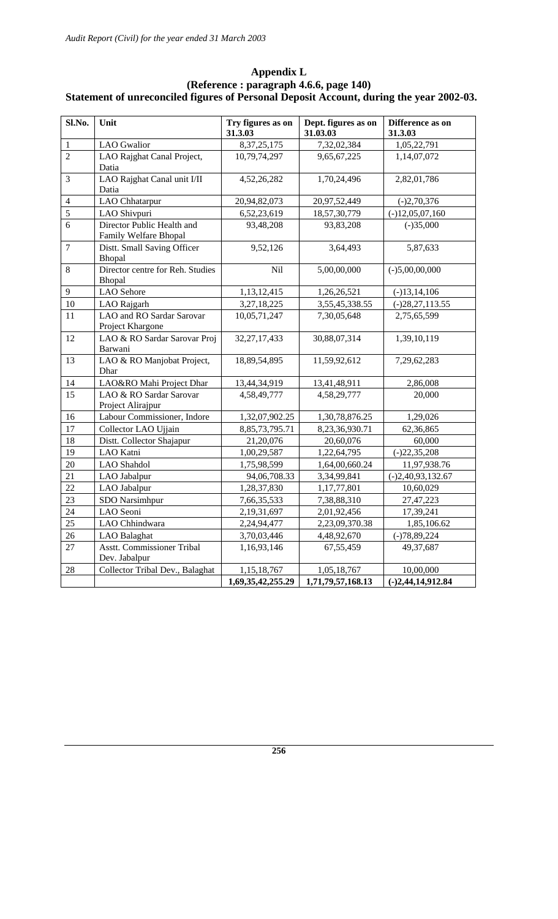**Appendix L**
**(Reference : paragraph 4.6.6, page 140)**
**Statement of unreconciled figures of Personal Deposit Account, during the year 2002-03.**

| Sl.No. | Unit | Try figures as on 31.3.03 | Dept. figures as on 31.03.03 | Difference as on 31.3.03 |
|---|---|---|---|---|
| 1 | LAO Gwalior | 8,37,25,175 | 7,32,02,384 | 1,05,22,791 |
| 2 | LAO Rajghat Canal Project, Datia | 10,79,74,297 | 9,65,67,225 | 1,14,07,072 |
| 3 | LAO Rajghat Canal unit I/II Datia | 4,52,26,282 | 1,70,24,496 | 2,82,01,786 |
| 4 | LAO Chhatarpur | 20,94,82,073 | 20,97,52,449 | (-)2,70,376 |
| 5 | LAO Shivpuri | 6,52,23,619 | 18,57,30,779 | (-)12,05,07,160 |
| 6 | Director Public Health and Family Welfare Bhopal | 93,48,208 | 93,83,208 | (-)35,000 |
| 7 | Distt. Small Saving Officer Bhopal | 9,52,126 | 3,64,493 | 5,87,633 |
| 8 | Director centre for Reh. Studies Bhopal | Nil | 5,00,00,000 | (-)5,00,00,000 |
| 9 | LAO Sehore | 1,13,12,415 | 1,26,26,521 | (-)13,14,106 |
| 10 | LAO Rajgarh | 3,27,18,225 | 3,55,45,338.55 | (-)28,27,113.55 |
| 11 | LAO and RO Sardar Sarovar Project Khargone | 10,05,71,247 | 7,30,05,648 | 2,75,65,599 |
| 12 | LAO & RO Sardar Sarovar Proj Barwani | 32,27,17,433 | 30,88,07,314 | 1,39,10,119 |
| 13 | LAO & RO Manjobat Project, Dhar | 18,89,54,895 | 11,59,92,612 | 7,29,62,283 |
| 14 | LAO&RO Mahi Project Dhar | 13,44,34,919 | 13,41,48,911 | 2,86,008 |
| 15 | LAO & RO Sardar Sarovar Project Alirajpur | 4,58,49,777 | 4,58,29,777 | 20,000 |
| 16 | Labour Commissioner, Indore | 1,32,07,902.25 | 1,30,78,876.25 | 1,29,026 |
| 17 | Collector LAO Ujjain | 8,85,73,795.71 | 8,23,36,930.71 | 62,36,865 |
| 18 | Distt. Collector Shajapur | 21,20,076 | 20,60,076 | 60,000 |
| 19 | LAO Katni | 1,00,29,587 | 1,22,64,795 | (-)22,35,208 |
| 20 | LAO Shahdol | 1,75,98,599 | 1,64,00,660.24 | 11,97,938.76 |
| 21 | LAO Jabalpur | 94,06,708.33 | 3,34,99,841 | (-)2,40,93,132.67 |
| 22 | LAO Jabalpur | 1,28,37,830 | 1,17,77,801 | 10,60,029 |
| 23 | SDO Narsimhpur | 7,66,35,533 | 7,38,88,310 | 27,47,223 |
| 24 | LAO Seoni | 2,19,31,697 | 2,01,92,456 | 17,39,241 |
| 25 | LAO Chhindwara | 2,24,94,477 | 2,23,09,370.38 | 1,85,106.62 |
| 26 | LAO Balaghat | 3,70,03,446 | 4,48,92,670 | (-)78,89,224 |
| 27 | Asstt. Commissioner Tribal Dev. Jabalpur | 1,16,93,146 | 67,55,459 | 49,37,687 |
| 28 | Collector Tribal Dev., Balaghat | 1,15,18,767 | 1,05,18,767 | 10,00,000 |
| | | **1,69,35,42,255.29** | **1,71,79,57,168.13** | **(-)2,44,14,912.84** |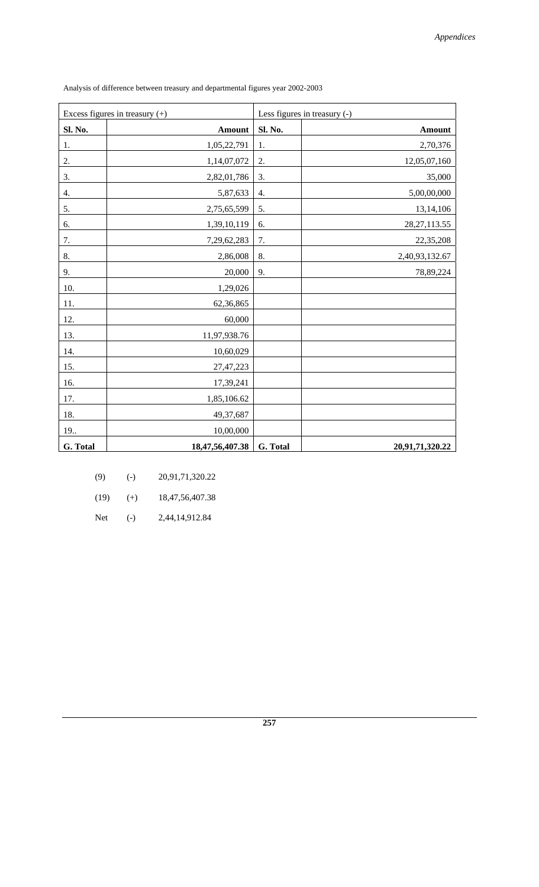Analysis of difference between treasury and departmental figures year 2002-2003

| Excess figures in treasury (+) | | Less figures in treasury (-) | |
|---|---|---|---|
| **Sl. No.** | **Amount** | **Sl. No.** | **Amount** |
| 1. | 1,05,22,791 | 1. | 2,70,376 |
| 2. | 1,14,07,072 | 2. | 12,05,07,160 |
| 3. | 2,82,01,786 | 3. | 35,000 |
| 4. | 5,87,633 | 4. | 5,00,00,000 |
| 5. | 2,75,65,599 | 5. | 13,14,106 |
| 6. | 1,39,10,119 | 6. | 28,27,113.55 |
| 7. | 7,29,62,283 | 7. | 22,35,208 |
| 8. | 2,86,008 | 8. | 2,40,93,132.67 |
| 9. | 20,000 | 9. | 78,89,224 |
| 10. | 1,29,026 | | |
| 11. | 62,36,865 | | |
| 12. | 60,000 | | |
| 13. | 11,97,938.76 | | |
| 14. | 10,60,029 | | |
| 15. | 27,47,223 | | |
| 16. | 17,39,241 | | |
| 17. | 1,85,106.62 | | |
| 18. | 49,37,687 | | |
| 19.. | 10,00,000 | | |
| **G. Total** | **18,47,56,407.38** | **G. Total** | **20,91,71,320.22** |

| | | |
|---|---|---|
| (9) | (-) | 20,91,71,320.22 |
| (19) | (+) | 18,47,56,407.38 |
| Net | (-) | 2,44,14,912.84 |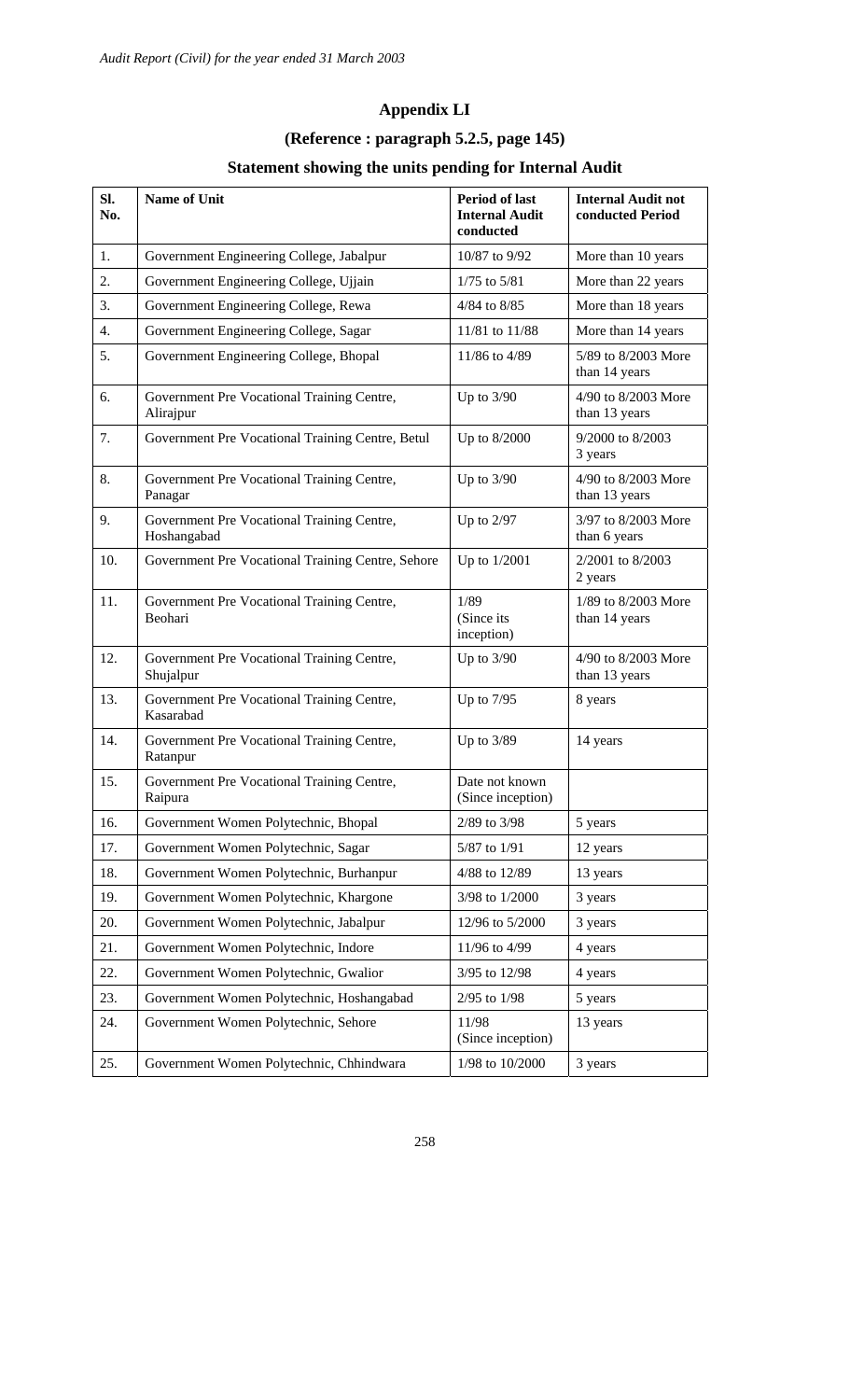## Appendix LI

### (Reference : paragraph 5.2.5, page 145)

### Statement showing the units pending for Internal Audit

| Sl. No. | Name of Unit | Period of last Internal Audit conducted | Internal Audit not conducted Period |
|---|---|---|---|
| 1. | Government Engineering College, Jabalpur | 10/87 to 9/92 | More than 10 years |
| 2. | Government Engineering College, Ujjain | 1/75 to 5/81 | More than 22 years |
| 3. | Government Engineering College, Rewa | 4/84 to 8/85 | More than 18 years |
| 4. | Government Engineering College, Sagar | 11/81 to 11/88 | More than 14 years |
| 5. | Government Engineering College, Bhopal | 11/86 to 4/89 | 5/89 to 8/2003 More than 14 years |
| 6. | Government Pre Vocational Training Centre, Alirajpur | Up to 3/90 | 4/90 to 8/2003 More than 13 years |
| 7. | Government Pre Vocational Training Centre, Betul | Up to 8/2000 | 9/2000 to 8/2003 3 years |
| 8. | Government Pre Vocational Training Centre, Panagar | Up to 3/90 | 4/90 to 8/2003 More than 13 years |
| 9. | Government Pre Vocational Training Centre, Hoshangabad | Up to 2/97 | 3/97 to 8/2003 More than 6 years |
| 10. | Government Pre Vocational Training Centre, Sehore | Up to 1/2001 | 2/2001 to 8/2003 2 years |
| 11. | Government Pre Vocational Training Centre, Beohari | 1/89 (Since its inception) | 1/89 to 8/2003 More than 14 years |
| 12. | Government Pre Vocational Training Centre, Shujalpur | Up to 3/90 | 4/90 to 8/2003 More than 13 years |
| 13. | Government Pre Vocational Training Centre, Kasarabad | Up to 7/95 | 8 years |
| 14. | Government Pre Vocational Training Centre, Ratanpur | Up to 3/89 | 14 years |
| 15. | Government Pre Vocational Training Centre, Raipura | Date not known (Since inception) | |
| 16. | Government Women Polytechnic, Bhopal | 2/89 to 3/98 | 5 years |
| 17. | Government Women Polytechnic, Sagar | 5/87 to 1/91 | 12 years |
| 18. | Government Women Polytechnic, Burhanpur | 4/88 to 12/89 | 13 years |
| 19. | Government Women Polytechnic, Khargone | 3/98 to 1/2000 | 3 years |
| 20. | Government Women Polytechnic, Jabalpur | 12/96 to 5/2000 | 3 years |
| 21. | Government Women Polytechnic, Indore | 11/96 to 4/99 | 4 years |
| 22. | Government Women Polytechnic, Gwalior | 3/95 to 12/98 | 4 years |
| 23. | Government Women Polytechnic, Hoshangabad | 2/95 to 1/98 | 5 years |
| 24. | Government Women Polytechnic, Sehore | 11/98 (Since inception) | 13 years |
| 25. | Government Women Polytechnic, Chhindwara | 1/98 to 10/2000 | 3 years |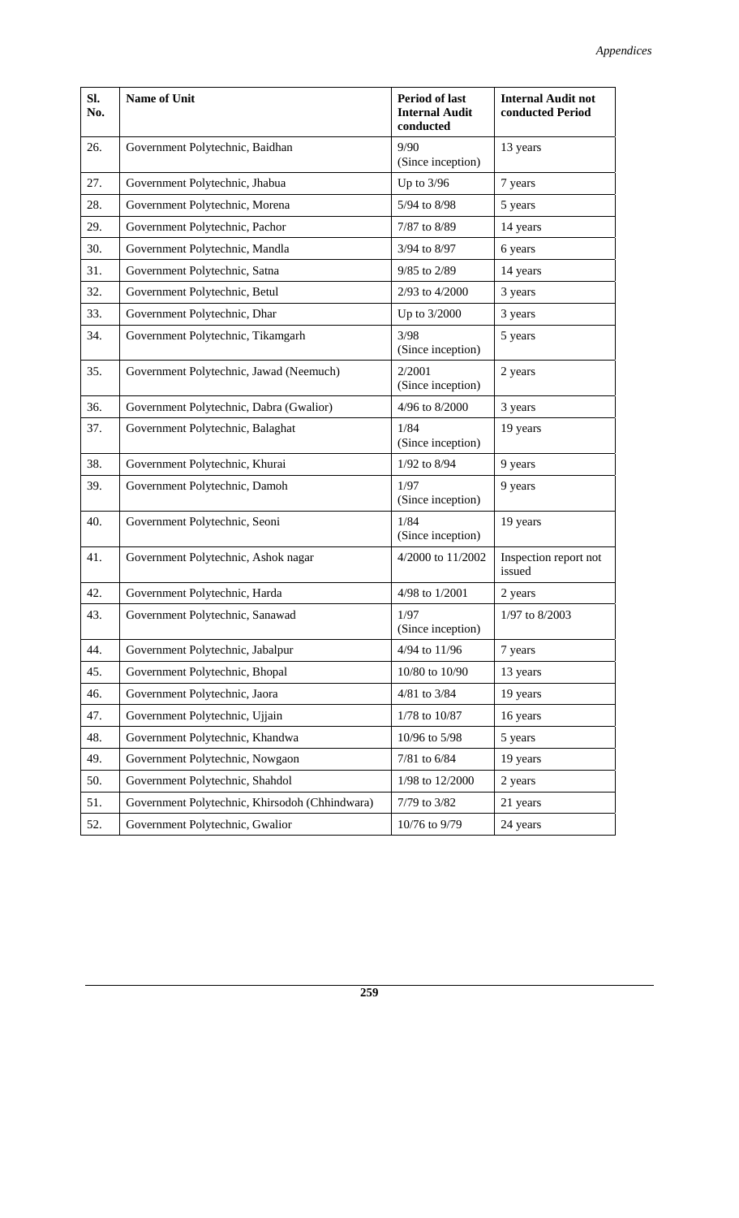| Sl. No. | Name of Unit | Period of last Internal Audit conducted | Internal Audit not conducted Period |
|---|---|---|---|
| 26. | Government Polytechnic, Baidhan | 9/90 (Since inception) | 13 years |
| 27. | Government Polytechnic, Jhabua | Up to 3/96 | 7 years |
| 28. | Government Polytechnic, Morena | 5/94 to 8/98 | 5 years |
| 29. | Government Polytechnic, Pachor | 7/87 to 8/89 | 14 years |
| 30. | Government Polytechnic, Mandla | 3/94 to 8/97 | 6 years |
| 31. | Government Polytechnic, Satna | 9/85 to 2/89 | 14 years |
| 32. | Government Polytechnic, Betul | 2/93 to 4/2000 | 3 years |
| 33. | Government Polytechnic, Dhar | Up to 3/2000 | 3 years |
| 34. | Government Polytechnic, Tikamgarh | 3/98 (Since inception) | 5 years |
| 35. | Government Polytechnic, Jawad (Neemuch) | 2/2001 (Since inception) | 2 years |
| 36. | Government Polytechnic, Dabra (Gwalior) | 4/96 to 8/2000 | 3 years |
| 37. | Government Polytechnic, Balaghat | 1/84 (Since inception) | 19 years |
| 38. | Government Polytechnic, Khurai | 1/92 to 8/94 | 9 years |
| 39. | Government Polytechnic, Damoh | 1/97 (Since inception) | 9 years |
| 40. | Government Polytechnic, Seoni | 1/84 (Since inception) | 19 years |
| 41. | Government Polytechnic, Ashok nagar | 4/2000 to 11/2002 | Inspection report not issued |
| 42. | Government Polytechnic, Harda | 4/98 to 1/2001 | 2 years |
| 43. | Government Polytechnic, Sanawad | 1/97 (Since inception) | 1/97 to 8/2003 |
| 44. | Government Polytechnic, Jabalpur | 4/94 to 11/96 | 7 years |
| 45. | Government Polytechnic, Bhopal | 10/80 to 10/90 | 13 years |
| 46. | Government Polytechnic, Jaora | 4/81 to 3/84 | 19 years |
| 47. | Government Polytechnic, Ujjain | 1/78 to 10/87 | 16 years |
| 48. | Government Polytechnic, Khandwa | 10/96 to 5/98 | 5 years |
| 49. | Government Polytechnic, Nowgaon | 7/81 to 6/84 | 19 years |
| 50. | Government Polytechnic, Shahdol | 1/98 to 12/2000 | 2 years |
| 51. | Government Polytechnic, Khirsodoh (Chhindwara) | 7/79 to 3/82 | 21 years |
| 52. | Government Polytechnic, Gwalior | 10/76 to 9/79 | 24 years |